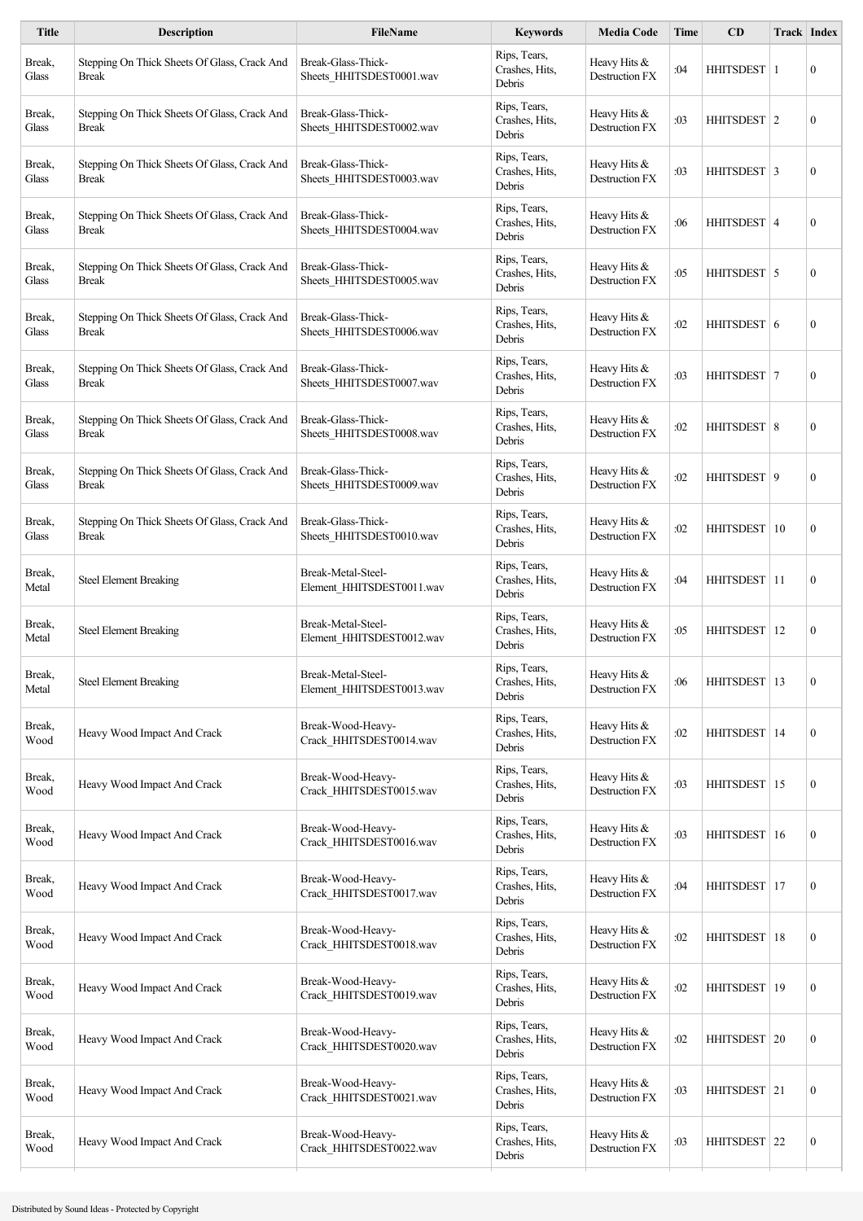| Title | Description | FileName | Keywords | Media Code | Time | CD | Track | Index |
|---|---|---|---|---|---|---|---|---|
| Break, Glass | Stepping On Thick Sheets Of Glass, Crack And Break | Break-Glass-Thick-Sheets_HHITSDEST0001.wav | Rips, Tears, Crashes, Hits, Debris | Heavy Hits & Destruction FX | :04 | HHITSDEST | 1 | 0 |
| Break, Glass | Stepping On Thick Sheets Of Glass, Crack And Break | Break-Glass-Thick-Sheets_HHITSDEST0002.wav | Rips, Tears, Crashes, Hits, Debris | Heavy Hits & Destruction FX | :03 | HHITSDEST | 2 | 0 |
| Break, Glass | Stepping On Thick Sheets Of Glass, Crack And Break | Break-Glass-Thick-Sheets_HHITSDEST0003.wav | Rips, Tears, Crashes, Hits, Debris | Heavy Hits & Destruction FX | :03 | HHITSDEST | 3 | 0 |
| Break, Glass | Stepping On Thick Sheets Of Glass, Crack And Break | Break-Glass-Thick-Sheets_HHITSDEST0004.wav | Rips, Tears, Crashes, Hits, Debris | Heavy Hits & Destruction FX | :06 | HHITSDEST | 4 | 0 |
| Break, Glass | Stepping On Thick Sheets Of Glass, Crack And Break | Break-Glass-Thick-Sheets_HHITSDEST0005.wav | Rips, Tears, Crashes, Hits, Debris | Heavy Hits & Destruction FX | :05 | HHITSDEST | 5 | 0 |
| Break, Glass | Stepping On Thick Sheets Of Glass, Crack And Break | Break-Glass-Thick-Sheets_HHITSDEST0006.wav | Rips, Tears, Crashes, Hits, Debris | Heavy Hits & Destruction FX | :02 | HHITSDEST | 6 | 0 |
| Break, Glass | Stepping On Thick Sheets Of Glass, Crack And Break | Break-Glass-Thick-Sheets_HHITSDEST0007.wav | Rips, Tears, Crashes, Hits, Debris | Heavy Hits & Destruction FX | :03 | HHITSDEST | 7 | 0 |
| Break, Glass | Stepping On Thick Sheets Of Glass, Crack And Break | Break-Glass-Thick-Sheets_HHITSDEST0008.wav | Rips, Tears, Crashes, Hits, Debris | Heavy Hits & Destruction FX | :02 | HHITSDEST | 8 | 0 |
| Break, Glass | Stepping On Thick Sheets Of Glass, Crack And Break | Break-Glass-Thick-Sheets_HHITSDEST0009.wav | Rips, Tears, Crashes, Hits, Debris | Heavy Hits & Destruction FX | :02 | HHITSDEST | 9 | 0 |
| Break, Glass | Stepping On Thick Sheets Of Glass, Crack And Break | Break-Glass-Thick-Sheets_HHITSDEST0010.wav | Rips, Tears, Crashes, Hits, Debris | Heavy Hits & Destruction FX | :02 | HHITSDEST | 10 | 0 |
| Break, Metal | Steel Element Breaking | Break-Metal-Steel-Element_HHITSDEST0011.wav | Rips, Tears, Crashes, Hits, Debris | Heavy Hits & Destruction FX | :04 | HHITSDEST | 11 | 0 |
| Break, Metal | Steel Element Breaking | Break-Metal-Steel-Element_HHITSDEST0012.wav | Rips, Tears, Crashes, Hits, Debris | Heavy Hits & Destruction FX | :05 | HHITSDEST | 12 | 0 |
| Break, Metal | Steel Element Breaking | Break-Metal-Steel-Element_HHITSDEST0013.wav | Rips, Tears, Crashes, Hits, Debris | Heavy Hits & Destruction FX | :06 | HHITSDEST | 13 | 0 |
| Break, Wood | Heavy Wood Impact And Crack | Break-Wood-Heavy-Crack_HHITSDEST0014.wav | Rips, Tears, Crashes, Hits, Debris | Heavy Hits & Destruction FX | :02 | HHITSDEST | 14 | 0 |
| Break, Wood | Heavy Wood Impact And Crack | Break-Wood-Heavy-Crack_HHITSDEST0015.wav | Rips, Tears, Crashes, Hits, Debris | Heavy Hits & Destruction FX | :03 | HHITSDEST | 15 | 0 |
| Break, Wood | Heavy Wood Impact And Crack | Break-Wood-Heavy-Crack_HHITSDEST0016.wav | Rips, Tears, Crashes, Hits, Debris | Heavy Hits & Destruction FX | :03 | HHITSDEST | 16 | 0 |
| Break, Wood | Heavy Wood Impact And Crack | Break-Wood-Heavy-Crack_HHITSDEST0017.wav | Rips, Tears, Crashes, Hits, Debris | Heavy Hits & Destruction FX | :04 | HHITSDEST | 17 | 0 |
| Break, Wood | Heavy Wood Impact And Crack | Break-Wood-Heavy-Crack_HHITSDEST0018.wav | Rips, Tears, Crashes, Hits, Debris | Heavy Hits & Destruction FX | :02 | HHITSDEST | 18 | 0 |
| Break, Wood | Heavy Wood Impact And Crack | Break-Wood-Heavy-Crack_HHITSDEST0019.wav | Rips, Tears, Crashes, Hits, Debris | Heavy Hits & Destruction FX | :02 | HHITSDEST | 19 | 0 |
| Break, Wood | Heavy Wood Impact And Crack | Break-Wood-Heavy-Crack_HHITSDEST0020.wav | Rips, Tears, Crashes, Hits, Debris | Heavy Hits & Destruction FX | :02 | HHITSDEST | 20 | 0 |
| Break, Wood | Heavy Wood Impact And Crack | Break-Wood-Heavy-Crack_HHITSDEST0021.wav | Rips, Tears, Crashes, Hits, Debris | Heavy Hits & Destruction FX | :03 | HHITSDEST | 21 | 0 |
| Break, Wood | Heavy Wood Impact And Crack | Break-Wood-Heavy-Crack_HHITSDEST0022.wav | Rips, Tears, Crashes, Hits, Debris | Heavy Hits & Destruction FX | :03 | HHITSDEST | 22 | 0 |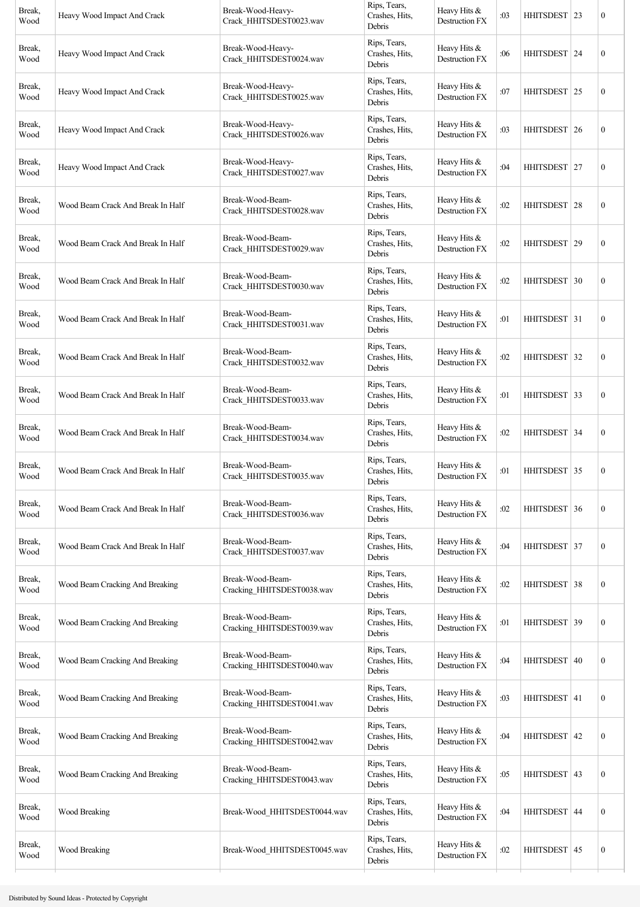| Break, Wood | Heavy Wood Impact And Crack | Break-Wood-Heavy-Crack_HHITSDEST0023.wav | Rips, Tears, Crashes, Hits, Debris | Heavy Hits & Destruction FX | :03 | HHITSDEST | 23 | 0 |
|---|---|---|---|---|---|---|---|---|
| Break, Wood | Heavy Wood Impact And Crack | Break-Wood-Heavy-Crack_HHITSDEST0024.wav | Rips, Tears, Crashes, Hits, Debris | Heavy Hits & Destruction FX | :06 | HHITSDEST | 24 | 0 |
| Break, Wood | Heavy Wood Impact And Crack | Break-Wood-Heavy-Crack_HHITSDEST0025.wav | Rips, Tears, Crashes, Hits, Debris | Heavy Hits & Destruction FX | :07 | HHITSDEST | 25 | 0 |
| Break, Wood | Heavy Wood Impact And Crack | Break-Wood-Heavy-Crack_HHITSDEST0026.wav | Rips, Tears, Crashes, Hits, Debris | Heavy Hits & Destruction FX | :03 | HHITSDEST | 26 | 0 |
| Break, Wood | Heavy Wood Impact And Crack | Break-Wood-Heavy-Crack_HHITSDEST0027.wav | Rips, Tears, Crashes, Hits, Debris | Heavy Hits & Destruction FX | :04 | HHITSDEST | 27 | 0 |
| Break, Wood | Wood Beam Crack And Break In Half | Break-Wood-Beam-Crack_HHITSDEST0028.wav | Rips, Tears, Crashes, Hits, Debris | Heavy Hits & Destruction FX | :02 | HHITSDEST | 28 | 0 |
| Break, Wood | Wood Beam Crack And Break In Half | Break-Wood-Beam-Crack_HHITSDEST0029.wav | Rips, Tears, Crashes, Hits, Debris | Heavy Hits & Destruction FX | :02 | HHITSDEST | 29 | 0 |
| Break, Wood | Wood Beam Crack And Break In Half | Break-Wood-Beam-Crack_HHITSDEST0030.wav | Rips, Tears, Crashes, Hits, Debris | Heavy Hits & Destruction FX | :02 | HHITSDEST | 30 | 0 |
| Break, Wood | Wood Beam Crack And Break In Half | Break-Wood-Beam-Crack_HHITSDEST0031.wav | Rips, Tears, Crashes, Hits, Debris | Heavy Hits & Destruction FX | :01 | HHITSDEST | 31 | 0 |
| Break, Wood | Wood Beam Crack And Break In Half | Break-Wood-Beam-Crack_HHITSDEST0032.wav | Rips, Tears, Crashes, Hits, Debris | Heavy Hits & Destruction FX | :02 | HHITSDEST | 32 | 0 |
| Break, Wood | Wood Beam Crack And Break In Half | Break-Wood-Beam-Crack_HHITSDEST0033.wav | Rips, Tears, Crashes, Hits, Debris | Heavy Hits & Destruction FX | :01 | HHITSDEST | 33 | 0 |
| Break, Wood | Wood Beam Crack And Break In Half | Break-Wood-Beam-Crack_HHITSDEST0034.wav | Rips, Tears, Crashes, Hits, Debris | Heavy Hits & Destruction FX | :02 | HHITSDEST | 34 | 0 |
| Break, Wood | Wood Beam Crack And Break In Half | Break-Wood-Beam-Crack_HHITSDEST0035.wav | Rips, Tears, Crashes, Hits, Debris | Heavy Hits & Destruction FX | :01 | HHITSDEST | 35 | 0 |
| Break, Wood | Wood Beam Crack And Break In Half | Break-Wood-Beam-Crack_HHITSDEST0036.wav | Rips, Tears, Crashes, Hits, Debris | Heavy Hits & Destruction FX | :02 | HHITSDEST | 36 | 0 |
| Break, Wood | Wood Beam Crack And Break In Half | Break-Wood-Beam-Crack_HHITSDEST0037.wav | Rips, Tears, Crashes, Hits, Debris | Heavy Hits & Destruction FX | :04 | HHITSDEST | 37 | 0 |
| Break, Wood | Wood Beam Cracking And Breaking | Break-Wood-Beam-Cracking_HHITSDEST0038.wav | Rips, Tears, Crashes, Hits, Debris | Heavy Hits & Destruction FX | :02 | HHITSDEST | 38 | 0 |
| Break, Wood | Wood Beam Cracking And Breaking | Break-Wood-Beam-Cracking_HHITSDEST0039.wav | Rips, Tears, Crashes, Hits, Debris | Heavy Hits & Destruction FX | :01 | HHITSDEST | 39 | 0 |
| Break, Wood | Wood Beam Cracking And Breaking | Break-Wood-Beam-Cracking_HHITSDEST0040.wav | Rips, Tears, Crashes, Hits, Debris | Heavy Hits & Destruction FX | :04 | HHITSDEST | 40 | 0 |
| Break, Wood | Wood Beam Cracking And Breaking | Break-Wood-Beam-Cracking_HHITSDEST0041.wav | Rips, Tears, Crashes, Hits, Debris | Heavy Hits & Destruction FX | :03 | HHITSDEST | 41 | 0 |
| Break, Wood | Wood Beam Cracking And Breaking | Break-Wood-Beam-Cracking_HHITSDEST0042.wav | Rips, Tears, Crashes, Hits, Debris | Heavy Hits & Destruction FX | :04 | HHITSDEST | 42 | 0 |
| Break, Wood | Wood Beam Cracking And Breaking | Break-Wood-Beam-Cracking_HHITSDEST0043.wav | Rips, Tears, Crashes, Hits, Debris | Heavy Hits & Destruction FX | :05 | HHITSDEST | 43 | 0 |
| Break, Wood | Wood Breaking | Break-Wood_HHITSDEST0044.wav | Rips, Tears, Crashes, Hits, Debris | Heavy Hits & Destruction FX | :04 | HHITSDEST | 44 | 0 |
| Break, Wood | Wood Breaking | Break-Wood_HHITSDEST0045.wav | Rips, Tears, Crashes, Hits, Debris | Heavy Hits & Destruction FX | :02 | HHITSDEST | 45 | 0 |

Distributed by Sound Ideas - Protected by Copyright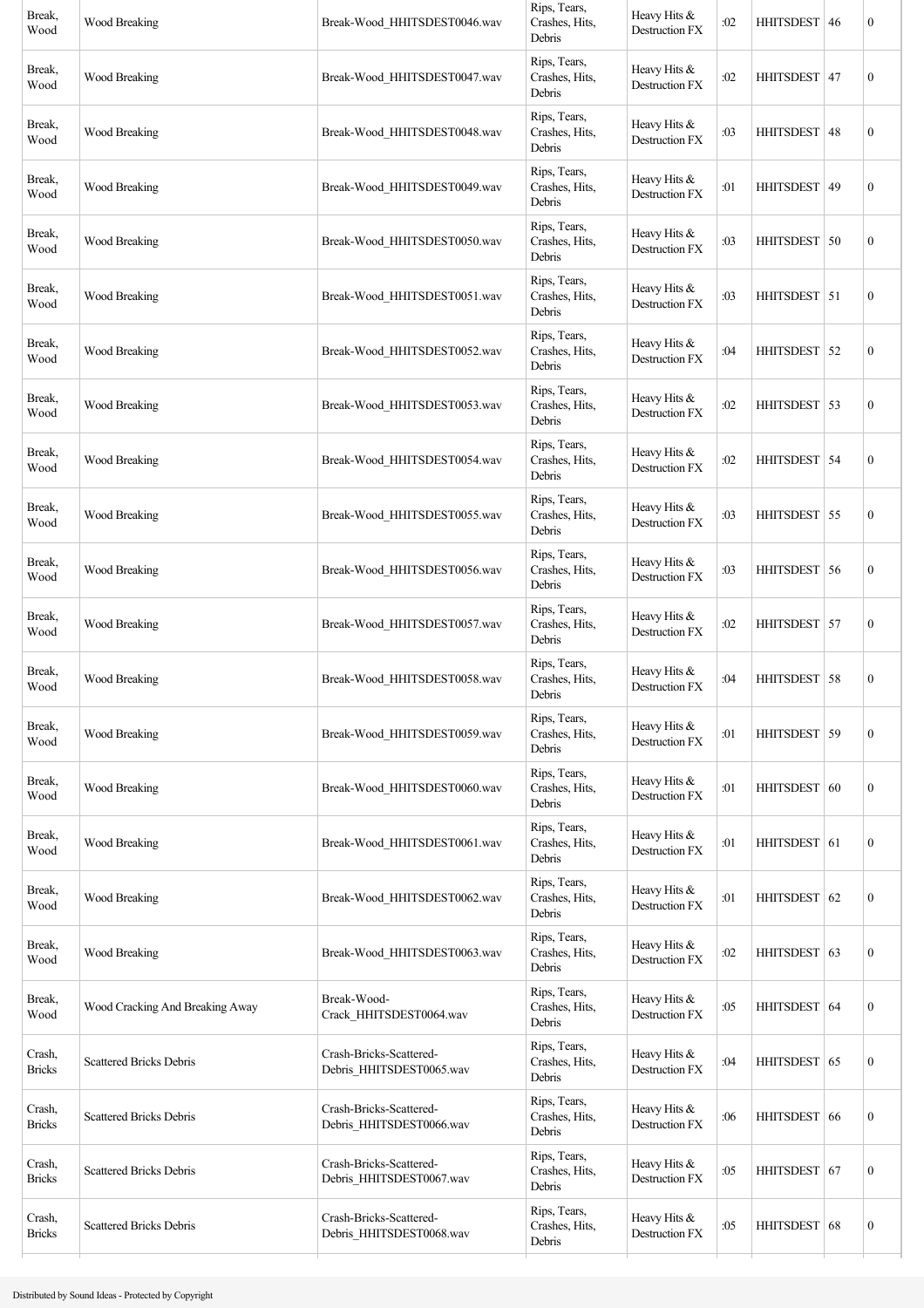| | | | | | | | | |
|---|---|---|---|---|---|---|---|---|
| Break, Wood | Wood Breaking | Break-Wood_HHITSDEST0046.wav | Rips, Tears, Crashes, Hits, Debris | Heavy Hits & Destruction FX | :02 | HHITSDEST | 46 | 0 |
| Break, Wood | Wood Breaking | Break-Wood_HHITSDEST0047.wav | Rips, Tears, Crashes, Hits, Debris | Heavy Hits & Destruction FX | :02 | HHITSDEST | 47 | 0 |
| Break, Wood | Wood Breaking | Break-Wood_HHITSDEST0048.wav | Rips, Tears, Crashes, Hits, Debris | Heavy Hits & Destruction FX | :03 | HHITSDEST | 48 | 0 |
| Break, Wood | Wood Breaking | Break-Wood_HHITSDEST0049.wav | Rips, Tears, Crashes, Hits, Debris | Heavy Hits & Destruction FX | :01 | HHITSDEST | 49 | 0 |
| Break, Wood | Wood Breaking | Break-Wood_HHITSDEST0050.wav | Rips, Tears, Crashes, Hits, Debris | Heavy Hits & Destruction FX | :03 | HHITSDEST | 50 | 0 |
| Break, Wood | Wood Breaking | Break-Wood_HHITSDEST0051.wav | Rips, Tears, Crashes, Hits, Debris | Heavy Hits & Destruction FX | :03 | HHITSDEST | 51 | 0 |
| Break, Wood | Wood Breaking | Break-Wood_HHITSDEST0052.wav | Rips, Tears, Crashes, Hits, Debris | Heavy Hits & Destruction FX | :04 | HHITSDEST | 52 | 0 |
| Break, Wood | Wood Breaking | Break-Wood_HHITSDEST0053.wav | Rips, Tears, Crashes, Hits, Debris | Heavy Hits & Destruction FX | :02 | HHITSDEST | 53 | 0 |
| Break, Wood | Wood Breaking | Break-Wood_HHITSDEST0054.wav | Rips, Tears, Crashes, Hits, Debris | Heavy Hits & Destruction FX | :02 | HHITSDEST | 54 | 0 |
| Break, Wood | Wood Breaking | Break-Wood_HHITSDEST0055.wav | Rips, Tears, Crashes, Hits, Debris | Heavy Hits & Destruction FX | :03 | HHITSDEST | 55 | 0 |
| Break, Wood | Wood Breaking | Break-Wood_HHITSDEST0056.wav | Rips, Tears, Crashes, Hits, Debris | Heavy Hits & Destruction FX | :03 | HHITSDEST | 56 | 0 |
| Break, Wood | Wood Breaking | Break-Wood_HHITSDEST0057.wav | Rips, Tears, Crashes, Hits, Debris | Heavy Hits & Destruction FX | :02 | HHITSDEST | 57 | 0 |
| Break, Wood | Wood Breaking | Break-Wood_HHITSDEST0058.wav | Rips, Tears, Crashes, Hits, Debris | Heavy Hits & Destruction FX | :04 | HHITSDEST | 58 | 0 |
| Break, Wood | Wood Breaking | Break-Wood_HHITSDEST0059.wav | Rips, Tears, Crashes, Hits, Debris | Heavy Hits & Destruction FX | :01 | HHITSDEST | 59 | 0 |
| Break, Wood | Wood Breaking | Break-Wood_HHITSDEST0060.wav | Rips, Tears, Crashes, Hits, Debris | Heavy Hits & Destruction FX | :01 | HHITSDEST | 60 | 0 |
| Break, Wood | Wood Breaking | Break-Wood_HHITSDEST0061.wav | Rips, Tears, Crashes, Hits, Debris | Heavy Hits & Destruction FX | :01 | HHITSDEST | 61 | 0 |
| Break, Wood | Wood Breaking | Break-Wood_HHITSDEST0062.wav | Rips, Tears, Crashes, Hits, Debris | Heavy Hits & Destruction FX | :01 | HHITSDEST | 62 | 0 |
| Break, Wood | Wood Breaking | Break-Wood_HHITSDEST0063.wav | Rips, Tears, Crashes, Hits, Debris | Heavy Hits & Destruction FX | :02 | HHITSDEST | 63 | 0 |
| Break, Wood | Wood Cracking And Breaking Away | Break-Wood-Crack_HHITSDEST0064.wav | Rips, Tears, Crashes, Hits, Debris | Heavy Hits & Destruction FX | :05 | HHITSDEST | 64 | 0 |
| Crash, Bricks | Scattered Bricks Debris | Crash-Bricks-Scattered-Debris_HHITSDEST0065.wav | Rips, Tears, Crashes, Hits, Debris | Heavy Hits & Destruction FX | :04 | HHITSDEST | 65 | 0 |
| Crash, Bricks | Scattered Bricks Debris | Crash-Bricks-Scattered-Debris_HHITSDEST0066.wav | Rips, Tears, Crashes, Hits, Debris | Heavy Hits & Destruction FX | :06 | HHITSDEST | 66 | 0 |
| Crash, Bricks | Scattered Bricks Debris | Crash-Bricks-Scattered-Debris_HHITSDEST0067.wav | Rips, Tears, Crashes, Hits, Debris | Heavy Hits & Destruction FX | :05 | HHITSDEST | 67 | 0 |
| Crash, Bricks | Scattered Bricks Debris | Crash-Bricks-Scattered-Debris_HHITSDEST0068.wav | Rips, Tears, Crashes, Hits, Debris | Heavy Hits & Destruction FX | :05 | HHITSDEST | 68 | 0 |

Distributed by Sound Ideas - Protected by Copyright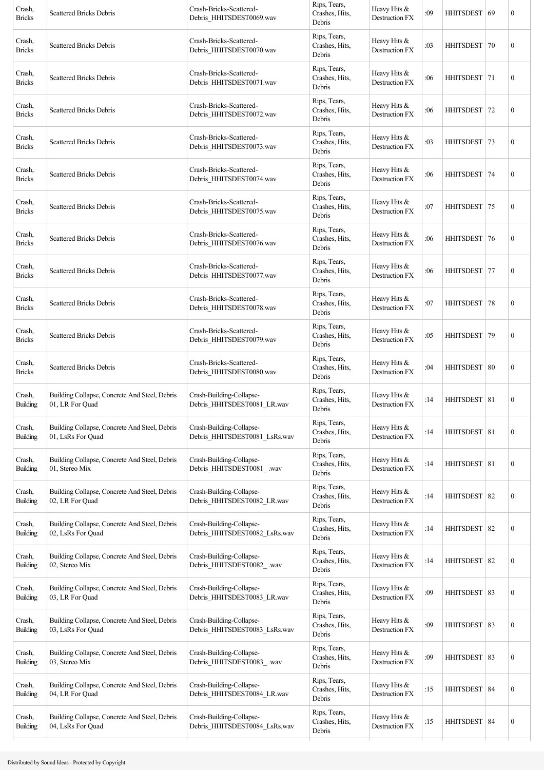| Crash, Bricks | Scattered Bricks Debris | Crash-Bricks-Scattered-Debris_HHITSDEST0069.wav | Rips, Tears, Crashes, Hits, Debris | Heavy Hits & Destruction FX | :09 | HHITSDEST | 69 | 0 |
|---|---|---|---|---|---|---|---|---|
| Crash, Bricks | Scattered Bricks Debris | Crash-Bricks-Scattered-Debris_HHITSDEST0070.wav | Rips, Tears, Crashes, Hits, Debris | Heavy Hits & Destruction FX | :03 | HHITSDEST | 70 | 0 |
| Crash, Bricks | Scattered Bricks Debris | Crash-Bricks-Scattered-Debris_HHITSDEST0071.wav | Rips, Tears, Crashes, Hits, Debris | Heavy Hits & Destruction FX | :06 | HHITSDEST | 71 | 0 |
| Crash, Bricks | Scattered Bricks Debris | Crash-Bricks-Scattered-Debris_HHITSDEST0072.wav | Rips, Tears, Crashes, Hits, Debris | Heavy Hits & Destruction FX | :06 | HHITSDEST | 72 | 0 |
| Crash, Bricks | Scattered Bricks Debris | Crash-Bricks-Scattered-Debris_HHITSDEST0073.wav | Rips, Tears, Crashes, Hits, Debris | Heavy Hits & Destruction FX | :03 | HHITSDEST | 73 | 0 |
| Crash, Bricks | Scattered Bricks Debris | Crash-Bricks-Scattered-Debris_HHITSDEST0074.wav | Rips, Tears, Crashes, Hits, Debris | Heavy Hits & Destruction FX | :06 | HHITSDEST | 74 | 0 |
| Crash, Bricks | Scattered Bricks Debris | Crash-Bricks-Scattered-Debris_HHITSDEST0075.wav | Rips, Tears, Crashes, Hits, Debris | Heavy Hits & Destruction FX | :07 | HHITSDEST | 75 | 0 |
| Crash, Bricks | Scattered Bricks Debris | Crash-Bricks-Scattered-Debris_HHITSDEST0076.wav | Rips, Tears, Crashes, Hits, Debris | Heavy Hits & Destruction FX | :06 | HHITSDEST | 76 | 0 |
| Crash, Bricks | Scattered Bricks Debris | Crash-Bricks-Scattered-Debris_HHITSDEST0077.wav | Rips, Tears, Crashes, Hits, Debris | Heavy Hits & Destruction FX | :06 | HHITSDEST | 77 | 0 |
| Crash, Bricks | Scattered Bricks Debris | Crash-Bricks-Scattered-Debris_HHITSDEST0078.wav | Rips, Tears, Crashes, Hits, Debris | Heavy Hits & Destruction FX | :07 | HHITSDEST | 78 | 0 |
| Crash, Bricks | Scattered Bricks Debris | Crash-Bricks-Scattered-Debris_HHITSDEST0079.wav | Rips, Tears, Crashes, Hits, Debris | Heavy Hits & Destruction FX | :05 | HHITSDEST | 79 | 0 |
| Crash, Bricks | Scattered Bricks Debris | Crash-Bricks-Scattered-Debris_HHITSDEST0080.wav | Rips, Tears, Crashes, Hits, Debris | Heavy Hits & Destruction FX | :04 | HHITSDEST | 80 | 0 |
| Crash, Building | Building Collapse, Concrete And Steel, Debris 01, LR For Quad | Crash-Building-Collapse-Debris_HHITSDEST0081_LR.wav | Rips, Tears, Crashes, Hits, Debris | Heavy Hits & Destruction FX | :14 | HHITSDEST | 81 | 0 |
| Crash, Building | Building Collapse, Concrete And Steel, Debris 01, LsRs For Quad | Crash-Building-Collapse-Debris_HHITSDEST0081_LsRs.wav | Rips, Tears, Crashes, Hits, Debris | Heavy Hits & Destruction FX | :14 | HHITSDEST | 81 | 0 |
| Crash, Building | Building Collapse, Concrete And Steel, Debris 01, Stereo Mix | Crash-Building-Collapse-Debris_HHITSDEST0081_.wav | Rips, Tears, Crashes, Hits, Debris | Heavy Hits & Destruction FX | :14 | HHITSDEST | 81 | 0 |
| Crash, Building | Building Collapse, Concrete And Steel, Debris 02, LR For Quad | Crash-Building-Collapse-Debris_HHITSDEST0082_LR.wav | Rips, Tears, Crashes, Hits, Debris | Heavy Hits & Destruction FX | :14 | HHITSDEST | 82 | 0 |
| Crash, Building | Building Collapse, Concrete And Steel, Debris 02, LsRs For Quad | Crash-Building-Collapse-Debris_HHITSDEST0082_LsRs.wav | Rips, Tears, Crashes, Hits, Debris | Heavy Hits & Destruction FX | :14 | HHITSDEST | 82 | 0 |
| Crash, Building | Building Collapse, Concrete And Steel, Debris 02, Stereo Mix | Crash-Building-Collapse-Debris_HHITSDEST0082_.wav | Rips, Tears, Crashes, Hits, Debris | Heavy Hits & Destruction FX | :14 | HHITSDEST | 82 | 0 |
| Crash, Building | Building Collapse, Concrete And Steel, Debris 03, LR For Quad | Crash-Building-Collapse-Debris_HHITSDEST0083_LR.wav | Rips, Tears, Crashes, Hits, Debris | Heavy Hits & Destruction FX | :09 | HHITSDEST | 83 | 0 |
| Crash, Building | Building Collapse, Concrete And Steel, Debris 03, LsRs For Quad | Crash-Building-Collapse-Debris_HHITSDEST0083_LsRs.wav | Rips, Tears, Crashes, Hits, Debris | Heavy Hits & Destruction FX | :09 | HHITSDEST | 83 | 0 |
| Crash, Building | Building Collapse, Concrete And Steel, Debris 03, Stereo Mix | Crash-Building-Collapse-Debris_HHITSDEST0083_.wav | Rips, Tears, Crashes, Hits, Debris | Heavy Hits & Destruction FX | :09 | HHITSDEST | 83 | 0 |
| Crash, Building | Building Collapse, Concrete And Steel, Debris 04, LR For Quad | Crash-Building-Collapse-Debris_HHITSDEST0084_LR.wav | Rips, Tears, Crashes, Hits, Debris | Heavy Hits & Destruction FX | :15 | HHITSDEST | 84 | 0 |
| Crash, Building | Building Collapse, Concrete And Steel, Debris 04, LsRs For Quad | Crash-Building-Collapse-Debris_HHITSDEST0084_LsRs.wav | Rips, Tears, Crashes, Hits, Debris | Heavy Hits & Destruction FX | :15 | HHITSDEST | 84 | 0 |

Distributed by Sound Ideas - Protected by Copyright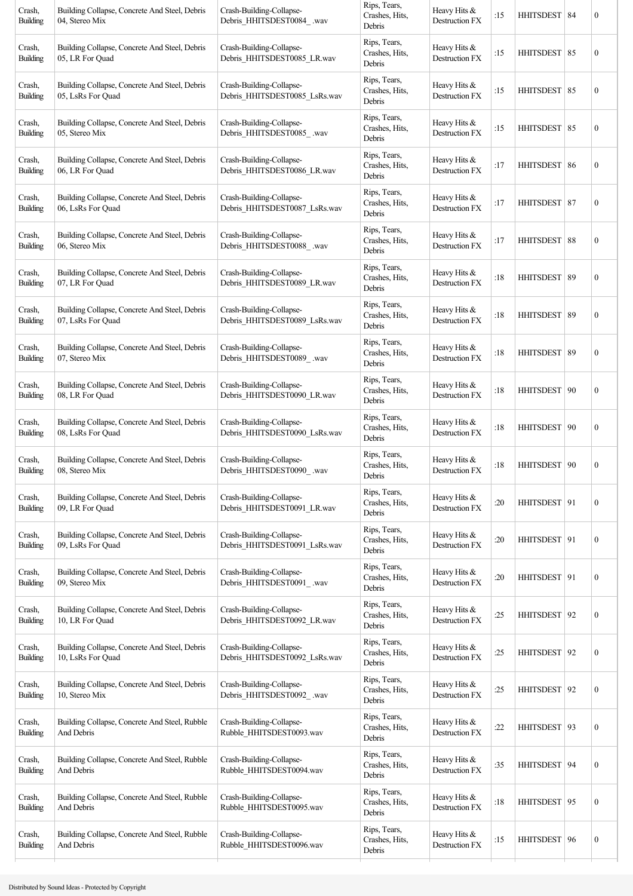| Crash, Building | Building Collapse, Concrete And Steel, Debris 04, Stereo Mix | Crash-Building-Collapse-Debris_HHITSDEST0084_.wav | Rips, Tears, Crashes, Hits, Debris | Heavy Hits & Destruction FX | :15 | HHITSDEST | 84 | 0 |
|---|---|---|---|---|---|---|---|---|
| Crash, Building | Building Collapse, Concrete And Steel, Debris 05, LR For Quad | Crash-Building-Collapse-Debris_HHITSDEST0085_LR.wav | Rips, Tears, Crashes, Hits, Debris | Heavy Hits & Destruction FX | :15 | HHITSDEST | 85 | 0 |
| Crash, Building | Building Collapse, Concrete And Steel, Debris 05, LsRs For Quad | Crash-Building-Collapse-Debris_HHITSDEST0085_LsRs.wav | Rips, Tears, Crashes, Hits, Debris | Heavy Hits & Destruction FX | :15 | HHITSDEST | 85 | 0 |
| Crash, Building | Building Collapse, Concrete And Steel, Debris 05, Stereo Mix | Crash-Building-Collapse-Debris_HHITSDEST0085_.wav | Rips, Tears, Crashes, Hits, Debris | Heavy Hits & Destruction FX | :15 | HHITSDEST | 85 | 0 |
| Crash, Building | Building Collapse, Concrete And Steel, Debris 06, LR For Quad | Crash-Building-Collapse-Debris_HHITSDEST0086_LR.wav | Rips, Tears, Crashes, Hits, Debris | Heavy Hits & Destruction FX | :17 | HHITSDEST | 86 | 0 |
| Crash, Building | Building Collapse, Concrete And Steel, Debris 06, LsRs For Quad | Crash-Building-Collapse-Debris_HHITSDEST0087_LsRs.wav | Rips, Tears, Crashes, Hits, Debris | Heavy Hits & Destruction FX | :17 | HHITSDEST | 87 | 0 |
| Crash, Building | Building Collapse, Concrete And Steel, Debris 06, Stereo Mix | Crash-Building-Collapse-Debris_HHITSDEST0088_.wav | Rips, Tears, Crashes, Hits, Debris | Heavy Hits & Destruction FX | :17 | HHITSDEST | 88 | 0 |
| Crash, Building | Building Collapse, Concrete And Steel, Debris 07, LR For Quad | Crash-Building-Collapse-Debris_HHITSDEST0089_LR.wav | Rips, Tears, Crashes, Hits, Debris | Heavy Hits & Destruction FX | :18 | HHITSDEST | 89 | 0 |
| Crash, Building | Building Collapse, Concrete And Steel, Debris 07, LsRs For Quad | Crash-Building-Collapse-Debris_HHITSDEST0089_LsRs.wav | Rips, Tears, Crashes, Hits, Debris | Heavy Hits & Destruction FX | :18 | HHITSDEST | 89 | 0 |
| Crash, Building | Building Collapse, Concrete And Steel, Debris 07, Stereo Mix | Crash-Building-Collapse-Debris_HHITSDEST0089_.wav | Rips, Tears, Crashes, Hits, Debris | Heavy Hits & Destruction FX | :18 | HHITSDEST | 89 | 0 |
| Crash, Building | Building Collapse, Concrete And Steel, Debris 08, LR For Quad | Crash-Building-Collapse-Debris_HHITSDEST0090_LR.wav | Rips, Tears, Crashes, Hits, Debris | Heavy Hits & Destruction FX | :18 | HHITSDEST | 90 | 0 |
| Crash, Building | Building Collapse, Concrete And Steel, Debris 08, LsRs For Quad | Crash-Building-Collapse-Debris_HHITSDEST0090_LsRs.wav | Rips, Tears, Crashes, Hits, Debris | Heavy Hits & Destruction FX | :18 | HHITSDEST | 90 | 0 |
| Crash, Building | Building Collapse, Concrete And Steel, Debris 08, Stereo Mix | Crash-Building-Collapse-Debris_HHITSDEST0090_.wav | Rips, Tears, Crashes, Hits, Debris | Heavy Hits & Destruction FX | :18 | HHITSDEST | 90 | 0 |
| Crash, Building | Building Collapse, Concrete And Steel, Debris 09, LR For Quad | Crash-Building-Collapse-Debris_HHITSDEST0091_LR.wav | Rips, Tears, Crashes, Hits, Debris | Heavy Hits & Destruction FX | :20 | HHITSDEST | 91 | 0 |
| Crash, Building | Building Collapse, Concrete And Steel, Debris 09, LsRs For Quad | Crash-Building-Collapse-Debris_HHITSDEST0091_LsRs.wav | Rips, Tears, Crashes, Hits, Debris | Heavy Hits & Destruction FX | :20 | HHITSDEST | 91 | 0 |
| Crash, Building | Building Collapse, Concrete And Steel, Debris 09, Stereo Mix | Crash-Building-Collapse-Debris_HHITSDEST0091_.wav | Rips, Tears, Crashes, Hits, Debris | Heavy Hits & Destruction FX | :20 | HHITSDEST | 91 | 0 |
| Crash, Building | Building Collapse, Concrete And Steel, Debris 10, LR For Quad | Crash-Building-Collapse-Debris_HHITSDEST0092_LR.wav | Rips, Tears, Crashes, Hits, Debris | Heavy Hits & Destruction FX | :25 | HHITSDEST | 92 | 0 |
| Crash, Building | Building Collapse, Concrete And Steel, Debris 10, LsRs For Quad | Crash-Building-Collapse-Debris_HHITSDEST0092_LsRs.wav | Rips, Tears, Crashes, Hits, Debris | Heavy Hits & Destruction FX | :25 | HHITSDEST | 92 | 0 |
| Crash, Building | Building Collapse, Concrete And Steel, Debris 10, Stereo Mix | Crash-Building-Collapse-Debris_HHITSDEST0092_.wav | Rips, Tears, Crashes, Hits, Debris | Heavy Hits & Destruction FX | :25 | HHITSDEST | 92 | 0 |
| Crash, Building | Building Collapse, Concrete And Steel, Rubble And Debris | Crash-Building-Collapse-Rubble_HHITSDEST0093.wav | Rips, Tears, Crashes, Hits, Debris | Heavy Hits & Destruction FX | :22 | HHITSDEST | 93 | 0 |
| Crash, Building | Building Collapse, Concrete And Steel, Rubble And Debris | Crash-Building-Collapse-Rubble_HHITSDEST0094.wav | Rips, Tears, Crashes, Hits, Debris | Heavy Hits & Destruction FX | :35 | HHITSDEST | 94 | 0 |
| Crash, Building | Building Collapse, Concrete And Steel, Rubble And Debris | Crash-Building-Collapse-Rubble_HHITSDEST0095.wav | Rips, Tears, Crashes, Hits, Debris | Heavy Hits & Destruction FX | :18 | HHITSDEST | 95 | 0 |
| Crash, Building | Building Collapse, Concrete And Steel, Rubble And Debris | Crash-Building-Collapse-Rubble_HHITSDEST0096.wav | Rips, Tears, Crashes, Hits, Debris | Heavy Hits & Destruction FX | :15 | HHITSDEST | 96 | 0 |

Distributed by Sound Ideas - Protected by Copyright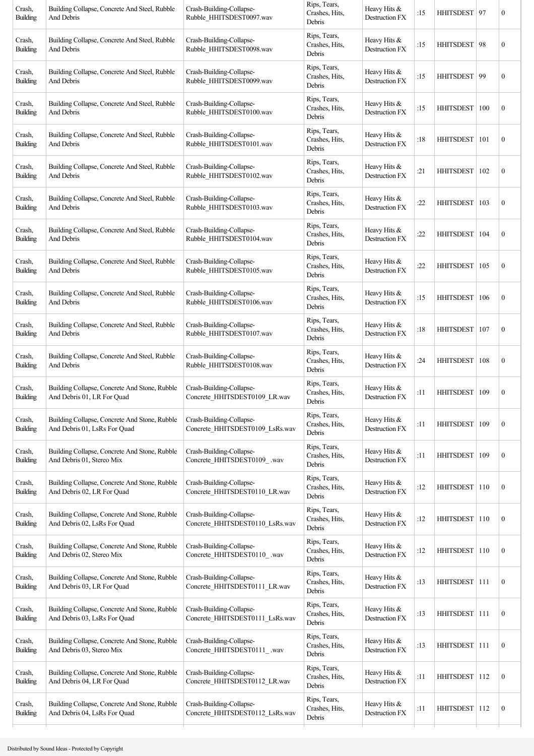| Crash, Building | Building Collapse, Concrete And Steel, Rubble And Debris | Crash-Building-Collapse-Rubble_HHITSDEST0097.wav | Rips, Tears, Crashes, Hits, Debris | Heavy Hits & Destruction FX | :15 | HHITSDEST | 97 | 0 |
|---|---|---|---|---|---|---|---|---|
| Crash, Building | Building Collapse, Concrete And Steel, Rubble And Debris | Crash-Building-Collapse-Rubble_HHITSDEST0098.wav | Rips, Tears, Crashes, Hits, Debris | Heavy Hits & Destruction FX | :15 | HHITSDEST | 98 | 0 |
| Crash, Building | Building Collapse, Concrete And Steel, Rubble And Debris | Crash-Building-Collapse-Rubble_HHITSDEST0099.wav | Rips, Tears, Crashes, Hits, Debris | Heavy Hits & Destruction FX | :15 | HHITSDEST | 99 | 0 |
| Crash, Building | Building Collapse, Concrete And Steel, Rubble And Debris | Crash-Building-Collapse-Rubble_HHITSDEST0100.wav | Rips, Tears, Crashes, Hits, Debris | Heavy Hits & Destruction FX | :15 | HHITSDEST | 100 | 0 |
| Crash, Building | Building Collapse, Concrete And Steel, Rubble And Debris | Crash-Building-Collapse-Rubble_HHITSDEST0101.wav | Rips, Tears, Crashes, Hits, Debris | Heavy Hits & Destruction FX | :18 | HHITSDEST | 101 | 0 |
| Crash, Building | Building Collapse, Concrete And Steel, Rubble And Debris | Crash-Building-Collapse-Rubble_HHITSDEST0102.wav | Rips, Tears, Crashes, Hits, Debris | Heavy Hits & Destruction FX | :21 | HHITSDEST | 102 | 0 |
| Crash, Building | Building Collapse, Concrete And Steel, Rubble And Debris | Crash-Building-Collapse-Rubble_HHITSDEST0103.wav | Rips, Tears, Crashes, Hits, Debris | Heavy Hits & Destruction FX | :22 | HHITSDEST | 103 | 0 |
| Crash, Building | Building Collapse, Concrete And Steel, Rubble And Debris | Crash-Building-Collapse-Rubble_HHITSDEST0104.wav | Rips, Tears, Crashes, Hits, Debris | Heavy Hits & Destruction FX | :22 | HHITSDEST | 104 | 0 |
| Crash, Building | Building Collapse, Concrete And Steel, Rubble And Debris | Crash-Building-Collapse-Rubble_HHITSDEST0105.wav | Rips, Tears, Crashes, Hits, Debris | Heavy Hits & Destruction FX | :22 | HHITSDEST | 105 | 0 |
| Crash, Building | Building Collapse, Concrete And Steel, Rubble And Debris | Crash-Building-Collapse-Rubble_HHITSDEST0106.wav | Rips, Tears, Crashes, Hits, Debris | Heavy Hits & Destruction FX | :15 | HHITSDEST | 106 | 0 |
| Crash, Building | Building Collapse, Concrete And Steel, Rubble And Debris | Crash-Building-Collapse-Rubble_HHITSDEST0107.wav | Rips, Tears, Crashes, Hits, Debris | Heavy Hits & Destruction FX | :18 | HHITSDEST | 107 | 0 |
| Crash, Building | Building Collapse, Concrete And Steel, Rubble And Debris | Crash-Building-Collapse-Rubble_HHITSDEST0108.wav | Rips, Tears, Crashes, Hits, Debris | Heavy Hits & Destruction FX | :24 | HHITSDEST | 108 | 0 |
| Crash, Building | Building Collapse, Concrete And Stone, Rubble And Debris 01, LR For Quad | Crash-Building-Collapse-Concrete_HHITSDEST0109_LR.wav | Rips, Tears, Crashes, Hits, Debris | Heavy Hits & Destruction FX | :11 | HHITSDEST | 109 | 0 |
| Crash, Building | Building Collapse, Concrete And Stone, Rubble And Debris 01, LsRs For Quad | Crash-Building-Collapse-Concrete_HHITSDEST0109_LsRs.wav | Rips, Tears, Crashes, Hits, Debris | Heavy Hits & Destruction FX | :11 | HHITSDEST | 109 | 0 |
| Crash, Building | Building Collapse, Concrete And Stone, Rubble And Debris 01, Stereo Mix | Crash-Building-Collapse-Concrete_HHITSDEST0109_ .wav | Rips, Tears, Crashes, Hits, Debris | Heavy Hits & Destruction FX | :11 | HHITSDEST | 109 | 0 |
| Crash, Building | Building Collapse, Concrete And Stone, Rubble And Debris 02, LR For Quad | Crash-Building-Collapse-Concrete_HHITSDEST0110_LR.wav | Rips, Tears, Crashes, Hits, Debris | Heavy Hits & Destruction FX | :12 | HHITSDEST | 110 | 0 |
| Crash, Building | Building Collapse, Concrete And Stone, Rubble And Debris 02, LsRs For Quad | Crash-Building-Collapse-Concrete_HHITSDEST0110_LsRs.wav | Rips, Tears, Crashes, Hits, Debris | Heavy Hits & Destruction FX | :12 | HHITSDEST | 110 | 0 |
| Crash, Building | Building Collapse, Concrete And Stone, Rubble And Debris 02, Stereo Mix | Crash-Building-Collapse-Concrete_HHITSDEST0110_ .wav | Rips, Tears, Crashes, Hits, Debris | Heavy Hits & Destruction FX | :12 | HHITSDEST | 110 | 0 |
| Crash, Building | Building Collapse, Concrete And Stone, Rubble And Debris 03, LR For Quad | Crash-Building-Collapse-Concrete_HHITSDEST0111_LR.wav | Rips, Tears, Crashes, Hits, Debris | Heavy Hits & Destruction FX | :13 | HHITSDEST | 111 | 0 |
| Crash, Building | Building Collapse, Concrete And Stone, Rubble And Debris 03, LsRs For Quad | Crash-Building-Collapse-Concrete_HHITSDEST0111_LsRs.wav | Rips, Tears, Crashes, Hits, Debris | Heavy Hits & Destruction FX | :13 | HHITSDEST | 111 | 0 |
| Crash, Building | Building Collapse, Concrete And Stone, Rubble And Debris 03, Stereo Mix | Crash-Building-Collapse-Concrete_HHITSDEST0111_ .wav | Rips, Tears, Crashes, Hits, Debris | Heavy Hits & Destruction FX | :13 | HHITSDEST | 111 | 0 |
| Crash, Building | Building Collapse, Concrete And Stone, Rubble And Debris 04, LR For Quad | Crash-Building-Collapse-Concrete_HHITSDEST0112_LR.wav | Rips, Tears, Crashes, Hits, Debris | Heavy Hits & Destruction FX | :11 | HHITSDEST | 112 | 0 |
| Crash, Building | Building Collapse, Concrete And Stone, Rubble And Debris 04, LsRs For Quad | Crash-Building-Collapse-Concrete_HHITSDEST0112_LsRs.wav | Rips, Tears, Crashes, Hits, Debris | Heavy Hits & Destruction FX | :11 | HHITSDEST | 112 | 0 |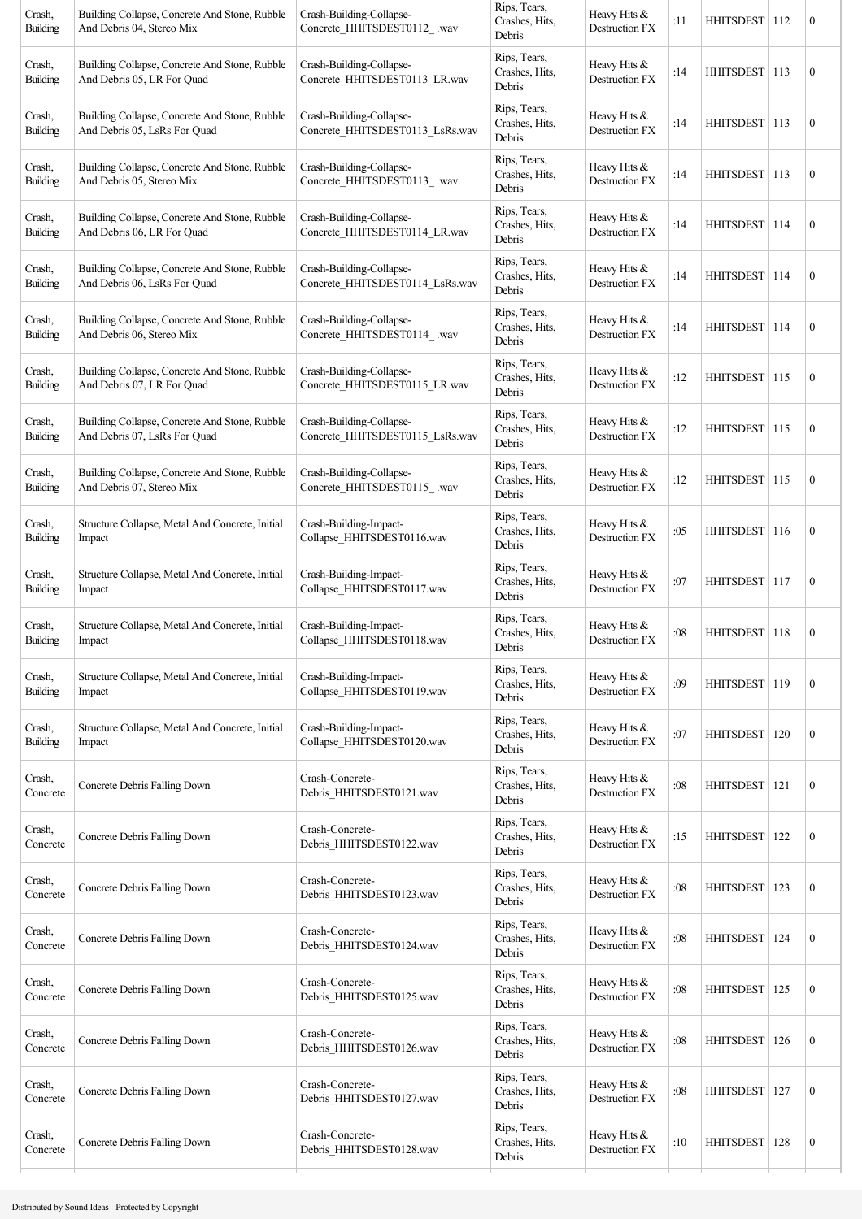| Crash, Building | Building Collapse, Concrete And Stone, Rubble And Debris 04, Stereo Mix | Crash-Building-Collapse-Concrete_HHITSDEST0112_.wav | Rips, Tears, Crashes, Hits, Debris | Heavy Hits & Destruction FX | :11 | HHITSDEST | 112 | 0 |
|---|---|---|---|---|---|---|---|---|
| Crash, Building | Building Collapse, Concrete And Stone, Rubble And Debris 05, LR For Quad | Crash-Building-Collapse-Concrete_HHITSDEST0113_LR.wav | Rips, Tears, Crashes, Hits, Debris | Heavy Hits & Destruction FX | :14 | HHITSDEST | 113 | 0 |
| Crash, Building | Building Collapse, Concrete And Stone, Rubble And Debris 05, LsRs For Quad | Crash-Building-Collapse-Concrete_HHITSDEST0113_LsRs.wav | Rips, Tears, Crashes, Hits, Debris | Heavy Hits & Destruction FX | :14 | HHITSDEST | 113 | 0 |
| Crash, Building | Building Collapse, Concrete And Stone, Rubble And Debris 05, Stereo Mix | Crash-Building-Collapse-Concrete_HHITSDEST0113_.wav | Rips, Tears, Crashes, Hits, Debris | Heavy Hits & Destruction FX | :14 | HHITSDEST | 113 | 0 |
| Crash, Building | Building Collapse, Concrete And Stone, Rubble And Debris 06, LR For Quad | Crash-Building-Collapse-Concrete_HHITSDEST0114_LR.wav | Rips, Tears, Crashes, Hits, Debris | Heavy Hits & Destruction FX | :14 | HHITSDEST | 114 | 0 |
| Crash, Building | Building Collapse, Concrete And Stone, Rubble And Debris 06, LsRs For Quad | Crash-Building-Collapse-Concrete_HHITSDEST0114_LsRs.wav | Rips, Tears, Crashes, Hits, Debris | Heavy Hits & Destruction FX | :14 | HHITSDEST | 114 | 0 |
| Crash, Building | Building Collapse, Concrete And Stone, Rubble And Debris 06, Stereo Mix | Crash-Building-Collapse-Concrete_HHITSDEST0114_.wav | Rips, Tears, Crashes, Hits, Debris | Heavy Hits & Destruction FX | :14 | HHITSDEST | 114 | 0 |
| Crash, Building | Building Collapse, Concrete And Stone, Rubble And Debris 07, LR For Quad | Crash-Building-Collapse-Concrete_HHITSDEST0115_LR.wav | Rips, Tears, Crashes, Hits, Debris | Heavy Hits & Destruction FX | :12 | HHITSDEST | 115 | 0 |
| Crash, Building | Building Collapse, Concrete And Stone, Rubble And Debris 07, LsRs For Quad | Crash-Building-Collapse-Concrete_HHITSDEST0115_LsRs.wav | Rips, Tears, Crashes, Hits, Debris | Heavy Hits & Destruction FX | :12 | HHITSDEST | 115 | 0 |
| Crash, Building | Building Collapse, Concrete And Stone, Rubble And Debris 07, Stereo Mix | Crash-Building-Collapse-Concrete_HHITSDEST0115_.wav | Rips, Tears, Crashes, Hits, Debris | Heavy Hits & Destruction FX | :12 | HHITSDEST | 115 | 0 |
| Crash, Building | Structure Collapse, Metal And Concrete, Initial Impact | Crash-Building-Impact-Collapse_HHITSDEST0116.wav | Rips, Tears, Crashes, Hits, Debris | Heavy Hits & Destruction FX | :05 | HHITSDEST | 116 | 0 |
| Crash, Building | Structure Collapse, Metal And Concrete, Initial Impact | Crash-Building-Impact-Collapse_HHITSDEST0117.wav | Rips, Tears, Crashes, Hits, Debris | Heavy Hits & Destruction FX | :07 | HHITSDEST | 117 | 0 |
| Crash, Building | Structure Collapse, Metal And Concrete, Initial Impact | Crash-Building-Impact-Collapse_HHITSDEST0118.wav | Rips, Tears, Crashes, Hits, Debris | Heavy Hits & Destruction FX | :08 | HHITSDEST | 118 | 0 |
| Crash, Building | Structure Collapse, Metal And Concrete, Initial Impact | Crash-Building-Impact-Collapse_HHITSDEST0119.wav | Rips, Tears, Crashes, Hits, Debris | Heavy Hits & Destruction FX | :09 | HHITSDEST | 119 | 0 |
| Crash, Building | Structure Collapse, Metal And Concrete, Initial Impact | Crash-Building-Impact-Collapse_HHITSDEST0120.wav | Rips, Tears, Crashes, Hits, Debris | Heavy Hits & Destruction FX | :07 | HHITSDEST | 120 | 0 |
| Crash, Concrete | Concrete Debris Falling Down | Crash-Concrete-Debris_HHITSDEST0121.wav | Rips, Tears, Crashes, Hits, Debris | Heavy Hits & Destruction FX | :08 | HHITSDEST | 121 | 0 |
| Crash, Concrete | Concrete Debris Falling Down | Crash-Concrete-Debris_HHITSDEST0122.wav | Rips, Tears, Crashes, Hits, Debris | Heavy Hits & Destruction FX | :15 | HHITSDEST | 122 | 0 |
| Crash, Concrete | Concrete Debris Falling Down | Crash-Concrete-Debris_HHITSDEST0123.wav | Rips, Tears, Crashes, Hits, Debris | Heavy Hits & Destruction FX | :08 | HHITSDEST | 123 | 0 |
| Crash, Concrete | Concrete Debris Falling Down | Crash-Concrete-Debris_HHITSDEST0124.wav | Rips, Tears, Crashes, Hits, Debris | Heavy Hits & Destruction FX | :08 | HHITSDEST | 124 | 0 |
| Crash, Concrete | Concrete Debris Falling Down | Crash-Concrete-Debris_HHITSDEST0125.wav | Rips, Tears, Crashes, Hits, Debris | Heavy Hits & Destruction FX | :08 | HHITSDEST | 125 | 0 |
| Crash, Concrete | Concrete Debris Falling Down | Crash-Concrete-Debris_HHITSDEST0126.wav | Rips, Tears, Crashes, Hits, Debris | Heavy Hits & Destruction FX | :08 | HHITSDEST | 126 | 0 |
| Crash, Concrete | Concrete Debris Falling Down | Crash-Concrete-Debris_HHITSDEST0127.wav | Rips, Tears, Crashes, Hits, Debris | Heavy Hits & Destruction FX | :08 | HHITSDEST | 127 | 0 |
| Crash, Concrete | Concrete Debris Falling Down | Crash-Concrete-Debris_HHITSDEST0128.wav | Rips, Tears, Crashes, Hits, Debris | Heavy Hits & Destruction FX | :10 | HHITSDEST | 128 | 0 |

Distributed by Sound Ideas - Protected by Copyright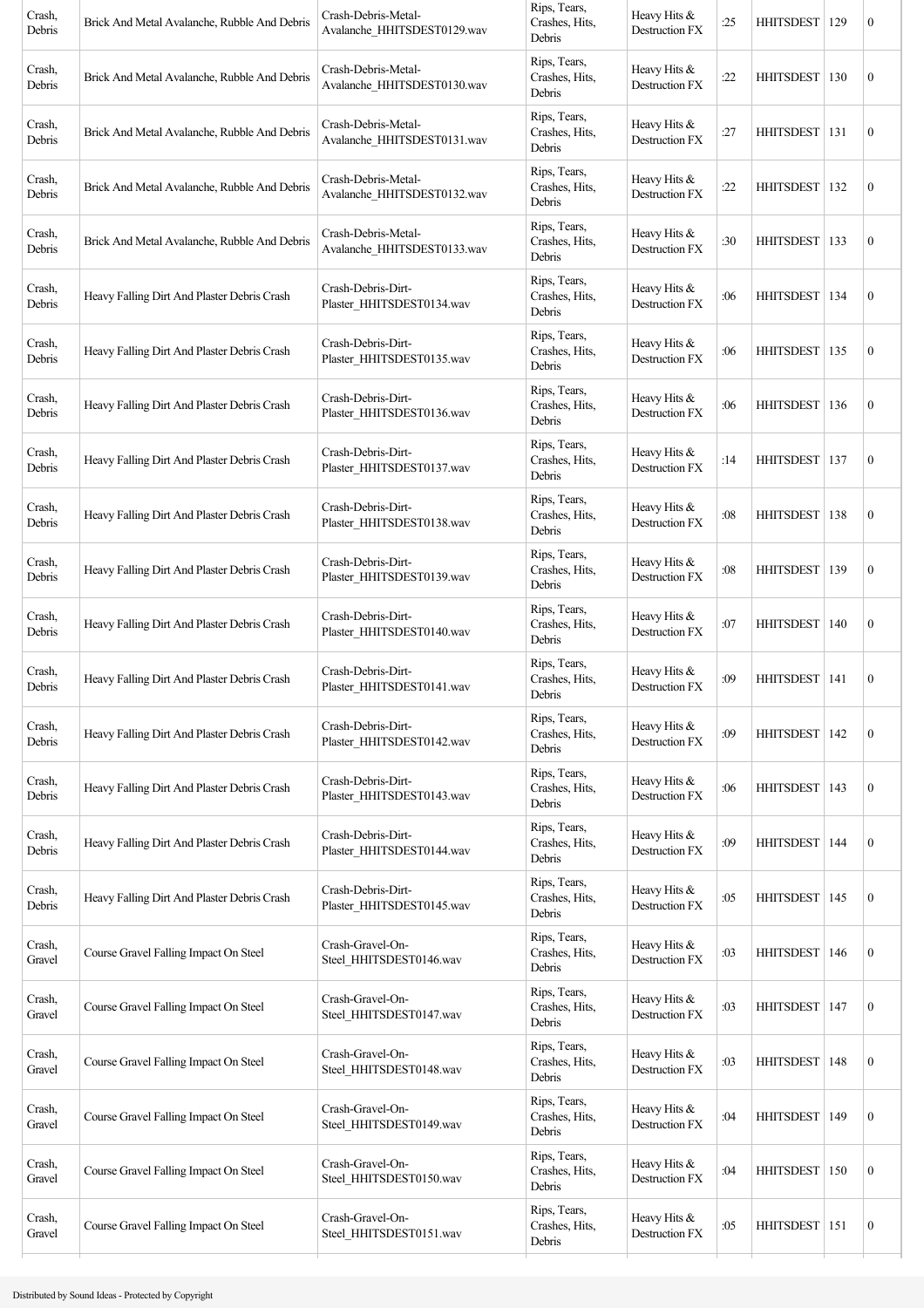| Crash, Debris | Brick And Metal Avalanche, Rubble And Debris | Crash-Debris-Metal-Avalanche_HHITSDEST0129.wav | Rips, Tears, Crashes, Hits, Debris | Heavy Hits & Destruction FX | :25 | HHITSDEST | 129 | 0 |
|---|---|---|---|---|---|---|---|---|
| Crash, Debris | Brick And Metal Avalanche, Rubble And Debris | Crash-Debris-Metal-Avalanche_HHITSDEST0130.wav | Rips, Tears, Crashes, Hits, Debris | Heavy Hits & Destruction FX | :22 | HHITSDEST | 130 | 0 |
| Crash, Debris | Brick And Metal Avalanche, Rubble And Debris | Crash-Debris-Metal-Avalanche_HHITSDEST0131.wav | Rips, Tears, Crashes, Hits, Debris | Heavy Hits & Destruction FX | :27 | HHITSDEST | 131 | 0 |
| Crash, Debris | Brick And Metal Avalanche, Rubble And Debris | Crash-Debris-Metal-Avalanche_HHITSDEST0132.wav | Rips, Tears, Crashes, Hits, Debris | Heavy Hits & Destruction FX | :22 | HHITSDEST | 132 | 0 |
| Crash, Debris | Brick And Metal Avalanche, Rubble And Debris | Crash-Debris-Metal-Avalanche_HHITSDEST0133.wav | Rips, Tears, Crashes, Hits, Debris | Heavy Hits & Destruction FX | :30 | HHITSDEST | 133 | 0 |
| Crash, Debris | Heavy Falling Dirt And Plaster Debris Crash | Crash-Debris-Dirt-Plaster_HHITSDEST0134.wav | Rips, Tears, Crashes, Hits, Debris | Heavy Hits & Destruction FX | :06 | HHITSDEST | 134 | 0 |
| Crash, Debris | Heavy Falling Dirt And Plaster Debris Crash | Crash-Debris-Dirt-Plaster_HHITSDEST0135.wav | Rips, Tears, Crashes, Hits, Debris | Heavy Hits & Destruction FX | :06 | HHITSDEST | 135 | 0 |
| Crash, Debris | Heavy Falling Dirt And Plaster Debris Crash | Crash-Debris-Dirt-Plaster_HHITSDEST0136.wav | Rips, Tears, Crashes, Hits, Debris | Heavy Hits & Destruction FX | :06 | HHITSDEST | 136 | 0 |
| Crash, Debris | Heavy Falling Dirt And Plaster Debris Crash | Crash-Debris-Dirt-Plaster_HHITSDEST0137.wav | Rips, Tears, Crashes, Hits, Debris | Heavy Hits & Destruction FX | :14 | HHITSDEST | 137 | 0 |
| Crash, Debris | Heavy Falling Dirt And Plaster Debris Crash | Crash-Debris-Dirt-Plaster_HHITSDEST0138.wav | Rips, Tears, Crashes, Hits, Debris | Heavy Hits & Destruction FX | :08 | HHITSDEST | 138 | 0 |
| Crash, Debris | Heavy Falling Dirt And Plaster Debris Crash | Crash-Debris-Dirt-Plaster_HHITSDEST0139.wav | Rips, Tears, Crashes, Hits, Debris | Heavy Hits & Destruction FX | :08 | HHITSDEST | 139 | 0 |
| Crash, Debris | Heavy Falling Dirt And Plaster Debris Crash | Crash-Debris-Dirt-Plaster_HHITSDEST0140.wav | Rips, Tears, Crashes, Hits, Debris | Heavy Hits & Destruction FX | :07 | HHITSDEST | 140 | 0 |
| Crash, Debris | Heavy Falling Dirt And Plaster Debris Crash | Crash-Debris-Dirt-Plaster_HHITSDEST0141.wav | Rips, Tears, Crashes, Hits, Debris | Heavy Hits & Destruction FX | :09 | HHITSDEST | 141 | 0 |
| Crash, Debris | Heavy Falling Dirt And Plaster Debris Crash | Crash-Debris-Dirt-Plaster_HHITSDEST0142.wav | Rips, Tears, Crashes, Hits, Debris | Heavy Hits & Destruction FX | :09 | HHITSDEST | 142 | 0 |
| Crash, Debris | Heavy Falling Dirt And Plaster Debris Crash | Crash-Debris-Dirt-Plaster_HHITSDEST0143.wav | Rips, Tears, Crashes, Hits, Debris | Heavy Hits & Destruction FX | :06 | HHITSDEST | 143 | 0 |
| Crash, Debris | Heavy Falling Dirt And Plaster Debris Crash | Crash-Debris-Dirt-Plaster_HHITSDEST0144.wav | Rips, Tears, Crashes, Hits, Debris | Heavy Hits & Destruction FX | :09 | HHITSDEST | 144 | 0 |
| Crash, Debris | Heavy Falling Dirt And Plaster Debris Crash | Crash-Debris-Dirt-Plaster_HHITSDEST0145.wav | Rips, Tears, Crashes, Hits, Debris | Heavy Hits & Destruction FX | :05 | HHITSDEST | 145 | 0 |
| Crash, Gravel | Course Gravel Falling Impact On Steel | Crash-Gravel-On-Steel_HHITSDEST0146.wav | Rips, Tears, Crashes, Hits, Debris | Heavy Hits & Destruction FX | :03 | HHITSDEST | 146 | 0 |
| Crash, Gravel | Course Gravel Falling Impact On Steel | Crash-Gravel-On-Steel_HHITSDEST0147.wav | Rips, Tears, Crashes, Hits, Debris | Heavy Hits & Destruction FX | :03 | HHITSDEST | 147 | 0 |
| Crash, Gravel | Course Gravel Falling Impact On Steel | Crash-Gravel-On-Steel_HHITSDEST0148.wav | Rips, Tears, Crashes, Hits, Debris | Heavy Hits & Destruction FX | :03 | HHITSDEST | 148 | 0 |
| Crash, Gravel | Course Gravel Falling Impact On Steel | Crash-Gravel-On-Steel_HHITSDEST0149.wav | Rips, Tears, Crashes, Hits, Debris | Heavy Hits & Destruction FX | :04 | HHITSDEST | 149 | 0 |
| Crash, Gravel | Course Gravel Falling Impact On Steel | Crash-Gravel-On-Steel_HHITSDEST0150.wav | Rips, Tears, Crashes, Hits, Debris | Heavy Hits & Destruction FX | :04 | HHITSDEST | 150 | 0 |
| Crash, Gravel | Course Gravel Falling Impact On Steel | Crash-Gravel-On-Steel_HHITSDEST0151.wav | Rips, Tears, Crashes, Hits, Debris | Heavy Hits & Destruction FX | :05 | HHITSDEST | 151 | 0 |

Distributed by Sound Ideas - Protected by Copyright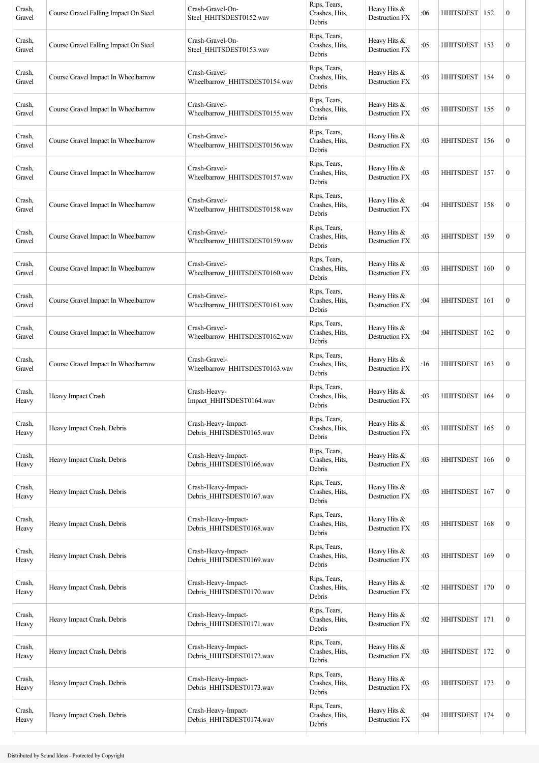| Crash, Gravel | Course Gravel Falling Impact On Steel | Crash-Gravel-On-Steel_HHITSDEST0152.wav | Rips, Tears, Crashes, Hits, Debris | Heavy Hits & Destruction FX | :06 | HHITSDEST | 152 | 0 |
|---|---|---|---|---|---|---|---|---|
| Crash, Gravel | Course Gravel Falling Impact On Steel | Crash-Gravel-On-Steel_HHITSDEST0153.wav | Rips, Tears, Crashes, Hits, Debris | Heavy Hits & Destruction FX | :05 | HHITSDEST | 153 | 0 |
| Crash, Gravel | Course Gravel Impact In Wheelbarrow | Crash-Gravel-Wheelbarrow_HHITSDEST0154.wav | Rips, Tears, Crashes, Hits, Debris | Heavy Hits & Destruction FX | :03 | HHITSDEST | 154 | 0 |
| Crash, Gravel | Course Gravel Impact In Wheelbarrow | Crash-Gravel-Wheelbarrow_HHITSDEST0155.wav | Rips, Tears, Crashes, Hits, Debris | Heavy Hits & Destruction FX | :05 | HHITSDEST | 155 | 0 |
| Crash, Gravel | Course Gravel Impact In Wheelbarrow | Crash-Gravel-Wheelbarrow_HHITSDEST0156.wav | Rips, Tears, Crashes, Hits, Debris | Heavy Hits & Destruction FX | :03 | HHITSDEST | 156 | 0 |
| Crash, Gravel | Course Gravel Impact In Wheelbarrow | Crash-Gravel-Wheelbarrow_HHITSDEST0157.wav | Rips, Tears, Crashes, Hits, Debris | Heavy Hits & Destruction FX | :03 | HHITSDEST | 157 | 0 |
| Crash, Gravel | Course Gravel Impact In Wheelbarrow | Crash-Gravel-Wheelbarrow_HHITSDEST0158.wav | Rips, Tears, Crashes, Hits, Debris | Heavy Hits & Destruction FX | :04 | HHITSDEST | 158 | 0 |
| Crash, Gravel | Course Gravel Impact In Wheelbarrow | Crash-Gravel-Wheelbarrow_HHITSDEST0159.wav | Rips, Tears, Crashes, Hits, Debris | Heavy Hits & Destruction FX | :03 | HHITSDEST | 159 | 0 |
| Crash, Gravel | Course Gravel Impact In Wheelbarrow | Crash-Gravel-Wheelbarrow_HHITSDEST0160.wav | Rips, Tears, Crashes, Hits, Debris | Heavy Hits & Destruction FX | :03 | HHITSDEST | 160 | 0 |
| Crash, Gravel | Course Gravel Impact In Wheelbarrow | Crash-Gravel-Wheelbarrow_HHITSDEST0161.wav | Rips, Tears, Crashes, Hits, Debris | Heavy Hits & Destruction FX | :04 | HHITSDEST | 161 | 0 |
| Crash, Gravel | Course Gravel Impact In Wheelbarrow | Crash-Gravel-Wheelbarrow_HHITSDEST0162.wav | Rips, Tears, Crashes, Hits, Debris | Heavy Hits & Destruction FX | :04 | HHITSDEST | 162 | 0 |
| Crash, Gravel | Course Gravel Impact In Wheelbarrow | Crash-Gravel-Wheelbarrow_HHITSDEST0163.wav | Rips, Tears, Crashes, Hits, Debris | Heavy Hits & Destruction FX | :16 | HHITSDEST | 163 | 0 |
| Crash, Heavy | Heavy Impact Crash | Crash-Heavy-Impact_HHITSDEST0164.wav | Rips, Tears, Crashes, Hits, Debris | Heavy Hits & Destruction FX | :03 | HHITSDEST | 164 | 0 |
| Crash, Heavy | Heavy Impact Crash, Debris | Crash-Heavy-Impact-Debris_HHITSDEST0165.wav | Rips, Tears, Crashes, Hits, Debris | Heavy Hits & Destruction FX | :03 | HHITSDEST | 165 | 0 |
| Crash, Heavy | Heavy Impact Crash, Debris | Crash-Heavy-Impact-Debris_HHITSDEST0166.wav | Rips, Tears, Crashes, Hits, Debris | Heavy Hits & Destruction FX | :03 | HHITSDEST | 166 | 0 |
| Crash, Heavy | Heavy Impact Crash, Debris | Crash-Heavy-Impact-Debris_HHITSDEST0167.wav | Rips, Tears, Crashes, Hits, Debris | Heavy Hits & Destruction FX | :03 | HHITSDEST | 167 | 0 |
| Crash, Heavy | Heavy Impact Crash, Debris | Crash-Heavy-Impact-Debris_HHITSDEST0168.wav | Rips, Tears, Crashes, Hits, Debris | Heavy Hits & Destruction FX | :03 | HHITSDEST | 168 | 0 |
| Crash, Heavy | Heavy Impact Crash, Debris | Crash-Heavy-Impact-Debris_HHITSDEST0169.wav | Rips, Tears, Crashes, Hits, Debris | Heavy Hits & Destruction FX | :03 | HHITSDEST | 169 | 0 |
| Crash, Heavy | Heavy Impact Crash, Debris | Crash-Heavy-Impact-Debris_HHITSDEST0170.wav | Rips, Tears, Crashes, Hits, Debris | Heavy Hits & Destruction FX | :02 | HHITSDEST | 170 | 0 |
| Crash, Heavy | Heavy Impact Crash, Debris | Crash-Heavy-Impact-Debris_HHITSDEST0171.wav | Rips, Tears, Crashes, Hits, Debris | Heavy Hits & Destruction FX | :02 | HHITSDEST | 171 | 0 |
| Crash, Heavy | Heavy Impact Crash, Debris | Crash-Heavy-Impact-Debris_HHITSDEST0172.wav | Rips, Tears, Crashes, Hits, Debris | Heavy Hits & Destruction FX | :03 | HHITSDEST | 172 | 0 |
| Crash, Heavy | Heavy Impact Crash, Debris | Crash-Heavy-Impact-Debris_HHITSDEST0173.wav | Rips, Tears, Crashes, Hits, Debris | Heavy Hits & Destruction FX | :03 | HHITSDEST | 173 | 0 |
| Crash, Heavy | Heavy Impact Crash, Debris | Crash-Heavy-Impact-Debris_HHITSDEST0174.wav | Rips, Tears, Crashes, Hits, Debris | Heavy Hits & Destruction FX | :04 | HHITSDEST | 174 | 0 |

Distributed by Sound Ideas - Protected by Copyright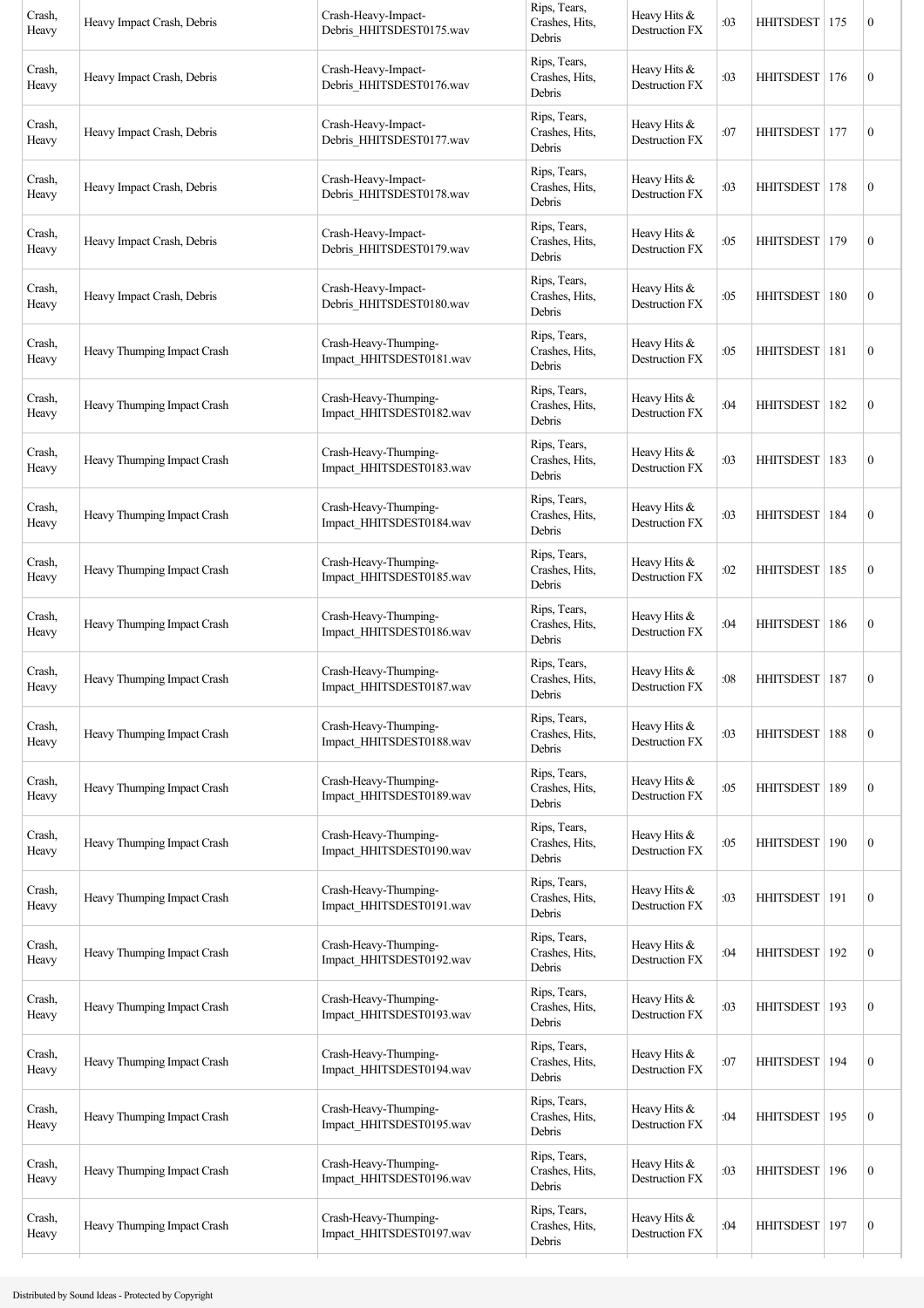| Crash, Heavy | Heavy Impact Crash, Debris | Crash-Heavy-Impact-Debris_HHITSDEST0175.wav | Rips, Tears, Crashes, Hits, Debris | Heavy Hits & Destruction FX | :03 | HHITSDEST | 175 | 0 |
|---|---|---|---|---|---|---|---|---|
| Crash, Heavy | Heavy Impact Crash, Debris | Crash-Heavy-Impact-Debris_HHITSDEST0176.wav | Rips, Tears, Crashes, Hits, Debris | Heavy Hits & Destruction FX | :03 | HHITSDEST | 176 | 0 |
| Crash, Heavy | Heavy Impact Crash, Debris | Crash-Heavy-Impact-Debris_HHITSDEST0177.wav | Rips, Tears, Crashes, Hits, Debris | Heavy Hits & Destruction FX | :07 | HHITSDEST | 177 | 0 |
| Crash, Heavy | Heavy Impact Crash, Debris | Crash-Heavy-Impact-Debris_HHITSDEST0178.wav | Rips, Tears, Crashes, Hits, Debris | Heavy Hits & Destruction FX | :03 | HHITSDEST | 178 | 0 |
| Crash, Heavy | Heavy Impact Crash, Debris | Crash-Heavy-Impact-Debris_HHITSDEST0179.wav | Rips, Tears, Crashes, Hits, Debris | Heavy Hits & Destruction FX | :05 | HHITSDEST | 179 | 0 |
| Crash, Heavy | Heavy Impact Crash, Debris | Crash-Heavy-Impact-Debris_HHITSDEST0180.wav | Rips, Tears, Crashes, Hits, Debris | Heavy Hits & Destruction FX | :05 | HHITSDEST | 180 | 0 |
| Crash, Heavy | Heavy Thumping Impact Crash | Crash-Heavy-Thumping-Impact_HHITSDEST0181.wav | Rips, Tears, Crashes, Hits, Debris | Heavy Hits & Destruction FX | :05 | HHITSDEST | 181 | 0 |
| Crash, Heavy | Heavy Thumping Impact Crash | Crash-Heavy-Thumping-Impact_HHITSDEST0182.wav | Rips, Tears, Crashes, Hits, Debris | Heavy Hits & Destruction FX | :04 | HHITSDEST | 182 | 0 |
| Crash, Heavy | Heavy Thumping Impact Crash | Crash-Heavy-Thumping-Impact_HHITSDEST0183.wav | Rips, Tears, Crashes, Hits, Debris | Heavy Hits & Destruction FX | :03 | HHITSDEST | 183 | 0 |
| Crash, Heavy | Heavy Thumping Impact Crash | Crash-Heavy-Thumping-Impact_HHITSDEST0184.wav | Rips, Tears, Crashes, Hits, Debris | Heavy Hits & Destruction FX | :03 | HHITSDEST | 184 | 0 |
| Crash, Heavy | Heavy Thumping Impact Crash | Crash-Heavy-Thumping-Impact_HHITSDEST0185.wav | Rips, Tears, Crashes, Hits, Debris | Heavy Hits & Destruction FX | :02 | HHITSDEST | 185 | 0 |
| Crash, Heavy | Heavy Thumping Impact Crash | Crash-Heavy-Thumping-Impact_HHITSDEST0186.wav | Rips, Tears, Crashes, Hits, Debris | Heavy Hits & Destruction FX | :04 | HHITSDEST | 186 | 0 |
| Crash, Heavy | Heavy Thumping Impact Crash | Crash-Heavy-Thumping-Impact_HHITSDEST0187.wav | Rips, Tears, Crashes, Hits, Debris | Heavy Hits & Destruction FX | :08 | HHITSDEST | 187 | 0 |
| Crash, Heavy | Heavy Thumping Impact Crash | Crash-Heavy-Thumping-Impact_HHITSDEST0188.wav | Rips, Tears, Crashes, Hits, Debris | Heavy Hits & Destruction FX | :03 | HHITSDEST | 188 | 0 |
| Crash, Heavy | Heavy Thumping Impact Crash | Crash-Heavy-Thumping-Impact_HHITSDEST0189.wav | Rips, Tears, Crashes, Hits, Debris | Heavy Hits & Destruction FX | :05 | HHITSDEST | 189 | 0 |
| Crash, Heavy | Heavy Thumping Impact Crash | Crash-Heavy-Thumping-Impact_HHITSDEST0190.wav | Rips, Tears, Crashes, Hits, Debris | Heavy Hits & Destruction FX | :05 | HHITSDEST | 190 | 0 |
| Crash, Heavy | Heavy Thumping Impact Crash | Crash-Heavy-Thumping-Impact_HHITSDEST0191.wav | Rips, Tears, Crashes, Hits, Debris | Heavy Hits & Destruction FX | :03 | HHITSDEST | 191 | 0 |
| Crash, Heavy | Heavy Thumping Impact Crash | Crash-Heavy-Thumping-Impact_HHITSDEST0192.wav | Rips, Tears, Crashes, Hits, Debris | Heavy Hits & Destruction FX | :04 | HHITSDEST | 192 | 0 |
| Crash, Heavy | Heavy Thumping Impact Crash | Crash-Heavy-Thumping-Impact_HHITSDEST0193.wav | Rips, Tears, Crashes, Hits, Debris | Heavy Hits & Destruction FX | :03 | HHITSDEST | 193 | 0 |
| Crash, Heavy | Heavy Thumping Impact Crash | Crash-Heavy-Thumping-Impact_HHITSDEST0194.wav | Rips, Tears, Crashes, Hits, Debris | Heavy Hits & Destruction FX | :07 | HHITSDEST | 194 | 0 |
| Crash, Heavy | Heavy Thumping Impact Crash | Crash-Heavy-Thumping-Impact_HHITSDEST0195.wav | Rips, Tears, Crashes, Hits, Debris | Heavy Hits & Destruction FX | :04 | HHITSDEST | 195 | 0 |
| Crash, Heavy | Heavy Thumping Impact Crash | Crash-Heavy-Thumping-Impact_HHITSDEST0196.wav | Rips, Tears, Crashes, Hits, Debris | Heavy Hits & Destruction FX | :03 | HHITSDEST | 196 | 0 |
| Crash, Heavy | Heavy Thumping Impact Crash | Crash-Heavy-Thumping-Impact_HHITSDEST0197.wav | Rips, Tears, Crashes, Hits, Debris | Heavy Hits & Destruction FX | :04 | HHITSDEST | 197 | 0 |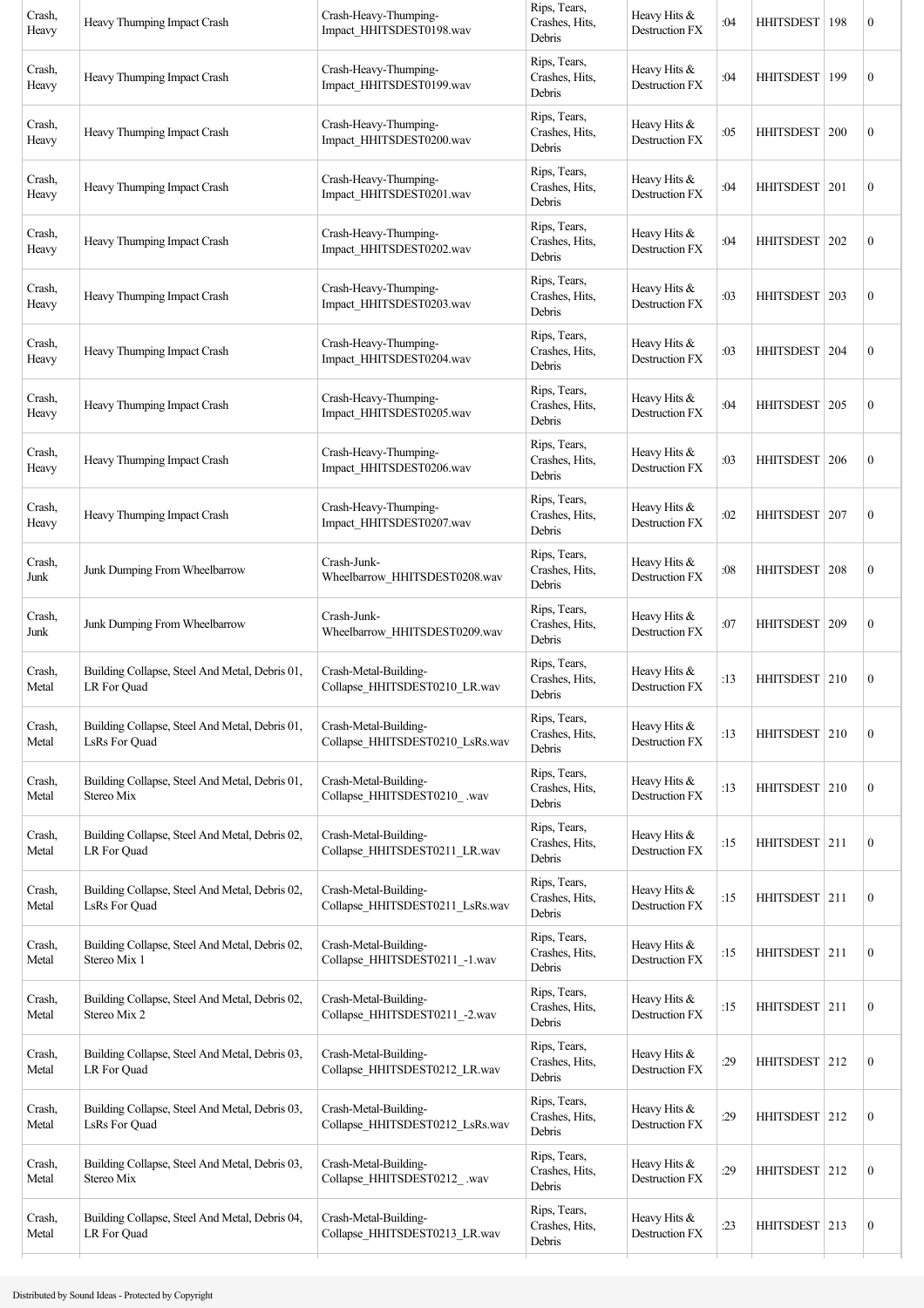| Crash, Heavy | Heavy Thumping Impact Crash | Crash-Heavy-Thumping-Impact_HHITSDEST0198.wav | Rips, Tears, Crashes, Hits, Debris | Heavy Hits & Destruction FX | :04 | HHITSDEST | 198 | 0 |
|---|---|---|---|---|---|---|---|---|
| Crash, Heavy | Heavy Thumping Impact Crash | Crash-Heavy-Thumping-Impact_HHITSDEST0199.wav | Rips, Tears, Crashes, Hits, Debris | Heavy Hits & Destruction FX | :04 | HHITSDEST | 199 | 0 |
| Crash, Heavy | Heavy Thumping Impact Crash | Crash-Heavy-Thumping-Impact_HHITSDEST0200.wav | Rips, Tears, Crashes, Hits, Debris | Heavy Hits & Destruction FX | :05 | HHITSDEST | 200 | 0 |
| Crash, Heavy | Heavy Thumping Impact Crash | Crash-Heavy-Thumping-Impact_HHITSDEST0201.wav | Rips, Tears, Crashes, Hits, Debris | Heavy Hits & Destruction FX | :04 | HHITSDEST | 201 | 0 |
| Crash, Heavy | Heavy Thumping Impact Crash | Crash-Heavy-Thumping-Impact_HHITSDEST0202.wav | Rips, Tears, Crashes, Hits, Debris | Heavy Hits & Destruction FX | :04 | HHITSDEST | 202 | 0 |
| Crash, Heavy | Heavy Thumping Impact Crash | Crash-Heavy-Thumping-Impact_HHITSDEST0203.wav | Rips, Tears, Crashes, Hits, Debris | Heavy Hits & Destruction FX | :03 | HHITSDEST | 203 | 0 |
| Crash, Heavy | Heavy Thumping Impact Crash | Crash-Heavy-Thumping-Impact_HHITSDEST0204.wav | Rips, Tears, Crashes, Hits, Debris | Heavy Hits & Destruction FX | :03 | HHITSDEST | 204 | 0 |
| Crash, Heavy | Heavy Thumping Impact Crash | Crash-Heavy-Thumping-Impact_HHITSDEST0205.wav | Rips, Tears, Crashes, Hits, Debris | Heavy Hits & Destruction FX | :04 | HHITSDEST | 205 | 0 |
| Crash, Heavy | Heavy Thumping Impact Crash | Crash-Heavy-Thumping-Impact_HHITSDEST0206.wav | Rips, Tears, Crashes, Hits, Debris | Heavy Hits & Destruction FX | :03 | HHITSDEST | 206 | 0 |
| Crash, Heavy | Heavy Thumping Impact Crash | Crash-Heavy-Thumping-Impact_HHITSDEST0207.wav | Rips, Tears, Crashes, Hits, Debris | Heavy Hits & Destruction FX | :02 | HHITSDEST | 207 | 0 |
| Crash, Junk | Junk Dumping From Wheelbarrow | Crash-Junk-Wheelbarrow_HHITSDEST0208.wav | Rips, Tears, Crashes, Hits, Debris | Heavy Hits & Destruction FX | :08 | HHITSDEST | 208 | 0 |
| Crash, Junk | Junk Dumping From Wheelbarrow | Crash-Junk-Wheelbarrow_HHITSDEST0209.wav | Rips, Tears, Crashes, Hits, Debris | Heavy Hits & Destruction FX | :07 | HHITSDEST | 209 | 0 |
| Crash, Metal | Building Collapse, Steel And Metal, Debris 01, LR For Quad | Crash-Metal-Building-Collapse_HHITSDEST0210_LR.wav | Rips, Tears, Crashes, Hits, Debris | Heavy Hits & Destruction FX | :13 | HHITSDEST | 210 | 0 |
| Crash, Metal | Building Collapse, Steel And Metal, Debris 01, LsRs For Quad | Crash-Metal-Building-Collapse_HHITSDEST0210_LsRs.wav | Rips, Tears, Crashes, Hits, Debris | Heavy Hits & Destruction FX | :13 | HHITSDEST | 210 | 0 |
| Crash, Metal | Building Collapse, Steel And Metal, Debris 01, Stereo Mix | Crash-Metal-Building-Collapse_HHITSDEST0210_ .wav | Rips, Tears, Crashes, Hits, Debris | Heavy Hits & Destruction FX | :13 | HHITSDEST | 210 | 0 |
| Crash, Metal | Building Collapse, Steel And Metal, Debris 02, LR For Quad | Crash-Metal-Building-Collapse_HHITSDEST0211_LR.wav | Rips, Tears, Crashes, Hits, Debris | Heavy Hits & Destruction FX | :15 | HHITSDEST | 211 | 0 |
| Crash, Metal | Building Collapse, Steel And Metal, Debris 02, LsRs For Quad | Crash-Metal-Building-Collapse_HHITSDEST0211_LsRs.wav | Rips, Tears, Crashes, Hits, Debris | Heavy Hits & Destruction FX | :15 | HHITSDEST | 211 | 0 |
| Crash, Metal | Building Collapse, Steel And Metal, Debris 02, Stereo Mix 1 | Crash-Metal-Building-Collapse_HHITSDEST0211_-1.wav | Rips, Tears, Crashes, Hits, Debris | Heavy Hits & Destruction FX | :15 | HHITSDEST | 211 | 0 |
| Crash, Metal | Building Collapse, Steel And Metal, Debris 02, Stereo Mix 2 | Crash-Metal-Building-Collapse_HHITSDEST0211_-2.wav | Rips, Tears, Crashes, Hits, Debris | Heavy Hits & Destruction FX | :15 | HHITSDEST | 211 | 0 |
| Crash, Metal | Building Collapse, Steel And Metal, Debris 03, LR For Quad | Crash-Metal-Building-Collapse_HHITSDEST0212_LR.wav | Rips, Tears, Crashes, Hits, Debris | Heavy Hits & Destruction FX | :29 | HHITSDEST | 212 | 0 |
| Crash, Metal | Building Collapse, Steel And Metal, Debris 03, LsRs For Quad | Crash-Metal-Building-Collapse_HHITSDEST0212_LsRs.wav | Rips, Tears, Crashes, Hits, Debris | Heavy Hits & Destruction FX | :29 | HHITSDEST | 212 | 0 |
| Crash, Metal | Building Collapse, Steel And Metal, Debris 03, Stereo Mix | Crash-Metal-Building-Collapse_HHITSDEST0212_ .wav | Rips, Tears, Crashes, Hits, Debris | Heavy Hits & Destruction FX | :29 | HHITSDEST | 212 | 0 |
| Crash, Metal | Building Collapse, Steel And Metal, Debris 04, LR For Quad | Crash-Metal-Building-Collapse_HHITSDEST0213_LR.wav | Rips, Tears, Crashes, Hits, Debris | Heavy Hits & Destruction FX | :23 | HHITSDEST | 213 | 0 |

Distributed by Sound Ideas - Protected by Copyright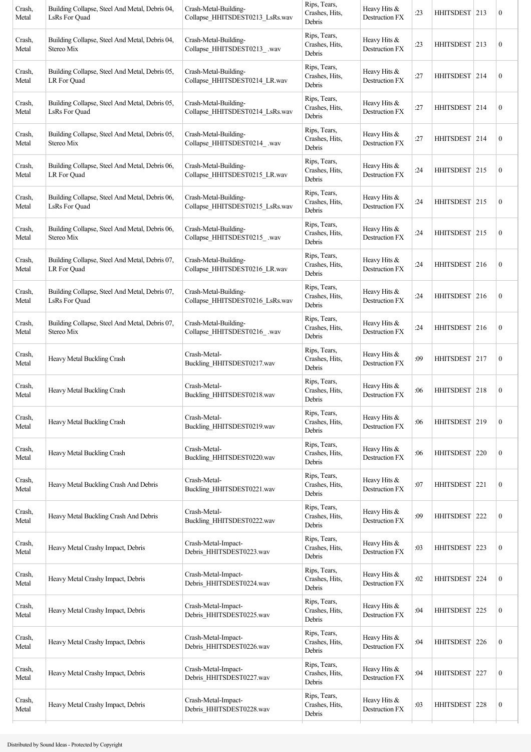| Crash, Metal | Building Collapse, Steel And Metal, Debris 04, LsRs For Quad | Crash-Metal-Building-Collapse_HHITSDEST0213_LsRs.wav | Rips, Tears, Crashes, Hits, Debris | Heavy Hits & Destruction FX | :23 | HHITSDEST | 213 | 0 |
|---|---|---|---|---|---|---|---|---|
| Crash, Metal | Building Collapse, Steel And Metal, Debris 04, Stereo Mix | Crash-Metal-Building-Collapse_HHITSDEST0213_ .wav | Rips, Tears, Crashes, Hits, Debris | Heavy Hits & Destruction FX | :23 | HHITSDEST | 213 | 0 |
| Crash, Metal | Building Collapse, Steel And Metal, Debris 05, LR For Quad | Crash-Metal-Building-Collapse_HHITSDEST0214_LR.wav | Rips, Tears, Crashes, Hits, Debris | Heavy Hits & Destruction FX | :27 | HHITSDEST | 214 | 0 |
| Crash, Metal | Building Collapse, Steel And Metal, Debris 05, LsRs For Quad | Crash-Metal-Building-Collapse_HHITSDEST0214_LsRs.wav | Rips, Tears, Crashes, Hits, Debris | Heavy Hits & Destruction FX | :27 | HHITSDEST | 214 | 0 |
| Crash, Metal | Building Collapse, Steel And Metal, Debris 05, Stereo Mix | Crash-Metal-Building-Collapse_HHITSDEST0214_ .wav | Rips, Tears, Crashes, Hits, Debris | Heavy Hits & Destruction FX | :27 | HHITSDEST | 214 | 0 |
| Crash, Metal | Building Collapse, Steel And Metal, Debris 06, LR For Quad | Crash-Metal-Building-Collapse_HHITSDEST0215_LR.wav | Rips, Tears, Crashes, Hits, Debris | Heavy Hits & Destruction FX | :24 | HHITSDEST | 215 | 0 |
| Crash, Metal | Building Collapse, Steel And Metal, Debris 06, LsRs For Quad | Crash-Metal-Building-Collapse_HHITSDEST0215_LsRs.wav | Rips, Tears, Crashes, Hits, Debris | Heavy Hits & Destruction FX | :24 | HHITSDEST | 215 | 0 |
| Crash, Metal | Building Collapse, Steel And Metal, Debris 06, Stereo Mix | Crash-Metal-Building-Collapse_HHITSDEST0215_ .wav | Rips, Tears, Crashes, Hits, Debris | Heavy Hits & Destruction FX | :24 | HHITSDEST | 215 | 0 |
| Crash, Metal | Building Collapse, Steel And Metal, Debris 07, LR For Quad | Crash-Metal-Building-Collapse_HHITSDEST0216_LR.wav | Rips, Tears, Crashes, Hits, Debris | Heavy Hits & Destruction FX | :24 | HHITSDEST | 216 | 0 |
| Crash, Metal | Building Collapse, Steel And Metal, Debris 07, LsRs For Quad | Crash-Metal-Building-Collapse_HHITSDEST0216_LsRs.wav | Rips, Tears, Crashes, Hits, Debris | Heavy Hits & Destruction FX | :24 | HHITSDEST | 216 | 0 |
| Crash, Metal | Building Collapse, Steel And Metal, Debris 07, Stereo Mix | Crash-Metal-Building-Collapse_HHITSDEST0216_ .wav | Rips, Tears, Crashes, Hits, Debris | Heavy Hits & Destruction FX | :24 | HHITSDEST | 216 | 0 |
| Crash, Metal | Heavy Metal Buckling Crash | Crash-Metal-Buckling_HHITSDEST0217.wav | Rips, Tears, Crashes, Hits, Debris | Heavy Hits & Destruction FX | :09 | HHITSDEST | 217 | 0 |
| Crash, Metal | Heavy Metal Buckling Crash | Crash-Metal-Buckling_HHITSDEST0218.wav | Rips, Tears, Crashes, Hits, Debris | Heavy Hits & Destruction FX | :06 | HHITSDEST | 218 | 0 |
| Crash, Metal | Heavy Metal Buckling Crash | Crash-Metal-Buckling_HHITSDEST0219.wav | Rips, Tears, Crashes, Hits, Debris | Heavy Hits & Destruction FX | :06 | HHITSDEST | 219 | 0 |
| Crash, Metal | Heavy Metal Buckling Crash | Crash-Metal-Buckling_HHITSDEST0220.wav | Rips, Tears, Crashes, Hits, Debris | Heavy Hits & Destruction FX | :06 | HHITSDEST | 220 | 0 |
| Crash, Metal | Heavy Metal Buckling Crash And Debris | Crash-Metal-Buckling_HHITSDEST0221.wav | Rips, Tears, Crashes, Hits, Debris | Heavy Hits & Destruction FX | :07 | HHITSDEST | 221 | 0 |
| Crash, Metal | Heavy Metal Buckling Crash And Debris | Crash-Metal-Buckling_HHITSDEST0222.wav | Rips, Tears, Crashes, Hits, Debris | Heavy Hits & Destruction FX | :09 | HHITSDEST | 222 | 0 |
| Crash, Metal | Heavy Metal Crashy Impact, Debris | Crash-Metal-Impact-Debris_HHITSDEST0223.wav | Rips, Tears, Crashes, Hits, Debris | Heavy Hits & Destruction FX | :03 | HHITSDEST | 223 | 0 |
| Crash, Metal | Heavy Metal Crashy Impact, Debris | Crash-Metal-Impact-Debris_HHITSDEST0224.wav | Rips, Tears, Crashes, Hits, Debris | Heavy Hits & Destruction FX | :02 | HHITSDEST | 224 | 0 |
| Crash, Metal | Heavy Metal Crashy Impact, Debris | Crash-Metal-Impact-Debris_HHITSDEST0225.wav | Rips, Tears, Crashes, Hits, Debris | Heavy Hits & Destruction FX | :04 | HHITSDEST | 225 | 0 |
| Crash, Metal | Heavy Metal Crashy Impact, Debris | Crash-Metal-Impact-Debris_HHITSDEST0226.wav | Rips, Tears, Crashes, Hits, Debris | Heavy Hits & Destruction FX | :04 | HHITSDEST | 226 | 0 |
| Crash, Metal | Heavy Metal Crashy Impact, Debris | Crash-Metal-Impact-Debris_HHITSDEST0227.wav | Rips, Tears, Crashes, Hits, Debris | Heavy Hits & Destruction FX | :04 | HHITSDEST | 227 | 0 |
| Crash, Metal | Heavy Metal Crashy Impact, Debris | Crash-Metal-Impact-Debris_HHITSDEST0228.wav | Rips, Tears, Crashes, Hits, Debris | Heavy Hits & Destruction FX | :03 | HHITSDEST | 228 | 0 |

Distributed by Sound Ideas - Protected by Copyright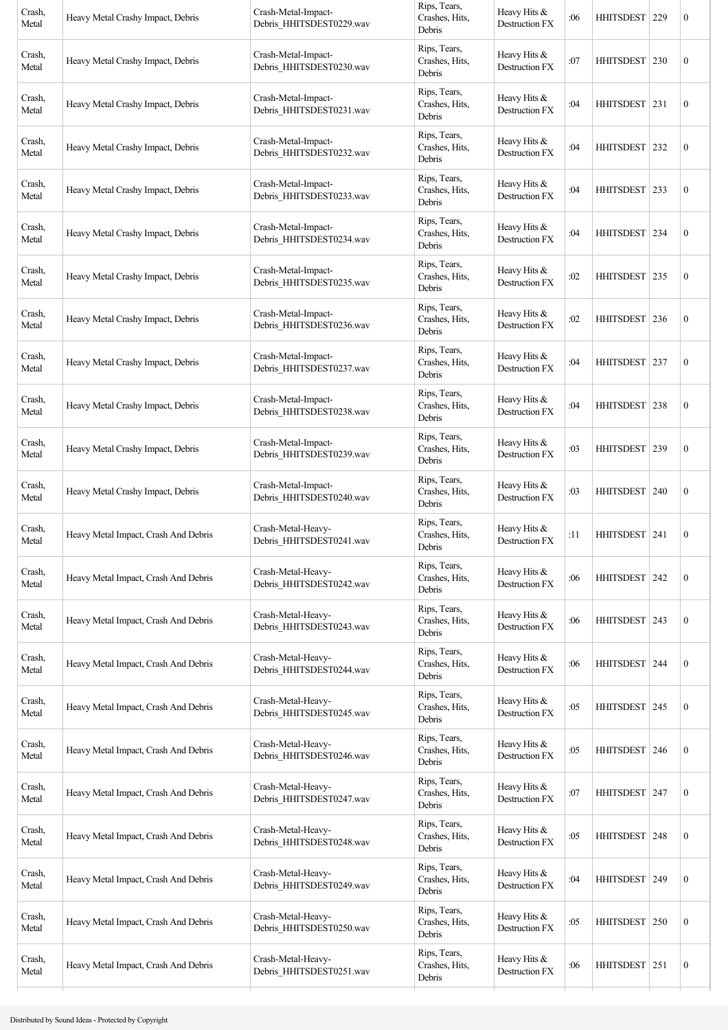| Crash, Metal | Heavy Metal Crashy Impact, Debris | Crash-Metal-Impact-Debris_HHITSDEST0229.wav | Rips, Tears, Crashes, Hits, Debris | Heavy Hits & Destruction FX | :06 | HHITSDEST | 229 | 0 |
|---|---|---|---|---|---|---|---|---|
| Crash, Metal | Heavy Metal Crashy Impact, Debris | Crash-Metal-Impact-Debris_HHITSDEST0230.wav | Rips, Tears, Crashes, Hits, Debris | Heavy Hits & Destruction FX | :07 | HHITSDEST | 230 | 0 |
| Crash, Metal | Heavy Metal Crashy Impact, Debris | Crash-Metal-Impact-Debris_HHITSDEST0231.wav | Rips, Tears, Crashes, Hits, Debris | Heavy Hits & Destruction FX | :04 | HHITSDEST | 231 | 0 |
| Crash, Metal | Heavy Metal Crashy Impact, Debris | Crash-Metal-Impact-Debris_HHITSDEST0232.wav | Rips, Tears, Crashes, Hits, Debris | Heavy Hits & Destruction FX | :04 | HHITSDEST | 232 | 0 |
| Crash, Metal | Heavy Metal Crashy Impact, Debris | Crash-Metal-Impact-Debris_HHITSDEST0233.wav | Rips, Tears, Crashes, Hits, Debris | Heavy Hits & Destruction FX | :04 | HHITSDEST | 233 | 0 |
| Crash, Metal | Heavy Metal Crashy Impact, Debris | Crash-Metal-Impact-Debris_HHITSDEST0234.wav | Rips, Tears, Crashes, Hits, Debris | Heavy Hits & Destruction FX | :04 | HHITSDEST | 234 | 0 |
| Crash, Metal | Heavy Metal Crashy Impact, Debris | Crash-Metal-Impact-Debris_HHITSDEST0235.wav | Rips, Tears, Crashes, Hits, Debris | Heavy Hits & Destruction FX | :02 | HHITSDEST | 235 | 0 |
| Crash, Metal | Heavy Metal Crashy Impact, Debris | Crash-Metal-Impact-Debris_HHITSDEST0236.wav | Rips, Tears, Crashes, Hits, Debris | Heavy Hits & Destruction FX | :02 | HHITSDEST | 236 | 0 |
| Crash, Metal | Heavy Metal Crashy Impact, Debris | Crash-Metal-Impact-Debris_HHITSDEST0237.wav | Rips, Tears, Crashes, Hits, Debris | Heavy Hits & Destruction FX | :04 | HHITSDEST | 237 | 0 |
| Crash, Metal | Heavy Metal Crashy Impact, Debris | Crash-Metal-Impact-Debris_HHITSDEST0238.wav | Rips, Tears, Crashes, Hits, Debris | Heavy Hits & Destruction FX | :04 | HHITSDEST | 238 | 0 |
| Crash, Metal | Heavy Metal Crashy Impact, Debris | Crash-Metal-Impact-Debris_HHITSDEST0239.wav | Rips, Tears, Crashes, Hits, Debris | Heavy Hits & Destruction FX | :03 | HHITSDEST | 239 | 0 |
| Crash, Metal | Heavy Metal Crashy Impact, Debris | Crash-Metal-Impact-Debris_HHITSDEST0240.wav | Rips, Tears, Crashes, Hits, Debris | Heavy Hits & Destruction FX | :03 | HHITSDEST | 240 | 0 |
| Crash, Metal | Heavy Metal Impact, Crash And Debris | Crash-Metal-Heavy-Debris_HHITSDEST0241.wav | Rips, Tears, Crashes, Hits, Debris | Heavy Hits & Destruction FX | :11 | HHITSDEST | 241 | 0 |
| Crash, Metal | Heavy Metal Impact, Crash And Debris | Crash-Metal-Heavy-Debris_HHITSDEST0242.wav | Rips, Tears, Crashes, Hits, Debris | Heavy Hits & Destruction FX | :06 | HHITSDEST | 242 | 0 |
| Crash, Metal | Heavy Metal Impact, Crash And Debris | Crash-Metal-Heavy-Debris_HHITSDEST0243.wav | Rips, Tears, Crashes, Hits, Debris | Heavy Hits & Destruction FX | :06 | HHITSDEST | 243 | 0 |
| Crash, Metal | Heavy Metal Impact, Crash And Debris | Crash-Metal-Heavy-Debris_HHITSDEST0244.wav | Rips, Tears, Crashes, Hits, Debris | Heavy Hits & Destruction FX | :06 | HHITSDEST | 244 | 0 |
| Crash, Metal | Heavy Metal Impact, Crash And Debris | Crash-Metal-Heavy-Debris_HHITSDEST0245.wav | Rips, Tears, Crashes, Hits, Debris | Heavy Hits & Destruction FX | :05 | HHITSDEST | 245 | 0 |
| Crash, Metal | Heavy Metal Impact, Crash And Debris | Crash-Metal-Heavy-Debris_HHITSDEST0246.wav | Rips, Tears, Crashes, Hits, Debris | Heavy Hits & Destruction FX | :05 | HHITSDEST | 246 | 0 |
| Crash, Metal | Heavy Metal Impact, Crash And Debris | Crash-Metal-Heavy-Debris_HHITSDEST0247.wav | Rips, Tears, Crashes, Hits, Debris | Heavy Hits & Destruction FX | :07 | HHITSDEST | 247 | 0 |
| Crash, Metal | Heavy Metal Impact, Crash And Debris | Crash-Metal-Heavy-Debris_HHITSDEST0248.wav | Rips, Tears, Crashes, Hits, Debris | Heavy Hits & Destruction FX | :05 | HHITSDEST | 248 | 0 |
| Crash, Metal | Heavy Metal Impact, Crash And Debris | Crash-Metal-Heavy-Debris_HHITSDEST0249.wav | Rips, Tears, Crashes, Hits, Debris | Heavy Hits & Destruction FX | :04 | HHITSDEST | 249 | 0 |
| Crash, Metal | Heavy Metal Impact, Crash And Debris | Crash-Metal-Heavy-Debris_HHITSDEST0250.wav | Rips, Tears, Crashes, Hits, Debris | Heavy Hits & Destruction FX | :05 | HHITSDEST | 250 | 0 |
| Crash, Metal | Heavy Metal Impact, Crash And Debris | Crash-Metal-Heavy-Debris_HHITSDEST0251.wav | Rips, Tears, Crashes, Hits, Debris | Heavy Hits & Destruction FX | :06 | HHITSDEST | 251 | 0 |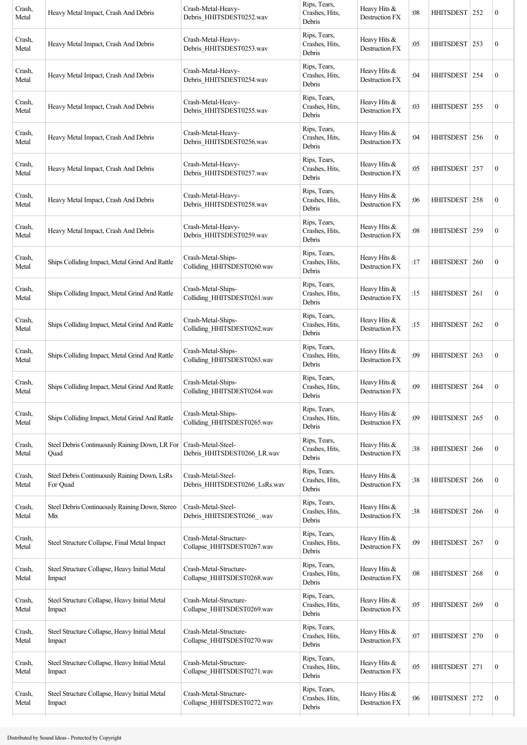| Crash, Metal | Heavy Metal Impact, Crash And Debris | Crash-Metal-Heavy-Debris_HHITSDEST0252.wav | Rips, Tears, Crashes, Hits, Debris | Heavy Hits & Destruction FX | :08 | HHITSDEST | 252 | 0 |
|---|---|---|---|---|---|---|---|---|
| Crash, Metal | Heavy Metal Impact, Crash And Debris | Crash-Metal-Heavy-Debris_HHITSDEST0253.wav | Rips, Tears, Crashes, Hits, Debris | Heavy Hits & Destruction FX | :05 | HHITSDEST | 253 | 0 |
| Crash, Metal | Heavy Metal Impact, Crash And Debris | Crash-Metal-Heavy-Debris_HHITSDEST0254.wav | Rips, Tears, Crashes, Hits, Debris | Heavy Hits & Destruction FX | :04 | HHITSDEST | 254 | 0 |
| Crash, Metal | Heavy Metal Impact, Crash And Debris | Crash-Metal-Heavy-Debris_HHITSDEST0255.wav | Rips, Tears, Crashes, Hits, Debris | Heavy Hits & Destruction FX | :03 | HHITSDEST | 255 | 0 |
| Crash, Metal | Heavy Metal Impact, Crash And Debris | Crash-Metal-Heavy-Debris_HHITSDEST0256.wav | Rips, Tears, Crashes, Hits, Debris | Heavy Hits & Destruction FX | :04 | HHITSDEST | 256 | 0 |
| Crash, Metal | Heavy Metal Impact, Crash And Debris | Crash-Metal-Heavy-Debris_HHITSDEST0257.wav | Rips, Tears, Crashes, Hits, Debris | Heavy Hits & Destruction FX | :05 | HHITSDEST | 257 | 0 |
| Crash, Metal | Heavy Metal Impact, Crash And Debris | Crash-Metal-Heavy-Debris_HHITSDEST0258.wav | Rips, Tears, Crashes, Hits, Debris | Heavy Hits & Destruction FX | :06 | HHITSDEST | 258 | 0 |
| Crash, Metal | Heavy Metal Impact, Crash And Debris | Crash-Metal-Heavy-Debris_HHITSDEST0259.wav | Rips, Tears, Crashes, Hits, Debris | Heavy Hits & Destruction FX | :08 | HHITSDEST | 259 | 0 |
| Crash, Metal | Ships Colliding Impact, Metal Grind And Rattle | Crash-Metal-Ships-Colliding_HHITSDEST0260.wav | Rips, Tears, Crashes, Hits, Debris | Heavy Hits & Destruction FX | :17 | HHITSDEST | 260 | 0 |
| Crash, Metal | Ships Colliding Impact, Metal Grind And Rattle | Crash-Metal-Ships-Colliding_HHITSDEST0261.wav | Rips, Tears, Crashes, Hits, Debris | Heavy Hits & Destruction FX | :15 | HHITSDEST | 261 | 0 |
| Crash, Metal | Ships Colliding Impact, Metal Grind And Rattle | Crash-Metal-Ships-Colliding_HHITSDEST0262.wav | Rips, Tears, Crashes, Hits, Debris | Heavy Hits & Destruction FX | :15 | HHITSDEST | 262 | 0 |
| Crash, Metal | Ships Colliding Impact, Metal Grind And Rattle | Crash-Metal-Ships-Colliding_HHITSDEST0263.wav | Rips, Tears, Crashes, Hits, Debris | Heavy Hits & Destruction FX | :09 | HHITSDEST | 263 | 0 |
| Crash, Metal | Ships Colliding Impact, Metal Grind And Rattle | Crash-Metal-Ships-Colliding_HHITSDEST0264.wav | Rips, Tears, Crashes, Hits, Debris | Heavy Hits & Destruction FX | :09 | HHITSDEST | 264 | 0 |
| Crash, Metal | Ships Colliding Impact, Metal Grind And Rattle | Crash-Metal-Ships-Colliding_HHITSDEST0265.wav | Rips, Tears, Crashes, Hits, Debris | Heavy Hits & Destruction FX | :09 | HHITSDEST | 265 | 0 |
| Crash, Metal | Steel Debris Continuously Raining Down, LR For Quad | Crash-Metal-Steel-Debris_HHITSDEST0266_LR.wav | Rips, Tears, Crashes, Hits, Debris | Heavy Hits & Destruction FX | :38 | HHITSDEST | 266 | 0 |
| Crash, Metal | Steel Debris Continuously Raining Down, LsRs For Quad | Crash-Metal-Steel-Debris_HHITSDEST0266_LsRs.wav | Rips, Tears, Crashes, Hits, Debris | Heavy Hits & Destruction FX | :38 | HHITSDEST | 266 | 0 |
| Crash, Metal | Steel Debris Continuously Raining Down, Stereo Mix | Crash-Metal-Steel-Debris_HHITSDEST0266_ .wav | Rips, Tears, Crashes, Hits, Debris | Heavy Hits & Destruction FX | :38 | HHITSDEST | 266 | 0 |
| Crash, Metal | Steel Structure Collapse, Final Metal Impact | Crash-Metal-Structure-Collapse_HHITSDEST0267.wav | Rips, Tears, Crashes, Hits, Debris | Heavy Hits & Destruction FX | :09 | HHITSDEST | 267 | 0 |
| Crash, Metal | Steel Structure Collapse, Heavy Initial Metal Impact | Crash-Metal-Structure-Collapse_HHITSDEST0268.wav | Rips, Tears, Crashes, Hits, Debris | Heavy Hits & Destruction FX | :08 | HHITSDEST | 268 | 0 |
| Crash, Metal | Steel Structure Collapse, Heavy Initial Metal Impact | Crash-Metal-Structure-Collapse_HHITSDEST0269.wav | Rips, Tears, Crashes, Hits, Debris | Heavy Hits & Destruction FX | :05 | HHITSDEST | 269 | 0 |
| Crash, Metal | Steel Structure Collapse, Heavy Initial Metal Impact | Crash-Metal-Structure-Collapse_HHITSDEST0270.wav | Rips, Tears, Crashes, Hits, Debris | Heavy Hits & Destruction FX | :07 | HHITSDEST | 270 | 0 |
| Crash, Metal | Steel Structure Collapse, Heavy Initial Metal Impact | Crash-Metal-Structure-Collapse_HHITSDEST0271.wav | Rips, Tears, Crashes, Hits, Debris | Heavy Hits & Destruction FX | :05 | HHITSDEST | 271 | 0 |
| Crash, Metal | Steel Structure Collapse, Heavy Initial Metal Impact | Crash-Metal-Structure-Collapse_HHITSDEST0272.wav | Rips, Tears, Crashes, Hits, Debris | Heavy Hits & Destruction FX | :06 | HHITSDEST | 272 | 0 |

Distributed by Sound Ideas - Protected by Copyright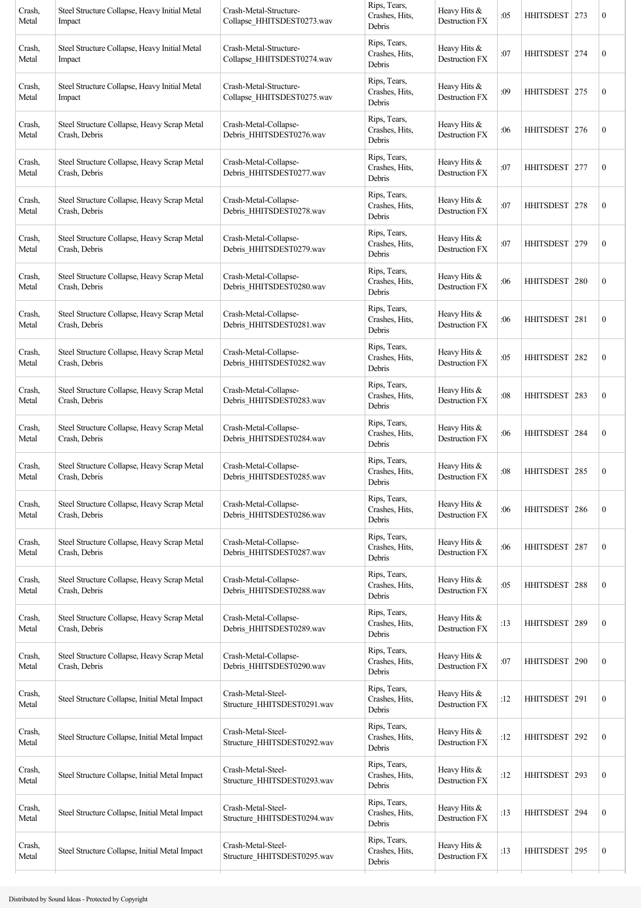| | | | | | | | | |
|---|---|---|---|---|---|---|---|---|
| Crash, Metal | Steel Structure Collapse, Heavy Initial Metal Impact | Crash-Metal-Structure-Collapse_HHITSDEST0273.wav | Rips, Tears, Crashes, Hits, Debris | Heavy Hits & Destruction FX | :05 | HHITSDEST | 273 | 0 |
| Crash, Metal | Steel Structure Collapse, Heavy Initial Metal Impact | Crash-Metal-Structure-Collapse_HHITSDEST0274.wav | Rips, Tears, Crashes, Hits, Debris | Heavy Hits & Destruction FX | :07 | HHITSDEST | 274 | 0 |
| Crash, Metal | Steel Structure Collapse, Heavy Initial Metal Impact | Crash-Metal-Structure-Collapse_HHITSDEST0275.wav | Rips, Tears, Crashes, Hits, Debris | Heavy Hits & Destruction FX | :09 | HHITSDEST | 275 | 0 |
| Crash, Metal | Steel Structure Collapse, Heavy Scrap Metal Crash, Debris | Crash-Metal-Collapse-Debris_HHITSDEST0276.wav | Rips, Tears, Crashes, Hits, Debris | Heavy Hits & Destruction FX | :06 | HHITSDEST | 276 | 0 |
| Crash, Metal | Steel Structure Collapse, Heavy Scrap Metal Crash, Debris | Crash-Metal-Collapse-Debris_HHITSDEST0277.wav | Rips, Tears, Crashes, Hits, Debris | Heavy Hits & Destruction FX | :07 | HHITSDEST | 277 | 0 |
| Crash, Metal | Steel Structure Collapse, Heavy Scrap Metal Crash, Debris | Crash-Metal-Collapse-Debris_HHITSDEST0278.wav | Rips, Tears, Crashes, Hits, Debris | Heavy Hits & Destruction FX | :07 | HHITSDEST | 278 | 0 |
| Crash, Metal | Steel Structure Collapse, Heavy Scrap Metal Crash, Debris | Crash-Metal-Collapse-Debris_HHITSDEST0279.wav | Rips, Tears, Crashes, Hits, Debris | Heavy Hits & Destruction FX | :07 | HHITSDEST | 279 | 0 |
| Crash, Metal | Steel Structure Collapse, Heavy Scrap Metal Crash, Debris | Crash-Metal-Collapse-Debris_HHITSDEST0280.wav | Rips, Tears, Crashes, Hits, Debris | Heavy Hits & Destruction FX | :06 | HHITSDEST | 280 | 0 |
| Crash, Metal | Steel Structure Collapse, Heavy Scrap Metal Crash, Debris | Crash-Metal-Collapse-Debris_HHITSDEST0281.wav | Rips, Tears, Crashes, Hits, Debris | Heavy Hits & Destruction FX | :06 | HHITSDEST | 281 | 0 |
| Crash, Metal | Steel Structure Collapse, Heavy Scrap Metal Crash, Debris | Crash-Metal-Collapse-Debris_HHITSDEST0282.wav | Rips, Tears, Crashes, Hits, Debris | Heavy Hits & Destruction FX | :05 | HHITSDEST | 282 | 0 |
| Crash, Metal | Steel Structure Collapse, Heavy Scrap Metal Crash, Debris | Crash-Metal-Collapse-Debris_HHITSDEST0283.wav | Rips, Tears, Crashes, Hits, Debris | Heavy Hits & Destruction FX | :08 | HHITSDEST | 283 | 0 |
| Crash, Metal | Steel Structure Collapse, Heavy Scrap Metal Crash, Debris | Crash-Metal-Collapse-Debris_HHITSDEST0284.wav | Rips, Tears, Crashes, Hits, Debris | Heavy Hits & Destruction FX | :06 | HHITSDEST | 284 | 0 |
| Crash, Metal | Steel Structure Collapse, Heavy Scrap Metal Crash, Debris | Crash-Metal-Collapse-Debris_HHITSDEST0285.wav | Rips, Tears, Crashes, Hits, Debris | Heavy Hits & Destruction FX | :08 | HHITSDEST | 285 | 0 |
| Crash, Metal | Steel Structure Collapse, Heavy Scrap Metal Crash, Debris | Crash-Metal-Collapse-Debris_HHITSDEST0286.wav | Rips, Tears, Crashes, Hits, Debris | Heavy Hits & Destruction FX | :06 | HHITSDEST | 286 | 0 |
| Crash, Metal | Steel Structure Collapse, Heavy Scrap Metal Crash, Debris | Crash-Metal-Collapse-Debris_HHITSDEST0287.wav | Rips, Tears, Crashes, Hits, Debris | Heavy Hits & Destruction FX | :06 | HHITSDEST | 287 | 0 |
| Crash, Metal | Steel Structure Collapse, Heavy Scrap Metal Crash, Debris | Crash-Metal-Collapse-Debris_HHITSDEST0288.wav | Rips, Tears, Crashes, Hits, Debris | Heavy Hits & Destruction FX | :05 | HHITSDEST | 288 | 0 |
| Crash, Metal | Steel Structure Collapse, Heavy Scrap Metal Crash, Debris | Crash-Metal-Collapse-Debris_HHITSDEST0289.wav | Rips, Tears, Crashes, Hits, Debris | Heavy Hits & Destruction FX | :13 | HHITSDEST | 289 | 0 |
| Crash, Metal | Steel Structure Collapse, Heavy Scrap Metal Crash, Debris | Crash-Metal-Collapse-Debris_HHITSDEST0290.wav | Rips, Tears, Crashes, Hits, Debris | Heavy Hits & Destruction FX | :07 | HHITSDEST | 290 | 0 |
| Crash, Metal | Steel Structure Collapse, Initial Metal Impact | Crash-Metal-Steel-Structure_HHITSDEST0291.wav | Rips, Tears, Crashes, Hits, Debris | Heavy Hits & Destruction FX | :12 | HHITSDEST | 291 | 0 |
| Crash, Metal | Steel Structure Collapse, Initial Metal Impact | Crash-Metal-Steel-Structure_HHITSDEST0292.wav | Rips, Tears, Crashes, Hits, Debris | Heavy Hits & Destruction FX | :12 | HHITSDEST | 292 | 0 |
| Crash, Metal | Steel Structure Collapse, Initial Metal Impact | Crash-Metal-Steel-Structure_HHITSDEST0293.wav | Rips, Tears, Crashes, Hits, Debris | Heavy Hits & Destruction FX | :12 | HHITSDEST | 293 | 0 |
| Crash, Metal | Steel Structure Collapse, Initial Metal Impact | Crash-Metal-Steel-Structure_HHITSDEST0294.wav | Rips, Tears, Crashes, Hits, Debris | Heavy Hits & Destruction FX | :13 | HHITSDEST | 294 | 0 |
| Crash, Metal | Steel Structure Collapse, Initial Metal Impact | Crash-Metal-Steel-Structure_HHITSDEST0295.wav | Rips, Tears, Crashes, Hits, Debris | Heavy Hits & Destruction FX | :13 | HHITSDEST | 295 | 0 |

Distributed by Sound Ideas - Protected by Copyright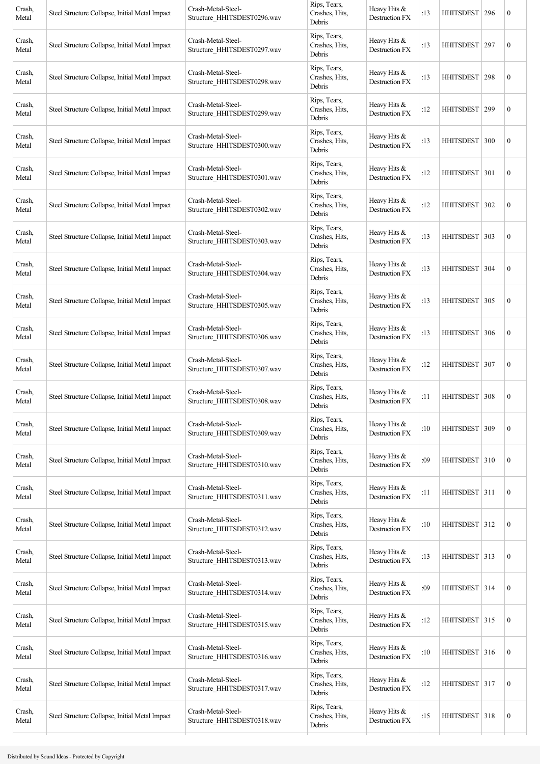| | | | | | | | | |
|---|---|---|---|---|---|---|---|---|
| Crash, Metal | Steel Structure Collapse, Initial Metal Impact | Crash-Metal-Steel-Structure_HHITSDEST0296.wav | Rips, Tears, Crashes, Hits, Debris | Heavy Hits & Destruction FX | :13 | HHITSDEST | 296 | 0 |
| Crash, Metal | Steel Structure Collapse, Initial Metal Impact | Crash-Metal-Steel-Structure_HHITSDEST0297.wav | Rips, Tears, Crashes, Hits, Debris | Heavy Hits & Destruction FX | :13 | HHITSDEST | 297 | 0 |
| Crash, Metal | Steel Structure Collapse, Initial Metal Impact | Crash-Metal-Steel-Structure_HHITSDEST0298.wav | Rips, Tears, Crashes, Hits, Debris | Heavy Hits & Destruction FX | :13 | HHITSDEST | 298 | 0 |
| Crash, Metal | Steel Structure Collapse, Initial Metal Impact | Crash-Metal-Steel-Structure_HHITSDEST0299.wav | Rips, Tears, Crashes, Hits, Debris | Heavy Hits & Destruction FX | :12 | HHITSDEST | 299 | 0 |
| Crash, Metal | Steel Structure Collapse, Initial Metal Impact | Crash-Metal-Steel-Structure_HHITSDEST0300.wav | Rips, Tears, Crashes, Hits, Debris | Heavy Hits & Destruction FX | :13 | HHITSDEST | 300 | 0 |
| Crash, Metal | Steel Structure Collapse, Initial Metal Impact | Crash-Metal-Steel-Structure_HHITSDEST0301.wav | Rips, Tears, Crashes, Hits, Debris | Heavy Hits & Destruction FX | :12 | HHITSDEST | 301 | 0 |
| Crash, Metal | Steel Structure Collapse, Initial Metal Impact | Crash-Metal-Steel-Structure_HHITSDEST0302.wav | Rips, Tears, Crashes, Hits, Debris | Heavy Hits & Destruction FX | :12 | HHITSDEST | 302 | 0 |
| Crash, Metal | Steel Structure Collapse, Initial Metal Impact | Crash-Metal-Steel-Structure_HHITSDEST0303.wav | Rips, Tears, Crashes, Hits, Debris | Heavy Hits & Destruction FX | :13 | HHITSDEST | 303 | 0 |
| Crash, Metal | Steel Structure Collapse, Initial Metal Impact | Crash-Metal-Steel-Structure_HHITSDEST0304.wav | Rips, Tears, Crashes, Hits, Debris | Heavy Hits & Destruction FX | :13 | HHITSDEST | 304 | 0 |
| Crash, Metal | Steel Structure Collapse, Initial Metal Impact | Crash-Metal-Steel-Structure_HHITSDEST0305.wav | Rips, Tears, Crashes, Hits, Debris | Heavy Hits & Destruction FX | :13 | HHITSDEST | 305 | 0 |
| Crash, Metal | Steel Structure Collapse, Initial Metal Impact | Crash-Metal-Steel-Structure_HHITSDEST0306.wav | Rips, Tears, Crashes, Hits, Debris | Heavy Hits & Destruction FX | :13 | HHITSDEST | 306 | 0 |
| Crash, Metal | Steel Structure Collapse, Initial Metal Impact | Crash-Metal-Steel-Structure_HHITSDEST0307.wav | Rips, Tears, Crashes, Hits, Debris | Heavy Hits & Destruction FX | :12 | HHITSDEST | 307 | 0 |
| Crash, Metal | Steel Structure Collapse, Initial Metal Impact | Crash-Metal-Steel-Structure_HHITSDEST0308.wav | Rips, Tears, Crashes, Hits, Debris | Heavy Hits & Destruction FX | :11 | HHITSDEST | 308 | 0 |
| Crash, Metal | Steel Structure Collapse, Initial Metal Impact | Crash-Metal-Steel-Structure_HHITSDEST0309.wav | Rips, Tears, Crashes, Hits, Debris | Heavy Hits & Destruction FX | :10 | HHITSDEST | 309 | 0 |
| Crash, Metal | Steel Structure Collapse, Initial Metal Impact | Crash-Metal-Steel-Structure_HHITSDEST0310.wav | Rips, Tears, Crashes, Hits, Debris | Heavy Hits & Destruction FX | :09 | HHITSDEST | 310 | 0 |
| Crash, Metal | Steel Structure Collapse, Initial Metal Impact | Crash-Metal-Steel-Structure_HHITSDEST0311.wav | Rips, Tears, Crashes, Hits, Debris | Heavy Hits & Destruction FX | :11 | HHITSDEST | 311 | 0 |
| Crash, Metal | Steel Structure Collapse, Initial Metal Impact | Crash-Metal-Steel-Structure_HHITSDEST0312.wav | Rips, Tears, Crashes, Hits, Debris | Heavy Hits & Destruction FX | :10 | HHITSDEST | 312 | 0 |
| Crash, Metal | Steel Structure Collapse, Initial Metal Impact | Crash-Metal-Steel-Structure_HHITSDEST0313.wav | Rips, Tears, Crashes, Hits, Debris | Heavy Hits & Destruction FX | :13 | HHITSDEST | 313 | 0 |
| Crash, Metal | Steel Structure Collapse, Initial Metal Impact | Crash-Metal-Steel-Structure_HHITSDEST0314.wav | Rips, Tears, Crashes, Hits, Debris | Heavy Hits & Destruction FX | :09 | HHITSDEST | 314 | 0 |
| Crash, Metal | Steel Structure Collapse, Initial Metal Impact | Crash-Metal-Steel-Structure_HHITSDEST0315.wav | Rips, Tears, Crashes, Hits, Debris | Heavy Hits & Destruction FX | :12 | HHITSDEST | 315 | 0 |
| Crash, Metal | Steel Structure Collapse, Initial Metal Impact | Crash-Metal-Steel-Structure_HHITSDEST0316.wav | Rips, Tears, Crashes, Hits, Debris | Heavy Hits & Destruction FX | :10 | HHITSDEST | 316 | 0 |
| Crash, Metal | Steel Structure Collapse, Initial Metal Impact | Crash-Metal-Steel-Structure_HHITSDEST0317.wav | Rips, Tears, Crashes, Hits, Debris | Heavy Hits & Destruction FX | :12 | HHITSDEST | 317 | 0 |
| Crash, Metal | Steel Structure Collapse, Initial Metal Impact | Crash-Metal-Steel-Structure_HHITSDEST0318.wav | Rips, Tears, Crashes, Hits, Debris | Heavy Hits & Destruction FX | :15 | HHITSDEST | 318 | 0 |

Distributed by Sound Ideas - Protected by Copyright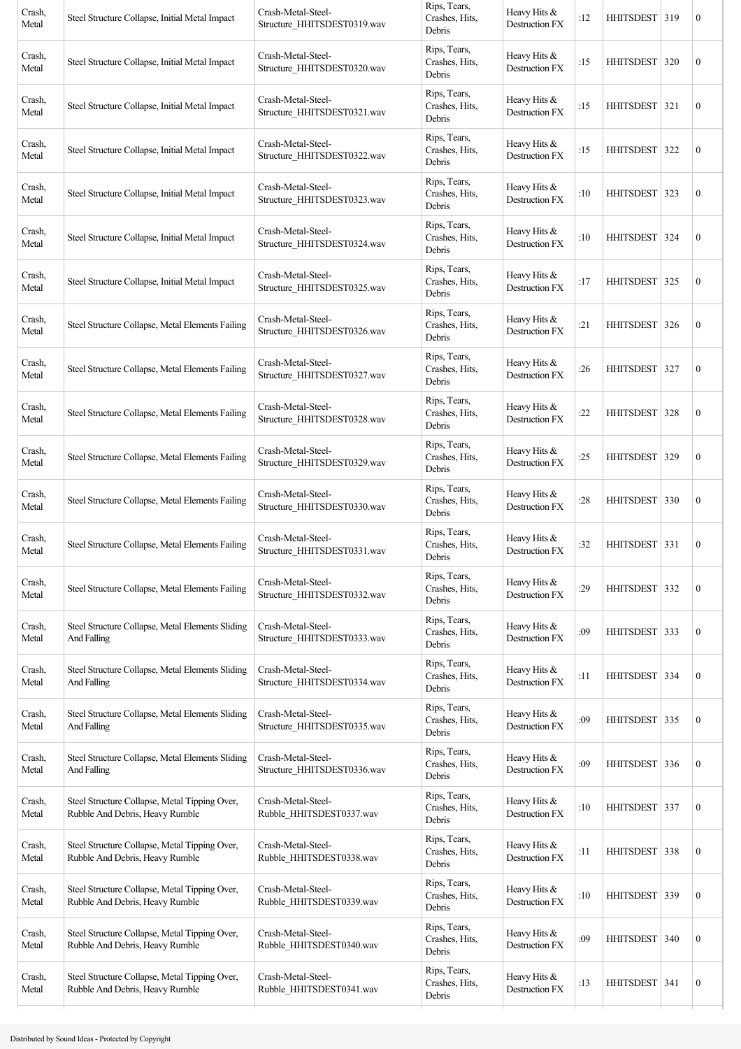| Crash, Metal | Steel Structure Collapse, Initial Metal Impact | Crash-Metal-Steel-Structure_HHITSDEST0319.wav | Rips, Tears, Crashes, Hits, Debris | Heavy Hits & Destruction FX | :12 | HHITSDEST | 319 | 0 |
|---|---|---|---|---|---|---|---|---|
| Crash, Metal | Steel Structure Collapse, Initial Metal Impact | Crash-Metal-Steel-Structure_HHITSDEST0320.wav | Rips, Tears, Crashes, Hits, Debris | Heavy Hits & Destruction FX | :15 | HHITSDEST | 320 | 0 |
| Crash, Metal | Steel Structure Collapse, Initial Metal Impact | Crash-Metal-Steel-Structure_HHITSDEST0321.wav | Rips, Tears, Crashes, Hits, Debris | Heavy Hits & Destruction FX | :15 | HHITSDEST | 321 | 0 |
| Crash, Metal | Steel Structure Collapse, Initial Metal Impact | Crash-Metal-Steel-Structure_HHITSDEST0322.wav | Rips, Tears, Crashes, Hits, Debris | Heavy Hits & Destruction FX | :15 | HHITSDEST | 322 | 0 |
| Crash, Metal | Steel Structure Collapse, Initial Metal Impact | Crash-Metal-Steel-Structure_HHITSDEST0323.wav | Rips, Tears, Crashes, Hits, Debris | Heavy Hits & Destruction FX | :10 | HHITSDEST | 323 | 0 |
| Crash, Metal | Steel Structure Collapse, Initial Metal Impact | Crash-Metal-Steel-Structure_HHITSDEST0324.wav | Rips, Tears, Crashes, Hits, Debris | Heavy Hits & Destruction FX | :10 | HHITSDEST | 324 | 0 |
| Crash, Metal | Steel Structure Collapse, Initial Metal Impact | Crash-Metal-Steel-Structure_HHITSDEST0325.wav | Rips, Tears, Crashes, Hits, Debris | Heavy Hits & Destruction FX | :17 | HHITSDEST | 325 | 0 |
| Crash, Metal | Steel Structure Collapse, Metal Elements Failing | Crash-Metal-Steel-Structure_HHITSDEST0326.wav | Rips, Tears, Crashes, Hits, Debris | Heavy Hits & Destruction FX | :21 | HHITSDEST | 326 | 0 |
| Crash, Metal | Steel Structure Collapse, Metal Elements Failing | Crash-Metal-Steel-Structure_HHITSDEST0327.wav | Rips, Tears, Crashes, Hits, Debris | Heavy Hits & Destruction FX | :26 | HHITSDEST | 327 | 0 |
| Crash, Metal | Steel Structure Collapse, Metal Elements Failing | Crash-Metal-Steel-Structure_HHITSDEST0328.wav | Rips, Tears, Crashes, Hits, Debris | Heavy Hits & Destruction FX | :22 | HHITSDEST | 328 | 0 |
| Crash, Metal | Steel Structure Collapse, Metal Elements Failing | Crash-Metal-Steel-Structure_HHITSDEST0329.wav | Rips, Tears, Crashes, Hits, Debris | Heavy Hits & Destruction FX | :25 | HHITSDEST | 329 | 0 |
| Crash, Metal | Steel Structure Collapse, Metal Elements Failing | Crash-Metal-Steel-Structure_HHITSDEST0330.wav | Rips, Tears, Crashes, Hits, Debris | Heavy Hits & Destruction FX | :28 | HHITSDEST | 330 | 0 |
| Crash, Metal | Steel Structure Collapse, Metal Elements Failing | Crash-Metal-Steel-Structure_HHITSDEST0331.wav | Rips, Tears, Crashes, Hits, Debris | Heavy Hits & Destruction FX | :32 | HHITSDEST | 331 | 0 |
| Crash, Metal | Steel Structure Collapse, Metal Elements Failing | Crash-Metal-Steel-Structure_HHITSDEST0332.wav | Rips, Tears, Crashes, Hits, Debris | Heavy Hits & Destruction FX | :29 | HHITSDEST | 332 | 0 |
| Crash, Metal | Steel Structure Collapse, Metal Elements Sliding And Falling | Crash-Metal-Steel-Structure_HHITSDEST0333.wav | Rips, Tears, Crashes, Hits, Debris | Heavy Hits & Destruction FX | :09 | HHITSDEST | 333 | 0 |
| Crash, Metal | Steel Structure Collapse, Metal Elements Sliding And Falling | Crash-Metal-Steel-Structure_HHITSDEST0334.wav | Rips, Tears, Crashes, Hits, Debris | Heavy Hits & Destruction FX | :11 | HHITSDEST | 334 | 0 |
| Crash, Metal | Steel Structure Collapse, Metal Elements Sliding And Falling | Crash-Metal-Steel-Structure_HHITSDEST0335.wav | Rips, Tears, Crashes, Hits, Debris | Heavy Hits & Destruction FX | :09 | HHITSDEST | 335 | 0 |
| Crash, Metal | Steel Structure Collapse, Metal Elements Sliding And Falling | Crash-Metal-Steel-Structure_HHITSDEST0336.wav | Rips, Tears, Crashes, Hits, Debris | Heavy Hits & Destruction FX | :09 | HHITSDEST | 336 | 0 |
| Crash, Metal | Steel Structure Collapse, Metal Tipping Over, Rubble And Debris, Heavy Rumble | Crash-Metal-Steel-Rubble_HHITSDEST0337.wav | Rips, Tears, Crashes, Hits, Debris | Heavy Hits & Destruction FX | :10 | HHITSDEST | 337 | 0 |
| Crash, Metal | Steel Structure Collapse, Metal Tipping Over, Rubble And Debris, Heavy Rumble | Crash-Metal-Steel-Rubble_HHITSDEST0338.wav | Rips, Tears, Crashes, Hits, Debris | Heavy Hits & Destruction FX | :11 | HHITSDEST | 338 | 0 |
| Crash, Metal | Steel Structure Collapse, Metal Tipping Over, Rubble And Debris, Heavy Rumble | Crash-Metal-Steel-Rubble_HHITSDEST0339.wav | Rips, Tears, Crashes, Hits, Debris | Heavy Hits & Destruction FX | :10 | HHITSDEST | 339 | 0 |
| Crash, Metal | Steel Structure Collapse, Metal Tipping Over, Rubble And Debris, Heavy Rumble | Crash-Metal-Steel-Rubble_HHITSDEST0340.wav | Rips, Tears, Crashes, Hits, Debris | Heavy Hits & Destruction FX | :09 | HHITSDEST | 340 | 0 |
| Crash, Metal | Steel Structure Collapse, Metal Tipping Over, Rubble And Debris, Heavy Rumble | Crash-Metal-Steel-Rubble_HHITSDEST0341.wav | Rips, Tears, Crashes, Hits, Debris | Heavy Hits & Destruction FX | :13 | HHITSDEST | 341 | 0 |

Distributed by Sound Ideas - Protected by Copyright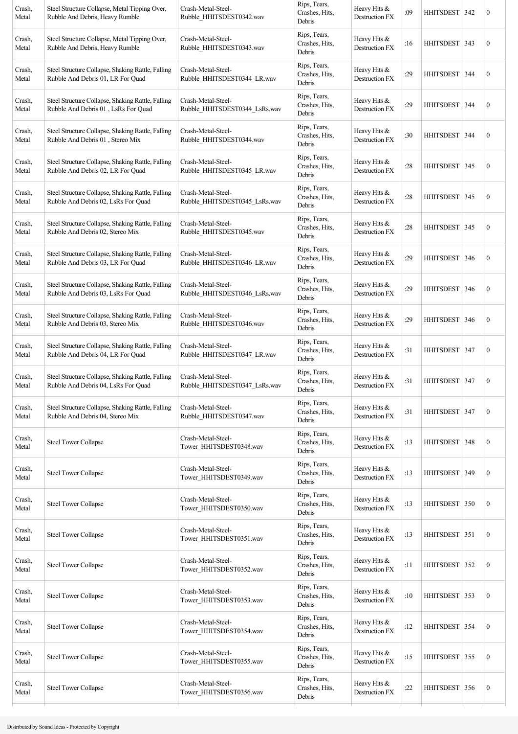| Crash, Metal | Steel Structure Collapse, Metal Tipping Over, Rubble And Debris, Heavy Rumble | Crash-Metal-Steel-Rubble_HHITSDEST0342.wav | Rips, Tears, Crashes, Hits, Debris | Heavy Hits & Destruction FX | :09 | HHITSDEST | 342 | 0 |
|---|---|---|---|---|---|---|---|---|
| Crash, Metal | Steel Structure Collapse, Metal Tipping Over, Rubble And Debris, Heavy Rumble | Crash-Metal-Steel-Rubble_HHITSDEST0343.wav | Rips, Tears, Crashes, Hits, Debris | Heavy Hits & Destruction FX | :16 | HHITSDEST | 343 | 0 |
| Crash, Metal | Steel Structure Collapse, Shaking Rattle, Falling Rubble And Debris 01, LR For Quad | Crash-Metal-Steel-Rubble_HHITSDEST0344_LR.wav | Rips, Tears, Crashes, Hits, Debris | Heavy Hits & Destruction FX | :29 | HHITSDEST | 344 | 0 |
| Crash, Metal | Steel Structure Collapse, Shaking Rattle, Falling Rubble And Debris 01 , LsRs For Quad | Crash-Metal-Steel-Rubble_HHITSDEST0344_LsRs.wav | Rips, Tears, Crashes, Hits, Debris | Heavy Hits & Destruction FX | :29 | HHITSDEST | 344 | 0 |
| Crash, Metal | Steel Structure Collapse, Shaking Rattle, Falling Rubble And Debris 01 , Stereo Mix | Crash-Metal-Steel-Rubble_HHITSDEST0344.wav | Rips, Tears, Crashes, Hits, Debris | Heavy Hits & Destruction FX | :30 | HHITSDEST | 344 | 0 |
| Crash, Metal | Steel Structure Collapse, Shaking Rattle, Falling Rubble And Debris 02, LR For Quad | Crash-Metal-Steel-Rubble_HHITSDEST0345_LR.wav | Rips, Tears, Crashes, Hits, Debris | Heavy Hits & Destruction FX | :28 | HHITSDEST | 345 | 0 |
| Crash, Metal | Steel Structure Collapse, Shaking Rattle, Falling Rubble And Debris 02, LsRs For Quad | Crash-Metal-Steel-Rubble_HHITSDEST0345_LsRs.wav | Rips, Tears, Crashes, Hits, Debris | Heavy Hits & Destruction FX | :28 | HHITSDEST | 345 | 0 |
| Crash, Metal | Steel Structure Collapse, Shaking Rattle, Falling Rubble And Debris 02, Stereo Mix | Crash-Metal-Steel-Rubble_HHITSDEST0345.wav | Rips, Tears, Crashes, Hits, Debris | Heavy Hits & Destruction FX | :28 | HHITSDEST | 345 | 0 |
| Crash, Metal | Steel Structure Collapse, Shaking Rattle, Falling Rubble And Debris 03, LR For Quad | Crash-Metal-Steel-Rubble_HHITSDEST0346_LR.wav | Rips, Tears, Crashes, Hits, Debris | Heavy Hits & Destruction FX | :29 | HHITSDEST | 346 | 0 |
| Crash, Metal | Steel Structure Collapse, Shaking Rattle, Falling Rubble And Debris 03, LsRs For Quad | Crash-Metal-Steel-Rubble_HHITSDEST0346_LsRs.wav | Rips, Tears, Crashes, Hits, Debris | Heavy Hits & Destruction FX | :29 | HHITSDEST | 346 | 0 |
| Crash, Metal | Steel Structure Collapse, Shaking Rattle, Falling Rubble And Debris 03, Stereo Mix | Crash-Metal-Steel-Rubble_HHITSDEST0346.wav | Rips, Tears, Crashes, Hits, Debris | Heavy Hits & Destruction FX | :29 | HHITSDEST | 346 | 0 |
| Crash, Metal | Steel Structure Collapse, Shaking Rattle, Falling Rubble And Debris 04, LR For Quad | Crash-Metal-Steel-Rubble_HHITSDEST0347_LR.wav | Rips, Tears, Crashes, Hits, Debris | Heavy Hits & Destruction FX | :31 | HHITSDEST | 347 | 0 |
| Crash, Metal | Steel Structure Collapse, Shaking Rattle, Falling Rubble And Debris 04, LsRs For Quad | Crash-Metal-Steel-Rubble_HHITSDEST0347_LsRs.wav | Rips, Tears, Crashes, Hits, Debris | Heavy Hits & Destruction FX | :31 | HHITSDEST | 347 | 0 |
| Crash, Metal | Steel Structure Collapse, Shaking Rattle, Falling Rubble And Debris 04, Stereo Mix | Crash-Metal-Steel-Rubble_HHITSDEST0347.wav | Rips, Tears, Crashes, Hits, Debris | Heavy Hits & Destruction FX | :31 | HHITSDEST | 347 | 0 |
| Crash, Metal | Steel Tower Collapse | Crash-Metal-Steel-Tower_HHITSDEST0348.wav | Rips, Tears, Crashes, Hits, Debris | Heavy Hits & Destruction FX | :13 | HHITSDEST | 348 | 0 |
| Crash, Metal | Steel Tower Collapse | Crash-Metal-Steel-Tower_HHITSDEST0349.wav | Rips, Tears, Crashes, Hits, Debris | Heavy Hits & Destruction FX | :13 | HHITSDEST | 349 | 0 |
| Crash, Metal | Steel Tower Collapse | Crash-Metal-Steel-Tower_HHITSDEST0350.wav | Rips, Tears, Crashes, Hits, Debris | Heavy Hits & Destruction FX | :13 | HHITSDEST | 350 | 0 |
| Crash, Metal | Steel Tower Collapse | Crash-Metal-Steel-Tower_HHITSDEST0351.wav | Rips, Tears, Crashes, Hits, Debris | Heavy Hits & Destruction FX | :13 | HHITSDEST | 351 | 0 |
| Crash, Metal | Steel Tower Collapse | Crash-Metal-Steel-Tower_HHITSDEST0352.wav | Rips, Tears, Crashes, Hits, Debris | Heavy Hits & Destruction FX | :11 | HHITSDEST | 352 | 0 |
| Crash, Metal | Steel Tower Collapse | Crash-Metal-Steel-Tower_HHITSDEST0353.wav | Rips, Tears, Crashes, Hits, Debris | Heavy Hits & Destruction FX | :10 | HHITSDEST | 353 | 0 |
| Crash, Metal | Steel Tower Collapse | Crash-Metal-Steel-Tower_HHITSDEST0354.wav | Rips, Tears, Crashes, Hits, Debris | Heavy Hits & Destruction FX | :12 | HHITSDEST | 354 | 0 |
| Crash, Metal | Steel Tower Collapse | Crash-Metal-Steel-Tower_HHITSDEST0355.wav | Rips, Tears, Crashes, Hits, Debris | Heavy Hits & Destruction FX | :15 | HHITSDEST | 355 | 0 |
| Crash, Metal | Steel Tower Collapse | Crash-Metal-Steel-Tower_HHITSDEST0356.wav | Rips, Tears, Crashes, Hits, Debris | Heavy Hits & Destruction FX | :22 | HHITSDEST | 356 | 0 |

Distributed by Sound Ideas - Protected by Copyright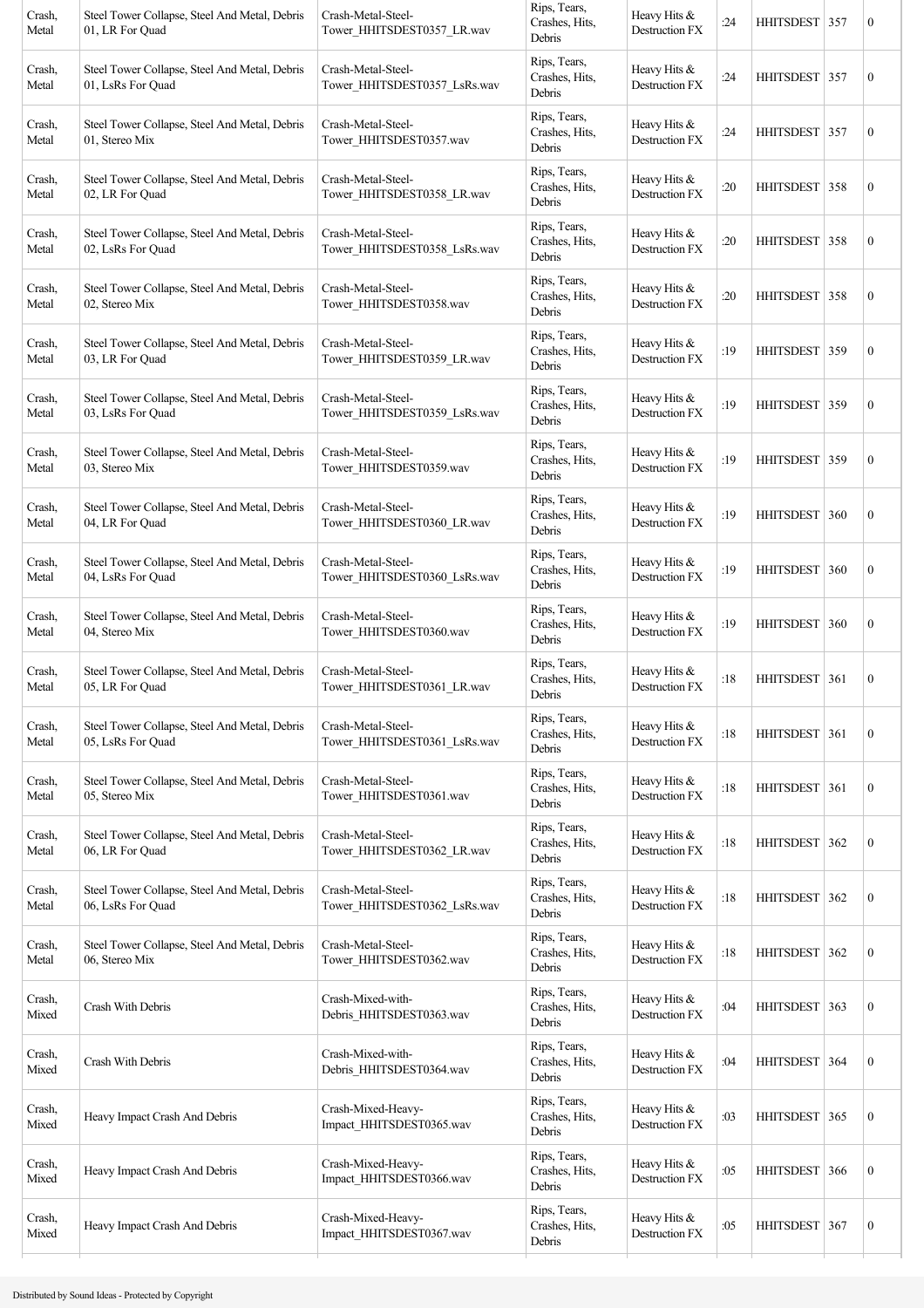| Crash, Metal | Steel Tower Collapse, Steel And Metal, Debris 01, LR For Quad | Crash-Metal-Steel-Tower_HHITSDEST0357_LR.wav | Rips, Tears, Crashes, Hits, Debris | Heavy Hits & Destruction FX | :24 | HHITSDEST | 357 | 0 |
|---|---|---|---|---|---|---|---|---|
| Crash, Metal | Steel Tower Collapse, Steel And Metal, Debris 01, LsRs For Quad | Crash-Metal-Steel-Tower_HHITSDEST0357_LsRs.wav | Rips, Tears, Crashes, Hits, Debris | Heavy Hits & Destruction FX | :24 | HHITSDEST | 357 | 0 |
| Crash, Metal | Steel Tower Collapse, Steel And Metal, Debris 01, Stereo Mix | Crash-Metal-Steel-Tower_HHITSDEST0357.wav | Rips, Tears, Crashes, Hits, Debris | Heavy Hits & Destruction FX | :24 | HHITSDEST | 357 | 0 |
| Crash, Metal | Steel Tower Collapse, Steel And Metal, Debris 02, LR For Quad | Crash-Metal-Steel-Tower_HHITSDEST0358_LR.wav | Rips, Tears, Crashes, Hits, Debris | Heavy Hits & Destruction FX | :20 | HHITSDEST | 358 | 0 |
| Crash, Metal | Steel Tower Collapse, Steel And Metal, Debris 02, LsRs For Quad | Crash-Metal-Steel-Tower_HHITSDEST0358_LsRs.wav | Rips, Tears, Crashes, Hits, Debris | Heavy Hits & Destruction FX | :20 | HHITSDEST | 358 | 0 |
| Crash, Metal | Steel Tower Collapse, Steel And Metal, Debris 02, Stereo Mix | Crash-Metal-Steel-Tower_HHITSDEST0358.wav | Rips, Tears, Crashes, Hits, Debris | Heavy Hits & Destruction FX | :20 | HHITSDEST | 358 | 0 |
| Crash, Metal | Steel Tower Collapse, Steel And Metal, Debris 03, LR For Quad | Crash-Metal-Steel-Tower_HHITSDEST0359_LR.wav | Rips, Tears, Crashes, Hits, Debris | Heavy Hits & Destruction FX | :19 | HHITSDEST | 359 | 0 |
| Crash, Metal | Steel Tower Collapse, Steel And Metal, Debris 03, LsRs For Quad | Crash-Metal-Steel-Tower_HHITSDEST0359_LsRs.wav | Rips, Tears, Crashes, Hits, Debris | Heavy Hits & Destruction FX | :19 | HHITSDEST | 359 | 0 |
| Crash, Metal | Steel Tower Collapse, Steel And Metal, Debris 03, Stereo Mix | Crash-Metal-Steel-Tower_HHITSDEST0359.wav | Rips, Tears, Crashes, Hits, Debris | Heavy Hits & Destruction FX | :19 | HHITSDEST | 359 | 0 |
| Crash, Metal | Steel Tower Collapse, Steel And Metal, Debris 04, LR For Quad | Crash-Metal-Steel-Tower_HHITSDEST0360_LR.wav | Rips, Tears, Crashes, Hits, Debris | Heavy Hits & Destruction FX | :19 | HHITSDEST | 360 | 0 |
| Crash, Metal | Steel Tower Collapse, Steel And Metal, Debris 04, LsRs For Quad | Crash-Metal-Steel-Tower_HHITSDEST0360_LsRs.wav | Rips, Tears, Crashes, Hits, Debris | Heavy Hits & Destruction FX | :19 | HHITSDEST | 360 | 0 |
| Crash, Metal | Steel Tower Collapse, Steel And Metal, Debris 04, Stereo Mix | Crash-Metal-Steel-Tower_HHITSDEST0360.wav | Rips, Tears, Crashes, Hits, Debris | Heavy Hits & Destruction FX | :19 | HHITSDEST | 360 | 0 |
| Crash, Metal | Steel Tower Collapse, Steel And Metal, Debris 05, LR For Quad | Crash-Metal-Steel-Tower_HHITSDEST0361_LR.wav | Rips, Tears, Crashes, Hits, Debris | Heavy Hits & Destruction FX | :18 | HHITSDEST | 361 | 0 |
| Crash, Metal | Steel Tower Collapse, Steel And Metal, Debris 05, LsRs For Quad | Crash-Metal-Steel-Tower_HHITSDEST0361_LsRs.wav | Rips, Tears, Crashes, Hits, Debris | Heavy Hits & Destruction FX | :18 | HHITSDEST | 361 | 0 |
| Crash, Metal | Steel Tower Collapse, Steel And Metal, Debris 05, Stereo Mix | Crash-Metal-Steel-Tower_HHITSDEST0361.wav | Rips, Tears, Crashes, Hits, Debris | Heavy Hits & Destruction FX | :18 | HHITSDEST | 361 | 0 |
| Crash, Metal | Steel Tower Collapse, Steel And Metal, Debris 06, LR For Quad | Crash-Metal-Steel-Tower_HHITSDEST0362_LR.wav | Rips, Tears, Crashes, Hits, Debris | Heavy Hits & Destruction FX | :18 | HHITSDEST | 362 | 0 |
| Crash, Metal | Steel Tower Collapse, Steel And Metal, Debris 06, LsRs For Quad | Crash-Metal-Steel-Tower_HHITSDEST0362_LsRs.wav | Rips, Tears, Crashes, Hits, Debris | Heavy Hits & Destruction FX | :18 | HHITSDEST | 362 | 0 |
| Crash, Metal | Steel Tower Collapse, Steel And Metal, Debris 06, Stereo Mix | Crash-Metal-Steel-Tower_HHITSDEST0362.wav | Rips, Tears, Crashes, Hits, Debris | Heavy Hits & Destruction FX | :18 | HHITSDEST | 362 | 0 |
| Crash, Mixed | Crash With Debris | Crash-Mixed-with-Debris_HHITSDEST0363.wav | Rips, Tears, Crashes, Hits, Debris | Heavy Hits & Destruction FX | :04 | HHITSDEST | 363 | 0 |
| Crash, Mixed | Crash With Debris | Crash-Mixed-with-Debris_HHITSDEST0364.wav | Rips, Tears, Crashes, Hits, Debris | Heavy Hits & Destruction FX | :04 | HHITSDEST | 364 | 0 |
| Crash, Mixed | Heavy Impact Crash And Debris | Crash-Mixed-Heavy-Impact_HHITSDEST0365.wav | Rips, Tears, Crashes, Hits, Debris | Heavy Hits & Destruction FX | :03 | HHITSDEST | 365 | 0 |
| Crash, Mixed | Heavy Impact Crash And Debris | Crash-Mixed-Heavy-Impact_HHITSDEST0366.wav | Rips, Tears, Crashes, Hits, Debris | Heavy Hits & Destruction FX | :05 | HHITSDEST | 366 | 0 |
| Crash, Mixed | Heavy Impact Crash And Debris | Crash-Mixed-Heavy-Impact_HHITSDEST0367.wav | Rips, Tears, Crashes, Hits, Debris | Heavy Hits & Destruction FX | :05 | HHITSDEST | 367 | 0 |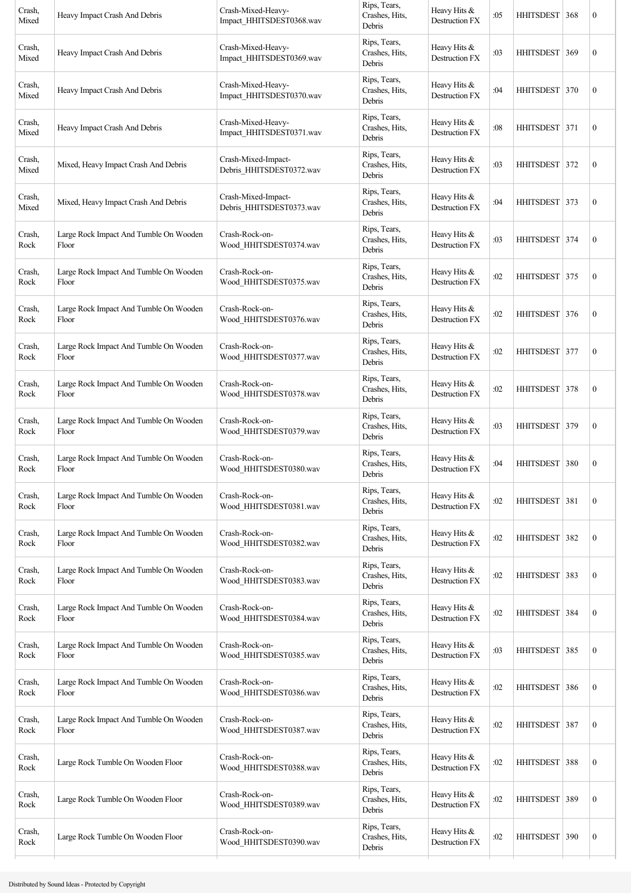| Crash, Mixed | Heavy Impact Crash And Debris | Crash-Mixed-Heavy-Impact_HHITSDEST0368.wav | Rips, Tears, Crashes, Hits, Debris | Heavy Hits & Destruction FX | :05 | HHITSDEST | 368 | 0 |
|---|---|---|---|---|---|---|---|---|
| Crash, Mixed | Heavy Impact Crash And Debris | Crash-Mixed-Heavy-Impact_HHITSDEST0369.wav | Rips, Tears, Crashes, Hits, Debris | Heavy Hits & Destruction FX | :03 | HHITSDEST | 369 | 0 |
| Crash, Mixed | Heavy Impact Crash And Debris | Crash-Mixed-Heavy-Impact_HHITSDEST0370.wav | Rips, Tears, Crashes, Hits, Debris | Heavy Hits & Destruction FX | :04 | HHITSDEST | 370 | 0 |
| Crash, Mixed | Heavy Impact Crash And Debris | Crash-Mixed-Heavy-Impact_HHITSDEST0371.wav | Rips, Tears, Crashes, Hits, Debris | Heavy Hits & Destruction FX | :08 | HHITSDEST | 371 | 0 |
| Crash, Mixed | Mixed, Heavy Impact Crash And Debris | Crash-Mixed-Impact-Debris_HHITSDEST0372.wav | Rips, Tears, Crashes, Hits, Debris | Heavy Hits & Destruction FX | :03 | HHITSDEST | 372 | 0 |
| Crash, Mixed | Mixed, Heavy Impact Crash And Debris | Crash-Mixed-Impact-Debris_HHITSDEST0373.wav | Rips, Tears, Crashes, Hits, Debris | Heavy Hits & Destruction FX | :04 | HHITSDEST | 373 | 0 |
| Crash, Rock | Large Rock Impact And Tumble On Wooden Floor | Crash-Rock-on-Wood_HHITSDEST0374.wav | Rips, Tears, Crashes, Hits, Debris | Heavy Hits & Destruction FX | :03 | HHITSDEST | 374 | 0 |
| Crash, Rock | Large Rock Impact And Tumble On Wooden Floor | Crash-Rock-on-Wood_HHITSDEST0375.wav | Rips, Tears, Crashes, Hits, Debris | Heavy Hits & Destruction FX | :02 | HHITSDEST | 375 | 0 |
| Crash, Rock | Large Rock Impact And Tumble On Wooden Floor | Crash-Rock-on-Wood_HHITSDEST0376.wav | Rips, Tears, Crashes, Hits, Debris | Heavy Hits & Destruction FX | :02 | HHITSDEST | 376 | 0 |
| Crash, Rock | Large Rock Impact And Tumble On Wooden Floor | Crash-Rock-on-Wood_HHITSDEST0377.wav | Rips, Tears, Crashes, Hits, Debris | Heavy Hits & Destruction FX | :02 | HHITSDEST | 377 | 0 |
| Crash, Rock | Large Rock Impact And Tumble On Wooden Floor | Crash-Rock-on-Wood_HHITSDEST0378.wav | Rips, Tears, Crashes, Hits, Debris | Heavy Hits & Destruction FX | :02 | HHITSDEST | 378 | 0 |
| Crash, Rock | Large Rock Impact And Tumble On Wooden Floor | Crash-Rock-on-Wood_HHITSDEST0379.wav | Rips, Tears, Crashes, Hits, Debris | Heavy Hits & Destruction FX | :03 | HHITSDEST | 379 | 0 |
| Crash, Rock | Large Rock Impact And Tumble On Wooden Floor | Crash-Rock-on-Wood_HHITSDEST0380.wav | Rips, Tears, Crashes, Hits, Debris | Heavy Hits & Destruction FX | :04 | HHITSDEST | 380 | 0 |
| Crash, Rock | Large Rock Impact And Tumble On Wooden Floor | Crash-Rock-on-Wood_HHITSDEST0381.wav | Rips, Tears, Crashes, Hits, Debris | Heavy Hits & Destruction FX | :02 | HHITSDEST | 381 | 0 |
| Crash, Rock | Large Rock Impact And Tumble On Wooden Floor | Crash-Rock-on-Wood_HHITSDEST0382.wav | Rips, Tears, Crashes, Hits, Debris | Heavy Hits & Destruction FX | :02 | HHITSDEST | 382 | 0 |
| Crash, Rock | Large Rock Impact And Tumble On Wooden Floor | Crash-Rock-on-Wood_HHITSDEST0383.wav | Rips, Tears, Crashes, Hits, Debris | Heavy Hits & Destruction FX | :02 | HHITSDEST | 383 | 0 |
| Crash, Rock | Large Rock Impact And Tumble On Wooden Floor | Crash-Rock-on-Wood_HHITSDEST0384.wav | Rips, Tears, Crashes, Hits, Debris | Heavy Hits & Destruction FX | :02 | HHITSDEST | 384 | 0 |
| Crash, Rock | Large Rock Impact And Tumble On Wooden Floor | Crash-Rock-on-Wood_HHITSDEST0385.wav | Rips, Tears, Crashes, Hits, Debris | Heavy Hits & Destruction FX | :03 | HHITSDEST | 385 | 0 |
| Crash, Rock | Large Rock Impact And Tumble On Wooden Floor | Crash-Rock-on-Wood_HHITSDEST0386.wav | Rips, Tears, Crashes, Hits, Debris | Heavy Hits & Destruction FX | :02 | HHITSDEST | 386 | 0 |
| Crash, Rock | Large Rock Impact And Tumble On Wooden Floor | Crash-Rock-on-Wood_HHITSDEST0387.wav | Rips, Tears, Crashes, Hits, Debris | Heavy Hits & Destruction FX | :02 | HHITSDEST | 387 | 0 |
| Crash, Rock | Large Rock Tumble On Wooden Floor | Crash-Rock-on-Wood_HHITSDEST0388.wav | Rips, Tears, Crashes, Hits, Debris | Heavy Hits & Destruction FX | :02 | HHITSDEST | 388 | 0 |
| Crash, Rock | Large Rock Tumble On Wooden Floor | Crash-Rock-on-Wood_HHITSDEST0389.wav | Rips, Tears, Crashes, Hits, Debris | Heavy Hits & Destruction FX | :02 | HHITSDEST | 389 | 0 |
| Crash, Rock | Large Rock Tumble On Wooden Floor | Crash-Rock-on-Wood_HHITSDEST0390.wav | Rips, Tears, Crashes, Hits, Debris | Heavy Hits & Destruction FX | :02 | HHITSDEST | 390 | 0 |

Distributed by Sound Ideas - Protected by Copyright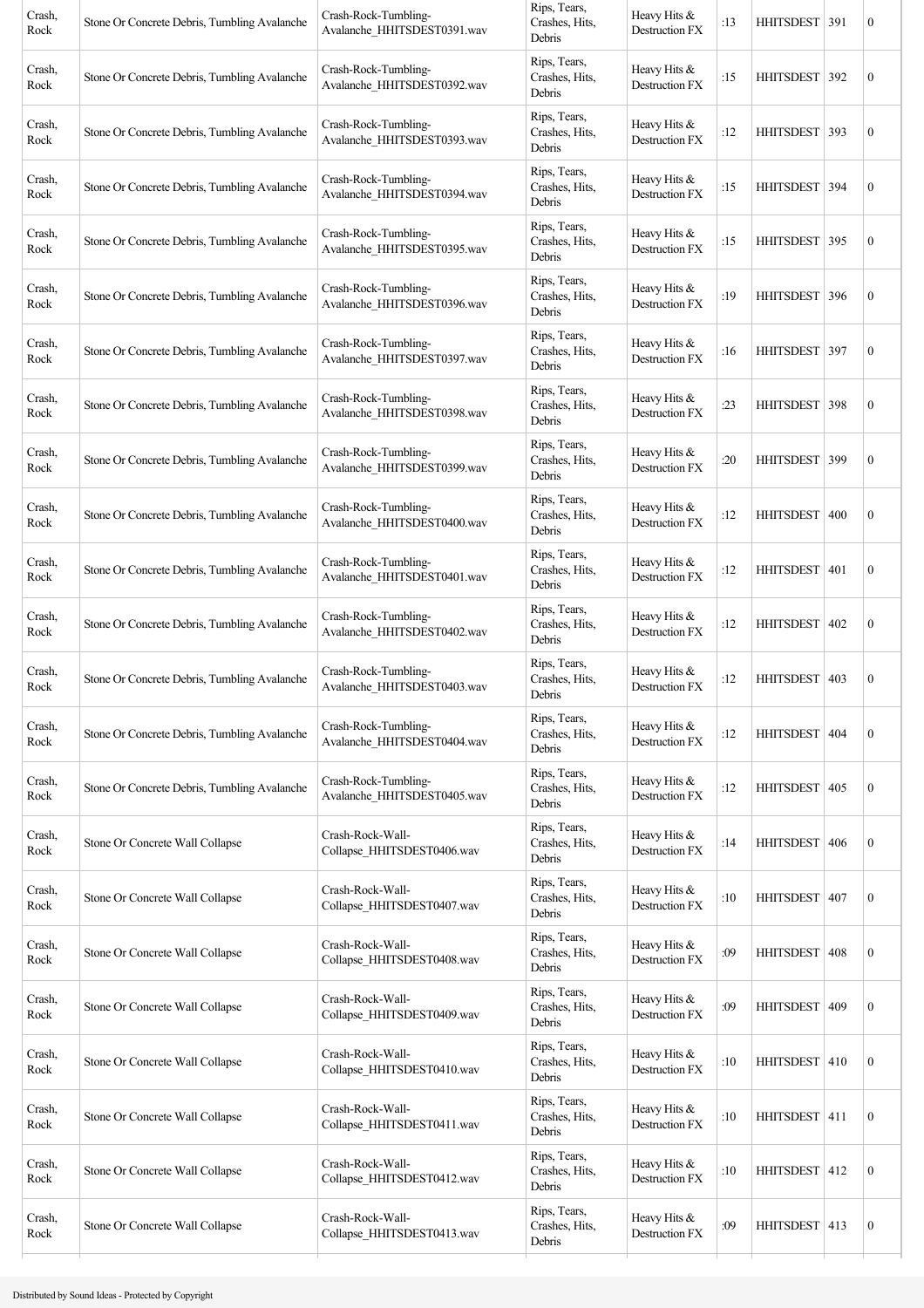| Crash, Rock | Stone Or Concrete Debris, Tumbling Avalanche | Crash-Rock-Tumbling-Avalanche_HHITSDEST0391.wav | Rips, Tears, Crashes, Hits, Debris | Heavy Hits & Destruction FX | :13 | HHITSDEST | 391 | 0 |
|---|---|---|---|---|---|---|---|---|
| Crash, Rock | Stone Or Concrete Debris, Tumbling Avalanche | Crash-Rock-Tumbling-Avalanche_HHITSDEST0392.wav | Rips, Tears, Crashes, Hits, Debris | Heavy Hits & Destruction FX | :15 | HHITSDEST | 392 | 0 |
| Crash, Rock | Stone Or Concrete Debris, Tumbling Avalanche | Crash-Rock-Tumbling-Avalanche_HHITSDEST0393.wav | Rips, Tears, Crashes, Hits, Debris | Heavy Hits & Destruction FX | :12 | HHITSDEST | 393 | 0 |
| Crash, Rock | Stone Or Concrete Debris, Tumbling Avalanche | Crash-Rock-Tumbling-Avalanche_HHITSDEST0394.wav | Rips, Tears, Crashes, Hits, Debris | Heavy Hits & Destruction FX | :15 | HHITSDEST | 394 | 0 |
| Crash, Rock | Stone Or Concrete Debris, Tumbling Avalanche | Crash-Rock-Tumbling-Avalanche_HHITSDEST0395.wav | Rips, Tears, Crashes, Hits, Debris | Heavy Hits & Destruction FX | :15 | HHITSDEST | 395 | 0 |
| Crash, Rock | Stone Or Concrete Debris, Tumbling Avalanche | Crash-Rock-Tumbling-Avalanche_HHITSDEST0396.wav | Rips, Tears, Crashes, Hits, Debris | Heavy Hits & Destruction FX | :19 | HHITSDEST | 396 | 0 |
| Crash, Rock | Stone Or Concrete Debris, Tumbling Avalanche | Crash-Rock-Tumbling-Avalanche_HHITSDEST0397.wav | Rips, Tears, Crashes, Hits, Debris | Heavy Hits & Destruction FX | :16 | HHITSDEST | 397 | 0 |
| Crash, Rock | Stone Or Concrete Debris, Tumbling Avalanche | Crash-Rock-Tumbling-Avalanche_HHITSDEST0398.wav | Rips, Tears, Crashes, Hits, Debris | Heavy Hits & Destruction FX | :23 | HHITSDEST | 398 | 0 |
| Crash, Rock | Stone Or Concrete Debris, Tumbling Avalanche | Crash-Rock-Tumbling-Avalanche_HHITSDEST0399.wav | Rips, Tears, Crashes, Hits, Debris | Heavy Hits & Destruction FX | :20 | HHITSDEST | 399 | 0 |
| Crash, Rock | Stone Or Concrete Debris, Tumbling Avalanche | Crash-Rock-Tumbling-Avalanche_HHITSDEST0400.wav | Rips, Tears, Crashes, Hits, Debris | Heavy Hits & Destruction FX | :12 | HHITSDEST | 400 | 0 |
| Crash, Rock | Stone Or Concrete Debris, Tumbling Avalanche | Crash-Rock-Tumbling-Avalanche_HHITSDEST0401.wav | Rips, Tears, Crashes, Hits, Debris | Heavy Hits & Destruction FX | :12 | HHITSDEST | 401 | 0 |
| Crash, Rock | Stone Or Concrete Debris, Tumbling Avalanche | Crash-Rock-Tumbling-Avalanche_HHITSDEST0402.wav | Rips, Tears, Crashes, Hits, Debris | Heavy Hits & Destruction FX | :12 | HHITSDEST | 402 | 0 |
| Crash, Rock | Stone Or Concrete Debris, Tumbling Avalanche | Crash-Rock-Tumbling-Avalanche_HHITSDEST0403.wav | Rips, Tears, Crashes, Hits, Debris | Heavy Hits & Destruction FX | :12 | HHITSDEST | 403 | 0 |
| Crash, Rock | Stone Or Concrete Debris, Tumbling Avalanche | Crash-Rock-Tumbling-Avalanche_HHITSDEST0404.wav | Rips, Tears, Crashes, Hits, Debris | Heavy Hits & Destruction FX | :12 | HHITSDEST | 404 | 0 |
| Crash, Rock | Stone Or Concrete Debris, Tumbling Avalanche | Crash-Rock-Tumbling-Avalanche_HHITSDEST0405.wav | Rips, Tears, Crashes, Hits, Debris | Heavy Hits & Destruction FX | :12 | HHITSDEST | 405 | 0 |
| Crash, Rock | Stone Or Concrete Wall Collapse | Crash-Rock-Wall-Collapse_HHITSDEST0406.wav | Rips, Tears, Crashes, Hits, Debris | Heavy Hits & Destruction FX | :14 | HHITSDEST | 406 | 0 |
| Crash, Rock | Stone Or Concrete Wall Collapse | Crash-Rock-Wall-Collapse_HHITSDEST0407.wav | Rips, Tears, Crashes, Hits, Debris | Heavy Hits & Destruction FX | :10 | HHITSDEST | 407 | 0 |
| Crash, Rock | Stone Or Concrete Wall Collapse | Crash-Rock-Wall-Collapse_HHITSDEST0408.wav | Rips, Tears, Crashes, Hits, Debris | Heavy Hits & Destruction FX | :09 | HHITSDEST | 408 | 0 |
| Crash, Rock | Stone Or Concrete Wall Collapse | Crash-Rock-Wall-Collapse_HHITSDEST0409.wav | Rips, Tears, Crashes, Hits, Debris | Heavy Hits & Destruction FX | :09 | HHITSDEST | 409 | 0 |
| Crash, Rock | Stone Or Concrete Wall Collapse | Crash-Rock-Wall-Collapse_HHITSDEST0410.wav | Rips, Tears, Crashes, Hits, Debris | Heavy Hits & Destruction FX | :10 | HHITSDEST | 410 | 0 |
| Crash, Rock | Stone Or Concrete Wall Collapse | Crash-Rock-Wall-Collapse_HHITSDEST0411.wav | Rips, Tears, Crashes, Hits, Debris | Heavy Hits & Destruction FX | :10 | HHITSDEST | 411 | 0 |
| Crash, Rock | Stone Or Concrete Wall Collapse | Crash-Rock-Wall-Collapse_HHITSDEST0412.wav | Rips, Tears, Crashes, Hits, Debris | Heavy Hits & Destruction FX | :10 | HHITSDEST | 412 | 0 |
| Crash, Rock | Stone Or Concrete Wall Collapse | Crash-Rock-Wall-Collapse_HHITSDEST0413.wav | Rips, Tears, Crashes, Hits, Debris | Heavy Hits & Destruction FX | :09 | HHITSDEST | 413 | 0 |

Distributed by Sound Ideas - Protected by Copyright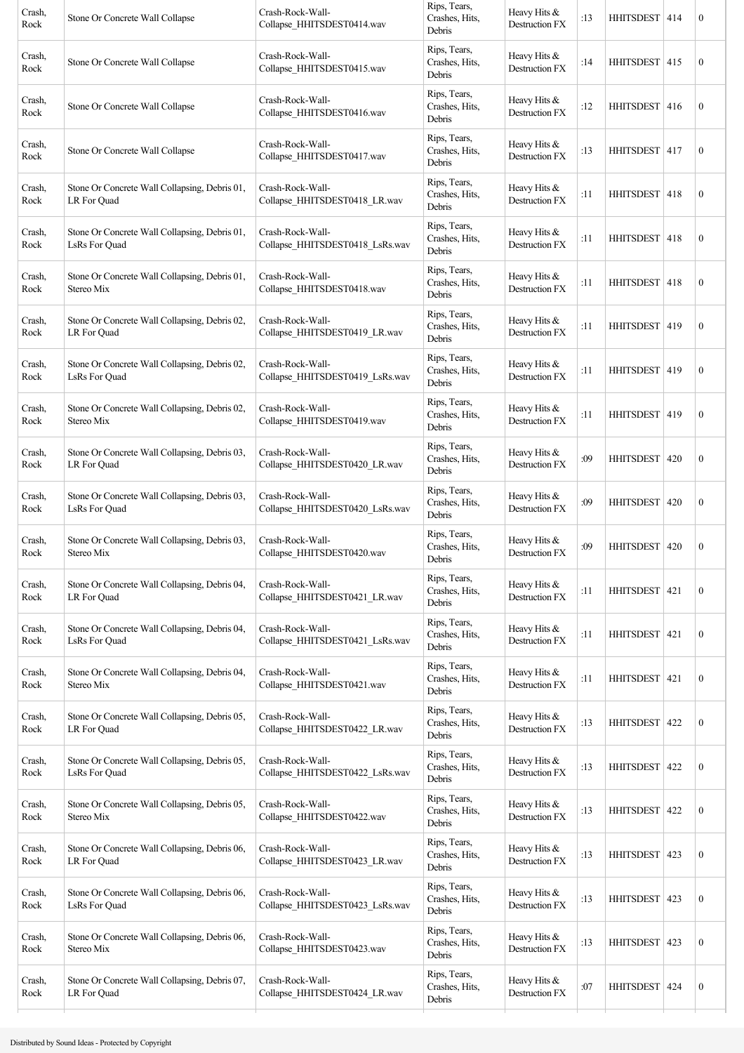| Crash, Rock | Stone Or Concrete Wall Collapse | Crash-Rock-Wall-Collapse_HHITSDEST0414.wav | Rips, Tears, Crashes, Hits, Debris | Heavy Hits & Destruction FX | :13 | HHITSDEST | 414 | 0 |
|---|---|---|---|---|---|---|---|---|
| Crash, Rock | Stone Or Concrete Wall Collapse | Crash-Rock-Wall-Collapse_HHITSDEST0415.wav | Rips, Tears, Crashes, Hits, Debris | Heavy Hits & Destruction FX | :14 | HHITSDEST | 415 | 0 |
| Crash, Rock | Stone Or Concrete Wall Collapse | Crash-Rock-Wall-Collapse_HHITSDEST0416.wav | Rips, Tears, Crashes, Hits, Debris | Heavy Hits & Destruction FX | :12 | HHITSDEST | 416 | 0 |
| Crash, Rock | Stone Or Concrete Wall Collapse | Crash-Rock-Wall-Collapse_HHITSDEST0417.wav | Rips, Tears, Crashes, Hits, Debris | Heavy Hits & Destruction FX | :13 | HHITSDEST | 417 | 0 |
| Crash, Rock | Stone Or Concrete Wall Collapsing, Debris 01, LR For Quad | Crash-Rock-Wall-Collapse_HHITSDEST0418_LR.wav | Rips, Tears, Crashes, Hits, Debris | Heavy Hits & Destruction FX | :11 | HHITSDEST | 418 | 0 |
| Crash, Rock | Stone Or Concrete Wall Collapsing, Debris 01, LsRs For Quad | Crash-Rock-Wall-Collapse_HHITSDEST0418_LsRs.wav | Rips, Tears, Crashes, Hits, Debris | Heavy Hits & Destruction FX | :11 | HHITSDEST | 418 | 0 |
| Crash, Rock | Stone Or Concrete Wall Collapsing, Debris 01, Stereo Mix | Crash-Rock-Wall-Collapse_HHITSDEST0418.wav | Rips, Tears, Crashes, Hits, Debris | Heavy Hits & Destruction FX | :11 | HHITSDEST | 418 | 0 |
| Crash, Rock | Stone Or Concrete Wall Collapsing, Debris 02, LR For Quad | Crash-Rock-Wall-Collapse_HHITSDEST0419_LR.wav | Rips, Tears, Crashes, Hits, Debris | Heavy Hits & Destruction FX | :11 | HHITSDEST | 419 | 0 |
| Crash, Rock | Stone Or Concrete Wall Collapsing, Debris 02, LsRs For Quad | Crash-Rock-Wall-Collapse_HHITSDEST0419_LsRs.wav | Rips, Tears, Crashes, Hits, Debris | Heavy Hits & Destruction FX | :11 | HHITSDEST | 419 | 0 |
| Crash, Rock | Stone Or Concrete Wall Collapsing, Debris 02, Stereo Mix | Crash-Rock-Wall-Collapse_HHITSDEST0419.wav | Rips, Tears, Crashes, Hits, Debris | Heavy Hits & Destruction FX | :11 | HHITSDEST | 419 | 0 |
| Crash, Rock | Stone Or Concrete Wall Collapsing, Debris 03, LR For Quad | Crash-Rock-Wall-Collapse_HHITSDEST0420_LR.wav | Rips, Tears, Crashes, Hits, Debris | Heavy Hits & Destruction FX | :09 | HHITSDEST | 420 | 0 |
| Crash, Rock | Stone Or Concrete Wall Collapsing, Debris 03, LsRs For Quad | Crash-Rock-Wall-Collapse_HHITSDEST0420_LsRs.wav | Rips, Tears, Crashes, Hits, Debris | Heavy Hits & Destruction FX | :09 | HHITSDEST | 420 | 0 |
| Crash, Rock | Stone Or Concrete Wall Collapsing, Debris 03, Stereo Mix | Crash-Rock-Wall-Collapse_HHITSDEST0420.wav | Rips, Tears, Crashes, Hits, Debris | Heavy Hits & Destruction FX | :09 | HHITSDEST | 420 | 0 |
| Crash, Rock | Stone Or Concrete Wall Collapsing, Debris 04, LR For Quad | Crash-Rock-Wall-Collapse_HHITSDEST0421_LR.wav | Rips, Tears, Crashes, Hits, Debris | Heavy Hits & Destruction FX | :11 | HHITSDEST | 421 | 0 |
| Crash, Rock | Stone Or Concrete Wall Collapsing, Debris 04, LsRs For Quad | Crash-Rock-Wall-Collapse_HHITSDEST0421_LsRs.wav | Rips, Tears, Crashes, Hits, Debris | Heavy Hits & Destruction FX | :11 | HHITSDEST | 421 | 0 |
| Crash, Rock | Stone Or Concrete Wall Collapsing, Debris 04, Stereo Mix | Crash-Rock-Wall-Collapse_HHITSDEST0421.wav | Rips, Tears, Crashes, Hits, Debris | Heavy Hits & Destruction FX | :11 | HHITSDEST | 421 | 0 |
| Crash, Rock | Stone Or Concrete Wall Collapsing, Debris 05, LR For Quad | Crash-Rock-Wall-Collapse_HHITSDEST0422_LR.wav | Rips, Tears, Crashes, Hits, Debris | Heavy Hits & Destruction FX | :13 | HHITSDEST | 422 | 0 |
| Crash, Rock | Stone Or Concrete Wall Collapsing, Debris 05, LsRs For Quad | Crash-Rock-Wall-Collapse_HHITSDEST0422_LsRs.wav | Rips, Tears, Crashes, Hits, Debris | Heavy Hits & Destruction FX | :13 | HHITSDEST | 422 | 0 |
| Crash, Rock | Stone Or Concrete Wall Collapsing, Debris 05, Stereo Mix | Crash-Rock-Wall-Collapse_HHITSDEST0422.wav | Rips, Tears, Crashes, Hits, Debris | Heavy Hits & Destruction FX | :13 | HHITSDEST | 422 | 0 |
| Crash, Rock | Stone Or Concrete Wall Collapsing, Debris 06, LR For Quad | Crash-Rock-Wall-Collapse_HHITSDEST0423_LR.wav | Rips, Tears, Crashes, Hits, Debris | Heavy Hits & Destruction FX | :13 | HHITSDEST | 423 | 0 |
| Crash, Rock | Stone Or Concrete Wall Collapsing, Debris 06, LsRs For Quad | Crash-Rock-Wall-Collapse_HHITSDEST0423_LsRs.wav | Rips, Tears, Crashes, Hits, Debris | Heavy Hits & Destruction FX | :13 | HHITSDEST | 423 | 0 |
| Crash, Rock | Stone Or Concrete Wall Collapsing, Debris 06, Stereo Mix | Crash-Rock-Wall-Collapse_HHITSDEST0423.wav | Rips, Tears, Crashes, Hits, Debris | Heavy Hits & Destruction FX | :13 | HHITSDEST | 423 | 0 |
| Crash, Rock | Stone Or Concrete Wall Collapsing, Debris 07, LR For Quad | Crash-Rock-Wall-Collapse_HHITSDEST0424_LR.wav | Rips, Tears, Crashes, Hits, Debris | Heavy Hits & Destruction FX | :07 | HHITSDEST | 424 | 0 |

Distributed by Sound Ideas - Protected by Copyright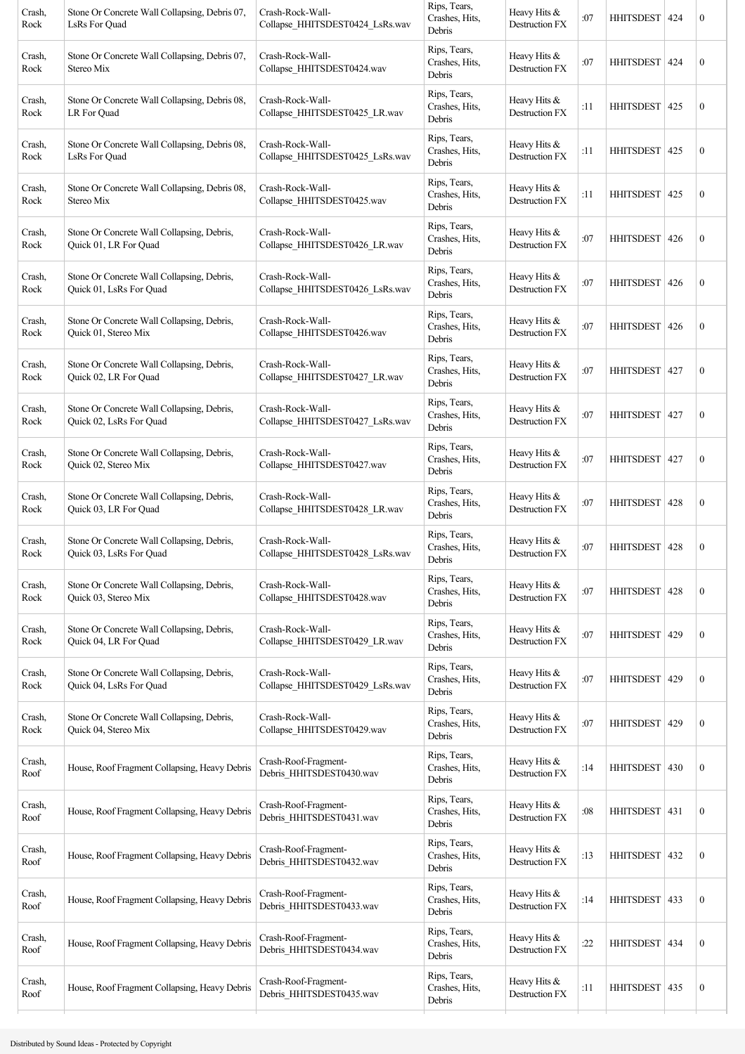| Crash, Rock | Stone Or Concrete Wall Collapsing, Debris 07, LsRs For Quad | Crash-Rock-Wall-Collapse_HHITSDEST0424_LsRs.wav | Rips, Tears, Crashes, Hits, Debris | Heavy Hits & Destruction FX | :07 | HHITSDEST | 424 | 0 |
|---|---|---|---|---|---|---|---|---|
| Crash, Rock | Stone Or Concrete Wall Collapsing, Debris 07, Stereo Mix | Crash-Rock-Wall-Collapse_HHITSDEST0424.wav | Rips, Tears, Crashes, Hits, Debris | Heavy Hits & Destruction FX | :07 | HHITSDEST | 424 | 0 |
| Crash, Rock | Stone Or Concrete Wall Collapsing, Debris 08, LR For Quad | Crash-Rock-Wall-Collapse_HHITSDEST0425_LR.wav | Rips, Tears, Crashes, Hits, Debris | Heavy Hits & Destruction FX | :11 | HHITSDEST | 425 | 0 |
| Crash, Rock | Stone Or Concrete Wall Collapsing, Debris 08, LsRs For Quad | Crash-Rock-Wall-Collapse_HHITSDEST0425_LsRs.wav | Rips, Tears, Crashes, Hits, Debris | Heavy Hits & Destruction FX | :11 | HHITSDEST | 425 | 0 |
| Crash, Rock | Stone Or Concrete Wall Collapsing, Debris 08, Stereo Mix | Crash-Rock-Wall-Collapse_HHITSDEST0425.wav | Rips, Tears, Crashes, Hits, Debris | Heavy Hits & Destruction FX | :11 | HHITSDEST | 425 | 0 |
| Crash, Rock | Stone Or Concrete Wall Collapsing, Debris, Quick 01, LR For Quad | Crash-Rock-Wall-Collapse_HHITSDEST0426_LR.wav | Rips, Tears, Crashes, Hits, Debris | Heavy Hits & Destruction FX | :07 | HHITSDEST | 426 | 0 |
| Crash, Rock | Stone Or Concrete Wall Collapsing, Debris, Quick 01, LsRs For Quad | Crash-Rock-Wall-Collapse_HHITSDEST0426_LsRs.wav | Rips, Tears, Crashes, Hits, Debris | Heavy Hits & Destruction FX | :07 | HHITSDEST | 426 | 0 |
| Crash, Rock | Stone Or Concrete Wall Collapsing, Debris, Quick 01, Stereo Mix | Crash-Rock-Wall-Collapse_HHITSDEST0426.wav | Rips, Tears, Crashes, Hits, Debris | Heavy Hits & Destruction FX | :07 | HHITSDEST | 426 | 0 |
| Crash, Rock | Stone Or Concrete Wall Collapsing, Debris, Quick 02, LR For Quad | Crash-Rock-Wall-Collapse_HHITSDEST0427_LR.wav | Rips, Tears, Crashes, Hits, Debris | Heavy Hits & Destruction FX | :07 | HHITSDEST | 427 | 0 |
| Crash, Rock | Stone Or Concrete Wall Collapsing, Debris, Quick 02, LsRs For Quad | Crash-Rock-Wall-Collapse_HHITSDEST0427_LsRs.wav | Rips, Tears, Crashes, Hits, Debris | Heavy Hits & Destruction FX | :07 | HHITSDEST | 427 | 0 |
| Crash, Rock | Stone Or Concrete Wall Collapsing, Debris, Quick 02, Stereo Mix | Crash-Rock-Wall-Collapse_HHITSDEST0427.wav | Rips, Tears, Crashes, Hits, Debris | Heavy Hits & Destruction FX | :07 | HHITSDEST | 427 | 0 |
| Crash, Rock | Stone Or Concrete Wall Collapsing, Debris, Quick 03, LR For Quad | Crash-Rock-Wall-Collapse_HHITSDEST0428_LR.wav | Rips, Tears, Crashes, Hits, Debris | Heavy Hits & Destruction FX | :07 | HHITSDEST | 428 | 0 |
| Crash, Rock | Stone Or Concrete Wall Collapsing, Debris, Quick 03, LsRs For Quad | Crash-Rock-Wall-Collapse_HHITSDEST0428_LsRs.wav | Rips, Tears, Crashes, Hits, Debris | Heavy Hits & Destruction FX | :07 | HHITSDEST | 428 | 0 |
| Crash, Rock | Stone Or Concrete Wall Collapsing, Debris, Quick 03, Stereo Mix | Crash-Rock-Wall-Collapse_HHITSDEST0428.wav | Rips, Tears, Crashes, Hits, Debris | Heavy Hits & Destruction FX | :07 | HHITSDEST | 428 | 0 |
| Crash, Rock | Stone Or Concrete Wall Collapsing, Debris, Quick 04, LR For Quad | Crash-Rock-Wall-Collapse_HHITSDEST0429_LR.wav | Rips, Tears, Crashes, Hits, Debris | Heavy Hits & Destruction FX | :07 | HHITSDEST | 429 | 0 |
| Crash, Rock | Stone Or Concrete Wall Collapsing, Debris, Quick 04, LsRs For Quad | Crash-Rock-Wall-Collapse_HHITSDEST0429_LsRs.wav | Rips, Tears, Crashes, Hits, Debris | Heavy Hits & Destruction FX | :07 | HHITSDEST | 429 | 0 |
| Crash, Rock | Stone Or Concrete Wall Collapsing, Debris, Quick 04, Stereo Mix | Crash-Rock-Wall-Collapse_HHITSDEST0429.wav | Rips, Tears, Crashes, Hits, Debris | Heavy Hits & Destruction FX | :07 | HHITSDEST | 429 | 0 |
| Crash, Roof | House, Roof Fragment Collapsing, Heavy Debris | Crash-Roof-Fragment-Debris_HHITSDEST0430.wav | Rips, Tears, Crashes, Hits, Debris | Heavy Hits & Destruction FX | :14 | HHITSDEST | 430 | 0 |
| Crash, Roof | House, Roof Fragment Collapsing, Heavy Debris | Crash-Roof-Fragment-Debris_HHITSDEST0431.wav | Rips, Tears, Crashes, Hits, Debris | Heavy Hits & Destruction FX | :08 | HHITSDEST | 431 | 0 |
| Crash, Roof | House, Roof Fragment Collapsing, Heavy Debris | Crash-Roof-Fragment-Debris_HHITSDEST0432.wav | Rips, Tears, Crashes, Hits, Debris | Heavy Hits & Destruction FX | :13 | HHITSDEST | 432 | 0 |
| Crash, Roof | House, Roof Fragment Collapsing, Heavy Debris | Crash-Roof-Fragment-Debris_HHITSDEST0433.wav | Rips, Tears, Crashes, Hits, Debris | Heavy Hits & Destruction FX | :14 | HHITSDEST | 433 | 0 |
| Crash, Roof | House, Roof Fragment Collapsing, Heavy Debris | Crash-Roof-Fragment-Debris_HHITSDEST0434.wav | Rips, Tears, Crashes, Hits, Debris | Heavy Hits & Destruction FX | :22 | HHITSDEST | 434 | 0 |
| Crash, Roof | House, Roof Fragment Collapsing, Heavy Debris | Crash-Roof-Fragment-Debris_HHITSDEST0435.wav | Rips, Tears, Crashes, Hits, Debris | Heavy Hits & Destruction FX | :11 | HHITSDEST | 435 | 0 |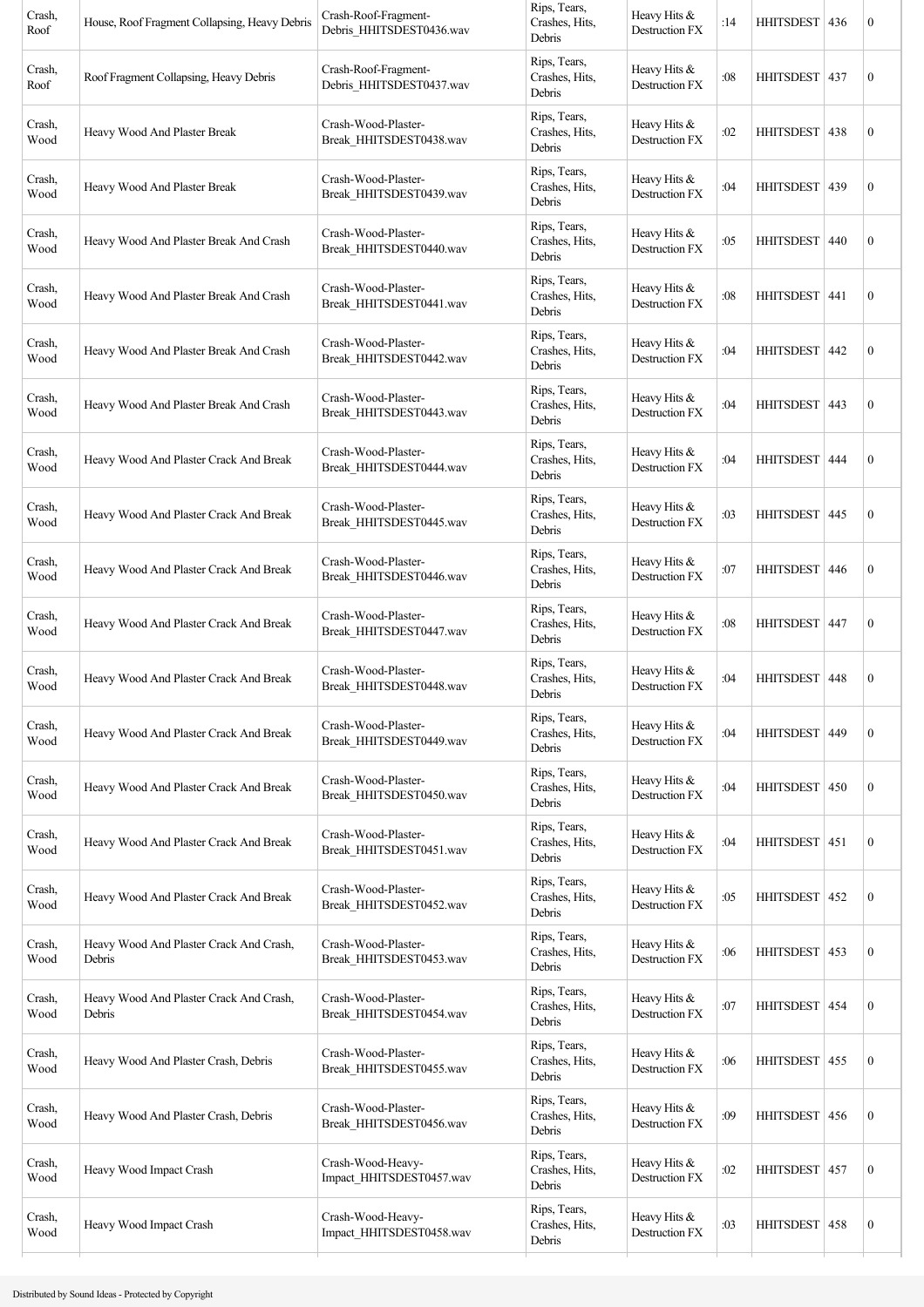| Crash, Roof | House, Roof Fragment Collapsing, Heavy Debris | Crash-Roof-Fragment-Debris_HHITSDEST0436.wav | Rips, Tears, Crashes, Hits, Debris | Heavy Hits & Destruction FX | :14 | HHITSDEST | 436 | 0 |
|---|---|---|---|---|---|---|---|---|
| Crash, Roof | Roof Fragment Collapsing, Heavy Debris | Crash-Roof-Fragment-Debris_HHITSDEST0437.wav | Rips, Tears, Crashes, Hits, Debris | Heavy Hits & Destruction FX | :08 | HHITSDEST | 437 | 0 |
| Crash, Wood | Heavy Wood And Plaster Break | Crash-Wood-Plaster-Break_HHITSDEST0438.wav | Rips, Tears, Crashes, Hits, Debris | Heavy Hits & Destruction FX | :02 | HHITSDEST | 438 | 0 |
| Crash, Wood | Heavy Wood And Plaster Break | Crash-Wood-Plaster-Break_HHITSDEST0439.wav | Rips, Tears, Crashes, Hits, Debris | Heavy Hits & Destruction FX | :04 | HHITSDEST | 439 | 0 |
| Crash, Wood | Heavy Wood And Plaster Break And Crash | Crash-Wood-Plaster-Break_HHITSDEST0440.wav | Rips, Tears, Crashes, Hits, Debris | Heavy Hits & Destruction FX | :05 | HHITSDEST | 440 | 0 |
| Crash, Wood | Heavy Wood And Plaster Break And Crash | Crash-Wood-Plaster-Break_HHITSDEST0441.wav | Rips, Tears, Crashes, Hits, Debris | Heavy Hits & Destruction FX | :08 | HHITSDEST | 441 | 0 |
| Crash, Wood | Heavy Wood And Plaster Break And Crash | Crash-Wood-Plaster-Break_HHITSDEST0442.wav | Rips, Tears, Crashes, Hits, Debris | Heavy Hits & Destruction FX | :04 | HHITSDEST | 442 | 0 |
| Crash, Wood | Heavy Wood And Plaster Break And Crash | Crash-Wood-Plaster-Break_HHITSDEST0443.wav | Rips, Tears, Crashes, Hits, Debris | Heavy Hits & Destruction FX | :04 | HHITSDEST | 443 | 0 |
| Crash, Wood | Heavy Wood And Plaster Crack And Break | Crash-Wood-Plaster-Break_HHITSDEST0444.wav | Rips, Tears, Crashes, Hits, Debris | Heavy Hits & Destruction FX | :04 | HHITSDEST | 444 | 0 |
| Crash, Wood | Heavy Wood And Plaster Crack And Break | Crash-Wood-Plaster-Break_HHITSDEST0445.wav | Rips, Tears, Crashes, Hits, Debris | Heavy Hits & Destruction FX | :03 | HHITSDEST | 445 | 0 |
| Crash, Wood | Heavy Wood And Plaster Crack And Break | Crash-Wood-Plaster-Break_HHITSDEST0446.wav | Rips, Tears, Crashes, Hits, Debris | Heavy Hits & Destruction FX | :07 | HHITSDEST | 446 | 0 |
| Crash, Wood | Heavy Wood And Plaster Crack And Break | Crash-Wood-Plaster-Break_HHITSDEST0447.wav | Rips, Tears, Crashes, Hits, Debris | Heavy Hits & Destruction FX | :08 | HHITSDEST | 447 | 0 |
| Crash, Wood | Heavy Wood And Plaster Crack And Break | Crash-Wood-Plaster-Break_HHITSDEST0448.wav | Rips, Tears, Crashes, Hits, Debris | Heavy Hits & Destruction FX | :04 | HHITSDEST | 448 | 0 |
| Crash, Wood | Heavy Wood And Plaster Crack And Break | Crash-Wood-Plaster-Break_HHITSDEST0449.wav | Rips, Tears, Crashes, Hits, Debris | Heavy Hits & Destruction FX | :04 | HHITSDEST | 449 | 0 |
| Crash, Wood | Heavy Wood And Plaster Crack And Break | Crash-Wood-Plaster-Break_HHITSDEST0450.wav | Rips, Tears, Crashes, Hits, Debris | Heavy Hits & Destruction FX | :04 | HHITSDEST | 450 | 0 |
| Crash, Wood | Heavy Wood And Plaster Crack And Break | Crash-Wood-Plaster-Break_HHITSDEST0451.wav | Rips, Tears, Crashes, Hits, Debris | Heavy Hits & Destruction FX | :04 | HHITSDEST | 451 | 0 |
| Crash, Wood | Heavy Wood And Plaster Crack And Break | Crash-Wood-Plaster-Break_HHITSDEST0452.wav | Rips, Tears, Crashes, Hits, Debris | Heavy Hits & Destruction FX | :05 | HHITSDEST | 452 | 0 |
| Crash, Wood | Heavy Wood And Plaster Crack And Crash, Debris | Crash-Wood-Plaster-Break_HHITSDEST0453.wav | Rips, Tears, Crashes, Hits, Debris | Heavy Hits & Destruction FX | :06 | HHITSDEST | 453 | 0 |
| Crash, Wood | Heavy Wood And Plaster Crack And Crash, Debris | Crash-Wood-Plaster-Break_HHITSDEST0454.wav | Rips, Tears, Crashes, Hits, Debris | Heavy Hits & Destruction FX | :07 | HHITSDEST | 454 | 0 |
| Crash, Wood | Heavy Wood And Plaster Crash, Debris | Crash-Wood-Plaster-Break_HHITSDEST0455.wav | Rips, Tears, Crashes, Hits, Debris | Heavy Hits & Destruction FX | :06 | HHITSDEST | 455 | 0 |
| Crash, Wood | Heavy Wood And Plaster Crash, Debris | Crash-Wood-Plaster-Break_HHITSDEST0456.wav | Rips, Tears, Crashes, Hits, Debris | Heavy Hits & Destruction FX | :09 | HHITSDEST | 456 | 0 |
| Crash, Wood | Heavy Wood Impact Crash | Crash-Wood-Heavy-Impact_HHITSDEST0457.wav | Rips, Tears, Crashes, Hits, Debris | Heavy Hits & Destruction FX | :02 | HHITSDEST | 457 | 0 |
| Crash, Wood | Heavy Wood Impact Crash | Crash-Wood-Heavy-Impact_HHITSDEST0458.wav | Rips, Tears, Crashes, Hits, Debris | Heavy Hits & Destruction FX | :03 | HHITSDEST | 458 | 0 |

Distributed by Sound Ideas - Protected by Copyright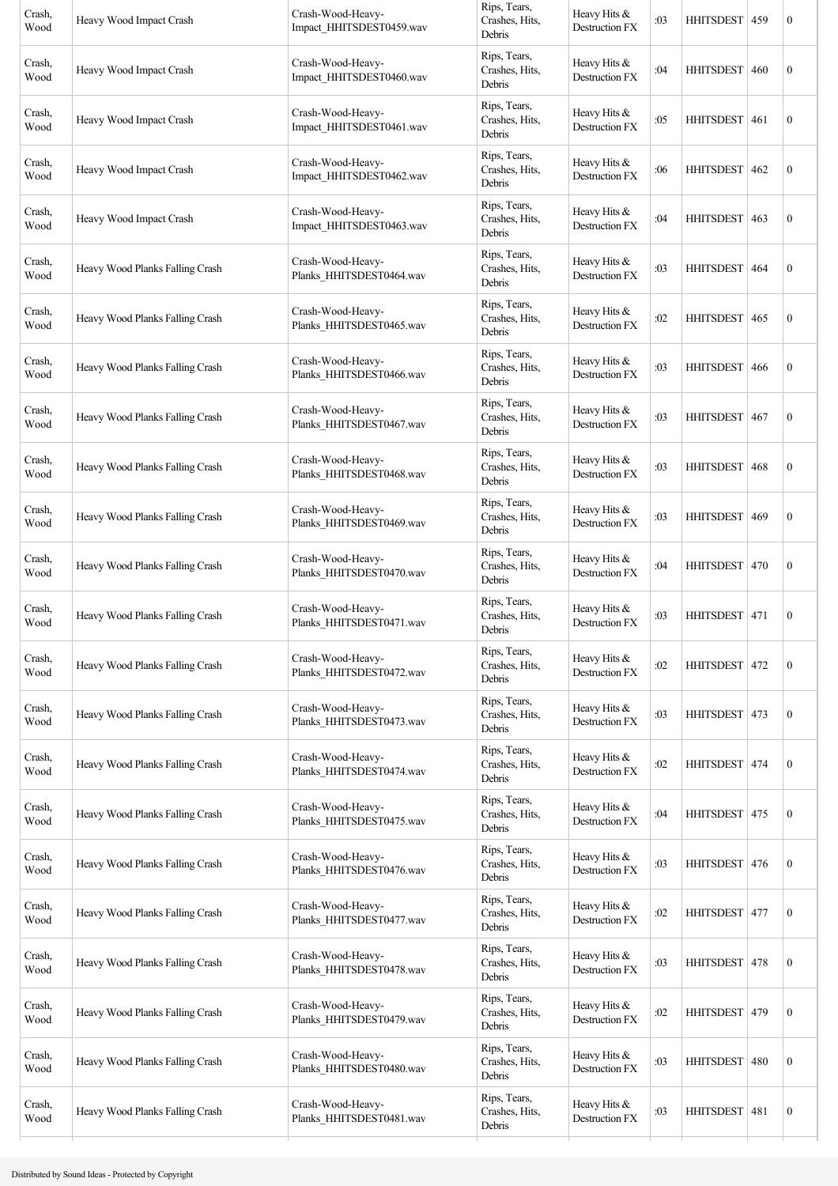| Crash, Wood | Heavy Wood Impact Crash | Crash-Wood-Heavy-Impact_HHITSDEST0459.wav | Rips, Tears, Crashes, Hits, Debris | Heavy Hits & Destruction FX | :03 | HHITSDEST | 459 | 0 |
|---|---|---|---|---|---|---|---|---|
| Crash, Wood | Heavy Wood Impact Crash | Crash-Wood-Heavy-Impact_HHITSDEST0460.wav | Rips, Tears, Crashes, Hits, Debris | Heavy Hits & Destruction FX | :04 | HHITSDEST | 460 | 0 |
| Crash, Wood | Heavy Wood Impact Crash | Crash-Wood-Heavy-Impact_HHITSDEST0461.wav | Rips, Tears, Crashes, Hits, Debris | Heavy Hits & Destruction FX | :05 | HHITSDEST | 461 | 0 |
| Crash, Wood | Heavy Wood Impact Crash | Crash-Wood-Heavy-Impact_HHITSDEST0462.wav | Rips, Tears, Crashes, Hits, Debris | Heavy Hits & Destruction FX | :06 | HHITSDEST | 462 | 0 |
| Crash, Wood | Heavy Wood Impact Crash | Crash-Wood-Heavy-Impact_HHITSDEST0463.wav | Rips, Tears, Crashes, Hits, Debris | Heavy Hits & Destruction FX | :04 | HHITSDEST | 463 | 0 |
| Crash, Wood | Heavy Wood Planks Falling Crash | Crash-Wood-Heavy-Planks_HHITSDEST0464.wav | Rips, Tears, Crashes, Hits, Debris | Heavy Hits & Destruction FX | :03 | HHITSDEST | 464 | 0 |
| Crash, Wood | Heavy Wood Planks Falling Crash | Crash-Wood-Heavy-Planks_HHITSDEST0465.wav | Rips, Tears, Crashes, Hits, Debris | Heavy Hits & Destruction FX | :02 | HHITSDEST | 465 | 0 |
| Crash, Wood | Heavy Wood Planks Falling Crash | Crash-Wood-Heavy-Planks_HHITSDEST0466.wav | Rips, Tears, Crashes, Hits, Debris | Heavy Hits & Destruction FX | :03 | HHITSDEST | 466 | 0 |
| Crash, Wood | Heavy Wood Planks Falling Crash | Crash-Wood-Heavy-Planks_HHITSDEST0467.wav | Rips, Tears, Crashes, Hits, Debris | Heavy Hits & Destruction FX | :03 | HHITSDEST | 467 | 0 |
| Crash, Wood | Heavy Wood Planks Falling Crash | Crash-Wood-Heavy-Planks_HHITSDEST0468.wav | Rips, Tears, Crashes, Hits, Debris | Heavy Hits & Destruction FX | :03 | HHITSDEST | 468 | 0 |
| Crash, Wood | Heavy Wood Planks Falling Crash | Crash-Wood-Heavy-Planks_HHITSDEST0469.wav | Rips, Tears, Crashes, Hits, Debris | Heavy Hits & Destruction FX | :03 | HHITSDEST | 469 | 0 |
| Crash, Wood | Heavy Wood Planks Falling Crash | Crash-Wood-Heavy-Planks_HHITSDEST0470.wav | Rips, Tears, Crashes, Hits, Debris | Heavy Hits & Destruction FX | :04 | HHITSDEST | 470 | 0 |
| Crash, Wood | Heavy Wood Planks Falling Crash | Crash-Wood-Heavy-Planks_HHITSDEST0471.wav | Rips, Tears, Crashes, Hits, Debris | Heavy Hits & Destruction FX | :03 | HHITSDEST | 471 | 0 |
| Crash, Wood | Heavy Wood Planks Falling Crash | Crash-Wood-Heavy-Planks_HHITSDEST0472.wav | Rips, Tears, Crashes, Hits, Debris | Heavy Hits & Destruction FX | :02 | HHITSDEST | 472 | 0 |
| Crash, Wood | Heavy Wood Planks Falling Crash | Crash-Wood-Heavy-Planks_HHITSDEST0473.wav | Rips, Tears, Crashes, Hits, Debris | Heavy Hits & Destruction FX | :03 | HHITSDEST | 473 | 0 |
| Crash, Wood | Heavy Wood Planks Falling Crash | Crash-Wood-Heavy-Planks_HHITSDEST0474.wav | Rips, Tears, Crashes, Hits, Debris | Heavy Hits & Destruction FX | :02 | HHITSDEST | 474 | 0 |
| Crash, Wood | Heavy Wood Planks Falling Crash | Crash-Wood-Heavy-Planks_HHITSDEST0475.wav | Rips, Tears, Crashes, Hits, Debris | Heavy Hits & Destruction FX | :04 | HHITSDEST | 475 | 0 |
| Crash, Wood | Heavy Wood Planks Falling Crash | Crash-Wood-Heavy-Planks_HHITSDEST0476.wav | Rips, Tears, Crashes, Hits, Debris | Heavy Hits & Destruction FX | :03 | HHITSDEST | 476 | 0 |
| Crash, Wood | Heavy Wood Planks Falling Crash | Crash-Wood-Heavy-Planks_HHITSDEST0477.wav | Rips, Tears, Crashes, Hits, Debris | Heavy Hits & Destruction FX | :02 | HHITSDEST | 477 | 0 |
| Crash, Wood | Heavy Wood Planks Falling Crash | Crash-Wood-Heavy-Planks_HHITSDEST0478.wav | Rips, Tears, Crashes, Hits, Debris | Heavy Hits & Destruction FX | :03 | HHITSDEST | 478 | 0 |
| Crash, Wood | Heavy Wood Planks Falling Crash | Crash-Wood-Heavy-Planks_HHITSDEST0479.wav | Rips, Tears, Crashes, Hits, Debris | Heavy Hits & Destruction FX | :02 | HHITSDEST | 479 | 0 |
| Crash, Wood | Heavy Wood Planks Falling Crash | Crash-Wood-Heavy-Planks_HHITSDEST0480.wav | Rips, Tears, Crashes, Hits, Debris | Heavy Hits & Destruction FX | :03 | HHITSDEST | 480 | 0 |
| Crash, Wood | Heavy Wood Planks Falling Crash | Crash-Wood-Heavy-Planks_HHITSDEST0481.wav | Rips, Tears, Crashes, Hits, Debris | Heavy Hits & Destruction FX | :03 | HHITSDEST | 481 | 0 |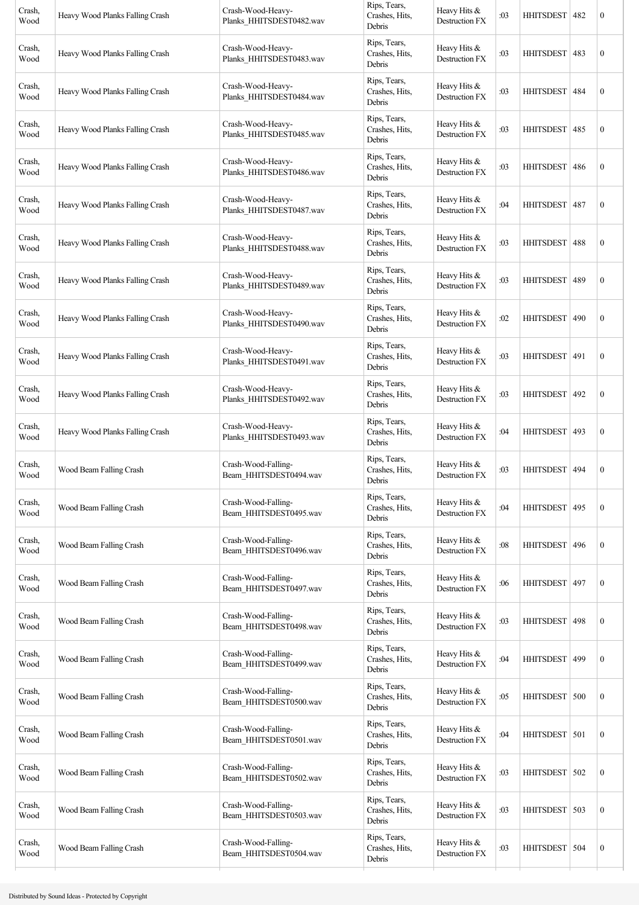| Crash, Wood | Heavy Wood Planks Falling Crash | Crash-Wood-Heavy-Planks_HHITSDEST0482.wav | Rips, Tears, Crashes, Hits, Debris | Heavy Hits & Destruction FX | :03 | HHITSDEST | 482 | 0 |
|---|---|---|---|---|---|---|---|---|
| Crash, Wood | Heavy Wood Planks Falling Crash | Crash-Wood-Heavy-Planks_HHITSDEST0483.wav | Rips, Tears, Crashes, Hits, Debris | Heavy Hits & Destruction FX | :03 | HHITSDEST | 483 | 0 |
| Crash, Wood | Heavy Wood Planks Falling Crash | Crash-Wood-Heavy-Planks_HHITSDEST0484.wav | Rips, Tears, Crashes, Hits, Debris | Heavy Hits & Destruction FX | :03 | HHITSDEST | 484 | 0 |
| Crash, Wood | Heavy Wood Planks Falling Crash | Crash-Wood-Heavy-Planks_HHITSDEST0485.wav | Rips, Tears, Crashes, Hits, Debris | Heavy Hits & Destruction FX | :03 | HHITSDEST | 485 | 0 |
| Crash, Wood | Heavy Wood Planks Falling Crash | Crash-Wood-Heavy-Planks_HHITSDEST0486.wav | Rips, Tears, Crashes, Hits, Debris | Heavy Hits & Destruction FX | :03 | HHITSDEST | 486 | 0 |
| Crash, Wood | Heavy Wood Planks Falling Crash | Crash-Wood-Heavy-Planks_HHITSDEST0487.wav | Rips, Tears, Crashes, Hits, Debris | Heavy Hits & Destruction FX | :04 | HHITSDEST | 487 | 0 |
| Crash, Wood | Heavy Wood Planks Falling Crash | Crash-Wood-Heavy-Planks_HHITSDEST0488.wav | Rips, Tears, Crashes, Hits, Debris | Heavy Hits & Destruction FX | :03 | HHITSDEST | 488 | 0 |
| Crash, Wood | Heavy Wood Planks Falling Crash | Crash-Wood-Heavy-Planks_HHITSDEST0489.wav | Rips, Tears, Crashes, Hits, Debris | Heavy Hits & Destruction FX | :03 | HHITSDEST | 489 | 0 |
| Crash, Wood | Heavy Wood Planks Falling Crash | Crash-Wood-Heavy-Planks_HHITSDEST0490.wav | Rips, Tears, Crashes, Hits, Debris | Heavy Hits & Destruction FX | :02 | HHITSDEST | 490 | 0 |
| Crash, Wood | Heavy Wood Planks Falling Crash | Crash-Wood-Heavy-Planks_HHITSDEST0491.wav | Rips, Tears, Crashes, Hits, Debris | Heavy Hits & Destruction FX | :03 | HHITSDEST | 491 | 0 |
| Crash, Wood | Heavy Wood Planks Falling Crash | Crash-Wood-Heavy-Planks_HHITSDEST0492.wav | Rips, Tears, Crashes, Hits, Debris | Heavy Hits & Destruction FX | :03 | HHITSDEST | 492 | 0 |
| Crash, Wood | Heavy Wood Planks Falling Crash | Crash-Wood-Heavy-Planks_HHITSDEST0493.wav | Rips, Tears, Crashes, Hits, Debris | Heavy Hits & Destruction FX | :04 | HHITSDEST | 493 | 0 |
| Crash, Wood | Wood Beam Falling Crash | Crash-Wood-Falling-Beam_HHITSDEST0494.wav | Rips, Tears, Crashes, Hits, Debris | Heavy Hits & Destruction FX | :03 | HHITSDEST | 494 | 0 |
| Crash, Wood | Wood Beam Falling Crash | Crash-Wood-Falling-Beam_HHITSDEST0495.wav | Rips, Tears, Crashes, Hits, Debris | Heavy Hits & Destruction FX | :04 | HHITSDEST | 495 | 0 |
| Crash, Wood | Wood Beam Falling Crash | Crash-Wood-Falling-Beam_HHITSDEST0496.wav | Rips, Tears, Crashes, Hits, Debris | Heavy Hits & Destruction FX | :08 | HHITSDEST | 496 | 0 |
| Crash, Wood | Wood Beam Falling Crash | Crash-Wood-Falling-Beam_HHITSDEST0497.wav | Rips, Tears, Crashes, Hits, Debris | Heavy Hits & Destruction FX | :06 | HHITSDEST | 497 | 0 |
| Crash, Wood | Wood Beam Falling Crash | Crash-Wood-Falling-Beam_HHITSDEST0498.wav | Rips, Tears, Crashes, Hits, Debris | Heavy Hits & Destruction FX | :03 | HHITSDEST | 498 | 0 |
| Crash, Wood | Wood Beam Falling Crash | Crash-Wood-Falling-Beam_HHITSDEST0499.wav | Rips, Tears, Crashes, Hits, Debris | Heavy Hits & Destruction FX | :04 | HHITSDEST | 499 | 0 |
| Crash, Wood | Wood Beam Falling Crash | Crash-Wood-Falling-Beam_HHITSDEST0500.wav | Rips, Tears, Crashes, Hits, Debris | Heavy Hits & Destruction FX | :05 | HHITSDEST | 500 | 0 |
| Crash, Wood | Wood Beam Falling Crash | Crash-Wood-Falling-Beam_HHITSDEST0501.wav | Rips, Tears, Crashes, Hits, Debris | Heavy Hits & Destruction FX | :04 | HHITSDEST | 501 | 0 |
| Crash, Wood | Wood Beam Falling Crash | Crash-Wood-Falling-Beam_HHITSDEST0502.wav | Rips, Tears, Crashes, Hits, Debris | Heavy Hits & Destruction FX | :03 | HHITSDEST | 502 | 0 |
| Crash, Wood | Wood Beam Falling Crash | Crash-Wood-Falling-Beam_HHITSDEST0503.wav | Rips, Tears, Crashes, Hits, Debris | Heavy Hits & Destruction FX | :03 | HHITSDEST | 503 | 0 |
| Crash, Wood | Wood Beam Falling Crash | Crash-Wood-Falling-Beam_HHITSDEST0504.wav | Rips, Tears, Crashes, Hits, Debris | Heavy Hits & Destruction FX | :03 | HHITSDEST | 504 | 0 |

Distributed by Sound Ideas - Protected by Copyright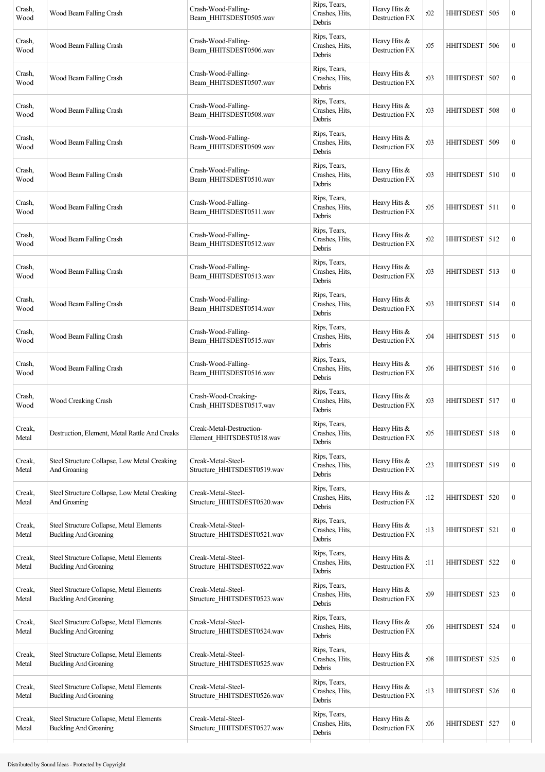| Crash, Wood | Wood Beam Falling Crash | Crash-Wood-Falling-Beam_HHITSDEST0505.wav | Rips, Tears, Crashes, Hits, Debris | Heavy Hits & Destruction FX | :02 | HHITSDEST | 505 | 0 |
|---|---|---|---|---|---|---|---|---|
| Crash, Wood | Wood Beam Falling Crash | Crash-Wood-Falling-Beam_HHITSDEST0506.wav | Rips, Tears, Crashes, Hits, Debris | Heavy Hits & Destruction FX | :05 | HHITSDEST | 506 | 0 |
| Crash, Wood | Wood Beam Falling Crash | Crash-Wood-Falling-Beam_HHITSDEST0507.wav | Rips, Tears, Crashes, Hits, Debris | Heavy Hits & Destruction FX | :03 | HHITSDEST | 507 | 0 |
| Crash, Wood | Wood Beam Falling Crash | Crash-Wood-Falling-Beam_HHITSDEST0508.wav | Rips, Tears, Crashes, Hits, Debris | Heavy Hits & Destruction FX | :03 | HHITSDEST | 508 | 0 |
| Crash, Wood | Wood Beam Falling Crash | Crash-Wood-Falling-Beam_HHITSDEST0509.wav | Rips, Tears, Crashes, Hits, Debris | Heavy Hits & Destruction FX | :03 | HHITSDEST | 509 | 0 |
| Crash, Wood | Wood Beam Falling Crash | Crash-Wood-Falling-Beam_HHITSDEST0510.wav | Rips, Tears, Crashes, Hits, Debris | Heavy Hits & Destruction FX | :03 | HHITSDEST | 510 | 0 |
| Crash, Wood | Wood Beam Falling Crash | Crash-Wood-Falling-Beam_HHITSDEST0511.wav | Rips, Tears, Crashes, Hits, Debris | Heavy Hits & Destruction FX | :05 | HHITSDEST | 511 | 0 |
| Crash, Wood | Wood Beam Falling Crash | Crash-Wood-Falling-Beam_HHITSDEST0512.wav | Rips, Tears, Crashes, Hits, Debris | Heavy Hits & Destruction FX | :02 | HHITSDEST | 512 | 0 |
| Crash, Wood | Wood Beam Falling Crash | Crash-Wood-Falling-Beam_HHITSDEST0513.wav | Rips, Tears, Crashes, Hits, Debris | Heavy Hits & Destruction FX | :03 | HHITSDEST | 513 | 0 |
| Crash, Wood | Wood Beam Falling Crash | Crash-Wood-Falling-Beam_HHITSDEST0514.wav | Rips, Tears, Crashes, Hits, Debris | Heavy Hits & Destruction FX | :03 | HHITSDEST | 514 | 0 |
| Crash, Wood | Wood Beam Falling Crash | Crash-Wood-Falling-Beam_HHITSDEST0515.wav | Rips, Tears, Crashes, Hits, Debris | Heavy Hits & Destruction FX | :04 | HHITSDEST | 515 | 0 |
| Crash, Wood | Wood Beam Falling Crash | Crash-Wood-Falling-Beam_HHITSDEST0516.wav | Rips, Tears, Crashes, Hits, Debris | Heavy Hits & Destruction FX | :06 | HHITSDEST | 516 | 0 |
| Crash, Wood | Wood Creaking Crash | Crash-Wood-Creaking-Crash_HHITSDEST0517.wav | Rips, Tears, Crashes, Hits, Debris | Heavy Hits & Destruction FX | :03 | HHITSDEST | 517 | 0 |
| Creak, Metal | Destruction, Element, Metal Rattle And Creaks | Creak-Metal-Destruction-Element_HHITSDEST0518.wav | Rips, Tears, Crashes, Hits, Debris | Heavy Hits & Destruction FX | :05 | HHITSDEST | 518 | 0 |
| Creak, Metal | Steel Structure Collapse, Low Metal Creaking And Groaning | Creak-Metal-Steel-Structure_HHITSDEST0519.wav | Rips, Tears, Crashes, Hits, Debris | Heavy Hits & Destruction FX | :23 | HHITSDEST | 519 | 0 |
| Creak, Metal | Steel Structure Collapse, Low Metal Creaking And Groaning | Creak-Metal-Steel-Structure_HHITSDEST0520.wav | Rips, Tears, Crashes, Hits, Debris | Heavy Hits & Destruction FX | :12 | HHITSDEST | 520 | 0 |
| Creak, Metal | Steel Structure Collapse, Metal Elements Buckling And Groaning | Creak-Metal-Steel-Structure_HHITSDEST0521.wav | Rips, Tears, Crashes, Hits, Debris | Heavy Hits & Destruction FX | :13 | HHITSDEST | 521 | 0 |
| Creak, Metal | Steel Structure Collapse, Metal Elements Buckling And Groaning | Creak-Metal-Steel-Structure_HHITSDEST0522.wav | Rips, Tears, Crashes, Hits, Debris | Heavy Hits & Destruction FX | :11 | HHITSDEST | 522 | 0 |
| Creak, Metal | Steel Structure Collapse, Metal Elements Buckling And Groaning | Creak-Metal-Steel-Structure_HHITSDEST0523.wav | Rips, Tears, Crashes, Hits, Debris | Heavy Hits & Destruction FX | :09 | HHITSDEST | 523 | 0 |
| Creak, Metal | Steel Structure Collapse, Metal Elements Buckling And Groaning | Creak-Metal-Steel-Structure_HHITSDEST0524.wav | Rips, Tears, Crashes, Hits, Debris | Heavy Hits & Destruction FX | :06 | HHITSDEST | 524 | 0 |
| Creak, Metal | Steel Structure Collapse, Metal Elements Buckling And Groaning | Creak-Metal-Steel-Structure_HHITSDEST0525.wav | Rips, Tears, Crashes, Hits, Debris | Heavy Hits & Destruction FX | :08 | HHITSDEST | 525 | 0 |
| Creak, Metal | Steel Structure Collapse, Metal Elements Buckling And Groaning | Creak-Metal-Steel-Structure_HHITSDEST0526.wav | Rips, Tears, Crashes, Hits, Debris | Heavy Hits & Destruction FX | :13 | HHITSDEST | 526 | 0 |
| Creak, Metal | Steel Structure Collapse, Metal Elements Buckling And Groaning | Creak-Metal-Steel-Structure_HHITSDEST0527.wav | Rips, Tears, Crashes, Hits, Debris | Heavy Hits & Destruction FX | :06 | HHITSDEST | 527 | 0 |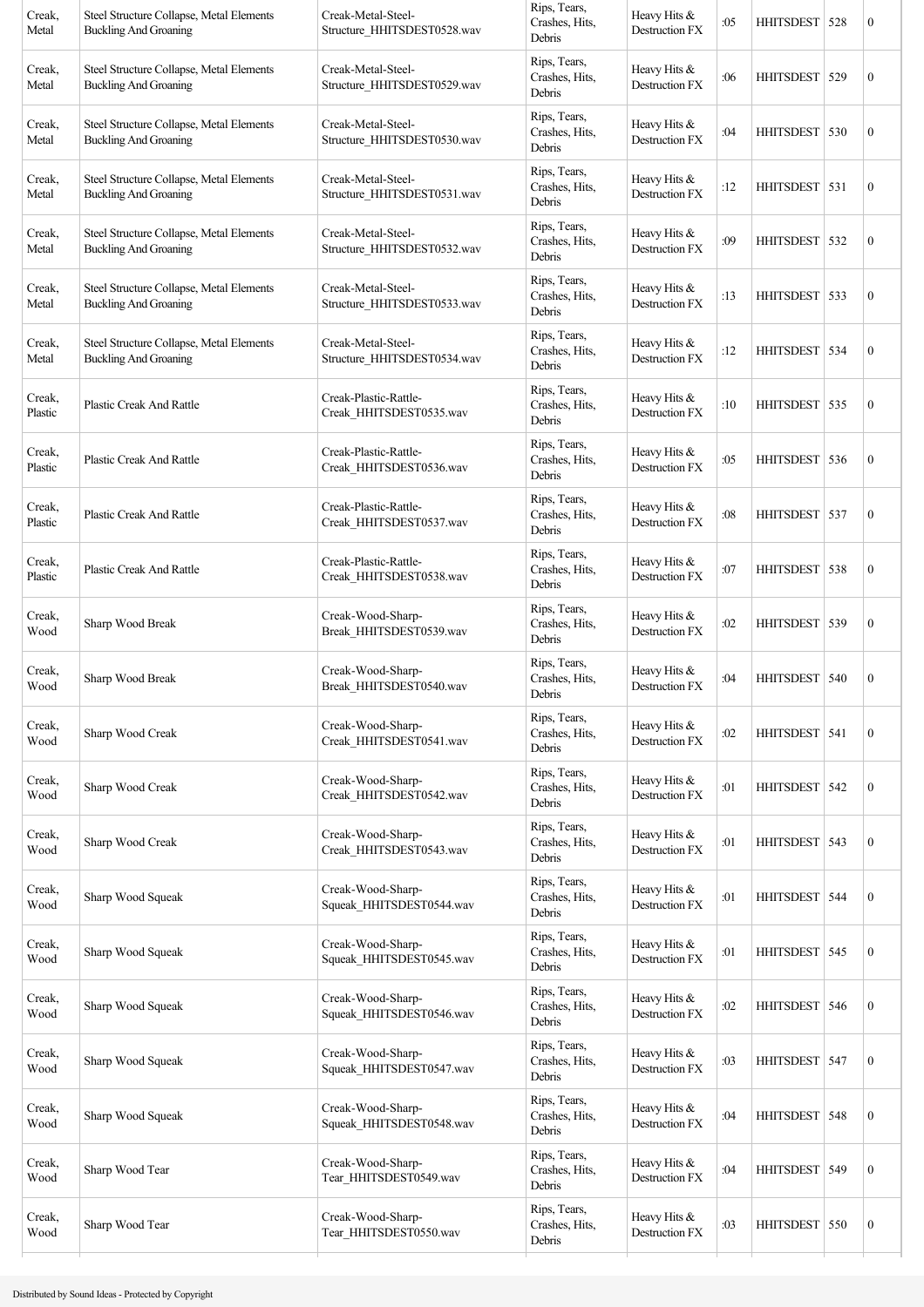| Creak, Metal | Steel Structure Collapse, Metal Elements Buckling And Groaning | Creak-Metal-Steel-Structure_HHITSDEST0528.wav | Rips, Tears, Crashes, Hits, Debris | Heavy Hits & Destruction FX | :05 | HHITSDEST | 528 | 0 |
|---|---|---|---|---|---|---|---|---|
| Creak, Metal | Steel Structure Collapse, Metal Elements Buckling And Groaning | Creak-Metal-Steel-Structure_HHITSDEST0529.wav | Rips, Tears, Crashes, Hits, Debris | Heavy Hits & Destruction FX | :06 | HHITSDEST | 529 | 0 |
| Creak, Metal | Steel Structure Collapse, Metal Elements Buckling And Groaning | Creak-Metal-Steel-Structure_HHITSDEST0530.wav | Rips, Tears, Crashes, Hits, Debris | Heavy Hits & Destruction FX | :04 | HHITSDEST | 530 | 0 |
| Creak, Metal | Steel Structure Collapse, Metal Elements Buckling And Groaning | Creak-Metal-Steel-Structure_HHITSDEST0531.wav | Rips, Tears, Crashes, Hits, Debris | Heavy Hits & Destruction FX | :12 | HHITSDEST | 531 | 0 |
| Creak, Metal | Steel Structure Collapse, Metal Elements Buckling And Groaning | Creak-Metal-Steel-Structure_HHITSDEST0532.wav | Rips, Tears, Crashes, Hits, Debris | Heavy Hits & Destruction FX | :09 | HHITSDEST | 532 | 0 |
| Creak, Metal | Steel Structure Collapse, Metal Elements Buckling And Groaning | Creak-Metal-Steel-Structure_HHITSDEST0533.wav | Rips, Tears, Crashes, Hits, Debris | Heavy Hits & Destruction FX | :13 | HHITSDEST | 533 | 0 |
| Creak, Metal | Steel Structure Collapse, Metal Elements Buckling And Groaning | Creak-Metal-Steel-Structure_HHITSDEST0534.wav | Rips, Tears, Crashes, Hits, Debris | Heavy Hits & Destruction FX | :12 | HHITSDEST | 534 | 0 |
| Creak, Plastic | Plastic Creak And Rattle | Creak-Plastic-Rattle-Creak_HHITSDEST0535.wav | Rips, Tears, Crashes, Hits, Debris | Heavy Hits & Destruction FX | :10 | HHITSDEST | 535 | 0 |
| Creak, Plastic | Plastic Creak And Rattle | Creak-Plastic-Rattle-Creak_HHITSDEST0536.wav | Rips, Tears, Crashes, Hits, Debris | Heavy Hits & Destruction FX | :05 | HHITSDEST | 536 | 0 |
| Creak, Plastic | Plastic Creak And Rattle | Creak-Plastic-Rattle-Creak_HHITSDEST0537.wav | Rips, Tears, Crashes, Hits, Debris | Heavy Hits & Destruction FX | :08 | HHITSDEST | 537 | 0 |
| Creak, Plastic | Plastic Creak And Rattle | Creak-Plastic-Rattle-Creak_HHITSDEST0538.wav | Rips, Tears, Crashes, Hits, Debris | Heavy Hits & Destruction FX | :07 | HHITSDEST | 538 | 0 |
| Creak, Wood | Sharp Wood Break | Creak-Wood-Sharp-Break_HHITSDEST0539.wav | Rips, Tears, Crashes, Hits, Debris | Heavy Hits & Destruction FX | :02 | HHITSDEST | 539 | 0 |
| Creak, Wood | Sharp Wood Break | Creak-Wood-Sharp-Break_HHITSDEST0540.wav | Rips, Tears, Crashes, Hits, Debris | Heavy Hits & Destruction FX | :04 | HHITSDEST | 540 | 0 |
| Creak, Wood | Sharp Wood Creak | Creak-Wood-Sharp-Creak_HHITSDEST0541.wav | Rips, Tears, Crashes, Hits, Debris | Heavy Hits & Destruction FX | :02 | HHITSDEST | 541 | 0 |
| Creak, Wood | Sharp Wood Creak | Creak-Wood-Sharp-Creak_HHITSDEST0542.wav | Rips, Tears, Crashes, Hits, Debris | Heavy Hits & Destruction FX | :01 | HHITSDEST | 542 | 0 |
| Creak, Wood | Sharp Wood Creak | Creak-Wood-Sharp-Creak_HHITSDEST0543.wav | Rips, Tears, Crashes, Hits, Debris | Heavy Hits & Destruction FX | :01 | HHITSDEST | 543 | 0 |
| Creak, Wood | Sharp Wood Squeak | Creak-Wood-Sharp-Squeak_HHITSDEST0544.wav | Rips, Tears, Crashes, Hits, Debris | Heavy Hits & Destruction FX | :01 | HHITSDEST | 544 | 0 |
| Creak, Wood | Sharp Wood Squeak | Creak-Wood-Sharp-Squeak_HHITSDEST0545.wav | Rips, Tears, Crashes, Hits, Debris | Heavy Hits & Destruction FX | :01 | HHITSDEST | 545 | 0 |
| Creak, Wood | Sharp Wood Squeak | Creak-Wood-Sharp-Squeak_HHITSDEST0546.wav | Rips, Tears, Crashes, Hits, Debris | Heavy Hits & Destruction FX | :02 | HHITSDEST | 546 | 0 |
| Creak, Wood | Sharp Wood Squeak | Creak-Wood-Sharp-Squeak_HHITSDEST0547.wav | Rips, Tears, Crashes, Hits, Debris | Heavy Hits & Destruction FX | :03 | HHITSDEST | 547 | 0 |
| Creak, Wood | Sharp Wood Squeak | Creak-Wood-Sharp-Squeak_HHITSDEST0548.wav | Rips, Tears, Crashes, Hits, Debris | Heavy Hits & Destruction FX | :04 | HHITSDEST | 548 | 0 |
| Creak, Wood | Sharp Wood Tear | Creak-Wood-Sharp-Tear_HHITSDEST0549.wav | Rips, Tears, Crashes, Hits, Debris | Heavy Hits & Destruction FX | :04 | HHITSDEST | 549 | 0 |
| Creak, Wood | Sharp Wood Tear | Creak-Wood-Sharp-Tear_HHITSDEST0550.wav | Rips, Tears, Crashes, Hits, Debris | Heavy Hits & Destruction FX | :03 | HHITSDEST | 550 | 0 |

Distributed by Sound Ideas - Protected by Copyright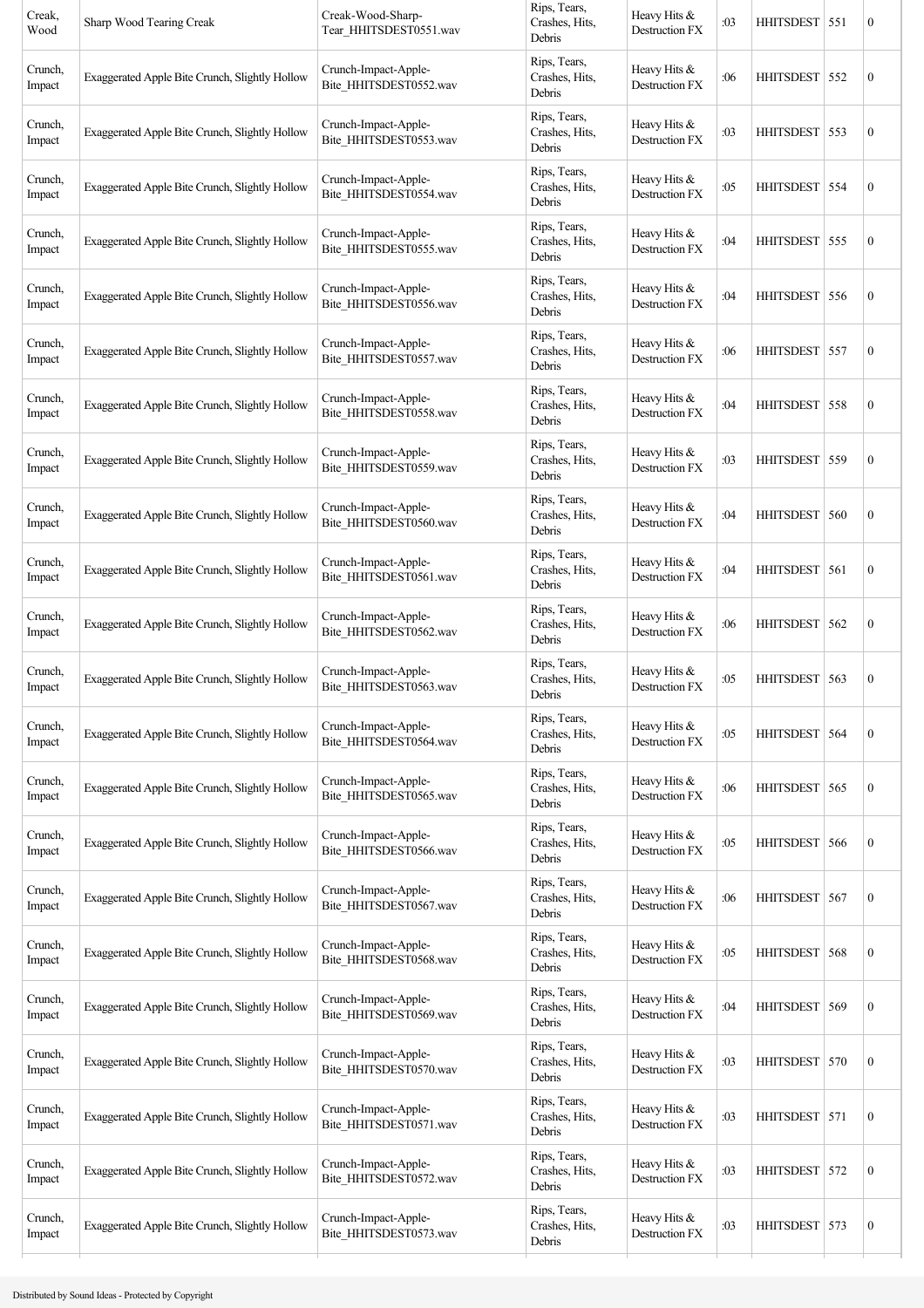| Creak, Wood | Sharp Wood Tearing Creak | Creak-Wood-Sharp-Tear_HHITSDEST0551.wav | Rips, Tears, Crashes, Hits, Debris | Heavy Hits & Destruction FX | :03 | HHITSDEST | 551 | 0 |
|---|---|---|---|---|---|---|---|---|
| Crunch, Impact | Exaggerated Apple Bite Crunch, Slightly Hollow | Crunch-Impact-Apple-Bite_HHITSDEST0552.wav | Rips, Tears, Crashes, Hits, Debris | Heavy Hits & Destruction FX | :06 | HHITSDEST | 552 | 0 |
| Crunch, Impact | Exaggerated Apple Bite Crunch, Slightly Hollow | Crunch-Impact-Apple-Bite_HHITSDEST0553.wav | Rips, Tears, Crashes, Hits, Debris | Heavy Hits & Destruction FX | :03 | HHITSDEST | 553 | 0 |
| Crunch, Impact | Exaggerated Apple Bite Crunch, Slightly Hollow | Crunch-Impact-Apple-Bite_HHITSDEST0554.wav | Rips, Tears, Crashes, Hits, Debris | Heavy Hits & Destruction FX | :05 | HHITSDEST | 554 | 0 |
| Crunch, Impact | Exaggerated Apple Bite Crunch, Slightly Hollow | Crunch-Impact-Apple-Bite_HHITSDEST0555.wav | Rips, Tears, Crashes, Hits, Debris | Heavy Hits & Destruction FX | :04 | HHITSDEST | 555 | 0 |
| Crunch, Impact | Exaggerated Apple Bite Crunch, Slightly Hollow | Crunch-Impact-Apple-Bite_HHITSDEST0556.wav | Rips, Tears, Crashes, Hits, Debris | Heavy Hits & Destruction FX | :04 | HHITSDEST | 556 | 0 |
| Crunch, Impact | Exaggerated Apple Bite Crunch, Slightly Hollow | Crunch-Impact-Apple-Bite_HHITSDEST0557.wav | Rips, Tears, Crashes, Hits, Debris | Heavy Hits & Destruction FX | :06 | HHITSDEST | 557 | 0 |
| Crunch, Impact | Exaggerated Apple Bite Crunch, Slightly Hollow | Crunch-Impact-Apple-Bite_HHITSDEST0558.wav | Rips, Tears, Crashes, Hits, Debris | Heavy Hits & Destruction FX | :04 | HHITSDEST | 558 | 0 |
| Crunch, Impact | Exaggerated Apple Bite Crunch, Slightly Hollow | Crunch-Impact-Apple-Bite_HHITSDEST0559.wav | Rips, Tears, Crashes, Hits, Debris | Heavy Hits & Destruction FX | :03 | HHITSDEST | 559 | 0 |
| Crunch, Impact | Exaggerated Apple Bite Crunch, Slightly Hollow | Crunch-Impact-Apple-Bite_HHITSDEST0560.wav | Rips, Tears, Crashes, Hits, Debris | Heavy Hits & Destruction FX | :04 | HHITSDEST | 560 | 0 |
| Crunch, Impact | Exaggerated Apple Bite Crunch, Slightly Hollow | Crunch-Impact-Apple-Bite_HHITSDEST0561.wav | Rips, Tears, Crashes, Hits, Debris | Heavy Hits & Destruction FX | :04 | HHITSDEST | 561 | 0 |
| Crunch, Impact | Exaggerated Apple Bite Crunch, Slightly Hollow | Crunch-Impact-Apple-Bite_HHITSDEST0562.wav | Rips, Tears, Crashes, Hits, Debris | Heavy Hits & Destruction FX | :06 | HHITSDEST | 562 | 0 |
| Crunch, Impact | Exaggerated Apple Bite Crunch, Slightly Hollow | Crunch-Impact-Apple-Bite_HHITSDEST0563.wav | Rips, Tears, Crashes, Hits, Debris | Heavy Hits & Destruction FX | :05 | HHITSDEST | 563 | 0 |
| Crunch, Impact | Exaggerated Apple Bite Crunch, Slightly Hollow | Crunch-Impact-Apple-Bite_HHITSDEST0564.wav | Rips, Tears, Crashes, Hits, Debris | Heavy Hits & Destruction FX | :05 | HHITSDEST | 564 | 0 |
| Crunch, Impact | Exaggerated Apple Bite Crunch, Slightly Hollow | Crunch-Impact-Apple-Bite_HHITSDEST0565.wav | Rips, Tears, Crashes, Hits, Debris | Heavy Hits & Destruction FX | :06 | HHITSDEST | 565 | 0 |
| Crunch, Impact | Exaggerated Apple Bite Crunch, Slightly Hollow | Crunch-Impact-Apple-Bite_HHITSDEST0566.wav | Rips, Tears, Crashes, Hits, Debris | Heavy Hits & Destruction FX | :05 | HHITSDEST | 566 | 0 |
| Crunch, Impact | Exaggerated Apple Bite Crunch, Slightly Hollow | Crunch-Impact-Apple-Bite_HHITSDEST0567.wav | Rips, Tears, Crashes, Hits, Debris | Heavy Hits & Destruction FX | :06 | HHITSDEST | 567 | 0 |
| Crunch, Impact | Exaggerated Apple Bite Crunch, Slightly Hollow | Crunch-Impact-Apple-Bite_HHITSDEST0568.wav | Rips, Tears, Crashes, Hits, Debris | Heavy Hits & Destruction FX | :05 | HHITSDEST | 568 | 0 |
| Crunch, Impact | Exaggerated Apple Bite Crunch, Slightly Hollow | Crunch-Impact-Apple-Bite_HHITSDEST0569.wav | Rips, Tears, Crashes, Hits, Debris | Heavy Hits & Destruction FX | :04 | HHITSDEST | 569 | 0 |
| Crunch, Impact | Exaggerated Apple Bite Crunch, Slightly Hollow | Crunch-Impact-Apple-Bite_HHITSDEST0570.wav | Rips, Tears, Crashes, Hits, Debris | Heavy Hits & Destruction FX | :03 | HHITSDEST | 570 | 0 |
| Crunch, Impact | Exaggerated Apple Bite Crunch, Slightly Hollow | Crunch-Impact-Apple-Bite_HHITSDEST0571.wav | Rips, Tears, Crashes, Hits, Debris | Heavy Hits & Destruction FX | :03 | HHITSDEST | 571 | 0 |
| Crunch, Impact | Exaggerated Apple Bite Crunch, Slightly Hollow | Crunch-Impact-Apple-Bite_HHITSDEST0572.wav | Rips, Tears, Crashes, Hits, Debris | Heavy Hits & Destruction FX | :03 | HHITSDEST | 572 | 0 |
| Crunch, Impact | Exaggerated Apple Bite Crunch, Slightly Hollow | Crunch-Impact-Apple-Bite_HHITSDEST0573.wav | Rips, Tears, Crashes, Hits, Debris | Heavy Hits & Destruction FX | :03 | HHITSDEST | 573 | 0 |

Distributed by Sound Ideas - Protected by Copyright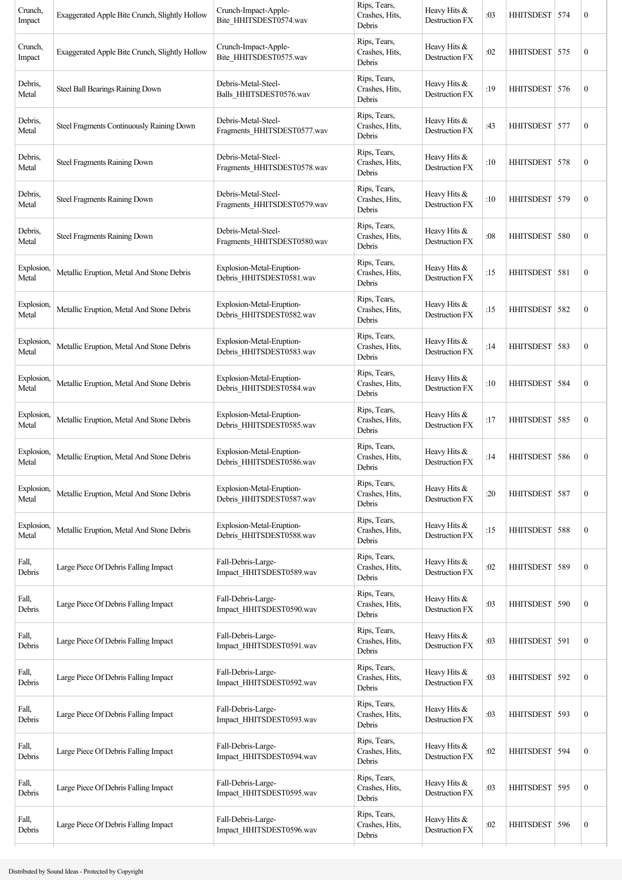| | | | | | | | | |
|---|---|---|---|---|---|---|---|---|
| Crunch, Impact | Exaggerated Apple Bite Crunch, Slightly Hollow | Crunch-Impact-Apple-Bite_HHITSDEST0574.wav | Rips, Tears, Crashes, Hits, Debris | Heavy Hits & Destruction FX | :03 | HHITSDEST | 574 | 0 |
| Crunch, Impact | Exaggerated Apple Bite Crunch, Slightly Hollow | Crunch-Impact-Apple-Bite_HHITSDEST0575.wav | Rips, Tears, Crashes, Hits, Debris | Heavy Hits & Destruction FX | :02 | HHITSDEST | 575 | 0 |
| Debris, Metal | Steel Ball Bearings Raining Down | Debris-Metal-Steel-Balls_HHITSDEST0576.wav | Rips, Tears, Crashes, Hits, Debris | Heavy Hits & Destruction FX | :19 | HHITSDEST | 576 | 0 |
| Debris, Metal | Steel Fragments Continuously Raining Down | Debris-Metal-Steel-Fragments_HHITSDEST0577.wav | Rips, Tears, Crashes, Hits, Debris | Heavy Hits & Destruction FX | :43 | HHITSDEST | 577 | 0 |
| Debris, Metal | Steel Fragments Raining Down | Debris-Metal-Steel-Fragments_HHITSDEST0578.wav | Rips, Tears, Crashes, Hits, Debris | Heavy Hits & Destruction FX | :10 | HHITSDEST | 578 | 0 |
| Debris, Metal | Steel Fragments Raining Down | Debris-Metal-Steel-Fragments_HHITSDEST0579.wav | Rips, Tears, Crashes, Hits, Debris | Heavy Hits & Destruction FX | :10 | HHITSDEST | 579 | 0 |
| Debris, Metal | Steel Fragments Raining Down | Debris-Metal-Steel-Fragments_HHITSDEST0580.wav | Rips, Tears, Crashes, Hits, Debris | Heavy Hits & Destruction FX | :08 | HHITSDEST | 580 | 0 |
| Explosion, Metal | Metallic Eruption, Metal And Stone Debris | Explosion-Metal-Eruption-Debris_HHITSDEST0581.wav | Rips, Tears, Crashes, Hits, Debris | Heavy Hits & Destruction FX | :15 | HHITSDEST | 581 | 0 |
| Explosion, Metal | Metallic Eruption, Metal And Stone Debris | Explosion-Metal-Eruption-Debris_HHITSDEST0582.wav | Rips, Tears, Crashes, Hits, Debris | Heavy Hits & Destruction FX | :15 | HHITSDEST | 582 | 0 |
| Explosion, Metal | Metallic Eruption, Metal And Stone Debris | Explosion-Metal-Eruption-Debris_HHITSDEST0583.wav | Rips, Tears, Crashes, Hits, Debris | Heavy Hits & Destruction FX | :14 | HHITSDEST | 583 | 0 |
| Explosion, Metal | Metallic Eruption, Metal And Stone Debris | Explosion-Metal-Eruption-Debris_HHITSDEST0584.wav | Rips, Tears, Crashes, Hits, Debris | Heavy Hits & Destruction FX | :10 | HHITSDEST | 584 | 0 |
| Explosion, Metal | Metallic Eruption, Metal And Stone Debris | Explosion-Metal-Eruption-Debris_HHITSDEST0585.wav | Rips, Tears, Crashes, Hits, Debris | Heavy Hits & Destruction FX | :17 | HHITSDEST | 585 | 0 |
| Explosion, Metal | Metallic Eruption, Metal And Stone Debris | Explosion-Metal-Eruption-Debris_HHITSDEST0586.wav | Rips, Tears, Crashes, Hits, Debris | Heavy Hits & Destruction FX | :14 | HHITSDEST | 586 | 0 |
| Explosion, Metal | Metallic Eruption, Metal And Stone Debris | Explosion-Metal-Eruption-Debris_HHITSDEST0587.wav | Rips, Tears, Crashes, Hits, Debris | Heavy Hits & Destruction FX | :20 | HHITSDEST | 587 | 0 |
| Explosion, Metal | Metallic Eruption, Metal And Stone Debris | Explosion-Metal-Eruption-Debris_HHITSDEST0588.wav | Rips, Tears, Crashes, Hits, Debris | Heavy Hits & Destruction FX | :15 | HHITSDEST | 588 | 0 |
| Fall, Debris | Large Piece Of Debris Falling Impact | Fall-Debris-Large-Impact_HHITSDEST0589.wav | Rips, Tears, Crashes, Hits, Debris | Heavy Hits & Destruction FX | :02 | HHITSDEST | 589 | 0 |
| Fall, Debris | Large Piece Of Debris Falling Impact | Fall-Debris-Large-Impact_HHITSDEST0590.wav | Rips, Tears, Crashes, Hits, Debris | Heavy Hits & Destruction FX | :03 | HHITSDEST | 590 | 0 |
| Fall, Debris | Large Piece Of Debris Falling Impact | Fall-Debris-Large-Impact_HHITSDEST0591.wav | Rips, Tears, Crashes, Hits, Debris | Heavy Hits & Destruction FX | :03 | HHITSDEST | 591 | 0 |
| Fall, Debris | Large Piece Of Debris Falling Impact | Fall-Debris-Large-Impact_HHITSDEST0592.wav | Rips, Tears, Crashes, Hits, Debris | Heavy Hits & Destruction FX | :03 | HHITSDEST | 592 | 0 |
| Fall, Debris | Large Piece Of Debris Falling Impact | Fall-Debris-Large-Impact_HHITSDEST0593.wav | Rips, Tears, Crashes, Hits, Debris | Heavy Hits & Destruction FX | :03 | HHITSDEST | 593 | 0 |
| Fall, Debris | Large Piece Of Debris Falling Impact | Fall-Debris-Large-Impact_HHITSDEST0594.wav | Rips, Tears, Crashes, Hits, Debris | Heavy Hits & Destruction FX | :02 | HHITSDEST | 594 | 0 |
| Fall, Debris | Large Piece Of Debris Falling Impact | Fall-Debris-Large-Impact_HHITSDEST0595.wav | Rips, Tears, Crashes, Hits, Debris | Heavy Hits & Destruction FX | :03 | HHITSDEST | 595 | 0 |
| Fall, Debris | Large Piece Of Debris Falling Impact | Fall-Debris-Large-Impact_HHITSDEST0596.wav | Rips, Tears, Crashes, Hits, Debris | Heavy Hits & Destruction FX | :02 | HHITSDEST | 596 | 0 |

Distributed by Sound Ideas - Protected by Copyright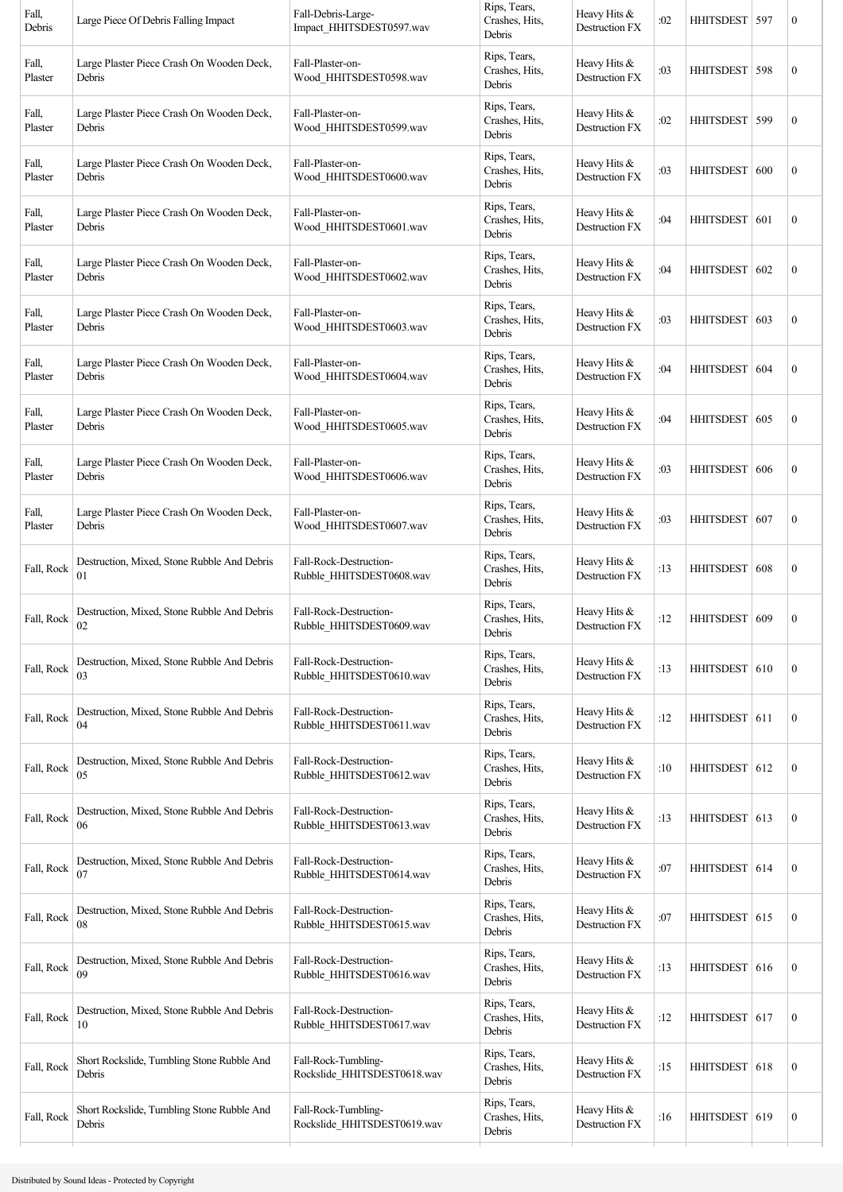| | | | | | | | | |
|---|---|---|---|---|---|---|---|---|
| Fall, Debris | Large Piece Of Debris Falling Impact | Fall-Debris-Large-Impact_HHITSDEST0597.wav | Rips, Tears, Crashes, Hits, Debris | Heavy Hits & Destruction FX | :02 | HHITSDEST | 597 | 0 |
| Fall, Plaster | Large Plaster Piece Crash On Wooden Deck, Debris | Fall-Plaster-on-Wood_HHITSDEST0598.wav | Rips, Tears, Crashes, Hits, Debris | Heavy Hits & Destruction FX | :03 | HHITSDEST | 598 | 0 |
| Fall, Plaster | Large Plaster Piece Crash On Wooden Deck, Debris | Fall-Plaster-on-Wood_HHITSDEST0599.wav | Rips, Tears, Crashes, Hits, Debris | Heavy Hits & Destruction FX | :02 | HHITSDEST | 599 | 0 |
| Fall, Plaster | Large Plaster Piece Crash On Wooden Deck, Debris | Fall-Plaster-on-Wood_HHITSDEST0600.wav | Rips, Tears, Crashes, Hits, Debris | Heavy Hits & Destruction FX | :03 | HHITSDEST | 600 | 0 |
| Fall, Plaster | Large Plaster Piece Crash On Wooden Deck, Debris | Fall-Plaster-on-Wood_HHITSDEST0601.wav | Rips, Tears, Crashes, Hits, Debris | Heavy Hits & Destruction FX | :04 | HHITSDEST | 601 | 0 |
| Fall, Plaster | Large Plaster Piece Crash On Wooden Deck, Debris | Fall-Plaster-on-Wood_HHITSDEST0602.wav | Rips, Tears, Crashes, Hits, Debris | Heavy Hits & Destruction FX | :04 | HHITSDEST | 602 | 0 |
| Fall, Plaster | Large Plaster Piece Crash On Wooden Deck, Debris | Fall-Plaster-on-Wood_HHITSDEST0603.wav | Rips, Tears, Crashes, Hits, Debris | Heavy Hits & Destruction FX | :03 | HHITSDEST | 603 | 0 |
| Fall, Plaster | Large Plaster Piece Crash On Wooden Deck, Debris | Fall-Plaster-on-Wood_HHITSDEST0604.wav | Rips, Tears, Crashes, Hits, Debris | Heavy Hits & Destruction FX | :04 | HHITSDEST | 604 | 0 |
| Fall, Plaster | Large Plaster Piece Crash On Wooden Deck, Debris | Fall-Plaster-on-Wood_HHITSDEST0605.wav | Rips, Tears, Crashes, Hits, Debris | Heavy Hits & Destruction FX | :04 | HHITSDEST | 605 | 0 |
| Fall, Plaster | Large Plaster Piece Crash On Wooden Deck, Debris | Fall-Plaster-on-Wood_HHITSDEST0606.wav | Rips, Tears, Crashes, Hits, Debris | Heavy Hits & Destruction FX | :03 | HHITSDEST | 606 | 0 |
| Fall, Plaster | Large Plaster Piece Crash On Wooden Deck, Debris | Fall-Plaster-on-Wood_HHITSDEST0607.wav | Rips, Tears, Crashes, Hits, Debris | Heavy Hits & Destruction FX | :03 | HHITSDEST | 607 | 0 |
| Fall, Rock | Destruction, Mixed, Stone Rubble And Debris 01 | Fall-Rock-Destruction-Rubble_HHITSDEST0608.wav | Rips, Tears, Crashes, Hits, Debris | Heavy Hits & Destruction FX | :13 | HHITSDEST | 608 | 0 |
| Fall, Rock | Destruction, Mixed, Stone Rubble And Debris 02 | Fall-Rock-Destruction-Rubble_HHITSDEST0609.wav | Rips, Tears, Crashes, Hits, Debris | Heavy Hits & Destruction FX | :12 | HHITSDEST | 609 | 0 |
| Fall, Rock | Destruction, Mixed, Stone Rubble And Debris 03 | Fall-Rock-Destruction-Rubble_HHITSDEST0610.wav | Rips, Tears, Crashes, Hits, Debris | Heavy Hits & Destruction FX | :13 | HHITSDEST | 610 | 0 |
| Fall, Rock | Destruction, Mixed, Stone Rubble And Debris 04 | Fall-Rock-Destruction-Rubble_HHITSDEST0611.wav | Rips, Tears, Crashes, Hits, Debris | Heavy Hits & Destruction FX | :12 | HHITSDEST | 611 | 0 |
| Fall, Rock | Destruction, Mixed, Stone Rubble And Debris 05 | Fall-Rock-Destruction-Rubble_HHITSDEST0612.wav | Rips, Tears, Crashes, Hits, Debris | Heavy Hits & Destruction FX | :10 | HHITSDEST | 612 | 0 |
| Fall, Rock | Destruction, Mixed, Stone Rubble And Debris 06 | Fall-Rock-Destruction-Rubble_HHITSDEST0613.wav | Rips, Tears, Crashes, Hits, Debris | Heavy Hits & Destruction FX | :13 | HHITSDEST | 613 | 0 |
| Fall, Rock | Destruction, Mixed, Stone Rubble And Debris 07 | Fall-Rock-Destruction-Rubble_HHITSDEST0614.wav | Rips, Tears, Crashes, Hits, Debris | Heavy Hits & Destruction FX | :07 | HHITSDEST | 614 | 0 |
| Fall, Rock | Destruction, Mixed, Stone Rubble And Debris 08 | Fall-Rock-Destruction-Rubble_HHITSDEST0615.wav | Rips, Tears, Crashes, Hits, Debris | Heavy Hits & Destruction FX | :07 | HHITSDEST | 615 | 0 |
| Fall, Rock | Destruction, Mixed, Stone Rubble And Debris 09 | Fall-Rock-Destruction-Rubble_HHITSDEST0616.wav | Rips, Tears, Crashes, Hits, Debris | Heavy Hits & Destruction FX | :13 | HHITSDEST | 616 | 0 |
| Fall, Rock | Destruction, Mixed, Stone Rubble And Debris 10 | Fall-Rock-Destruction-Rubble_HHITSDEST0617.wav | Rips, Tears, Crashes, Hits, Debris | Heavy Hits & Destruction FX | :12 | HHITSDEST | 617 | 0 |
| Fall, Rock | Short Rockslide, Tumbling Stone Rubble And Debris | Fall-Rock-Tumbling-Rockslide_HHITSDEST0618.wav | Rips, Tears, Crashes, Hits, Debris | Heavy Hits & Destruction FX | :15 | HHITSDEST | 618 | 0 |
| Fall, Rock | Short Rockslide, Tumbling Stone Rubble And Debris | Fall-Rock-Tumbling-Rockslide_HHITSDEST0619.wav | Rips, Tears, Crashes, Hits, Debris | Heavy Hits & Destruction FX | :16 | HHITSDEST | 619 | 0 |

Distributed by Sound Ideas - Protected by Copyright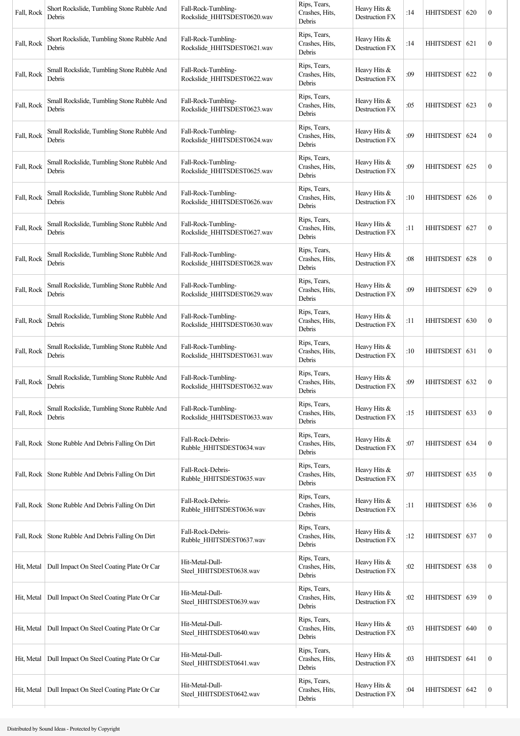| Fall, Rock | Short Rockslide, Tumbling Stone Rubble And Debris | Fall-Rock-Tumbling-Rockslide_HHITSDEST0620.wav | Rips, Tears, Crashes, Hits, Debris | Heavy Hits & Destruction FX | :14 | HHITSDEST | 620 | 0 |
|---|---|---|---|---|---|---|---|---|
| Fall, Rock | Short Rockslide, Tumbling Stone Rubble And Debris | Fall-Rock-Tumbling-Rockslide_HHITSDEST0621.wav | Rips, Tears, Crashes, Hits, Debris | Heavy Hits & Destruction FX | :14 | HHITSDEST | 621 | 0 |
| Fall, Rock | Small Rockslide, Tumbling Stone Rubble And Debris | Fall-Rock-Tumbling-Rockslide_HHITSDEST0622.wav | Rips, Tears, Crashes, Hits, Debris | Heavy Hits & Destruction FX | :09 | HHITSDEST | 622 | 0 |
| Fall, Rock | Small Rockslide, Tumbling Stone Rubble And Debris | Fall-Rock-Tumbling-Rockslide_HHITSDEST0623.wav | Rips, Tears, Crashes, Hits, Debris | Heavy Hits & Destruction FX | :05 | HHITSDEST | 623 | 0 |
| Fall, Rock | Small Rockslide, Tumbling Stone Rubble And Debris | Fall-Rock-Tumbling-Rockslide_HHITSDEST0624.wav | Rips, Tears, Crashes, Hits, Debris | Heavy Hits & Destruction FX | :09 | HHITSDEST | 624 | 0 |
| Fall, Rock | Small Rockslide, Tumbling Stone Rubble And Debris | Fall-Rock-Tumbling-Rockslide_HHITSDEST0625.wav | Rips, Tears, Crashes, Hits, Debris | Heavy Hits & Destruction FX | :09 | HHITSDEST | 625 | 0 |
| Fall, Rock | Small Rockslide, Tumbling Stone Rubble And Debris | Fall-Rock-Tumbling-Rockslide_HHITSDEST0626.wav | Rips, Tears, Crashes, Hits, Debris | Heavy Hits & Destruction FX | :10 | HHITSDEST | 626 | 0 |
| Fall, Rock | Small Rockslide, Tumbling Stone Rubble And Debris | Fall-Rock-Tumbling-Rockslide_HHITSDEST0627.wav | Rips, Tears, Crashes, Hits, Debris | Heavy Hits & Destruction FX | :11 | HHITSDEST | 627 | 0 |
| Fall, Rock | Small Rockslide, Tumbling Stone Rubble And Debris | Fall-Rock-Tumbling-Rockslide_HHITSDEST0628.wav | Rips, Tears, Crashes, Hits, Debris | Heavy Hits & Destruction FX | :08 | HHITSDEST | 628 | 0 |
| Fall, Rock | Small Rockslide, Tumbling Stone Rubble And Debris | Fall-Rock-Tumbling-Rockslide_HHITSDEST0629.wav | Rips, Tears, Crashes, Hits, Debris | Heavy Hits & Destruction FX | :09 | HHITSDEST | 629 | 0 |
| Fall, Rock | Small Rockslide, Tumbling Stone Rubble And Debris | Fall-Rock-Tumbling-Rockslide_HHITSDEST0630.wav | Rips, Tears, Crashes, Hits, Debris | Heavy Hits & Destruction FX | :11 | HHITSDEST | 630 | 0 |
| Fall, Rock | Small Rockslide, Tumbling Stone Rubble And Debris | Fall-Rock-Tumbling-Rockslide_HHITSDEST0631.wav | Rips, Tears, Crashes, Hits, Debris | Heavy Hits & Destruction FX | :10 | HHITSDEST | 631 | 0 |
| Fall, Rock | Small Rockslide, Tumbling Stone Rubble And Debris | Fall-Rock-Tumbling-Rockslide_HHITSDEST0632.wav | Rips, Tears, Crashes, Hits, Debris | Heavy Hits & Destruction FX | :09 | HHITSDEST | 632 | 0 |
| Fall, Rock | Small Rockslide, Tumbling Stone Rubble And Debris | Fall-Rock-Tumbling-Rockslide_HHITSDEST0633.wav | Rips, Tears, Crashes, Hits, Debris | Heavy Hits & Destruction FX | :15 | HHITSDEST | 633 | 0 |
| Fall, Rock | Stone Rubble And Debris Falling On Dirt | Fall-Rock-Debris-Rubble_HHITSDEST0634.wav | Rips, Tears, Crashes, Hits, Debris | Heavy Hits & Destruction FX | :07 | HHITSDEST | 634 | 0 |
| Fall, Rock | Stone Rubble And Debris Falling On Dirt | Fall-Rock-Debris-Rubble_HHITSDEST0635.wav | Rips, Tears, Crashes, Hits, Debris | Heavy Hits & Destruction FX | :07 | HHITSDEST | 635 | 0 |
| Fall, Rock | Stone Rubble And Debris Falling On Dirt | Fall-Rock-Debris-Rubble_HHITSDEST0636.wav | Rips, Tears, Crashes, Hits, Debris | Heavy Hits & Destruction FX | :11 | HHITSDEST | 636 | 0 |
| Fall, Rock | Stone Rubble And Debris Falling On Dirt | Fall-Rock-Debris-Rubble_HHITSDEST0637.wav | Rips, Tears, Crashes, Hits, Debris | Heavy Hits & Destruction FX | :12 | HHITSDEST | 637 | 0 |
| Hit, Metal | Dull Impact On Steel Coating Plate Or Car | Hit-Metal-Dull-Steel_HHITSDEST0638.wav | Rips, Tears, Crashes, Hits, Debris | Heavy Hits & Destruction FX | :02 | HHITSDEST | 638 | 0 |
| Hit, Metal | Dull Impact On Steel Coating Plate Or Car | Hit-Metal-Dull-Steel_HHITSDEST0639.wav | Rips, Tears, Crashes, Hits, Debris | Heavy Hits & Destruction FX | :02 | HHITSDEST | 639 | 0 |
| Hit, Metal | Dull Impact On Steel Coating Plate Or Car | Hit-Metal-Dull-Steel_HHITSDEST0640.wav | Rips, Tears, Crashes, Hits, Debris | Heavy Hits & Destruction FX | :03 | HHITSDEST | 640 | 0 |
| Hit, Metal | Dull Impact On Steel Coating Plate Or Car | Hit-Metal-Dull-Steel_HHITSDEST0641.wav | Rips, Tears, Crashes, Hits, Debris | Heavy Hits & Destruction FX | :03 | HHITSDEST | 641 | 0 |
| Hit, Metal | Dull Impact On Steel Coating Plate Or Car | Hit-Metal-Dull-Steel_HHITSDEST0642.wav | Rips, Tears, Crashes, Hits, Debris | Heavy Hits & Destruction FX | :04 | HHITSDEST | 642 | 0 |

Distributed by Sound Ideas - Protected by Copyright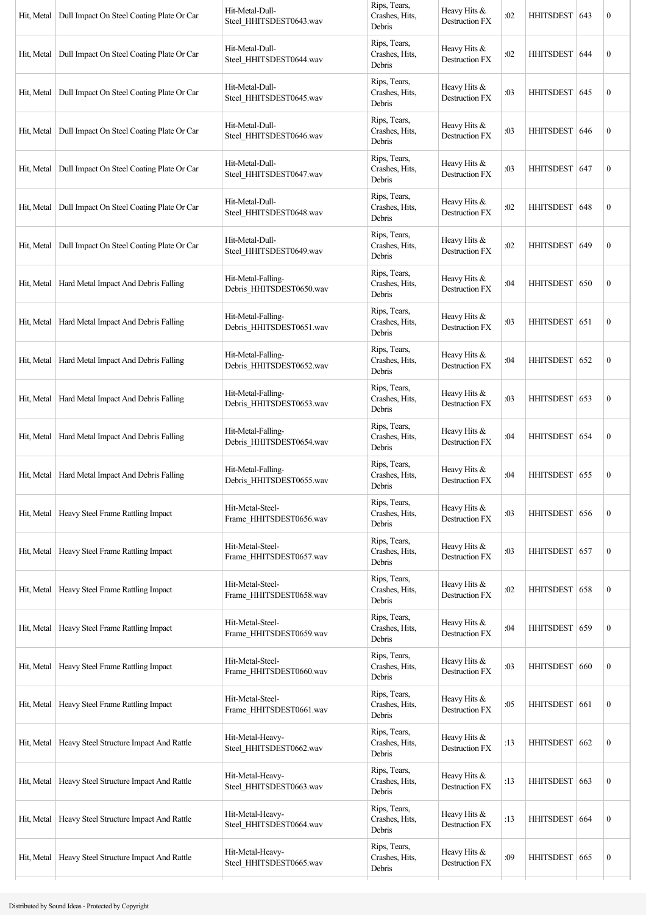| Hit, Metal | Dull Impact On Steel Coating Plate Or Car | Hit-Metal-Dull-Steel_HHITSDEST0643.wav | Rips, Tears, Crashes, Hits, Debris | Heavy Hits & Destruction FX | :02 | HHITSDEST | 643 | 0 |
|---|---|---|---|---|---|---|---|---|
| Hit, Metal | Dull Impact On Steel Coating Plate Or Car | Hit-Metal-Dull-Steel_HHITSDEST0644.wav | Rips, Tears, Crashes, Hits, Debris | Heavy Hits & Destruction FX | :02 | HHITSDEST | 644 | 0 |
| Hit, Metal | Dull Impact On Steel Coating Plate Or Car | Hit-Metal-Dull-Steel_HHITSDEST0645.wav | Rips, Tears, Crashes, Hits, Debris | Heavy Hits & Destruction FX | :03 | HHITSDEST | 645 | 0 |
| Hit, Metal | Dull Impact On Steel Coating Plate Or Car | Hit-Metal-Dull-Steel_HHITSDEST0646.wav | Rips, Tears, Crashes, Hits, Debris | Heavy Hits & Destruction FX | :03 | HHITSDEST | 646 | 0 |
| Hit, Metal | Dull Impact On Steel Coating Plate Or Car | Hit-Metal-Dull-Steel_HHITSDEST0647.wav | Rips, Tears, Crashes, Hits, Debris | Heavy Hits & Destruction FX | :03 | HHITSDEST | 647 | 0 |
| Hit, Metal | Dull Impact On Steel Coating Plate Or Car | Hit-Metal-Dull-Steel_HHITSDEST0648.wav | Rips, Tears, Crashes, Hits, Debris | Heavy Hits & Destruction FX | :02 | HHITSDEST | 648 | 0 |
| Hit, Metal | Dull Impact On Steel Coating Plate Or Car | Hit-Metal-Dull-Steel_HHITSDEST0649.wav | Rips, Tears, Crashes, Hits, Debris | Heavy Hits & Destruction FX | :02 | HHITSDEST | 649 | 0 |
| Hit, Metal | Hard Metal Impact And Debris Falling | Hit-Metal-Falling-Debris_HHITSDEST0650.wav | Rips, Tears, Crashes, Hits, Debris | Heavy Hits & Destruction FX | :04 | HHITSDEST | 650 | 0 |
| Hit, Metal | Hard Metal Impact And Debris Falling | Hit-Metal-Falling-Debris_HHITSDEST0651.wav | Rips, Tears, Crashes, Hits, Debris | Heavy Hits & Destruction FX | :03 | HHITSDEST | 651 | 0 |
| Hit, Metal | Hard Metal Impact And Debris Falling | Hit-Metal-Falling-Debris_HHITSDEST0652.wav | Rips, Tears, Crashes, Hits, Debris | Heavy Hits & Destruction FX | :04 | HHITSDEST | 652 | 0 |
| Hit, Metal | Hard Metal Impact And Debris Falling | Hit-Metal-Falling-Debris_HHITSDEST0653.wav | Rips, Tears, Crashes, Hits, Debris | Heavy Hits & Destruction FX | :03 | HHITSDEST | 653 | 0 |
| Hit, Metal | Hard Metal Impact And Debris Falling | Hit-Metal-Falling-Debris_HHITSDEST0654.wav | Rips, Tears, Crashes, Hits, Debris | Heavy Hits & Destruction FX | :04 | HHITSDEST | 654 | 0 |
| Hit, Metal | Hard Metal Impact And Debris Falling | Hit-Metal-Falling-Debris_HHITSDEST0655.wav | Rips, Tears, Crashes, Hits, Debris | Heavy Hits & Destruction FX | :04 | HHITSDEST | 655 | 0 |
| Hit, Metal | Heavy Steel Frame Rattling Impact | Hit-Metal-Steel-Frame_HHITSDEST0656.wav | Rips, Tears, Crashes, Hits, Debris | Heavy Hits & Destruction FX | :03 | HHITSDEST | 656 | 0 |
| Hit, Metal | Heavy Steel Frame Rattling Impact | Hit-Metal-Steel-Frame_HHITSDEST0657.wav | Rips, Tears, Crashes, Hits, Debris | Heavy Hits & Destruction FX | :03 | HHITSDEST | 657 | 0 |
| Hit, Metal | Heavy Steel Frame Rattling Impact | Hit-Metal-Steel-Frame_HHITSDEST0658.wav | Rips, Tears, Crashes, Hits, Debris | Heavy Hits & Destruction FX | :02 | HHITSDEST | 658 | 0 |
| Hit, Metal | Heavy Steel Frame Rattling Impact | Hit-Metal-Steel-Frame_HHITSDEST0659.wav | Rips, Tears, Crashes, Hits, Debris | Heavy Hits & Destruction FX | :04 | HHITSDEST | 659 | 0 |
| Hit, Metal | Heavy Steel Frame Rattling Impact | Hit-Metal-Steel-Frame_HHITSDEST0660.wav | Rips, Tears, Crashes, Hits, Debris | Heavy Hits & Destruction FX | :03 | HHITSDEST | 660 | 0 |
| Hit, Metal | Heavy Steel Frame Rattling Impact | Hit-Metal-Steel-Frame_HHITSDEST0661.wav | Rips, Tears, Crashes, Hits, Debris | Heavy Hits & Destruction FX | :05 | HHITSDEST | 661 | 0 |
| Hit, Metal | Heavy Steel Structure Impact And Rattle | Hit-Metal-Heavy-Steel_HHITSDEST0662.wav | Rips, Tears, Crashes, Hits, Debris | Heavy Hits & Destruction FX | :13 | HHITSDEST | 662 | 0 |
| Hit, Metal | Heavy Steel Structure Impact And Rattle | Hit-Metal-Heavy-Steel_HHITSDEST0663.wav | Rips, Tears, Crashes, Hits, Debris | Heavy Hits & Destruction FX | :13 | HHITSDEST | 663 | 0 |
| Hit, Metal | Heavy Steel Structure Impact And Rattle | Hit-Metal-Heavy-Steel_HHITSDEST0664.wav | Rips, Tears, Crashes, Hits, Debris | Heavy Hits & Destruction FX | :13 | HHITSDEST | 664 | 0 |
| Hit, Metal | Heavy Steel Structure Impact And Rattle | Hit-Metal-Heavy-Steel_HHITSDEST0665.wav | Rips, Tears, Crashes, Hits, Debris | Heavy Hits & Destruction FX | :09 | HHITSDEST | 665 | 0 |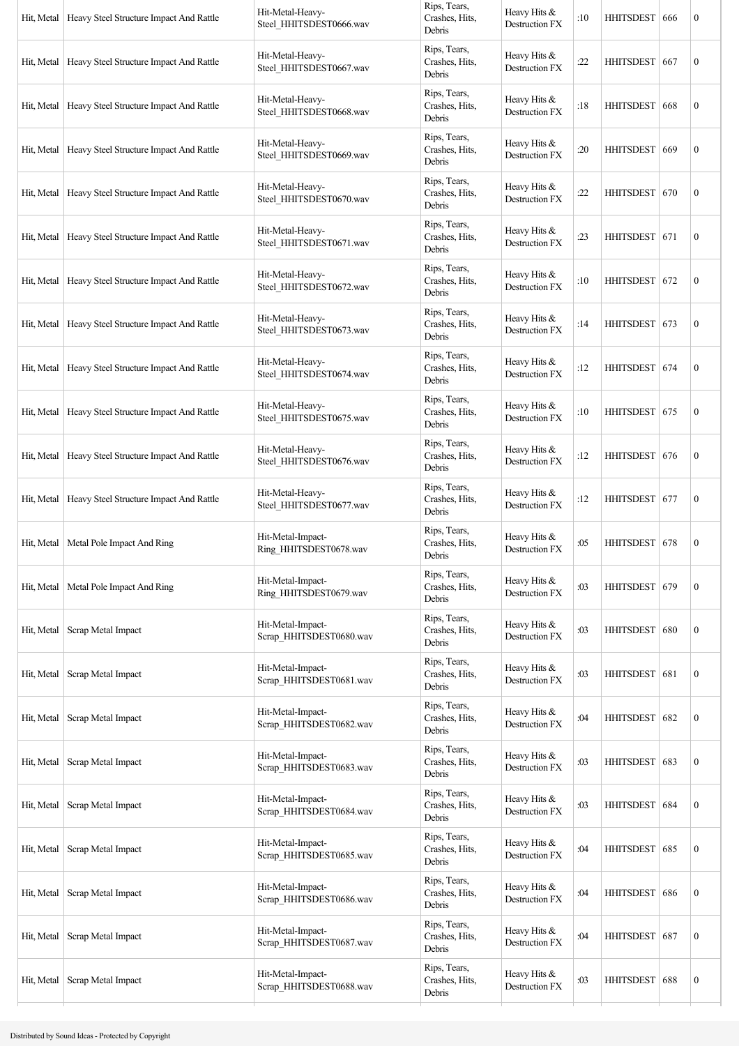| | | | | | | | | |
|---|---|---|---|---|---|---|---|---|
| Hit, Metal | Heavy Steel Structure Impact And Rattle | Hit-Metal-Heavy-Steel_HHITSDEST0666.wav | Rips, Tears, Crashes, Hits, Debris | Heavy Hits & Destruction FX | :10 | HHITSDEST | 666 | 0 |
| Hit, Metal | Heavy Steel Structure Impact And Rattle | Hit-Metal-Heavy-Steel_HHITSDEST0667.wav | Rips, Tears, Crashes, Hits, Debris | Heavy Hits & Destruction FX | :22 | HHITSDEST | 667 | 0 |
| Hit, Metal | Heavy Steel Structure Impact And Rattle | Hit-Metal-Heavy-Steel_HHITSDEST0668.wav | Rips, Tears, Crashes, Hits, Debris | Heavy Hits & Destruction FX | :18 | HHITSDEST | 668 | 0 |
| Hit, Metal | Heavy Steel Structure Impact And Rattle | Hit-Metal-Heavy-Steel_HHITSDEST0669.wav | Rips, Tears, Crashes, Hits, Debris | Heavy Hits & Destruction FX | :20 | HHITSDEST | 669 | 0 |
| Hit, Metal | Heavy Steel Structure Impact And Rattle | Hit-Metal-Heavy-Steel_HHITSDEST0670.wav | Rips, Tears, Crashes, Hits, Debris | Heavy Hits & Destruction FX | :22 | HHITSDEST | 670 | 0 |
| Hit, Metal | Heavy Steel Structure Impact And Rattle | Hit-Metal-Heavy-Steel_HHITSDEST0671.wav | Rips, Tears, Crashes, Hits, Debris | Heavy Hits & Destruction FX | :23 | HHITSDEST | 671 | 0 |
| Hit, Metal | Heavy Steel Structure Impact And Rattle | Hit-Metal-Heavy-Steel_HHITSDEST0672.wav | Rips, Tears, Crashes, Hits, Debris | Heavy Hits & Destruction FX | :10 | HHITSDEST | 672 | 0 |
| Hit, Metal | Heavy Steel Structure Impact And Rattle | Hit-Metal-Heavy-Steel_HHITSDEST0673.wav | Rips, Tears, Crashes, Hits, Debris | Heavy Hits & Destruction FX | :14 | HHITSDEST | 673 | 0 |
| Hit, Metal | Heavy Steel Structure Impact And Rattle | Hit-Metal-Heavy-Steel_HHITSDEST0674.wav | Rips, Tears, Crashes, Hits, Debris | Heavy Hits & Destruction FX | :12 | HHITSDEST | 674 | 0 |
| Hit, Metal | Heavy Steel Structure Impact And Rattle | Hit-Metal-Heavy-Steel_HHITSDEST0675.wav | Rips, Tears, Crashes, Hits, Debris | Heavy Hits & Destruction FX | :10 | HHITSDEST | 675 | 0 |
| Hit, Metal | Heavy Steel Structure Impact And Rattle | Hit-Metal-Heavy-Steel_HHITSDEST0676.wav | Rips, Tears, Crashes, Hits, Debris | Heavy Hits & Destruction FX | :12 | HHITSDEST | 676 | 0 |
| Hit, Metal | Heavy Steel Structure Impact And Rattle | Hit-Metal-Heavy-Steel_HHITSDEST0677.wav | Rips, Tears, Crashes, Hits, Debris | Heavy Hits & Destruction FX | :12 | HHITSDEST | 677 | 0 |
| Hit, Metal | Metal Pole Impact And Ring | Hit-Metal-Impact-Ring_HHITSDEST0678.wav | Rips, Tears, Crashes, Hits, Debris | Heavy Hits & Destruction FX | :05 | HHITSDEST | 678 | 0 |
| Hit, Metal | Metal Pole Impact And Ring | Hit-Metal-Impact-Ring_HHITSDEST0679.wav | Rips, Tears, Crashes, Hits, Debris | Heavy Hits & Destruction FX | :03 | HHITSDEST | 679 | 0 |
| Hit, Metal | Scrap Metal Impact | Hit-Metal-Impact-Scrap_HHITSDEST0680.wav | Rips, Tears, Crashes, Hits, Debris | Heavy Hits & Destruction FX | :03 | HHITSDEST | 680 | 0 |
| Hit, Metal | Scrap Metal Impact | Hit-Metal-Impact-Scrap_HHITSDEST0681.wav | Rips, Tears, Crashes, Hits, Debris | Heavy Hits & Destruction FX | :03 | HHITSDEST | 681 | 0 |
| Hit, Metal | Scrap Metal Impact | Hit-Metal-Impact-Scrap_HHITSDEST0682.wav | Rips, Tears, Crashes, Hits, Debris | Heavy Hits & Destruction FX | :04 | HHITSDEST | 682 | 0 |
| Hit, Metal | Scrap Metal Impact | Hit-Metal-Impact-Scrap_HHITSDEST0683.wav | Rips, Tears, Crashes, Hits, Debris | Heavy Hits & Destruction FX | :03 | HHITSDEST | 683 | 0 |
| Hit, Metal | Scrap Metal Impact | Hit-Metal-Impact-Scrap_HHITSDEST0684.wav | Rips, Tears, Crashes, Hits, Debris | Heavy Hits & Destruction FX | :03 | HHITSDEST | 684 | 0 |
| Hit, Metal | Scrap Metal Impact | Hit-Metal-Impact-Scrap_HHITSDEST0685.wav | Rips, Tears, Crashes, Hits, Debris | Heavy Hits & Destruction FX | :04 | HHITSDEST | 685 | 0 |
| Hit, Metal | Scrap Metal Impact | Hit-Metal-Impact-Scrap_HHITSDEST0686.wav | Rips, Tears, Crashes, Hits, Debris | Heavy Hits & Destruction FX | :04 | HHITSDEST | 686 | 0 |
| Hit, Metal | Scrap Metal Impact | Hit-Metal-Impact-Scrap_HHITSDEST0687.wav | Rips, Tears, Crashes, Hits, Debris | Heavy Hits & Destruction FX | :04 | HHITSDEST | 687 | 0 |
| Hit, Metal | Scrap Metal Impact | Hit-Metal-Impact-Scrap_HHITSDEST0688.wav | Rips, Tears, Crashes, Hits, Debris | Heavy Hits & Destruction FX | :03 | HHITSDEST | 688 | 0 |

Distributed by Sound Ideas - Protected by Copyright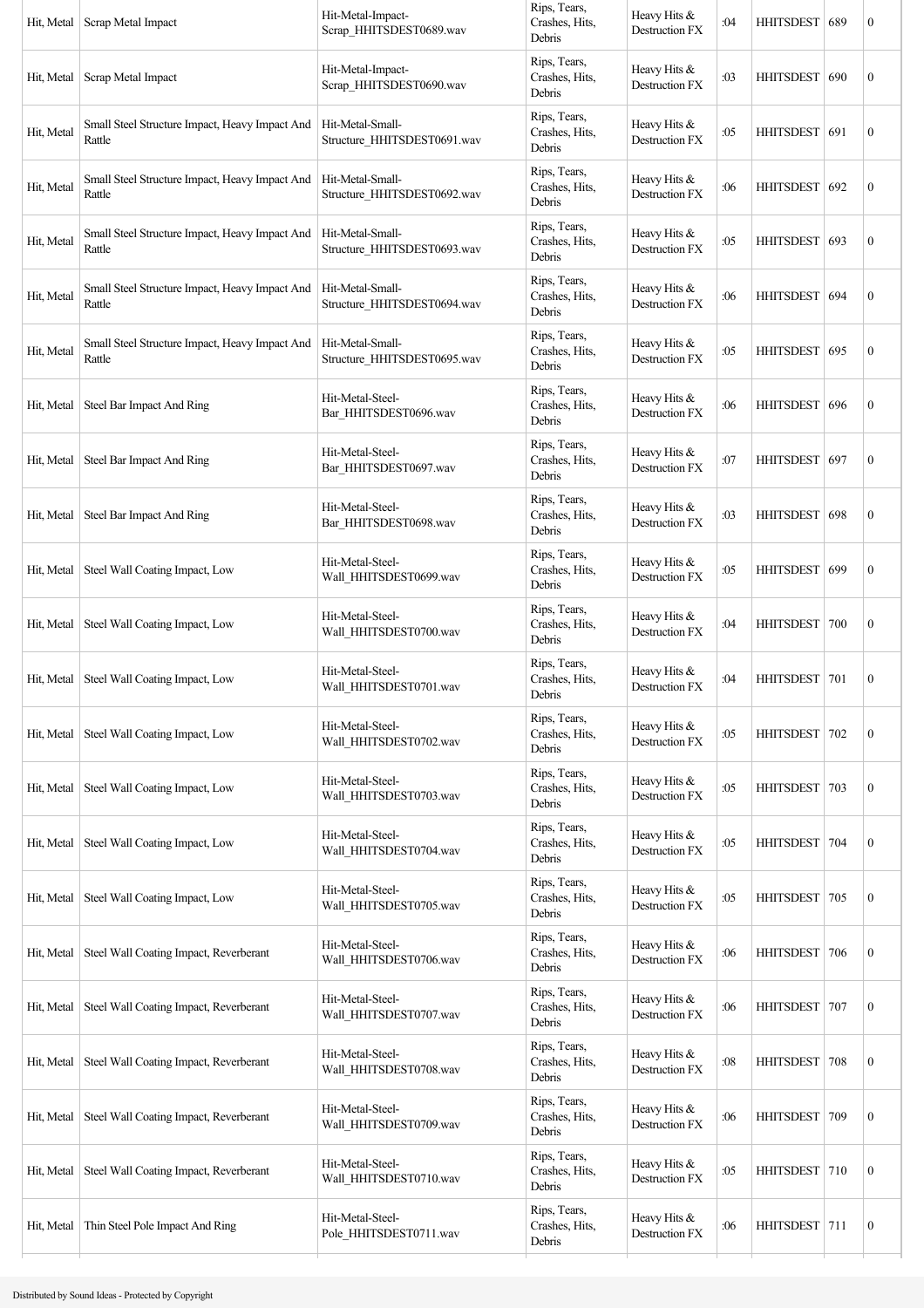| | | | | | | | | |
|---|---|---|---|---|---|---|---|---|
| Hit, Metal | Scrap Metal Impact | Hit-Metal-Impact-Scrap_HHITSDEST0689.wav | Rips, Tears, Crashes, Hits, Debris | Heavy Hits & Destruction FX | :04 | HHITSDEST | 689 | 0 |
| Hit, Metal | Scrap Metal Impact | Hit-Metal-Impact-Scrap_HHITSDEST0690.wav | Rips, Tears, Crashes, Hits, Debris | Heavy Hits & Destruction FX | :03 | HHITSDEST | 690 | 0 |
| Hit, Metal | Small Steel Structure Impact, Heavy Impact And Rattle | Hit-Metal-Small-Structure_HHITSDEST0691.wav | Rips, Tears, Crashes, Hits, Debris | Heavy Hits & Destruction FX | :05 | HHITSDEST | 691 | 0 |
| Hit, Metal | Small Steel Structure Impact, Heavy Impact And Rattle | Hit-Metal-Small-Structure_HHITSDEST0692.wav | Rips, Tears, Crashes, Hits, Debris | Heavy Hits & Destruction FX | :06 | HHITSDEST | 692 | 0 |
| Hit, Metal | Small Steel Structure Impact, Heavy Impact And Rattle | Hit-Metal-Small-Structure_HHITSDEST0693.wav | Rips, Tears, Crashes, Hits, Debris | Heavy Hits & Destruction FX | :05 | HHITSDEST | 693 | 0 |
| Hit, Metal | Small Steel Structure Impact, Heavy Impact And Rattle | Hit-Metal-Small-Structure_HHITSDEST0694.wav | Rips, Tears, Crashes, Hits, Debris | Heavy Hits & Destruction FX | :06 | HHITSDEST | 694 | 0 |
| Hit, Metal | Small Steel Structure Impact, Heavy Impact And Rattle | Hit-Metal-Small-Structure_HHITSDEST0695.wav | Rips, Tears, Crashes, Hits, Debris | Heavy Hits & Destruction FX | :05 | HHITSDEST | 695 | 0 |
| Hit, Metal | Steel Bar Impact And Ring | Hit-Metal-Steel-Bar_HHITSDEST0696.wav | Rips, Tears, Crashes, Hits, Debris | Heavy Hits & Destruction FX | :06 | HHITSDEST | 696 | 0 |
| Hit, Metal | Steel Bar Impact And Ring | Hit-Metal-Steel-Bar_HHITSDEST0697.wav | Rips, Tears, Crashes, Hits, Debris | Heavy Hits & Destruction FX | :07 | HHITSDEST | 697 | 0 |
| Hit, Metal | Steel Bar Impact And Ring | Hit-Metal-Steel-Bar_HHITSDEST0698.wav | Rips, Tears, Crashes, Hits, Debris | Heavy Hits & Destruction FX | :03 | HHITSDEST | 698 | 0 |
| Hit, Metal | Steel Wall Coating Impact, Low | Hit-Metal-Steel-Wall_HHITSDEST0699.wav | Rips, Tears, Crashes, Hits, Debris | Heavy Hits & Destruction FX | :05 | HHITSDEST | 699 | 0 |
| Hit, Metal | Steel Wall Coating Impact, Low | Hit-Metal-Steel-Wall_HHITSDEST0700.wav | Rips, Tears, Crashes, Hits, Debris | Heavy Hits & Destruction FX | :04 | HHITSDEST | 700 | 0 |
| Hit, Metal | Steel Wall Coating Impact, Low | Hit-Metal-Steel-Wall_HHITSDEST0701.wav | Rips, Tears, Crashes, Hits, Debris | Heavy Hits & Destruction FX | :04 | HHITSDEST | 701 | 0 |
| Hit, Metal | Steel Wall Coating Impact, Low | Hit-Metal-Steel-Wall_HHITSDEST0702.wav | Rips, Tears, Crashes, Hits, Debris | Heavy Hits & Destruction FX | :05 | HHITSDEST | 702 | 0 |
| Hit, Metal | Steel Wall Coating Impact, Low | Hit-Metal-Steel-Wall_HHITSDEST0703.wav | Rips, Tears, Crashes, Hits, Debris | Heavy Hits & Destruction FX | :05 | HHITSDEST | 703 | 0 |
| Hit, Metal | Steel Wall Coating Impact, Low | Hit-Metal-Steel-Wall_HHITSDEST0704.wav | Rips, Tears, Crashes, Hits, Debris | Heavy Hits & Destruction FX | :05 | HHITSDEST | 704 | 0 |
| Hit, Metal | Steel Wall Coating Impact, Low | Hit-Metal-Steel-Wall_HHITSDEST0705.wav | Rips, Tears, Crashes, Hits, Debris | Heavy Hits & Destruction FX | :05 | HHITSDEST | 705 | 0 |
| Hit, Metal | Steel Wall Coating Impact, Reverberant | Hit-Metal-Steel-Wall_HHITSDEST0706.wav | Rips, Tears, Crashes, Hits, Debris | Heavy Hits & Destruction FX | :06 | HHITSDEST | 706 | 0 |
| Hit, Metal | Steel Wall Coating Impact, Reverberant | Hit-Metal-Steel-Wall_HHITSDEST0707.wav | Rips, Tears, Crashes, Hits, Debris | Heavy Hits & Destruction FX | :06 | HHITSDEST | 707 | 0 |
| Hit, Metal | Steel Wall Coating Impact, Reverberant | Hit-Metal-Steel-Wall_HHITSDEST0708.wav | Rips, Tears, Crashes, Hits, Debris | Heavy Hits & Destruction FX | :08 | HHITSDEST | 708 | 0 |
| Hit, Metal | Steel Wall Coating Impact, Reverberant | Hit-Metal-Steel-Wall_HHITSDEST0709.wav | Rips, Tears, Crashes, Hits, Debris | Heavy Hits & Destruction FX | :06 | HHITSDEST | 709 | 0 |
| Hit, Metal | Steel Wall Coating Impact, Reverberant | Hit-Metal-Steel-Wall_HHITSDEST0710.wav | Rips, Tears, Crashes, Hits, Debris | Heavy Hits & Destruction FX | :05 | HHITSDEST | 710 | 0 |
| Hit, Metal | Thin Steel Pole Impact And Ring | Hit-Metal-Steel-Pole_HHITSDEST0711.wav | Rips, Tears, Crashes, Hits, Debris | Heavy Hits & Destruction FX | :06 | HHITSDEST | 711 | 0 |

Distributed by Sound Ideas - Protected by Copyright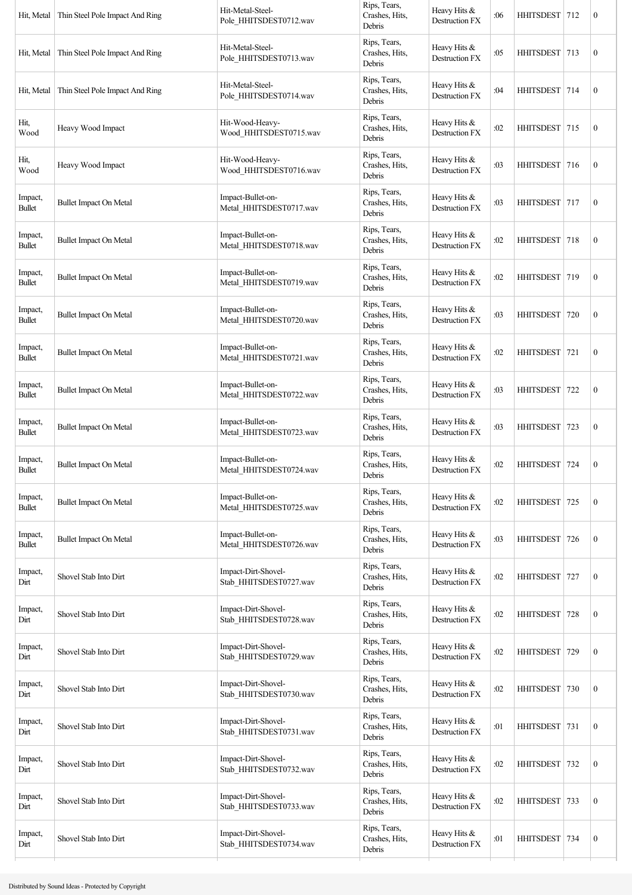| Hit, Metal | Thin Steel Pole Impact And Ring | Hit-Metal-Steel-Pole_HHITSDEST0712.wav | Rips, Tears, Crashes, Hits, Debris | Heavy Hits & Destruction FX | :06 | HHITSDEST | 712 | 0 |
|---|---|---|---|---|---|---|---|---|
| Hit, Metal | Thin Steel Pole Impact And Ring | Hit-Metal-Steel-Pole_HHITSDEST0713.wav | Rips, Tears, Crashes, Hits, Debris | Heavy Hits & Destruction FX | :05 | HHITSDEST | 713 | 0 |
| Hit, Metal | Thin Steel Pole Impact And Ring | Hit-Metal-Steel-Pole_HHITSDEST0714.wav | Rips, Tears, Crashes, Hits, Debris | Heavy Hits & Destruction FX | :04 | HHITSDEST | 714 | 0 |
| Hit, Wood | Heavy Wood Impact | Hit-Wood-Heavy-Wood_HHITSDEST0715.wav | Rips, Tears, Crashes, Hits, Debris | Heavy Hits & Destruction FX | :02 | HHITSDEST | 715 | 0 |
| Hit, Wood | Heavy Wood Impact | Hit-Wood-Heavy-Wood_HHITSDEST0716.wav | Rips, Tears, Crashes, Hits, Debris | Heavy Hits & Destruction FX | :03 | HHITSDEST | 716 | 0 |
| Impact, Bullet | Bullet Impact On Metal | Impact-Bullet-on-Metal_HHITSDEST0717.wav | Rips, Tears, Crashes, Hits, Debris | Heavy Hits & Destruction FX | :03 | HHITSDEST | 717 | 0 |
| Impact, Bullet | Bullet Impact On Metal | Impact-Bullet-on-Metal_HHITSDEST0718.wav | Rips, Tears, Crashes, Hits, Debris | Heavy Hits & Destruction FX | :02 | HHITSDEST | 718 | 0 |
| Impact, Bullet | Bullet Impact On Metal | Impact-Bullet-on-Metal_HHITSDEST0719.wav | Rips, Tears, Crashes, Hits, Debris | Heavy Hits & Destruction FX | :02 | HHITSDEST | 719 | 0 |
| Impact, Bullet | Bullet Impact On Metal | Impact-Bullet-on-Metal_HHITSDEST0720.wav | Rips, Tears, Crashes, Hits, Debris | Heavy Hits & Destruction FX | :03 | HHITSDEST | 720 | 0 |
| Impact, Bullet | Bullet Impact On Metal | Impact-Bullet-on-Metal_HHITSDEST0721.wav | Rips, Tears, Crashes, Hits, Debris | Heavy Hits & Destruction FX | :02 | HHITSDEST | 721 | 0 |
| Impact, Bullet | Bullet Impact On Metal | Impact-Bullet-on-Metal_HHITSDEST0722.wav | Rips, Tears, Crashes, Hits, Debris | Heavy Hits & Destruction FX | :03 | HHITSDEST | 722 | 0 |
| Impact, Bullet | Bullet Impact On Metal | Impact-Bullet-on-Metal_HHITSDEST0723.wav | Rips, Tears, Crashes, Hits, Debris | Heavy Hits & Destruction FX | :03 | HHITSDEST | 723 | 0 |
| Impact, Bullet | Bullet Impact On Metal | Impact-Bullet-on-Metal_HHITSDEST0724.wav | Rips, Tears, Crashes, Hits, Debris | Heavy Hits & Destruction FX | :02 | HHITSDEST | 724 | 0 |
| Impact, Bullet | Bullet Impact On Metal | Impact-Bullet-on-Metal_HHITSDEST0725.wav | Rips, Tears, Crashes, Hits, Debris | Heavy Hits & Destruction FX | :02 | HHITSDEST | 725 | 0 |
| Impact, Bullet | Bullet Impact On Metal | Impact-Bullet-on-Metal_HHITSDEST0726.wav | Rips, Tears, Crashes, Hits, Debris | Heavy Hits & Destruction FX | :03 | HHITSDEST | 726 | 0 |
| Impact, Dirt | Shovel Stab Into Dirt | Impact-Dirt-Shovel-Stab_HHITSDEST0727.wav | Rips, Tears, Crashes, Hits, Debris | Heavy Hits & Destruction FX | :02 | HHITSDEST | 727 | 0 |
| Impact, Dirt | Shovel Stab Into Dirt | Impact-Dirt-Shovel-Stab_HHITSDEST0728.wav | Rips, Tears, Crashes, Hits, Debris | Heavy Hits & Destruction FX | :02 | HHITSDEST | 728 | 0 |
| Impact, Dirt | Shovel Stab Into Dirt | Impact-Dirt-Shovel-Stab_HHITSDEST0729.wav | Rips, Tears, Crashes, Hits, Debris | Heavy Hits & Destruction FX | :02 | HHITSDEST | 729 | 0 |
| Impact, Dirt | Shovel Stab Into Dirt | Impact-Dirt-Shovel-Stab_HHITSDEST0730.wav | Rips, Tears, Crashes, Hits, Debris | Heavy Hits & Destruction FX | :02 | HHITSDEST | 730 | 0 |
| Impact, Dirt | Shovel Stab Into Dirt | Impact-Dirt-Shovel-Stab_HHITSDEST0731.wav | Rips, Tears, Crashes, Hits, Debris | Heavy Hits & Destruction FX | :01 | HHITSDEST | 731 | 0 |
| Impact, Dirt | Shovel Stab Into Dirt | Impact-Dirt-Shovel-Stab_HHITSDEST0732.wav | Rips, Tears, Crashes, Hits, Debris | Heavy Hits & Destruction FX | :02 | HHITSDEST | 732 | 0 |
| Impact, Dirt | Shovel Stab Into Dirt | Impact-Dirt-Shovel-Stab_HHITSDEST0733.wav | Rips, Tears, Crashes, Hits, Debris | Heavy Hits & Destruction FX | :02 | HHITSDEST | 733 | 0 |
| Impact, Dirt | Shovel Stab Into Dirt | Impact-Dirt-Shovel-Stab_HHITSDEST0734.wav | Rips, Tears, Crashes, Hits, Debris | Heavy Hits & Destruction FX | :01 | HHITSDEST | 734 | 0 |

Distributed by Sound Ideas - Protected by Copyright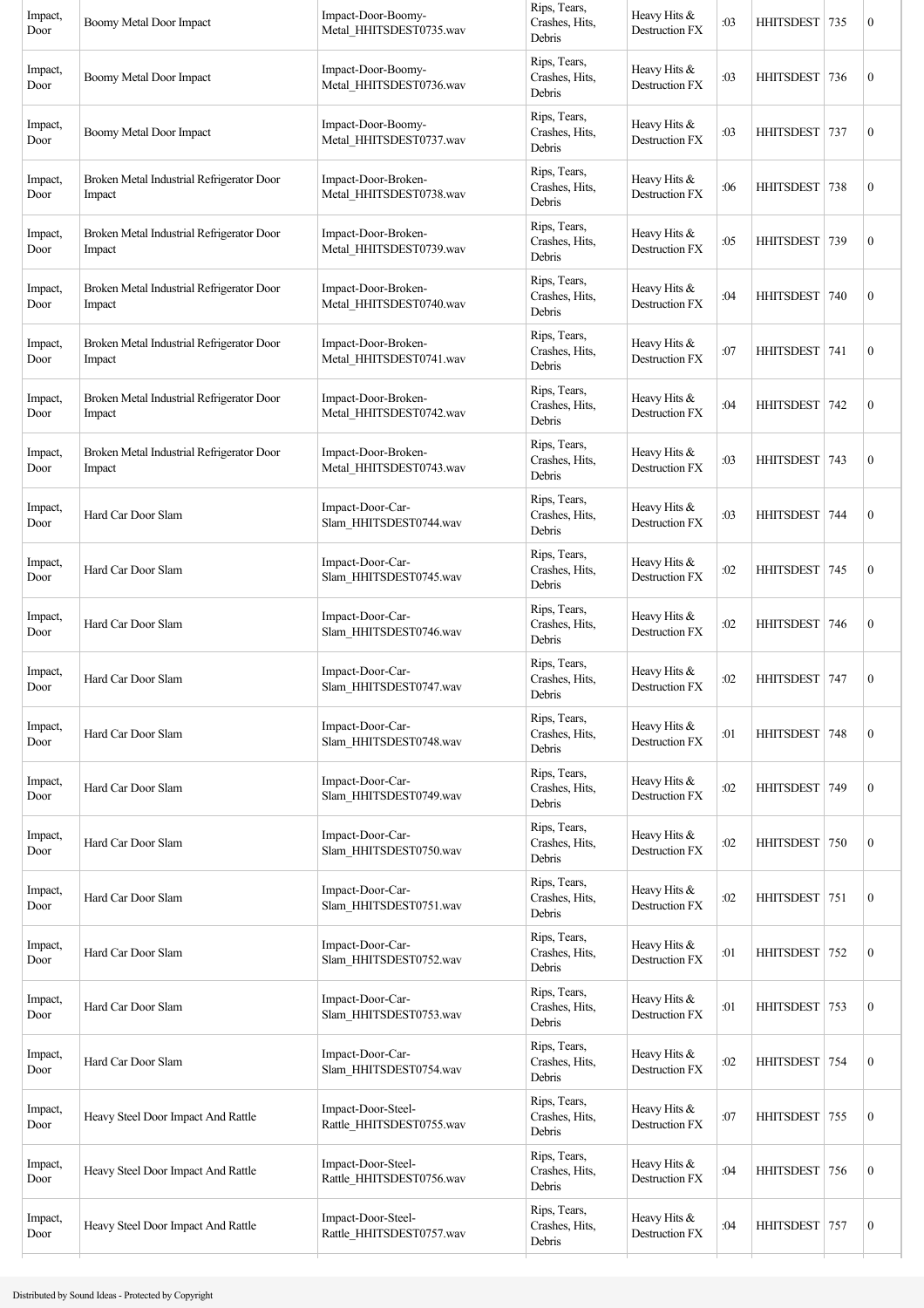| Impact, Door | Boomy Metal Door Impact | Impact-Door-Boomy-Metal_HHITSDEST0735.wav | Rips, Tears, Crashes, Hits, Debris | Heavy Hits & Destruction FX | :03 | HHITSDEST | 735 | 0 |
|---|---|---|---|---|---|---|---|---|
| Impact, Door | Boomy Metal Door Impact | Impact-Door-Boomy-Metal_HHITSDEST0736.wav | Rips, Tears, Crashes, Hits, Debris | Heavy Hits & Destruction FX | :03 | HHITSDEST | 736 | 0 |
| Impact, Door | Boomy Metal Door Impact | Impact-Door-Boomy-Metal_HHITSDEST0737.wav | Rips, Tears, Crashes, Hits, Debris | Heavy Hits & Destruction FX | :03 | HHITSDEST | 737 | 0 |
| Impact, Door | Broken Metal Industrial Refrigerator Door Impact | Impact-Door-Broken-Metal_HHITSDEST0738.wav | Rips, Tears, Crashes, Hits, Debris | Heavy Hits & Destruction FX | :06 | HHITSDEST | 738 | 0 |
| Impact, Door | Broken Metal Industrial Refrigerator Door Impact | Impact-Door-Broken-Metal_HHITSDEST0739.wav | Rips, Tears, Crashes, Hits, Debris | Heavy Hits & Destruction FX | :05 | HHITSDEST | 739 | 0 |
| Impact, Door | Broken Metal Industrial Refrigerator Door Impact | Impact-Door-Broken-Metal_HHITSDEST0740.wav | Rips, Tears, Crashes, Hits, Debris | Heavy Hits & Destruction FX | :04 | HHITSDEST | 740 | 0 |
| Impact, Door | Broken Metal Industrial Refrigerator Door Impact | Impact-Door-Broken-Metal_HHITSDEST0741.wav | Rips, Tears, Crashes, Hits, Debris | Heavy Hits & Destruction FX | :07 | HHITSDEST | 741 | 0 |
| Impact, Door | Broken Metal Industrial Refrigerator Door Impact | Impact-Door-Broken-Metal_HHITSDEST0742.wav | Rips, Tears, Crashes, Hits, Debris | Heavy Hits & Destruction FX | :04 | HHITSDEST | 742 | 0 |
| Impact, Door | Broken Metal Industrial Refrigerator Door Impact | Impact-Door-Broken-Metal_HHITSDEST0743.wav | Rips, Tears, Crashes, Hits, Debris | Heavy Hits & Destruction FX | :03 | HHITSDEST | 743 | 0 |
| Impact, Door | Hard Car Door Slam | Impact-Door-Car-Slam_HHITSDEST0744.wav | Rips, Tears, Crashes, Hits, Debris | Heavy Hits & Destruction FX | :03 | HHITSDEST | 744 | 0 |
| Impact, Door | Hard Car Door Slam | Impact-Door-Car-Slam_HHITSDEST0745.wav | Rips, Tears, Crashes, Hits, Debris | Heavy Hits & Destruction FX | :02 | HHITSDEST | 745 | 0 |
| Impact, Door | Hard Car Door Slam | Impact-Door-Car-Slam_HHITSDEST0746.wav | Rips, Tears, Crashes, Hits, Debris | Heavy Hits & Destruction FX | :02 | HHITSDEST | 746 | 0 |
| Impact, Door | Hard Car Door Slam | Impact-Door-Car-Slam_HHITSDEST0747.wav | Rips, Tears, Crashes, Hits, Debris | Heavy Hits & Destruction FX | :02 | HHITSDEST | 747 | 0 |
| Impact, Door | Hard Car Door Slam | Impact-Door-Car-Slam_HHITSDEST0748.wav | Rips, Tears, Crashes, Hits, Debris | Heavy Hits & Destruction FX | :01 | HHITSDEST | 748 | 0 |
| Impact, Door | Hard Car Door Slam | Impact-Door-Car-Slam_HHITSDEST0749.wav | Rips, Tears, Crashes, Hits, Debris | Heavy Hits & Destruction FX | :02 | HHITSDEST | 749 | 0 |
| Impact, Door | Hard Car Door Slam | Impact-Door-Car-Slam_HHITSDEST0750.wav | Rips, Tears, Crashes, Hits, Debris | Heavy Hits & Destruction FX | :02 | HHITSDEST | 750 | 0 |
| Impact, Door | Hard Car Door Slam | Impact-Door-Car-Slam_HHITSDEST0751.wav | Rips, Tears, Crashes, Hits, Debris | Heavy Hits & Destruction FX | :02 | HHITSDEST | 751 | 0 |
| Impact, Door | Hard Car Door Slam | Impact-Door-Car-Slam_HHITSDEST0752.wav | Rips, Tears, Crashes, Hits, Debris | Heavy Hits & Destruction FX | :01 | HHITSDEST | 752 | 0 |
| Impact, Door | Hard Car Door Slam | Impact-Door-Car-Slam_HHITSDEST0753.wav | Rips, Tears, Crashes, Hits, Debris | Heavy Hits & Destruction FX | :01 | HHITSDEST | 753 | 0 |
| Impact, Door | Hard Car Door Slam | Impact-Door-Car-Slam_HHITSDEST0754.wav | Rips, Tears, Crashes, Hits, Debris | Heavy Hits & Destruction FX | :02 | HHITSDEST | 754 | 0 |
| Impact, Door | Heavy Steel Door Impact And Rattle | Impact-Door-Steel-Rattle_HHITSDEST0755.wav | Rips, Tears, Crashes, Hits, Debris | Heavy Hits & Destruction FX | :07 | HHITSDEST | 755 | 0 |
| Impact, Door | Heavy Steel Door Impact And Rattle | Impact-Door-Steel-Rattle_HHITSDEST0756.wav | Rips, Tears, Crashes, Hits, Debris | Heavy Hits & Destruction FX | :04 | HHITSDEST | 756 | 0 |
| Impact, Door | Heavy Steel Door Impact And Rattle | Impact-Door-Steel-Rattle_HHITSDEST0757.wav | Rips, Tears, Crashes, Hits, Debris | Heavy Hits & Destruction FX | :04 | HHITSDEST | 757 | 0 |

Distributed by Sound Ideas - Protected by Copyright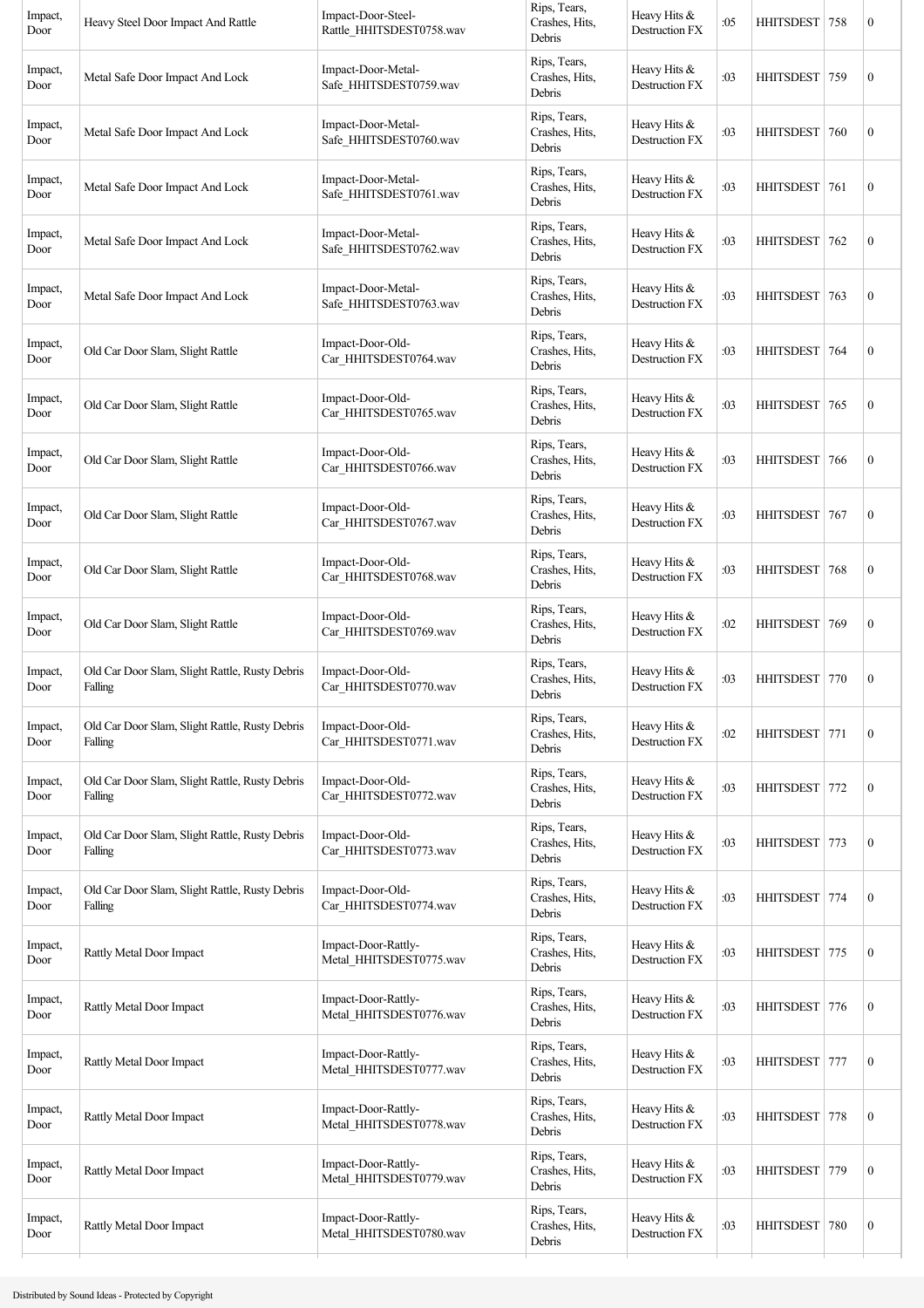| Impact, Door | Heavy Steel Door Impact And Rattle | Impact-Door-Steel-Rattle_HHITSDEST0758.wav | Rips, Tears, Crashes, Hits, Debris | Heavy Hits & Destruction FX | :05 | HHITSDEST | 758 | 0 |
|---|---|---|---|---|---|---|---|---|
| Impact, Door | Metal Safe Door Impact And Lock | Impact-Door-Metal-Safe_HHITSDEST0759.wav | Rips, Tears, Crashes, Hits, Debris | Heavy Hits & Destruction FX | :03 | HHITSDEST | 759 | 0 |
| Impact, Door | Metal Safe Door Impact And Lock | Impact-Door-Metal-Safe_HHITSDEST0760.wav | Rips, Tears, Crashes, Hits, Debris | Heavy Hits & Destruction FX | :03 | HHITSDEST | 760 | 0 |
| Impact, Door | Metal Safe Door Impact And Lock | Impact-Door-Metal-Safe_HHITSDEST0761.wav | Rips, Tears, Crashes, Hits, Debris | Heavy Hits & Destruction FX | :03 | HHITSDEST | 761 | 0 |
| Impact, Door | Metal Safe Door Impact And Lock | Impact-Door-Metal-Safe_HHITSDEST0762.wav | Rips, Tears, Crashes, Hits, Debris | Heavy Hits & Destruction FX | :03 | HHITSDEST | 762 | 0 |
| Impact, Door | Metal Safe Door Impact And Lock | Impact-Door-Metal-Safe_HHITSDEST0763.wav | Rips, Tears, Crashes, Hits, Debris | Heavy Hits & Destruction FX | :03 | HHITSDEST | 763 | 0 |
| Impact, Door | Old Car Door Slam, Slight Rattle | Impact-Door-Old-Car_HHITSDEST0764.wav | Rips, Tears, Crashes, Hits, Debris | Heavy Hits & Destruction FX | :03 | HHITSDEST | 764 | 0 |
| Impact, Door | Old Car Door Slam, Slight Rattle | Impact-Door-Old-Car_HHITSDEST0765.wav | Rips, Tears, Crashes, Hits, Debris | Heavy Hits & Destruction FX | :03 | HHITSDEST | 765 | 0 |
| Impact, Door | Old Car Door Slam, Slight Rattle | Impact-Door-Old-Car_HHITSDEST0766.wav | Rips, Tears, Crashes, Hits, Debris | Heavy Hits & Destruction FX | :03 | HHITSDEST | 766 | 0 |
| Impact, Door | Old Car Door Slam, Slight Rattle | Impact-Door-Old-Car_HHITSDEST0767.wav | Rips, Tears, Crashes, Hits, Debris | Heavy Hits & Destruction FX | :03 | HHITSDEST | 767 | 0 |
| Impact, Door | Old Car Door Slam, Slight Rattle | Impact-Door-Old-Car_HHITSDEST0768.wav | Rips, Tears, Crashes, Hits, Debris | Heavy Hits & Destruction FX | :03 | HHITSDEST | 768 | 0 |
| Impact, Door | Old Car Door Slam, Slight Rattle | Impact-Door-Old-Car_HHITSDEST0769.wav | Rips, Tears, Crashes, Hits, Debris | Heavy Hits & Destruction FX | :02 | HHITSDEST | 769 | 0 |
| Impact, Door | Old Car Door Slam, Slight Rattle, Rusty Debris Falling | Impact-Door-Old-Car_HHITSDEST0770.wav | Rips, Tears, Crashes, Hits, Debris | Heavy Hits & Destruction FX | :03 | HHITSDEST | 770 | 0 |
| Impact, Door | Old Car Door Slam, Slight Rattle, Rusty Debris Falling | Impact-Door-Old-Car_HHITSDEST0771.wav | Rips, Tears, Crashes, Hits, Debris | Heavy Hits & Destruction FX | :02 | HHITSDEST | 771 | 0 |
| Impact, Door | Old Car Door Slam, Slight Rattle, Rusty Debris Falling | Impact-Door-Old-Car_HHITSDEST0772.wav | Rips, Tears, Crashes, Hits, Debris | Heavy Hits & Destruction FX | :03 | HHITSDEST | 772 | 0 |
| Impact, Door | Old Car Door Slam, Slight Rattle, Rusty Debris Falling | Impact-Door-Old-Car_HHITSDEST0773.wav | Rips, Tears, Crashes, Hits, Debris | Heavy Hits & Destruction FX | :03 | HHITSDEST | 773 | 0 |
| Impact, Door | Old Car Door Slam, Slight Rattle, Rusty Debris Falling | Impact-Door-Old-Car_HHITSDEST0774.wav | Rips, Tears, Crashes, Hits, Debris | Heavy Hits & Destruction FX | :03 | HHITSDEST | 774 | 0 |
| Impact, Door | Rattly Metal Door Impact | Impact-Door-Rattly-Metal_HHITSDEST0775.wav | Rips, Tears, Crashes, Hits, Debris | Heavy Hits & Destruction FX | :03 | HHITSDEST | 775 | 0 |
| Impact, Door | Rattly Metal Door Impact | Impact-Door-Rattly-Metal_HHITSDEST0776.wav | Rips, Tears, Crashes, Hits, Debris | Heavy Hits & Destruction FX | :03 | HHITSDEST | 776 | 0 |
| Impact, Door | Rattly Metal Door Impact | Impact-Door-Rattly-Metal_HHITSDEST0777.wav | Rips, Tears, Crashes, Hits, Debris | Heavy Hits & Destruction FX | :03 | HHITSDEST | 777 | 0 |
| Impact, Door | Rattly Metal Door Impact | Impact-Door-Rattly-Metal_HHITSDEST0778.wav | Rips, Tears, Crashes, Hits, Debris | Heavy Hits & Destruction FX | :03 | HHITSDEST | 778 | 0 |
| Impact, Door | Rattly Metal Door Impact | Impact-Door-Rattly-Metal_HHITSDEST0779.wav | Rips, Tears, Crashes, Hits, Debris | Heavy Hits & Destruction FX | :03 | HHITSDEST | 779 | 0 |
| Impact, Door | Rattly Metal Door Impact | Impact-Door-Rattly-Metal_HHITSDEST0780.wav | Rips, Tears, Crashes, Hits, Debris | Heavy Hits & Destruction FX | :03 | HHITSDEST | 780 | 0 |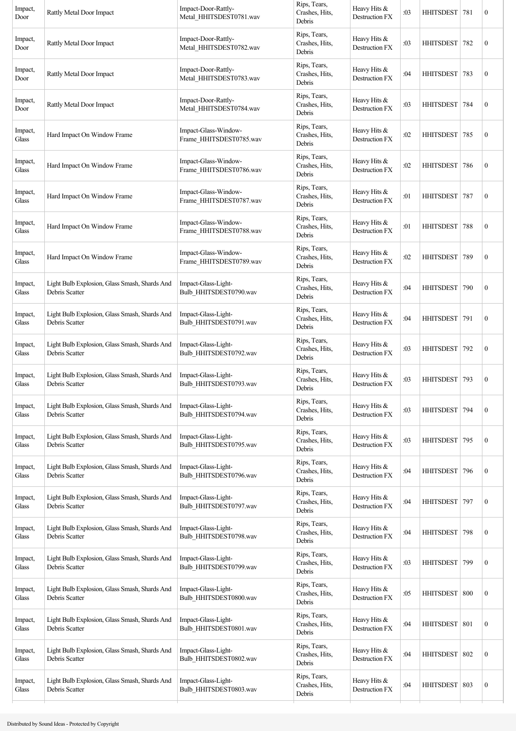| Impact, Door | Rattly Metal Door Impact | Impact-Door-Rattly-Metal_HHITSDEST0781.wav | Rips, Tears, Crashes, Hits, Debris | Heavy Hits & Destruction FX | :03 | HHITSDEST | 781 | 0 |
|---|---|---|---|---|---|---|---|---|
| Impact, Door | Rattly Metal Door Impact | Impact-Door-Rattly-Metal_HHITSDEST0782.wav | Rips, Tears, Crashes, Hits, Debris | Heavy Hits & Destruction FX | :03 | HHITSDEST | 782 | 0 |
| Impact, Door | Rattly Metal Door Impact | Impact-Door-Rattly-Metal_HHITSDEST0783.wav | Rips, Tears, Crashes, Hits, Debris | Heavy Hits & Destruction FX | :04 | HHITSDEST | 783 | 0 |
| Impact, Door | Rattly Metal Door Impact | Impact-Door-Rattly-Metal_HHITSDEST0784.wav | Rips, Tears, Crashes, Hits, Debris | Heavy Hits & Destruction FX | :03 | HHITSDEST | 784 | 0 |
| Impact, Glass | Hard Impact On Window Frame | Impact-Glass-Window-Frame_HHITSDEST0785.wav | Rips, Tears, Crashes, Hits, Debris | Heavy Hits & Destruction FX | :02 | HHITSDEST | 785 | 0 |
| Impact, Glass | Hard Impact On Window Frame | Impact-Glass-Window-Frame_HHITSDEST0786.wav | Rips, Tears, Crashes, Hits, Debris | Heavy Hits & Destruction FX | :02 | HHITSDEST | 786 | 0 |
| Impact, Glass | Hard Impact On Window Frame | Impact-Glass-Window-Frame_HHITSDEST0787.wav | Rips, Tears, Crashes, Hits, Debris | Heavy Hits & Destruction FX | :01 | HHITSDEST | 787 | 0 |
| Impact, Glass | Hard Impact On Window Frame | Impact-Glass-Window-Frame_HHITSDEST0788.wav | Rips, Tears, Crashes, Hits, Debris | Heavy Hits & Destruction FX | :01 | HHITSDEST | 788 | 0 |
| Impact, Glass | Hard Impact On Window Frame | Impact-Glass-Window-Frame_HHITSDEST0789.wav | Rips, Tears, Crashes, Hits, Debris | Heavy Hits & Destruction FX | :02 | HHITSDEST | 789 | 0 |
| Impact, Glass | Light Bulb Explosion, Glass Smash, Shards And Debris Scatter | Impact-Glass-Light-Bulb_HHITSDEST0790.wav | Rips, Tears, Crashes, Hits, Debris | Heavy Hits & Destruction FX | :04 | HHITSDEST | 790 | 0 |
| Impact, Glass | Light Bulb Explosion, Glass Smash, Shards And Debris Scatter | Impact-Glass-Light-Bulb_HHITSDEST0791.wav | Rips, Tears, Crashes, Hits, Debris | Heavy Hits & Destruction FX | :04 | HHITSDEST | 791 | 0 |
| Impact, Glass | Light Bulb Explosion, Glass Smash, Shards And Debris Scatter | Impact-Glass-Light-Bulb_HHITSDEST0792.wav | Rips, Tears, Crashes, Hits, Debris | Heavy Hits & Destruction FX | :03 | HHITSDEST | 792 | 0 |
| Impact, Glass | Light Bulb Explosion, Glass Smash, Shards And Debris Scatter | Impact-Glass-Light-Bulb_HHITSDEST0793.wav | Rips, Tears, Crashes, Hits, Debris | Heavy Hits & Destruction FX | :03 | HHITSDEST | 793 | 0 |
| Impact, Glass | Light Bulb Explosion, Glass Smash, Shards And Debris Scatter | Impact-Glass-Light-Bulb_HHITSDEST0794.wav | Rips, Tears, Crashes, Hits, Debris | Heavy Hits & Destruction FX | :03 | HHITSDEST | 794 | 0 |
| Impact, Glass | Light Bulb Explosion, Glass Smash, Shards And Debris Scatter | Impact-Glass-Light-Bulb_HHITSDEST0795.wav | Rips, Tears, Crashes, Hits, Debris | Heavy Hits & Destruction FX | :03 | HHITSDEST | 795 | 0 |
| Impact, Glass | Light Bulb Explosion, Glass Smash, Shards And Debris Scatter | Impact-Glass-Light-Bulb_HHITSDEST0796.wav | Rips, Tears, Crashes, Hits, Debris | Heavy Hits & Destruction FX | :04 | HHITSDEST | 796 | 0 |
| Impact, Glass | Light Bulb Explosion, Glass Smash, Shards And Debris Scatter | Impact-Glass-Light-Bulb_HHITSDEST0797.wav | Rips, Tears, Crashes, Hits, Debris | Heavy Hits & Destruction FX | :04 | HHITSDEST | 797 | 0 |
| Impact, Glass | Light Bulb Explosion, Glass Smash, Shards And Debris Scatter | Impact-Glass-Light-Bulb_HHITSDEST0798.wav | Rips, Tears, Crashes, Hits, Debris | Heavy Hits & Destruction FX | :04 | HHITSDEST | 798 | 0 |
| Impact, Glass | Light Bulb Explosion, Glass Smash, Shards And Debris Scatter | Impact-Glass-Light-Bulb_HHITSDEST0799.wav | Rips, Tears, Crashes, Hits, Debris | Heavy Hits & Destruction FX | :03 | HHITSDEST | 799 | 0 |
| Impact, Glass | Light Bulb Explosion, Glass Smash, Shards And Debris Scatter | Impact-Glass-Light-Bulb_HHITSDEST0800.wav | Rips, Tears, Crashes, Hits, Debris | Heavy Hits & Destruction FX | :05 | HHITSDEST | 800 | 0 |
| Impact, Glass | Light Bulb Explosion, Glass Smash, Shards And Debris Scatter | Impact-Glass-Light-Bulb_HHITSDEST0801.wav | Rips, Tears, Crashes, Hits, Debris | Heavy Hits & Destruction FX | :04 | HHITSDEST | 801 | 0 |
| Impact, Glass | Light Bulb Explosion, Glass Smash, Shards And Debris Scatter | Impact-Glass-Light-Bulb_HHITSDEST0802.wav | Rips, Tears, Crashes, Hits, Debris | Heavy Hits & Destruction FX | :04 | HHITSDEST | 802 | 0 |
| Impact, Glass | Light Bulb Explosion, Glass Smash, Shards And Debris Scatter | Impact-Glass-Light-Bulb_HHITSDEST0803.wav | Rips, Tears, Crashes, Hits, Debris | Heavy Hits & Destruction FX | :04 | HHITSDEST | 803 | 0 |

Distributed by Sound Ideas - Protected by Copyright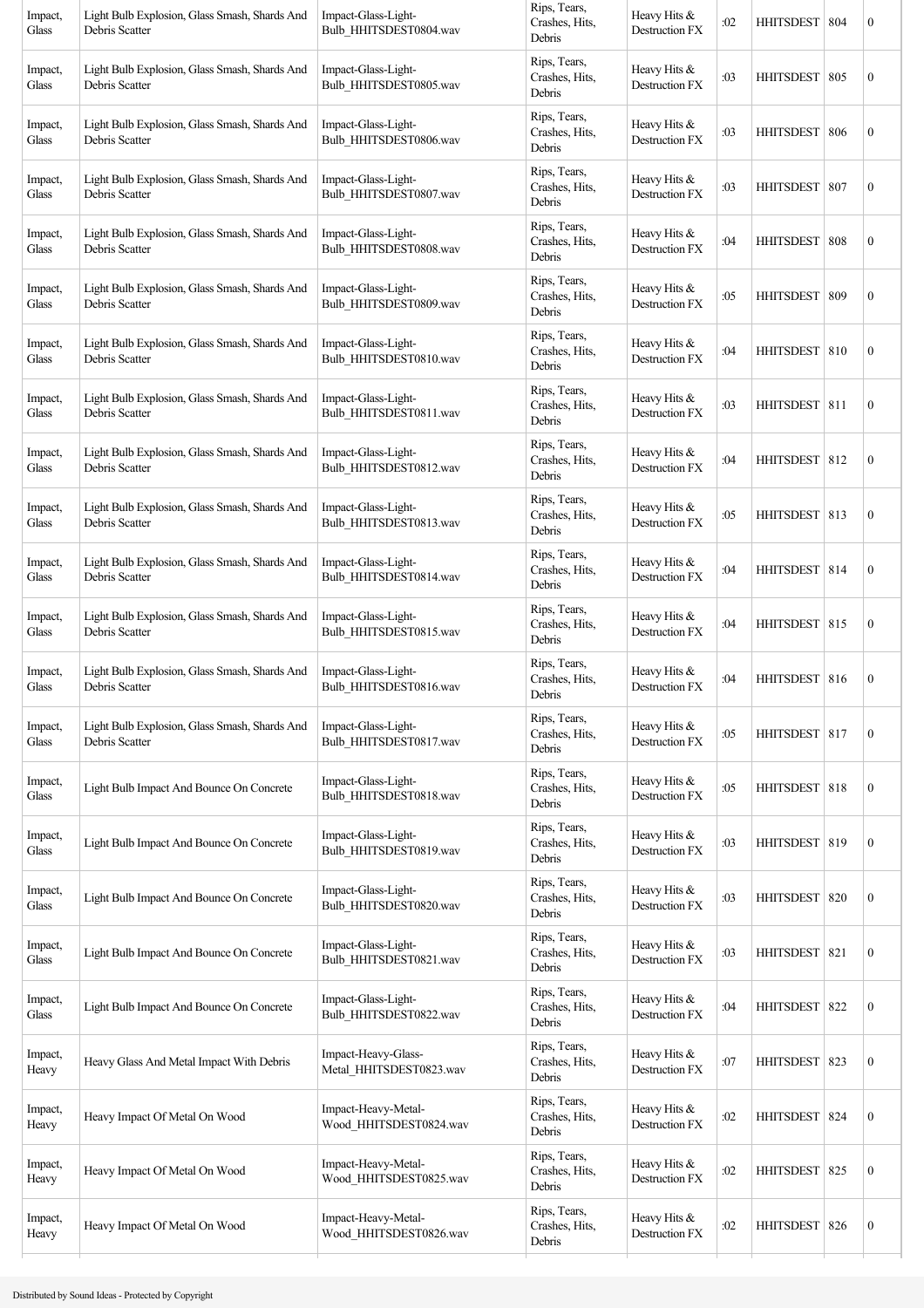| Impact, Glass | Light Bulb Explosion, Glass Smash, Shards And Debris Scatter | Impact-Glass-Light-Bulb_HHITSDEST0804.wav | Rips, Tears, Crashes, Hits, Debris | Heavy Hits & Destruction FX | :02 | HHITSDEST | 804 | 0 |
|---|---|---|---|---|---|---|---|---|
| Impact, Glass | Light Bulb Explosion, Glass Smash, Shards And Debris Scatter | Impact-Glass-Light-Bulb_HHITSDEST0805.wav | Rips, Tears, Crashes, Hits, Debris | Heavy Hits & Destruction FX | :03 | HHITSDEST | 805 | 0 |
| Impact, Glass | Light Bulb Explosion, Glass Smash, Shards And Debris Scatter | Impact-Glass-Light-Bulb_HHITSDEST0806.wav | Rips, Tears, Crashes, Hits, Debris | Heavy Hits & Destruction FX | :03 | HHITSDEST | 806 | 0 |
| Impact, Glass | Light Bulb Explosion, Glass Smash, Shards And Debris Scatter | Impact-Glass-Light-Bulb_HHITSDEST0807.wav | Rips, Tears, Crashes, Hits, Debris | Heavy Hits & Destruction FX | :03 | HHITSDEST | 807 | 0 |
| Impact, Glass | Light Bulb Explosion, Glass Smash, Shards And Debris Scatter | Impact-Glass-Light-Bulb_HHITSDEST0808.wav | Rips, Tears, Crashes, Hits, Debris | Heavy Hits & Destruction FX | :04 | HHITSDEST | 808 | 0 |
| Impact, Glass | Light Bulb Explosion, Glass Smash, Shards And Debris Scatter | Impact-Glass-Light-Bulb_HHITSDEST0809.wav | Rips, Tears, Crashes, Hits, Debris | Heavy Hits & Destruction FX | :05 | HHITSDEST | 809 | 0 |
| Impact, Glass | Light Bulb Explosion, Glass Smash, Shards And Debris Scatter | Impact-Glass-Light-Bulb_HHITSDEST0810.wav | Rips, Tears, Crashes, Hits, Debris | Heavy Hits & Destruction FX | :04 | HHITSDEST | 810 | 0 |
| Impact, Glass | Light Bulb Explosion, Glass Smash, Shards And Debris Scatter | Impact-Glass-Light-Bulb_HHITSDEST0811.wav | Rips, Tears, Crashes, Hits, Debris | Heavy Hits & Destruction FX | :03 | HHITSDEST | 811 | 0 |
| Impact, Glass | Light Bulb Explosion, Glass Smash, Shards And Debris Scatter | Impact-Glass-Light-Bulb_HHITSDEST0812.wav | Rips, Tears, Crashes, Hits, Debris | Heavy Hits & Destruction FX | :04 | HHITSDEST | 812 | 0 |
| Impact, Glass | Light Bulb Explosion, Glass Smash, Shards And Debris Scatter | Impact-Glass-Light-Bulb_HHITSDEST0813.wav | Rips, Tears, Crashes, Hits, Debris | Heavy Hits & Destruction FX | :05 | HHITSDEST | 813 | 0 |
| Impact, Glass | Light Bulb Explosion, Glass Smash, Shards And Debris Scatter | Impact-Glass-Light-Bulb_HHITSDEST0814.wav | Rips, Tears, Crashes, Hits, Debris | Heavy Hits & Destruction FX | :04 | HHITSDEST | 814 | 0 |
| Impact, Glass | Light Bulb Explosion, Glass Smash, Shards And Debris Scatter | Impact-Glass-Light-Bulb_HHITSDEST0815.wav | Rips, Tears, Crashes, Hits, Debris | Heavy Hits & Destruction FX | :04 | HHITSDEST | 815 | 0 |
| Impact, Glass | Light Bulb Explosion, Glass Smash, Shards And Debris Scatter | Impact-Glass-Light-Bulb_HHITSDEST0816.wav | Rips, Tears, Crashes, Hits, Debris | Heavy Hits & Destruction FX | :04 | HHITSDEST | 816 | 0 |
| Impact, Glass | Light Bulb Explosion, Glass Smash, Shards And Debris Scatter | Impact-Glass-Light-Bulb_HHITSDEST0817.wav | Rips, Tears, Crashes, Hits, Debris | Heavy Hits & Destruction FX | :05 | HHITSDEST | 817 | 0 |
| Impact, Glass | Light Bulb Impact And Bounce On Concrete | Impact-Glass-Light-Bulb_HHITSDEST0818.wav | Rips, Tears, Crashes, Hits, Debris | Heavy Hits & Destruction FX | :05 | HHITSDEST | 818 | 0 |
| Impact, Glass | Light Bulb Impact And Bounce On Concrete | Impact-Glass-Light-Bulb_HHITSDEST0819.wav | Rips, Tears, Crashes, Hits, Debris | Heavy Hits & Destruction FX | :03 | HHITSDEST | 819 | 0 |
| Impact, Glass | Light Bulb Impact And Bounce On Concrete | Impact-Glass-Light-Bulb_HHITSDEST0820.wav | Rips, Tears, Crashes, Hits, Debris | Heavy Hits & Destruction FX | :03 | HHITSDEST | 820 | 0 |
| Impact, Glass | Light Bulb Impact And Bounce On Concrete | Impact-Glass-Light-Bulb_HHITSDEST0821.wav | Rips, Tears, Crashes, Hits, Debris | Heavy Hits & Destruction FX | :03 | HHITSDEST | 821 | 0 |
| Impact, Glass | Light Bulb Impact And Bounce On Concrete | Impact-Glass-Light-Bulb_HHITSDEST0822.wav | Rips, Tears, Crashes, Hits, Debris | Heavy Hits & Destruction FX | :04 | HHITSDEST | 822 | 0 |
| Impact, Heavy | Heavy Glass And Metal Impact With Debris | Impact-Heavy-Glass-Metal_HHITSDEST0823.wav | Rips, Tears, Crashes, Hits, Debris | Heavy Hits & Destruction FX | :07 | HHITSDEST | 823 | 0 |
| Impact, Heavy | Heavy Impact Of Metal On Wood | Impact-Heavy-Metal-Wood_HHITSDEST0824.wav | Rips, Tears, Crashes, Hits, Debris | Heavy Hits & Destruction FX | :02 | HHITSDEST | 824 | 0 |
| Impact, Heavy | Heavy Impact Of Metal On Wood | Impact-Heavy-Metal-Wood_HHITSDEST0825.wav | Rips, Tears, Crashes, Hits, Debris | Heavy Hits & Destruction FX | :02 | HHITSDEST | 825 | 0 |
| Impact, Heavy | Heavy Impact Of Metal On Wood | Impact-Heavy-Metal-Wood_HHITSDEST0826.wav | Rips, Tears, Crashes, Hits, Debris | Heavy Hits & Destruction FX | :02 | HHITSDEST | 826 | 0 |

Distributed by Sound Ideas - Protected by Copyright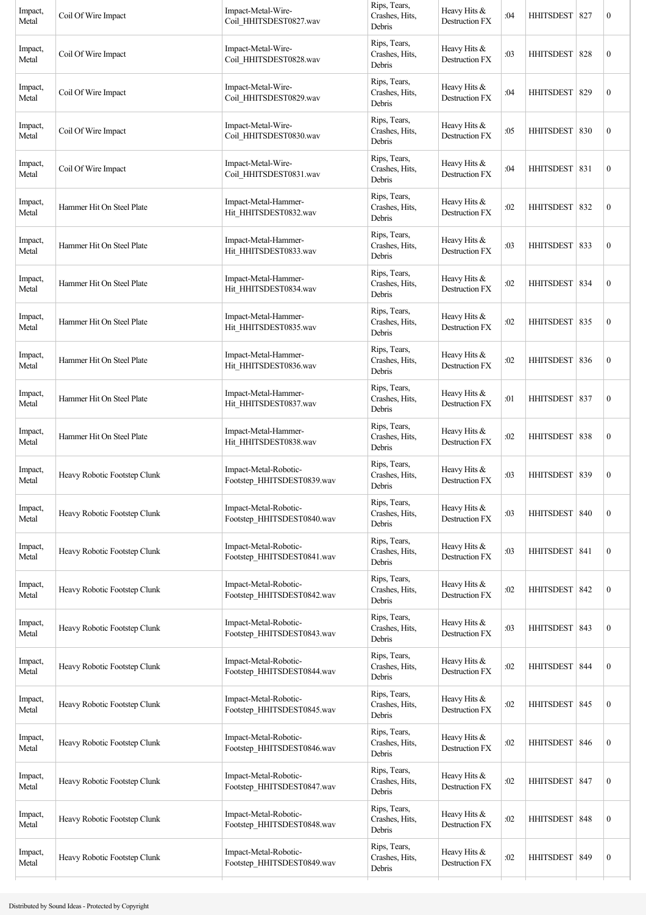| Impact, Metal | Coil Of Wire Impact | Impact-Metal-Wire-Coil_HHITSDEST0827.wav | Rips, Tears, Crashes, Hits, Debris | Heavy Hits & Destruction FX | :04 | HHITSDEST | 827 | 0 |
|---|---|---|---|---|---|---|---|---|
| Impact, Metal | Coil Of Wire Impact | Impact-Metal-Wire-Coil_HHITSDEST0828.wav | Rips, Tears, Crashes, Hits, Debris | Heavy Hits & Destruction FX | :03 | HHITSDEST | 828 | 0 |
| Impact, Metal | Coil Of Wire Impact | Impact-Metal-Wire-Coil_HHITSDEST0829.wav | Rips, Tears, Crashes, Hits, Debris | Heavy Hits & Destruction FX | :04 | HHITSDEST | 829 | 0 |
| Impact, Metal | Coil Of Wire Impact | Impact-Metal-Wire-Coil_HHITSDEST0830.wav | Rips, Tears, Crashes, Hits, Debris | Heavy Hits & Destruction FX | :05 | HHITSDEST | 830 | 0 |
| Impact, Metal | Coil Of Wire Impact | Impact-Metal-Wire-Coil_HHITSDEST0831.wav | Rips, Tears, Crashes, Hits, Debris | Heavy Hits & Destruction FX | :04 | HHITSDEST | 831 | 0 |
| Impact, Metal | Hammer Hit On Steel Plate | Impact-Metal-Hammer-Hit_HHITSDEST0832.wav | Rips, Tears, Crashes, Hits, Debris | Heavy Hits & Destruction FX | :02 | HHITSDEST | 832 | 0 |
| Impact, Metal | Hammer Hit On Steel Plate | Impact-Metal-Hammer-Hit_HHITSDEST0833.wav | Rips, Tears, Crashes, Hits, Debris | Heavy Hits & Destruction FX | :03 | HHITSDEST | 833 | 0 |
| Impact, Metal | Hammer Hit On Steel Plate | Impact-Metal-Hammer-Hit_HHITSDEST0834.wav | Rips, Tears, Crashes, Hits, Debris | Heavy Hits & Destruction FX | :02 | HHITSDEST | 834 | 0 |
| Impact, Metal | Hammer Hit On Steel Plate | Impact-Metal-Hammer-Hit_HHITSDEST0835.wav | Rips, Tears, Crashes, Hits, Debris | Heavy Hits & Destruction FX | :02 | HHITSDEST | 835 | 0 |
| Impact, Metal | Hammer Hit On Steel Plate | Impact-Metal-Hammer-Hit_HHITSDEST0836.wav | Rips, Tears, Crashes, Hits, Debris | Heavy Hits & Destruction FX | :02 | HHITSDEST | 836 | 0 |
| Impact, Metal | Hammer Hit On Steel Plate | Impact-Metal-Hammer-Hit_HHITSDEST0837.wav | Rips, Tears, Crashes, Hits, Debris | Heavy Hits & Destruction FX | :01 | HHITSDEST | 837 | 0 |
| Impact, Metal | Hammer Hit On Steel Plate | Impact-Metal-Hammer-Hit_HHITSDEST0838.wav | Rips, Tears, Crashes, Hits, Debris | Heavy Hits & Destruction FX | :02 | HHITSDEST | 838 | 0 |
| Impact, Metal | Heavy Robotic Footstep Clunk | Impact-Metal-Robotic-Footstep_HHITSDEST0839.wav | Rips, Tears, Crashes, Hits, Debris | Heavy Hits & Destruction FX | :03 | HHITSDEST | 839 | 0 |
| Impact, Metal | Heavy Robotic Footstep Clunk | Impact-Metal-Robotic-Footstep_HHITSDEST0840.wav | Rips, Tears, Crashes, Hits, Debris | Heavy Hits & Destruction FX | :03 | HHITSDEST | 840 | 0 |
| Impact, Metal | Heavy Robotic Footstep Clunk | Impact-Metal-Robotic-Footstep_HHITSDEST0841.wav | Rips, Tears, Crashes, Hits, Debris | Heavy Hits & Destruction FX | :03 | HHITSDEST | 841 | 0 |
| Impact, Metal | Heavy Robotic Footstep Clunk | Impact-Metal-Robotic-Footstep_HHITSDEST0842.wav | Rips, Tears, Crashes, Hits, Debris | Heavy Hits & Destruction FX | :02 | HHITSDEST | 842 | 0 |
| Impact, Metal | Heavy Robotic Footstep Clunk | Impact-Metal-Robotic-Footstep_HHITSDEST0843.wav | Rips, Tears, Crashes, Hits, Debris | Heavy Hits & Destruction FX | :03 | HHITSDEST | 843 | 0 |
| Impact, Metal | Heavy Robotic Footstep Clunk | Impact-Metal-Robotic-Footstep_HHITSDEST0844.wav | Rips, Tears, Crashes, Hits, Debris | Heavy Hits & Destruction FX | :02 | HHITSDEST | 844 | 0 |
| Impact, Metal | Heavy Robotic Footstep Clunk | Impact-Metal-Robotic-Footstep_HHITSDEST0845.wav | Rips, Tears, Crashes, Hits, Debris | Heavy Hits & Destruction FX | :02 | HHITSDEST | 845 | 0 |
| Impact, Metal | Heavy Robotic Footstep Clunk | Impact-Metal-Robotic-Footstep_HHITSDEST0846.wav | Rips, Tears, Crashes, Hits, Debris | Heavy Hits & Destruction FX | :02 | HHITSDEST | 846 | 0 |
| Impact, Metal | Heavy Robotic Footstep Clunk | Impact-Metal-Robotic-Footstep_HHITSDEST0847.wav | Rips, Tears, Crashes, Hits, Debris | Heavy Hits & Destruction FX | :02 | HHITSDEST | 847 | 0 |
| Impact, Metal | Heavy Robotic Footstep Clunk | Impact-Metal-Robotic-Footstep_HHITSDEST0848.wav | Rips, Tears, Crashes, Hits, Debris | Heavy Hits & Destruction FX | :02 | HHITSDEST | 848 | 0 |
| Impact, Metal | Heavy Robotic Footstep Clunk | Impact-Metal-Robotic-Footstep_HHITSDEST0849.wav | Rips, Tears, Crashes, Hits, Debris | Heavy Hits & Destruction FX | :02 | HHITSDEST | 849 | 0 |

Distributed by Sound Ideas - Protected by Copyright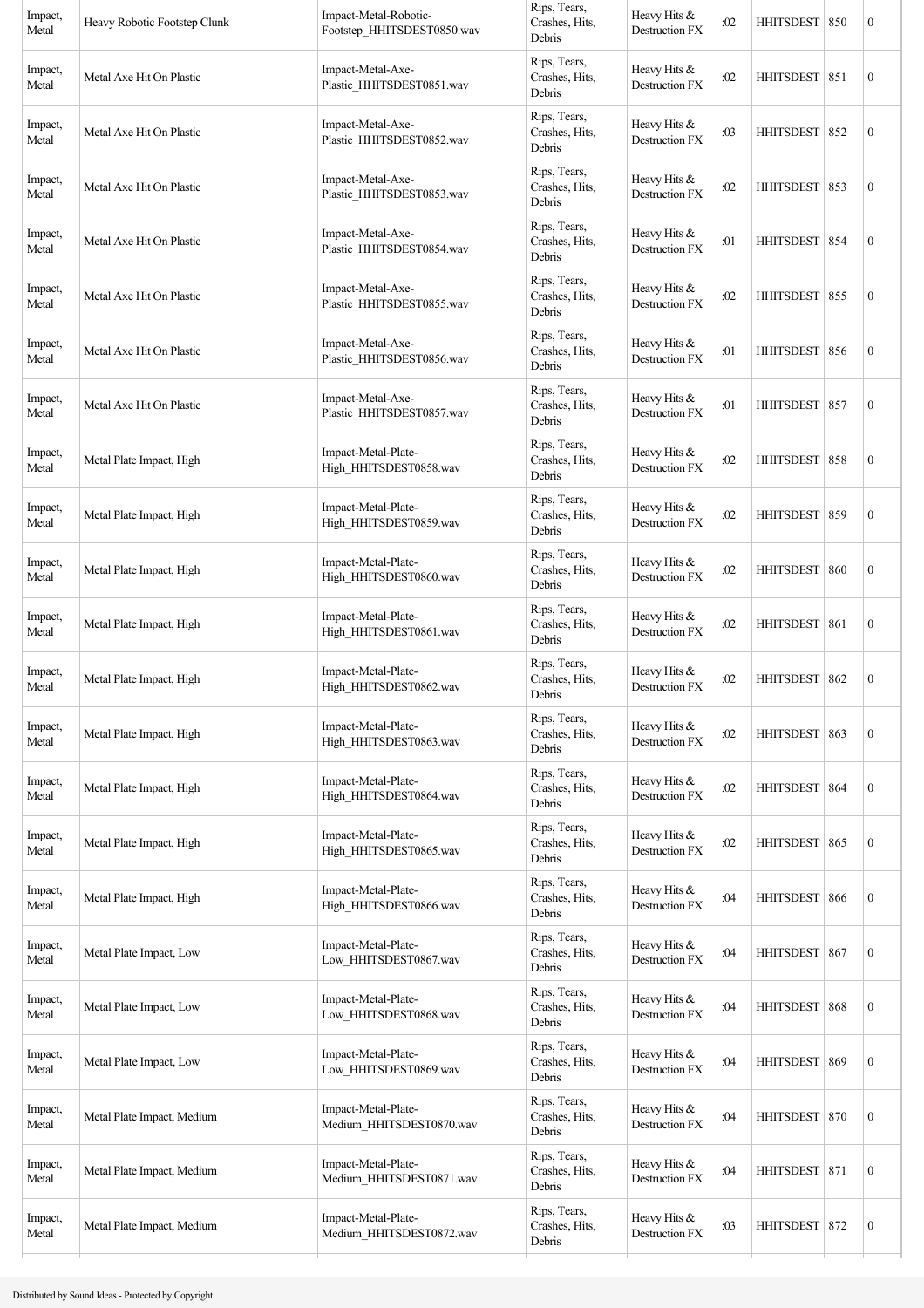| Impact, Metal | Heavy Robotic Footstep Clunk | Impact-Metal-Robotic-Footstep_HHITSDEST0850.wav | Rips, Tears, Crashes, Hits, Debris | Heavy Hits & Destruction FX | :02 | HHITSDEST | 850 | 0 |
|---|---|---|---|---|---|---|---|---|
| Impact, Metal | Metal Axe Hit On Plastic | Impact-Metal-Axe-Plastic_HHITSDEST0851.wav | Rips, Tears, Crashes, Hits, Debris | Heavy Hits & Destruction FX | :02 | HHITSDEST | 851 | 0 |
| Impact, Metal | Metal Axe Hit On Plastic | Impact-Metal-Axe-Plastic_HHITSDEST0852.wav | Rips, Tears, Crashes, Hits, Debris | Heavy Hits & Destruction FX | :03 | HHITSDEST | 852 | 0 |
| Impact, Metal | Metal Axe Hit On Plastic | Impact-Metal-Axe-Plastic_HHITSDEST0853.wav | Rips, Tears, Crashes, Hits, Debris | Heavy Hits & Destruction FX | :02 | HHITSDEST | 853 | 0 |
| Impact, Metal | Metal Axe Hit On Plastic | Impact-Metal-Axe-Plastic_HHITSDEST0854.wav | Rips, Tears, Crashes, Hits, Debris | Heavy Hits & Destruction FX | :01 | HHITSDEST | 854 | 0 |
| Impact, Metal | Metal Axe Hit On Plastic | Impact-Metal-Axe-Plastic_HHITSDEST0855.wav | Rips, Tears, Crashes, Hits, Debris | Heavy Hits & Destruction FX | :02 | HHITSDEST | 855 | 0 |
| Impact, Metal | Metal Axe Hit On Plastic | Impact-Metal-Axe-Plastic_HHITSDEST0856.wav | Rips, Tears, Crashes, Hits, Debris | Heavy Hits & Destruction FX | :01 | HHITSDEST | 856 | 0 |
| Impact, Metal | Metal Axe Hit On Plastic | Impact-Metal-Axe-Plastic_HHITSDEST0857.wav | Rips, Tears, Crashes, Hits, Debris | Heavy Hits & Destruction FX | :01 | HHITSDEST | 857 | 0 |
| Impact, Metal | Metal Plate Impact, High | Impact-Metal-Plate-High_HHITSDEST0858.wav | Rips, Tears, Crashes, Hits, Debris | Heavy Hits & Destruction FX | :02 | HHITSDEST | 858 | 0 |
| Impact, Metal | Metal Plate Impact, High | Impact-Metal-Plate-High_HHITSDEST0859.wav | Rips, Tears, Crashes, Hits, Debris | Heavy Hits & Destruction FX | :02 | HHITSDEST | 859 | 0 |
| Impact, Metal | Metal Plate Impact, High | Impact-Metal-Plate-High_HHITSDEST0860.wav | Rips, Tears, Crashes, Hits, Debris | Heavy Hits & Destruction FX | :02 | HHITSDEST | 860 | 0 |
| Impact, Metal | Metal Plate Impact, High | Impact-Metal-Plate-High_HHITSDEST0861.wav | Rips, Tears, Crashes, Hits, Debris | Heavy Hits & Destruction FX | :02 | HHITSDEST | 861 | 0 |
| Impact, Metal | Metal Plate Impact, High | Impact-Metal-Plate-High_HHITSDEST0862.wav | Rips, Tears, Crashes, Hits, Debris | Heavy Hits & Destruction FX | :02 | HHITSDEST | 862 | 0 |
| Impact, Metal | Metal Plate Impact, High | Impact-Metal-Plate-High_HHITSDEST0863.wav | Rips, Tears, Crashes, Hits, Debris | Heavy Hits & Destruction FX | :02 | HHITSDEST | 863 | 0 |
| Impact, Metal | Metal Plate Impact, High | Impact-Metal-Plate-High_HHITSDEST0864.wav | Rips, Tears, Crashes, Hits, Debris | Heavy Hits & Destruction FX | :02 | HHITSDEST | 864 | 0 |
| Impact, Metal | Metal Plate Impact, High | Impact-Metal-Plate-High_HHITSDEST0865.wav | Rips, Tears, Crashes, Hits, Debris | Heavy Hits & Destruction FX | :02 | HHITSDEST | 865 | 0 |
| Impact, Metal | Metal Plate Impact, High | Impact-Metal-Plate-High_HHITSDEST0866.wav | Rips, Tears, Crashes, Hits, Debris | Heavy Hits & Destruction FX | :04 | HHITSDEST | 866 | 0 |
| Impact, Metal | Metal Plate Impact, Low | Impact-Metal-Plate-Low_HHITSDEST0867.wav | Rips, Tears, Crashes, Hits, Debris | Heavy Hits & Destruction FX | :04 | HHITSDEST | 867 | 0 |
| Impact, Metal | Metal Plate Impact, Low | Impact-Metal-Plate-Low_HHITSDEST0868.wav | Rips, Tears, Crashes, Hits, Debris | Heavy Hits & Destruction FX | :04 | HHITSDEST | 868 | 0 |
| Impact, Metal | Metal Plate Impact, Low | Impact-Metal-Plate-Low_HHITSDEST0869.wav | Rips, Tears, Crashes, Hits, Debris | Heavy Hits & Destruction FX | :04 | HHITSDEST | 869 | 0 |
| Impact, Metal | Metal Plate Impact, Medium | Impact-Metal-Plate-Medium_HHITSDEST0870.wav | Rips, Tears, Crashes, Hits, Debris | Heavy Hits & Destruction FX | :04 | HHITSDEST | 870 | 0 |
| Impact, Metal | Metal Plate Impact, Medium | Impact-Metal-Plate-Medium_HHITSDEST0871.wav | Rips, Tears, Crashes, Hits, Debris | Heavy Hits & Destruction FX | :04 | HHITSDEST | 871 | 0 |
| Impact, Metal | Metal Plate Impact, Medium | Impact-Metal-Plate-Medium_HHITSDEST0872.wav | Rips, Tears, Crashes, Hits, Debris | Heavy Hits & Destruction FX | :03 | HHITSDEST | 872 | 0 |

Distributed by Sound Ideas - Protected by Copyright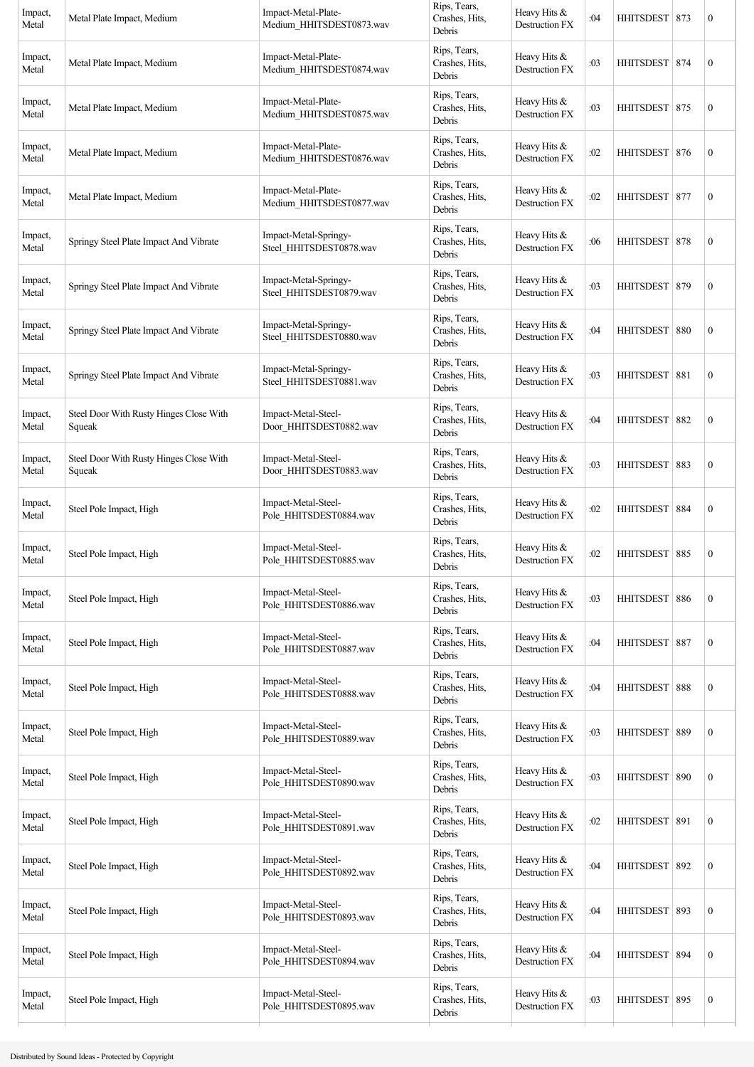| Impact, Metal | Metal Plate Impact, Medium | Impact-Metal-Plate-Medium_HHITSDEST0873.wav | Rips, Tears, Crashes, Hits, Debris | Heavy Hits & Destruction FX | :04 | HHITSDEST | 873 | 0 |
|---|---|---|---|---|---|---|---|---|
| Impact, Metal | Metal Plate Impact, Medium | Impact-Metal-Plate-Medium_HHITSDEST0874.wav | Rips, Tears, Crashes, Hits, Debris | Heavy Hits & Destruction FX | :03 | HHITSDEST | 874 | 0 |
| Impact, Metal | Metal Plate Impact, Medium | Impact-Metal-Plate-Medium_HHITSDEST0875.wav | Rips, Tears, Crashes, Hits, Debris | Heavy Hits & Destruction FX | :03 | HHITSDEST | 875 | 0 |
| Impact, Metal | Metal Plate Impact, Medium | Impact-Metal-Plate-Medium_HHITSDEST0876.wav | Rips, Tears, Crashes, Hits, Debris | Heavy Hits & Destruction FX | :02 | HHITSDEST | 876 | 0 |
| Impact, Metal | Metal Plate Impact, Medium | Impact-Metal-Plate-Medium_HHITSDEST0877.wav | Rips, Tears, Crashes, Hits, Debris | Heavy Hits & Destruction FX | :02 | HHITSDEST | 877 | 0 |
| Impact, Metal | Springy Steel Plate Impact And Vibrate | Impact-Metal-Springy-Steel_HHITSDEST0878.wav | Rips, Tears, Crashes, Hits, Debris | Heavy Hits & Destruction FX | :06 | HHITSDEST | 878 | 0 |
| Impact, Metal | Springy Steel Plate Impact And Vibrate | Impact-Metal-Springy-Steel_HHITSDEST0879.wav | Rips, Tears, Crashes, Hits, Debris | Heavy Hits & Destruction FX | :03 | HHITSDEST | 879 | 0 |
| Impact, Metal | Springy Steel Plate Impact And Vibrate | Impact-Metal-Springy-Steel_HHITSDEST0880.wav | Rips, Tears, Crashes, Hits, Debris | Heavy Hits & Destruction FX | :04 | HHITSDEST | 880 | 0 |
| Impact, Metal | Springy Steel Plate Impact And Vibrate | Impact-Metal-Springy-Steel_HHITSDEST0881.wav | Rips, Tears, Crashes, Hits, Debris | Heavy Hits & Destruction FX | :03 | HHITSDEST | 881 | 0 |
| Impact, Metal | Steel Door With Rusty Hinges Close With Squeak | Impact-Metal-Steel-Door_HHITSDEST0882.wav | Rips, Tears, Crashes, Hits, Debris | Heavy Hits & Destruction FX | :04 | HHITSDEST | 882 | 0 |
| Impact, Metal | Steel Door With Rusty Hinges Close With Squeak | Impact-Metal-Steel-Door_HHITSDEST0883.wav | Rips, Tears, Crashes, Hits, Debris | Heavy Hits & Destruction FX | :03 | HHITSDEST | 883 | 0 |
| Impact, Metal | Steel Pole Impact, High | Impact-Metal-Steel-Pole_HHITSDEST0884.wav | Rips, Tears, Crashes, Hits, Debris | Heavy Hits & Destruction FX | :02 | HHITSDEST | 884 | 0 |
| Impact, Metal | Steel Pole Impact, High | Impact-Metal-Steel-Pole_HHITSDEST0885.wav | Rips, Tears, Crashes, Hits, Debris | Heavy Hits & Destruction FX | :02 | HHITSDEST | 885 | 0 |
| Impact, Metal | Steel Pole Impact, High | Impact-Metal-Steel-Pole_HHITSDEST0886.wav | Rips, Tears, Crashes, Hits, Debris | Heavy Hits & Destruction FX | :03 | HHITSDEST | 886 | 0 |
| Impact, Metal | Steel Pole Impact, High | Impact-Metal-Steel-Pole_HHITSDEST0887.wav | Rips, Tears, Crashes, Hits, Debris | Heavy Hits & Destruction FX | :04 | HHITSDEST | 887 | 0 |
| Impact, Metal | Steel Pole Impact, High | Impact-Metal-Steel-Pole_HHITSDEST0888.wav | Rips, Tears, Crashes, Hits, Debris | Heavy Hits & Destruction FX | :04 | HHITSDEST | 888 | 0 |
| Impact, Metal | Steel Pole Impact, High | Impact-Metal-Steel-Pole_HHITSDEST0889.wav | Rips, Tears, Crashes, Hits, Debris | Heavy Hits & Destruction FX | :03 | HHITSDEST | 889 | 0 |
| Impact, Metal | Steel Pole Impact, High | Impact-Metal-Steel-Pole_HHITSDEST0890.wav | Rips, Tears, Crashes, Hits, Debris | Heavy Hits & Destruction FX | :03 | HHITSDEST | 890 | 0 |
| Impact, Metal | Steel Pole Impact, High | Impact-Metal-Steel-Pole_HHITSDEST0891.wav | Rips, Tears, Crashes, Hits, Debris | Heavy Hits & Destruction FX | :02 | HHITSDEST | 891 | 0 |
| Impact, Metal | Steel Pole Impact, High | Impact-Metal-Steel-Pole_HHITSDEST0892.wav | Rips, Tears, Crashes, Hits, Debris | Heavy Hits & Destruction FX | :04 | HHITSDEST | 892 | 0 |
| Impact, Metal | Steel Pole Impact, High | Impact-Metal-Steel-Pole_HHITSDEST0893.wav | Rips, Tears, Crashes, Hits, Debris | Heavy Hits & Destruction FX | :04 | HHITSDEST | 893 | 0 |
| Impact, Metal | Steel Pole Impact, High | Impact-Metal-Steel-Pole_HHITSDEST0894.wav | Rips, Tears, Crashes, Hits, Debris | Heavy Hits & Destruction FX | :04 | HHITSDEST | 894 | 0 |
| Impact, Metal | Steel Pole Impact, High | Impact-Metal-Steel-Pole_HHITSDEST0895.wav | Rips, Tears, Crashes, Hits, Debris | Heavy Hits & Destruction FX | :03 | HHITSDEST | 895 | 0 |

Distributed by Sound Ideas - Protected by Copyright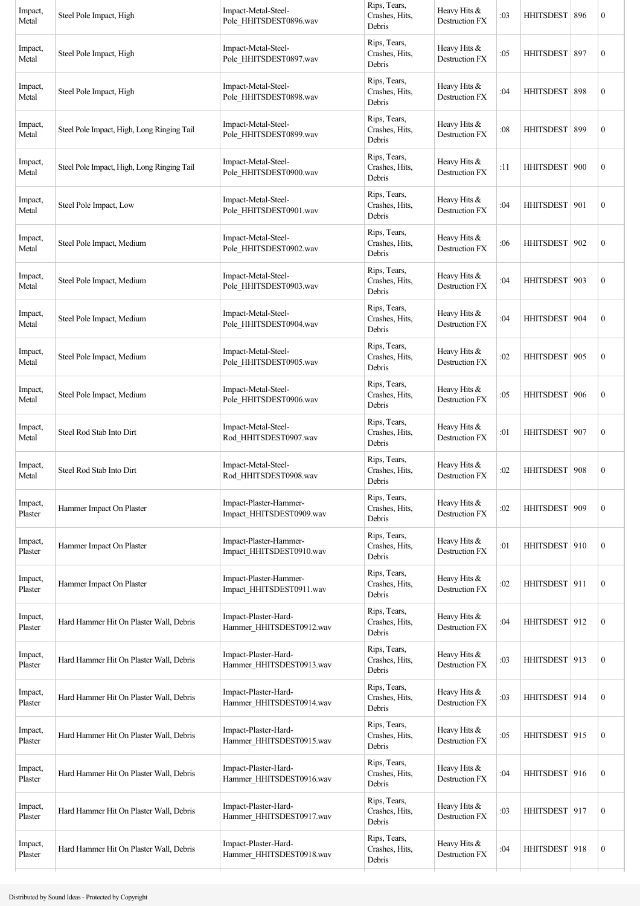| Impact, Metal | Steel Pole Impact, High | Impact-Metal-Steel-Pole_HHITSDEST0896.wav | Rips, Tears, Crashes, Hits, Debris | Heavy Hits & Destruction FX | :03 | HHITSDEST | 896 | 0 |
|---|---|---|---|---|---|---|---|---|
| Impact, Metal | Steel Pole Impact, High | Impact-Metal-Steel-Pole_HHITSDEST0897.wav | Rips, Tears, Crashes, Hits, Debris | Heavy Hits & Destruction FX | :05 | HHITSDEST | 897 | 0 |
| Impact, Metal | Steel Pole Impact, High | Impact-Metal-Steel-Pole_HHITSDEST0898.wav | Rips, Tears, Crashes, Hits, Debris | Heavy Hits & Destruction FX | :04 | HHITSDEST | 898 | 0 |
| Impact, Metal | Steel Pole Impact, High, Long Ringing Tail | Impact-Metal-Steel-Pole_HHITSDEST0899.wav | Rips, Tears, Crashes, Hits, Debris | Heavy Hits & Destruction FX | :08 | HHITSDEST | 899 | 0 |
| Impact, Metal | Steel Pole Impact, High, Long Ringing Tail | Impact-Metal-Steel-Pole_HHITSDEST0900.wav | Rips, Tears, Crashes, Hits, Debris | Heavy Hits & Destruction FX | :11 | HHITSDEST | 900 | 0 |
| Impact, Metal | Steel Pole Impact, Low | Impact-Metal-Steel-Pole_HHITSDEST0901.wav | Rips, Tears, Crashes, Hits, Debris | Heavy Hits & Destruction FX | :04 | HHITSDEST | 901 | 0 |
| Impact, Metal | Steel Pole Impact, Medium | Impact-Metal-Steel-Pole_HHITSDEST0902.wav | Rips, Tears, Crashes, Hits, Debris | Heavy Hits & Destruction FX | :06 | HHITSDEST | 902 | 0 |
| Impact, Metal | Steel Pole Impact, Medium | Impact-Metal-Steel-Pole_HHITSDEST0903.wav | Rips, Tears, Crashes, Hits, Debris | Heavy Hits & Destruction FX | :04 | HHITSDEST | 903 | 0 |
| Impact, Metal | Steel Pole Impact, Medium | Impact-Metal-Steel-Pole_HHITSDEST0904.wav | Rips, Tears, Crashes, Hits, Debris | Heavy Hits & Destruction FX | :04 | HHITSDEST | 904 | 0 |
| Impact, Metal | Steel Pole Impact, Medium | Impact-Metal-Steel-Pole_HHITSDEST0905.wav | Rips, Tears, Crashes, Hits, Debris | Heavy Hits & Destruction FX | :02 | HHITSDEST | 905 | 0 |
| Impact, Metal | Steel Pole Impact, Medium | Impact-Metal-Steel-Pole_HHITSDEST0906.wav | Rips, Tears, Crashes, Hits, Debris | Heavy Hits & Destruction FX | :05 | HHITSDEST | 906 | 0 |
| Impact, Metal | Steel Rod Stab Into Dirt | Impact-Metal-Steel-Rod_HHITSDEST0907.wav | Rips, Tears, Crashes, Hits, Debris | Heavy Hits & Destruction FX | :01 | HHITSDEST | 907 | 0 |
| Impact, Metal | Steel Rod Stab Into Dirt | Impact-Metal-Steel-Rod_HHITSDEST0908.wav | Rips, Tears, Crashes, Hits, Debris | Heavy Hits & Destruction FX | :02 | HHITSDEST | 908 | 0 |
| Impact, Plaster | Hammer Impact On Plaster | Impact-Plaster-Hammer-Impact_HHITSDEST0909.wav | Rips, Tears, Crashes, Hits, Debris | Heavy Hits & Destruction FX | :02 | HHITSDEST | 909 | 0 |
| Impact, Plaster | Hammer Impact On Plaster | Impact-Plaster-Hammer-Impact_HHITSDEST0910.wav | Rips, Tears, Crashes, Hits, Debris | Heavy Hits & Destruction FX | :01 | HHITSDEST | 910 | 0 |
| Impact, Plaster | Hammer Impact On Plaster | Impact-Plaster-Hammer-Impact_HHITSDEST0911.wav | Rips, Tears, Crashes, Hits, Debris | Heavy Hits & Destruction FX | :02 | HHITSDEST | 911 | 0 |
| Impact, Plaster | Hard Hammer Hit On Plaster Wall, Debris | Impact-Plaster-Hard-Hammer_HHITSDEST0912.wav | Rips, Tears, Crashes, Hits, Debris | Heavy Hits & Destruction FX | :04 | HHITSDEST | 912 | 0 |
| Impact, Plaster | Hard Hammer Hit On Plaster Wall, Debris | Impact-Plaster-Hard-Hammer_HHITSDEST0913.wav | Rips, Tears, Crashes, Hits, Debris | Heavy Hits & Destruction FX | :03 | HHITSDEST | 913 | 0 |
| Impact, Plaster | Hard Hammer Hit On Plaster Wall, Debris | Impact-Plaster-Hard-Hammer_HHITSDEST0914.wav | Rips, Tears, Crashes, Hits, Debris | Heavy Hits & Destruction FX | :03 | HHITSDEST | 914 | 0 |
| Impact, Plaster | Hard Hammer Hit On Plaster Wall, Debris | Impact-Plaster-Hard-Hammer_HHITSDEST0915.wav | Rips, Tears, Crashes, Hits, Debris | Heavy Hits & Destruction FX | :05 | HHITSDEST | 915 | 0 |
| Impact, Plaster | Hard Hammer Hit On Plaster Wall, Debris | Impact-Plaster-Hard-Hammer_HHITSDEST0916.wav | Rips, Tears, Crashes, Hits, Debris | Heavy Hits & Destruction FX | :04 | HHITSDEST | 916 | 0 |
| Impact, Plaster | Hard Hammer Hit On Plaster Wall, Debris | Impact-Plaster-Hard-Hammer_HHITSDEST0917.wav | Rips, Tears, Crashes, Hits, Debris | Heavy Hits & Destruction FX | :03 | HHITSDEST | 917 | 0 |
| Impact, Plaster | Hard Hammer Hit On Plaster Wall, Debris | Impact-Plaster-Hard-Hammer_HHITSDEST0918.wav | Rips, Tears, Crashes, Hits, Debris | Heavy Hits & Destruction FX | :04 | HHITSDEST | 918 | 0 |

Distributed by Sound Ideas - Protected by Copyright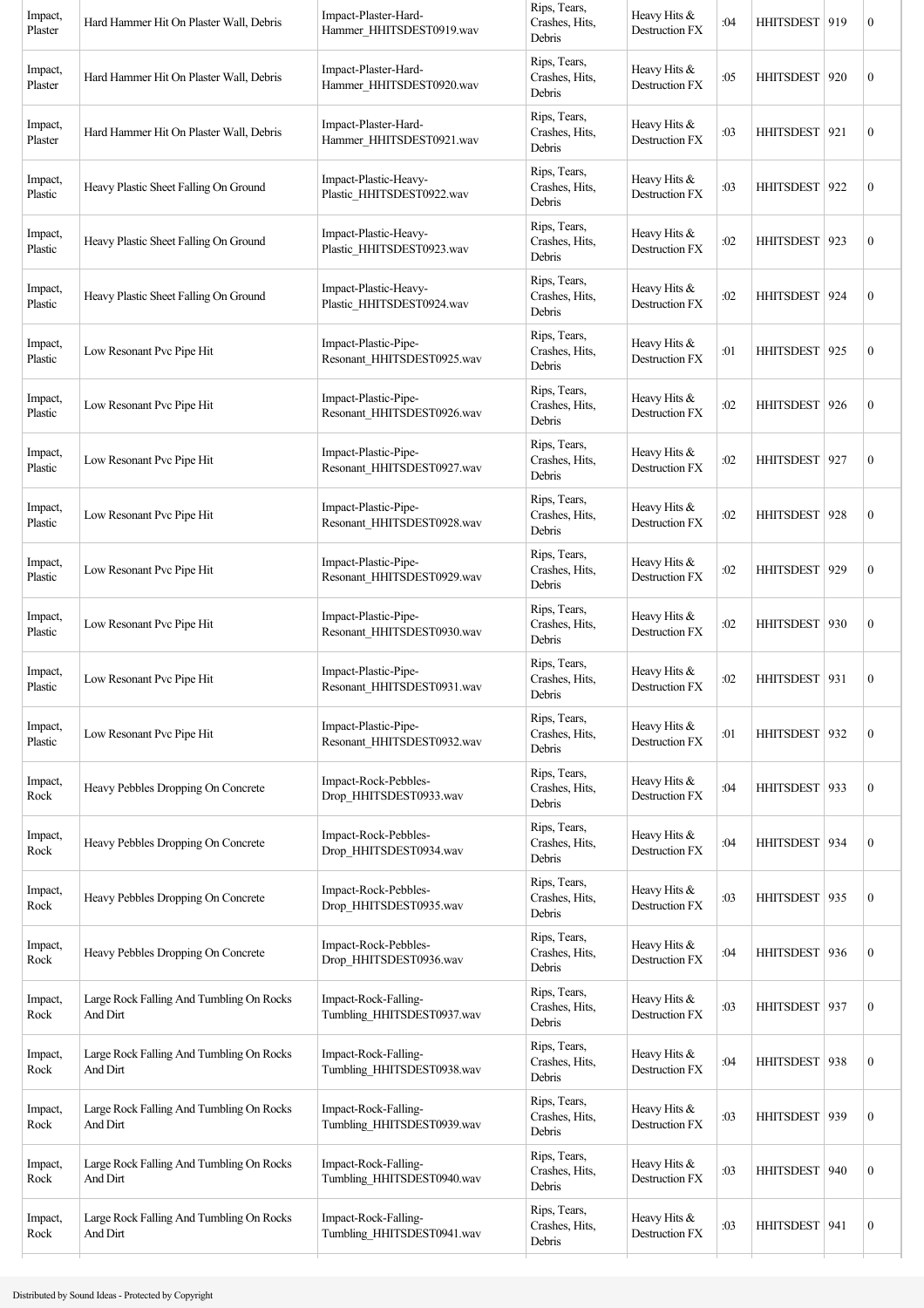| Impact, Plaster | Hard Hammer Hit On Plaster Wall, Debris | Impact-Plaster-Hard-Hammer_HHITSDEST0919.wav | Rips, Tears, Crashes, Hits, Debris | Heavy Hits & Destruction FX | :04 | HHITSDEST | 919 | 0 |
|---|---|---|---|---|---|---|---|---|
| Impact, Plaster | Hard Hammer Hit On Plaster Wall, Debris | Impact-Plaster-Hard-Hammer_HHITSDEST0920.wav | Rips, Tears, Crashes, Hits, Debris | Heavy Hits & Destruction FX | :05 | HHITSDEST | 920 | 0 |
| Impact, Plaster | Hard Hammer Hit On Plaster Wall, Debris | Impact-Plaster-Hard-Hammer_HHITSDEST0921.wav | Rips, Tears, Crashes, Hits, Debris | Heavy Hits & Destruction FX | :03 | HHITSDEST | 921 | 0 |
| Impact, Plastic | Heavy Plastic Sheet Falling On Ground | Impact-Plastic-Heavy-Plastic_HHITSDEST0922.wav | Rips, Tears, Crashes, Hits, Debris | Heavy Hits & Destruction FX | :03 | HHITSDEST | 922 | 0 |
| Impact, Plastic | Heavy Plastic Sheet Falling On Ground | Impact-Plastic-Heavy-Plastic_HHITSDEST0923.wav | Rips, Tears, Crashes, Hits, Debris | Heavy Hits & Destruction FX | :02 | HHITSDEST | 923 | 0 |
| Impact, Plastic | Heavy Plastic Sheet Falling On Ground | Impact-Plastic-Heavy-Plastic_HHITSDEST0924.wav | Rips, Tears, Crashes, Hits, Debris | Heavy Hits & Destruction FX | :02 | HHITSDEST | 924 | 0 |
| Impact, Plastic | Low Resonant Pvc Pipe Hit | Impact-Plastic-Pipe-Resonant_HHITSDEST0925.wav | Rips, Tears, Crashes, Hits, Debris | Heavy Hits & Destruction FX | :01 | HHITSDEST | 925 | 0 |
| Impact, Plastic | Low Resonant Pvc Pipe Hit | Impact-Plastic-Pipe-Resonant_HHITSDEST0926.wav | Rips, Tears, Crashes, Hits, Debris | Heavy Hits & Destruction FX | :02 | HHITSDEST | 926 | 0 |
| Impact, Plastic | Low Resonant Pvc Pipe Hit | Impact-Plastic-Pipe-Resonant_HHITSDEST0927.wav | Rips, Tears, Crashes, Hits, Debris | Heavy Hits & Destruction FX | :02 | HHITSDEST | 927 | 0 |
| Impact, Plastic | Low Resonant Pvc Pipe Hit | Impact-Plastic-Pipe-Resonant_HHITSDEST0928.wav | Rips, Tears, Crashes, Hits, Debris | Heavy Hits & Destruction FX | :02 | HHITSDEST | 928 | 0 |
| Impact, Plastic | Low Resonant Pvc Pipe Hit | Impact-Plastic-Pipe-Resonant_HHITSDEST0929.wav | Rips, Tears, Crashes, Hits, Debris | Heavy Hits & Destruction FX | :02 | HHITSDEST | 929 | 0 |
| Impact, Plastic | Low Resonant Pvc Pipe Hit | Impact-Plastic-Pipe-Resonant_HHITSDEST0930.wav | Rips, Tears, Crashes, Hits, Debris | Heavy Hits & Destruction FX | :02 | HHITSDEST | 930 | 0 |
| Impact, Plastic | Low Resonant Pvc Pipe Hit | Impact-Plastic-Pipe-Resonant_HHITSDEST0931.wav | Rips, Tears, Crashes, Hits, Debris | Heavy Hits & Destruction FX | :02 | HHITSDEST | 931 | 0 |
| Impact, Plastic | Low Resonant Pvc Pipe Hit | Impact-Plastic-Pipe-Resonant_HHITSDEST0932.wav | Rips, Tears, Crashes, Hits, Debris | Heavy Hits & Destruction FX | :01 | HHITSDEST | 932 | 0 |
| Impact, Rock | Heavy Pebbles Dropping On Concrete | Impact-Rock-Pebbles-Drop_HHITSDEST0933.wav | Rips, Tears, Crashes, Hits, Debris | Heavy Hits & Destruction FX | :04 | HHITSDEST | 933 | 0 |
| Impact, Rock | Heavy Pebbles Dropping On Concrete | Impact-Rock-Pebbles-Drop_HHITSDEST0934.wav | Rips, Tears, Crashes, Hits, Debris | Heavy Hits & Destruction FX | :04 | HHITSDEST | 934 | 0 |
| Impact, Rock | Heavy Pebbles Dropping On Concrete | Impact-Rock-Pebbles-Drop_HHITSDEST0935.wav | Rips, Tears, Crashes, Hits, Debris | Heavy Hits & Destruction FX | :03 | HHITSDEST | 935 | 0 |
| Impact, Rock | Heavy Pebbles Dropping On Concrete | Impact-Rock-Pebbles-Drop_HHITSDEST0936.wav | Rips, Tears, Crashes, Hits, Debris | Heavy Hits & Destruction FX | :04 | HHITSDEST | 936 | 0 |
| Impact, Rock | Large Rock Falling And Tumbling On Rocks And Dirt | Impact-Rock-Falling-Tumbling_HHITSDEST0937.wav | Rips, Tears, Crashes, Hits, Debris | Heavy Hits & Destruction FX | :03 | HHITSDEST | 937 | 0 |
| Impact, Rock | Large Rock Falling And Tumbling On Rocks And Dirt | Impact-Rock-Falling-Tumbling_HHITSDEST0938.wav | Rips, Tears, Crashes, Hits, Debris | Heavy Hits & Destruction FX | :04 | HHITSDEST | 938 | 0 |
| Impact, Rock | Large Rock Falling And Tumbling On Rocks And Dirt | Impact-Rock-Falling-Tumbling_HHITSDEST0939.wav | Rips, Tears, Crashes, Hits, Debris | Heavy Hits & Destruction FX | :03 | HHITSDEST | 939 | 0 |
| Impact, Rock | Large Rock Falling And Tumbling On Rocks And Dirt | Impact-Rock-Falling-Tumbling_HHITSDEST0940.wav | Rips, Tears, Crashes, Hits, Debris | Heavy Hits & Destruction FX | :03 | HHITSDEST | 940 | 0 |
| Impact, Rock | Large Rock Falling And Tumbling On Rocks And Dirt | Impact-Rock-Falling-Tumbling_HHITSDEST0941.wav | Rips, Tears, Crashes, Hits, Debris | Heavy Hits & Destruction FX | :03 | HHITSDEST | 941 | 0 |

Distributed by Sound Ideas - Protected by Copyright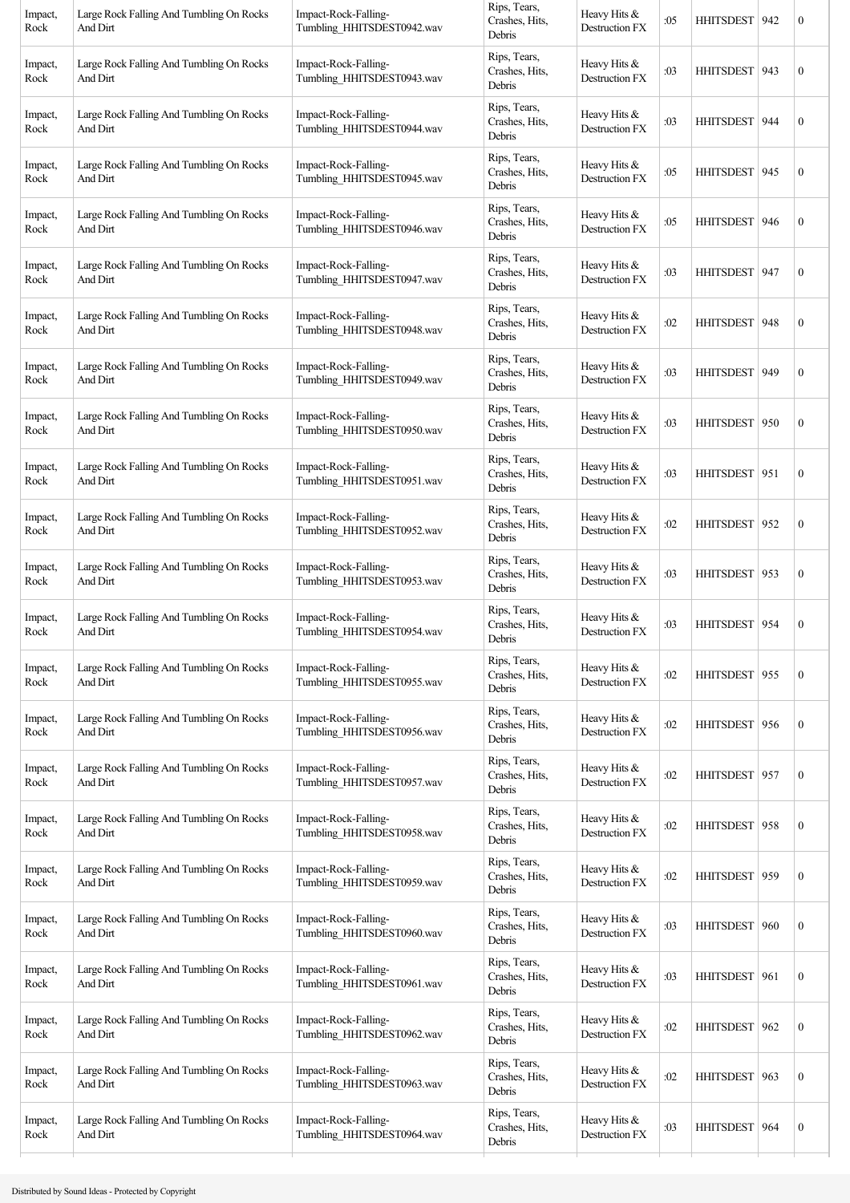| Impact, Rock | Large Rock Falling And Tumbling On Rocks And Dirt | Impact-Rock-Falling-Tumbling_HHITSDEST0942.wav | Rips, Tears, Crashes, Hits, Debris | Heavy Hits & Destruction FX | :05 | HHITSDEST | 942 | 0 |
|---|---|---|---|---|---|---|---|---|
| Impact, Rock | Large Rock Falling And Tumbling On Rocks And Dirt | Impact-Rock-Falling-Tumbling_HHITSDEST0943.wav | Rips, Tears, Crashes, Hits, Debris | Heavy Hits & Destruction FX | :03 | HHITSDEST | 943 | 0 |
| Impact, Rock | Large Rock Falling And Tumbling On Rocks And Dirt | Impact-Rock-Falling-Tumbling_HHITSDEST0944.wav | Rips, Tears, Crashes, Hits, Debris | Heavy Hits & Destruction FX | :03 | HHITSDEST | 944 | 0 |
| Impact, Rock | Large Rock Falling And Tumbling On Rocks And Dirt | Impact-Rock-Falling-Tumbling_HHITSDEST0945.wav | Rips, Tears, Crashes, Hits, Debris | Heavy Hits & Destruction FX | :05 | HHITSDEST | 945 | 0 |
| Impact, Rock | Large Rock Falling And Tumbling On Rocks And Dirt | Impact-Rock-Falling-Tumbling_HHITSDEST0946.wav | Rips, Tears, Crashes, Hits, Debris | Heavy Hits & Destruction FX | :05 | HHITSDEST | 946 | 0 |
| Impact, Rock | Large Rock Falling And Tumbling On Rocks And Dirt | Impact-Rock-Falling-Tumbling_HHITSDEST0947.wav | Rips, Tears, Crashes, Hits, Debris | Heavy Hits & Destruction FX | :03 | HHITSDEST | 947 | 0 |
| Impact, Rock | Large Rock Falling And Tumbling On Rocks And Dirt | Impact-Rock-Falling-Tumbling_HHITSDEST0948.wav | Rips, Tears, Crashes, Hits, Debris | Heavy Hits & Destruction FX | :02 | HHITSDEST | 948 | 0 |
| Impact, Rock | Large Rock Falling And Tumbling On Rocks And Dirt | Impact-Rock-Falling-Tumbling_HHITSDEST0949.wav | Rips, Tears, Crashes, Hits, Debris | Heavy Hits & Destruction FX | :03 | HHITSDEST | 949 | 0 |
| Impact, Rock | Large Rock Falling And Tumbling On Rocks And Dirt | Impact-Rock-Falling-Tumbling_HHITSDEST0950.wav | Rips, Tears, Crashes, Hits, Debris | Heavy Hits & Destruction FX | :03 | HHITSDEST | 950 | 0 |
| Impact, Rock | Large Rock Falling And Tumbling On Rocks And Dirt | Impact-Rock-Falling-Tumbling_HHITSDEST0951.wav | Rips, Tears, Crashes, Hits, Debris | Heavy Hits & Destruction FX | :03 | HHITSDEST | 951 | 0 |
| Impact, Rock | Large Rock Falling And Tumbling On Rocks And Dirt | Impact-Rock-Falling-Tumbling_HHITSDEST0952.wav | Rips, Tears, Crashes, Hits, Debris | Heavy Hits & Destruction FX | :02 | HHITSDEST | 952 | 0 |
| Impact, Rock | Large Rock Falling And Tumbling On Rocks And Dirt | Impact-Rock-Falling-Tumbling_HHITSDEST0953.wav | Rips, Tears, Crashes, Hits, Debris | Heavy Hits & Destruction FX | :03 | HHITSDEST | 953 | 0 |
| Impact, Rock | Large Rock Falling And Tumbling On Rocks And Dirt | Impact-Rock-Falling-Tumbling_HHITSDEST0954.wav | Rips, Tears, Crashes, Hits, Debris | Heavy Hits & Destruction FX | :03 | HHITSDEST | 954 | 0 |
| Impact, Rock | Large Rock Falling And Tumbling On Rocks And Dirt | Impact-Rock-Falling-Tumbling_HHITSDEST0955.wav | Rips, Tears, Crashes, Hits, Debris | Heavy Hits & Destruction FX | :02 | HHITSDEST | 955 | 0 |
| Impact, Rock | Large Rock Falling And Tumbling On Rocks And Dirt | Impact-Rock-Falling-Tumbling_HHITSDEST0956.wav | Rips, Tears, Crashes, Hits, Debris | Heavy Hits & Destruction FX | :02 | HHITSDEST | 956 | 0 |
| Impact, Rock | Large Rock Falling And Tumbling On Rocks And Dirt | Impact-Rock-Falling-Tumbling_HHITSDEST0957.wav | Rips, Tears, Crashes, Hits, Debris | Heavy Hits & Destruction FX | :02 | HHITSDEST | 957 | 0 |
| Impact, Rock | Large Rock Falling And Tumbling On Rocks And Dirt | Impact-Rock-Falling-Tumbling_HHITSDEST0958.wav | Rips, Tears, Crashes, Hits, Debris | Heavy Hits & Destruction FX | :02 | HHITSDEST | 958 | 0 |
| Impact, Rock | Large Rock Falling And Tumbling On Rocks And Dirt | Impact-Rock-Falling-Tumbling_HHITSDEST0959.wav | Rips, Tears, Crashes, Hits, Debris | Heavy Hits & Destruction FX | :02 | HHITSDEST | 959 | 0 |
| Impact, Rock | Large Rock Falling And Tumbling On Rocks And Dirt | Impact-Rock-Falling-Tumbling_HHITSDEST0960.wav | Rips, Tears, Crashes, Hits, Debris | Heavy Hits & Destruction FX | :03 | HHITSDEST | 960 | 0 |
| Impact, Rock | Large Rock Falling And Tumbling On Rocks And Dirt | Impact-Rock-Falling-Tumbling_HHITSDEST0961.wav | Rips, Tears, Crashes, Hits, Debris | Heavy Hits & Destruction FX | :03 | HHITSDEST | 961 | 0 |
| Impact, Rock | Large Rock Falling And Tumbling On Rocks And Dirt | Impact-Rock-Falling-Tumbling_HHITSDEST0962.wav | Rips, Tears, Crashes, Hits, Debris | Heavy Hits & Destruction FX | :02 | HHITSDEST | 962 | 0 |
| Impact, Rock | Large Rock Falling And Tumbling On Rocks And Dirt | Impact-Rock-Falling-Tumbling_HHITSDEST0963.wav | Rips, Tears, Crashes, Hits, Debris | Heavy Hits & Destruction FX | :02 | HHITSDEST | 963 | 0 |
| Impact, Rock | Large Rock Falling And Tumbling On Rocks And Dirt | Impact-Rock-Falling-Tumbling_HHITSDEST0964.wav | Rips, Tears, Crashes, Hits, Debris | Heavy Hits & Destruction FX | :03 | HHITSDEST | 964 | 0 |

Distributed by Sound Ideas - Protected by Copyright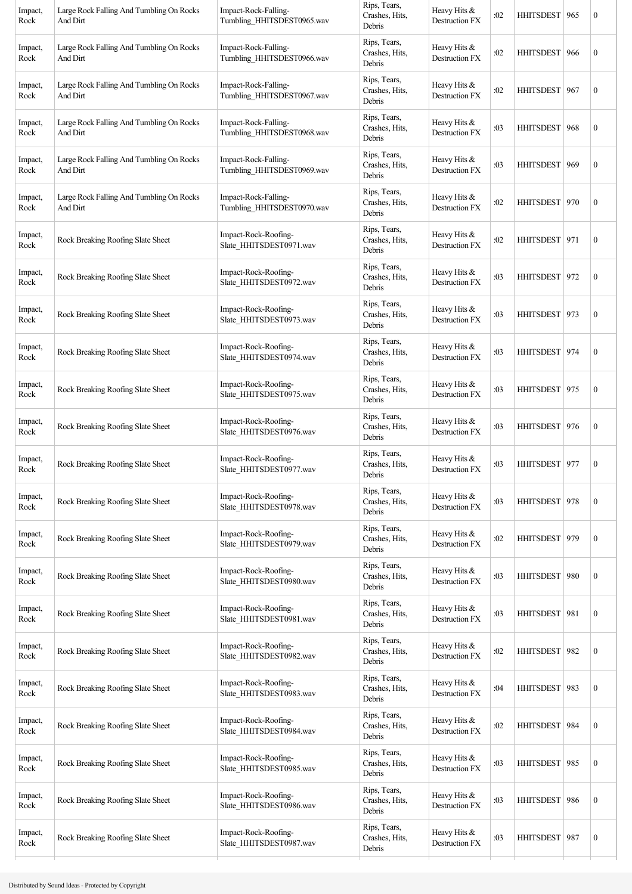| Impact, Rock | Large Rock Falling And Tumbling On Rocks And Dirt | Impact-Rock-Falling-Tumbling_HHITSDEST0965.wav | Rips, Tears, Crashes, Hits, Debris | Heavy Hits & Destruction FX | :02 | HHITSDEST | 965 | 0 |
|---|---|---|---|---|---|---|---|---|
| Impact, Rock | Large Rock Falling And Tumbling On Rocks And Dirt | Impact-Rock-Falling-Tumbling_HHITSDEST0966.wav | Rips, Tears, Crashes, Hits, Debris | Heavy Hits & Destruction FX | :02 | HHITSDEST | 966 | 0 |
| Impact, Rock | Large Rock Falling And Tumbling On Rocks And Dirt | Impact-Rock-Falling-Tumbling_HHITSDEST0967.wav | Rips, Tears, Crashes, Hits, Debris | Heavy Hits & Destruction FX | :02 | HHITSDEST | 967 | 0 |
| Impact, Rock | Large Rock Falling And Tumbling On Rocks And Dirt | Impact-Rock-Falling-Tumbling_HHITSDEST0968.wav | Rips, Tears, Crashes, Hits, Debris | Heavy Hits & Destruction FX | :03 | HHITSDEST | 968 | 0 |
| Impact, Rock | Large Rock Falling And Tumbling On Rocks And Dirt | Impact-Rock-Falling-Tumbling_HHITSDEST0969.wav | Rips, Tears, Crashes, Hits, Debris | Heavy Hits & Destruction FX | :03 | HHITSDEST | 969 | 0 |
| Impact, Rock | Large Rock Falling And Tumbling On Rocks And Dirt | Impact-Rock-Falling-Tumbling_HHITSDEST0970.wav | Rips, Tears, Crashes, Hits, Debris | Heavy Hits & Destruction FX | :02 | HHITSDEST | 970 | 0 |
| Impact, Rock | Rock Breaking Roofing Slate Sheet | Impact-Rock-Roofing-Slate_HHITSDEST0971.wav | Rips, Tears, Crashes, Hits, Debris | Heavy Hits & Destruction FX | :02 | HHITSDEST | 971 | 0 |
| Impact, Rock | Rock Breaking Roofing Slate Sheet | Impact-Rock-Roofing-Slate_HHITSDEST0972.wav | Rips, Tears, Crashes, Hits, Debris | Heavy Hits & Destruction FX | :03 | HHITSDEST | 972 | 0 |
| Impact, Rock | Rock Breaking Roofing Slate Sheet | Impact-Rock-Roofing-Slate_HHITSDEST0973.wav | Rips, Tears, Crashes, Hits, Debris | Heavy Hits & Destruction FX | :03 | HHITSDEST | 973 | 0 |
| Impact, Rock | Rock Breaking Roofing Slate Sheet | Impact-Rock-Roofing-Slate_HHITSDEST0974.wav | Rips, Tears, Crashes, Hits, Debris | Heavy Hits & Destruction FX | :03 | HHITSDEST | 974 | 0 |
| Impact, Rock | Rock Breaking Roofing Slate Sheet | Impact-Rock-Roofing-Slate_HHITSDEST0975.wav | Rips, Tears, Crashes, Hits, Debris | Heavy Hits & Destruction FX | :03 | HHITSDEST | 975 | 0 |
| Impact, Rock | Rock Breaking Roofing Slate Sheet | Impact-Rock-Roofing-Slate_HHITSDEST0976.wav | Rips, Tears, Crashes, Hits, Debris | Heavy Hits & Destruction FX | :03 | HHITSDEST | 976 | 0 |
| Impact, Rock | Rock Breaking Roofing Slate Sheet | Impact-Rock-Roofing-Slate_HHITSDEST0977.wav | Rips, Tears, Crashes, Hits, Debris | Heavy Hits & Destruction FX | :03 | HHITSDEST | 977 | 0 |
| Impact, Rock | Rock Breaking Roofing Slate Sheet | Impact-Rock-Roofing-Slate_HHITSDEST0978.wav | Rips, Tears, Crashes, Hits, Debris | Heavy Hits & Destruction FX | :03 | HHITSDEST | 978 | 0 |
| Impact, Rock | Rock Breaking Roofing Slate Sheet | Impact-Rock-Roofing-Slate_HHITSDEST0979.wav | Rips, Tears, Crashes, Hits, Debris | Heavy Hits & Destruction FX | :02 | HHITSDEST | 979 | 0 |
| Impact, Rock | Rock Breaking Roofing Slate Sheet | Impact-Rock-Roofing-Slate_HHITSDEST0980.wav | Rips, Tears, Crashes, Hits, Debris | Heavy Hits & Destruction FX | :03 | HHITSDEST | 980 | 0 |
| Impact, Rock | Rock Breaking Roofing Slate Sheet | Impact-Rock-Roofing-Slate_HHITSDEST0981.wav | Rips, Tears, Crashes, Hits, Debris | Heavy Hits & Destruction FX | :03 | HHITSDEST | 981 | 0 |
| Impact, Rock | Rock Breaking Roofing Slate Sheet | Impact-Rock-Roofing-Slate_HHITSDEST0982.wav | Rips, Tears, Crashes, Hits, Debris | Heavy Hits & Destruction FX | :02 | HHITSDEST | 982 | 0 |
| Impact, Rock | Rock Breaking Roofing Slate Sheet | Impact-Rock-Roofing-Slate_HHITSDEST0983.wav | Rips, Tears, Crashes, Hits, Debris | Heavy Hits & Destruction FX | :04 | HHITSDEST | 983 | 0 |
| Impact, Rock | Rock Breaking Roofing Slate Sheet | Impact-Rock-Roofing-Slate_HHITSDEST0984.wav | Rips, Tears, Crashes, Hits, Debris | Heavy Hits & Destruction FX | :02 | HHITSDEST | 984 | 0 |
| Impact, Rock | Rock Breaking Roofing Slate Sheet | Impact-Rock-Roofing-Slate_HHITSDEST0985.wav | Rips, Tears, Crashes, Hits, Debris | Heavy Hits & Destruction FX | :03 | HHITSDEST | 985 | 0 |
| Impact, Rock | Rock Breaking Roofing Slate Sheet | Impact-Rock-Roofing-Slate_HHITSDEST0986.wav | Rips, Tears, Crashes, Hits, Debris | Heavy Hits & Destruction FX | :03 | HHITSDEST | 986 | 0 |
| Impact, Rock | Rock Breaking Roofing Slate Sheet | Impact-Rock-Roofing-Slate_HHITSDEST0987.wav | Rips, Tears, Crashes, Hits, Debris | Heavy Hits & Destruction FX | :03 | HHITSDEST | 987 | 0 |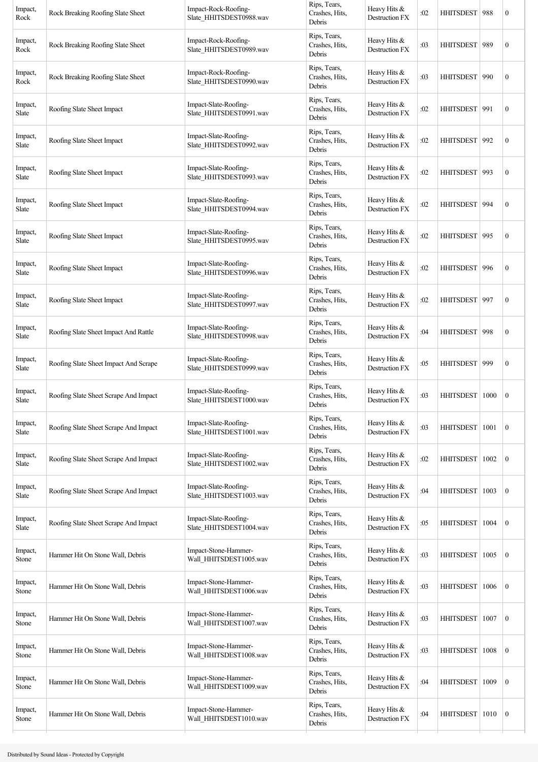| Impact, Rock | Rock Breaking Roofing Slate Sheet | Impact-Rock-Roofing-Slate_HHITSDEST0988.wav | Rips, Tears, Crashes, Hits, Debris | Heavy Hits & Destruction FX | :02 | HHITSDEST | 988 | 0 |
|---|---|---|---|---|---|---|---|---|
| Impact, Rock | Rock Breaking Roofing Slate Sheet | Impact-Rock-Roofing-Slate_HHITSDEST0989.wav | Rips, Tears, Crashes, Hits, Debris | Heavy Hits & Destruction FX | :03 | HHITSDEST | 989 | 0 |
| Impact, Rock | Rock Breaking Roofing Slate Sheet | Impact-Rock-Roofing-Slate_HHITSDEST0990.wav | Rips, Tears, Crashes, Hits, Debris | Heavy Hits & Destruction FX | :03 | HHITSDEST | 990 | 0 |
| Impact, Slate | Roofing Slate Sheet Impact | Impact-Slate-Roofing-Slate_HHITSDEST0991.wav | Rips, Tears, Crashes, Hits, Debris | Heavy Hits & Destruction FX | :02 | HHITSDEST | 991 | 0 |
| Impact, Slate | Roofing Slate Sheet Impact | Impact-Slate-Roofing-Slate_HHITSDEST0992.wav | Rips, Tears, Crashes, Hits, Debris | Heavy Hits & Destruction FX | :02 | HHITSDEST | 992 | 0 |
| Impact, Slate | Roofing Slate Sheet Impact | Impact-Slate-Roofing-Slate_HHITSDEST0993.wav | Rips, Tears, Crashes, Hits, Debris | Heavy Hits & Destruction FX | :02 | HHITSDEST | 993 | 0 |
| Impact, Slate | Roofing Slate Sheet Impact | Impact-Slate-Roofing-Slate_HHITSDEST0994.wav | Rips, Tears, Crashes, Hits, Debris | Heavy Hits & Destruction FX | :02 | HHITSDEST | 994 | 0 |
| Impact, Slate | Roofing Slate Sheet Impact | Impact-Slate-Roofing-Slate_HHITSDEST0995.wav | Rips, Tears, Crashes, Hits, Debris | Heavy Hits & Destruction FX | :02 | HHITSDEST | 995 | 0 |
| Impact, Slate | Roofing Slate Sheet Impact | Impact-Slate-Roofing-Slate_HHITSDEST0996.wav | Rips, Tears, Crashes, Hits, Debris | Heavy Hits & Destruction FX | :02 | HHITSDEST | 996 | 0 |
| Impact, Slate | Roofing Slate Sheet Impact | Impact-Slate-Roofing-Slate_HHITSDEST0997.wav | Rips, Tears, Crashes, Hits, Debris | Heavy Hits & Destruction FX | :02 | HHITSDEST | 997 | 0 |
| Impact, Slate | Roofing Slate Sheet Impact And Rattle | Impact-Slate-Roofing-Slate_HHITSDEST0998.wav | Rips, Tears, Crashes, Hits, Debris | Heavy Hits & Destruction FX | :04 | HHITSDEST | 998 | 0 |
| Impact, Slate | Roofing Slate Sheet Impact And Scrape | Impact-Slate-Roofing-Slate_HHITSDEST0999.wav | Rips, Tears, Crashes, Hits, Debris | Heavy Hits & Destruction FX | :05 | HHITSDEST | 999 | 0 |
| Impact, Slate | Roofing Slate Sheet Scrape And Impact | Impact-Slate-Roofing-Slate_HHITSDEST1000.wav | Rips, Tears, Crashes, Hits, Debris | Heavy Hits & Destruction FX | :03 | HHITSDEST | 1000 | 0 |
| Impact, Slate | Roofing Slate Sheet Scrape And Impact | Impact-Slate-Roofing-Slate_HHITSDEST1001.wav | Rips, Tears, Crashes, Hits, Debris | Heavy Hits & Destruction FX | :03 | HHITSDEST | 1001 | 0 |
| Impact, Slate | Roofing Slate Sheet Scrape And Impact | Impact-Slate-Roofing-Slate_HHITSDEST1002.wav | Rips, Tears, Crashes, Hits, Debris | Heavy Hits & Destruction FX | :02 | HHITSDEST | 1002 | 0 |
| Impact, Slate | Roofing Slate Sheet Scrape And Impact | Impact-Slate-Roofing-Slate_HHITSDEST1003.wav | Rips, Tears, Crashes, Hits, Debris | Heavy Hits & Destruction FX | :04 | HHITSDEST | 1003 | 0 |
| Impact, Slate | Roofing Slate Sheet Scrape And Impact | Impact-Slate-Roofing-Slate_HHITSDEST1004.wav | Rips, Tears, Crashes, Hits, Debris | Heavy Hits & Destruction FX | :05 | HHITSDEST | 1004 | 0 |
| Impact, Stone | Hammer Hit On Stone Wall, Debris | Impact-Stone-Hammer-Wall_HHITSDEST1005.wav | Rips, Tears, Crashes, Hits, Debris | Heavy Hits & Destruction FX | :03 | HHITSDEST | 1005 | 0 |
| Impact, Stone | Hammer Hit On Stone Wall, Debris | Impact-Stone-Hammer-Wall_HHITSDEST1006.wav | Rips, Tears, Crashes, Hits, Debris | Heavy Hits & Destruction FX | :03 | HHITSDEST | 1006 | 0 |
| Impact, Stone | Hammer Hit On Stone Wall, Debris | Impact-Stone-Hammer-Wall_HHITSDEST1007.wav | Rips, Tears, Crashes, Hits, Debris | Heavy Hits & Destruction FX | :03 | HHITSDEST | 1007 | 0 |
| Impact, Stone | Hammer Hit On Stone Wall, Debris | Impact-Stone-Hammer-Wall_HHITSDEST1008.wav | Rips, Tears, Crashes, Hits, Debris | Heavy Hits & Destruction FX | :03 | HHITSDEST | 1008 | 0 |
| Impact, Stone | Hammer Hit On Stone Wall, Debris | Impact-Stone-Hammer-Wall_HHITSDEST1009.wav | Rips, Tears, Crashes, Hits, Debris | Heavy Hits & Destruction FX | :04 | HHITSDEST | 1009 | 0 |
| Impact, Stone | Hammer Hit On Stone Wall, Debris | Impact-Stone-Hammer-Wall_HHITSDEST1010.wav | Rips, Tears, Crashes, Hits, Debris | Heavy Hits & Destruction FX | :04 | HHITSDEST | 1010 | 0 |

Distributed by Sound Ideas - Protected by Copyright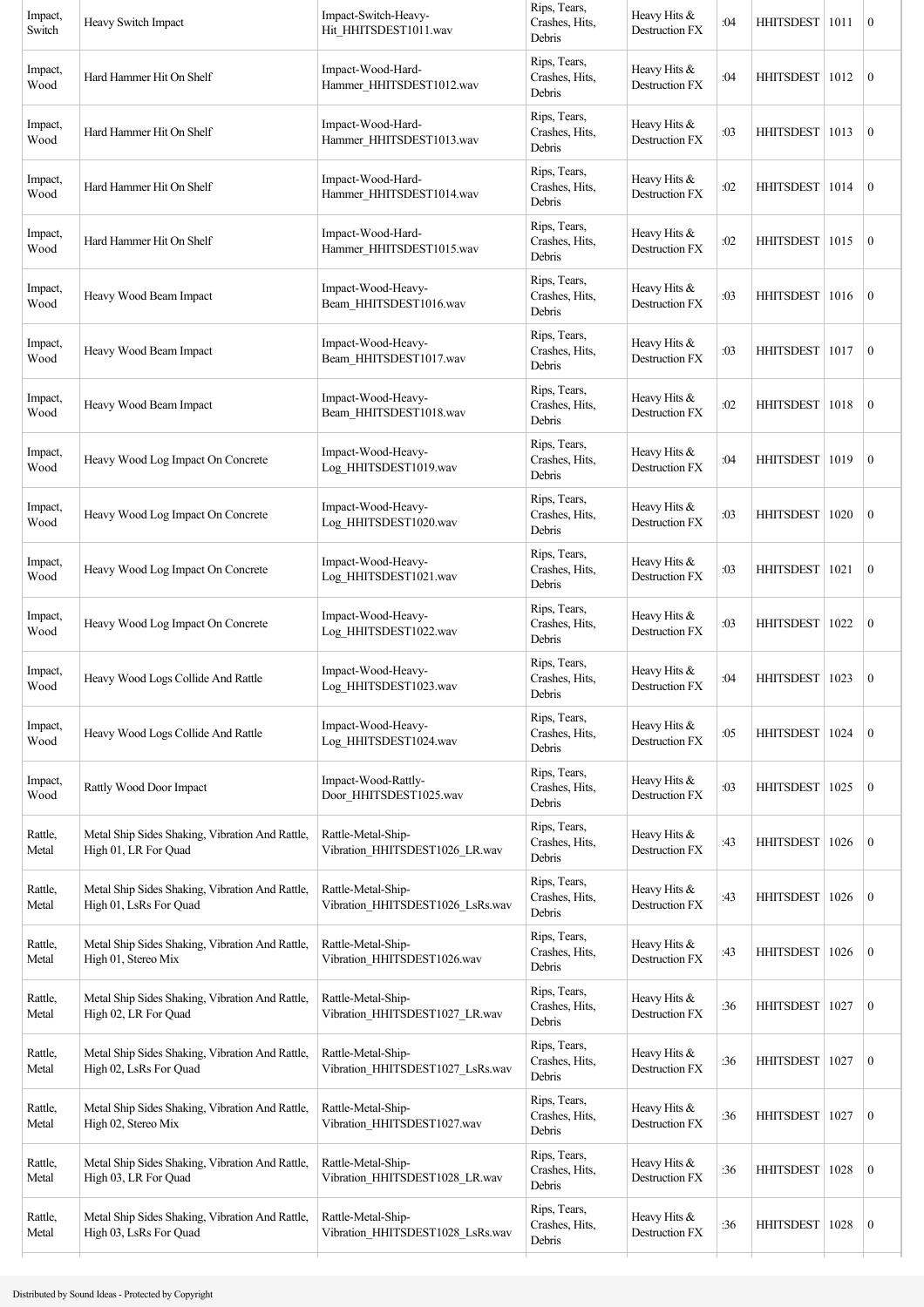| Impact, Switch | Heavy Switch Impact | Impact-Switch-Heavy-Hit_HHITSDEST1011.wav | Rips, Tears, Crashes, Hits, Debris | Heavy Hits & Destruction FX | :04 | HHITSDEST | 1011 | 0 |
|---|---|---|---|---|---|---|---|---|
| Impact, Wood | Hard Hammer Hit On Shelf | Impact-Wood-Hard-Hammer_HHITSDEST1012.wav | Rips, Tears, Crashes, Hits, Debris | Heavy Hits & Destruction FX | :04 | HHITSDEST | 1012 | 0 |
| Impact, Wood | Hard Hammer Hit On Shelf | Impact-Wood-Hard-Hammer_HHITSDEST1013.wav | Rips, Tears, Crashes, Hits, Debris | Heavy Hits & Destruction FX | :03 | HHITSDEST | 1013 | 0 |
| Impact, Wood | Hard Hammer Hit On Shelf | Impact-Wood-Hard-Hammer_HHITSDEST1014.wav | Rips, Tears, Crashes, Hits, Debris | Heavy Hits & Destruction FX | :02 | HHITSDEST | 1014 | 0 |
| Impact, Wood | Hard Hammer Hit On Shelf | Impact-Wood-Hard-Hammer_HHITSDEST1015.wav | Rips, Tears, Crashes, Hits, Debris | Heavy Hits & Destruction FX | :02 | HHITSDEST | 1015 | 0 |
| Impact, Wood | Heavy Wood Beam Impact | Impact-Wood-Heavy-Beam_HHITSDEST1016.wav | Rips, Tears, Crashes, Hits, Debris | Heavy Hits & Destruction FX | :03 | HHITSDEST | 1016 | 0 |
| Impact, Wood | Heavy Wood Beam Impact | Impact-Wood-Heavy-Beam_HHITSDEST1017.wav | Rips, Tears, Crashes, Hits, Debris | Heavy Hits & Destruction FX | :03 | HHITSDEST | 1017 | 0 |
| Impact, Wood | Heavy Wood Beam Impact | Impact-Wood-Heavy-Beam_HHITSDEST1018.wav | Rips, Tears, Crashes, Hits, Debris | Heavy Hits & Destruction FX | :02 | HHITSDEST | 1018 | 0 |
| Impact, Wood | Heavy Wood Log Impact On Concrete | Impact-Wood-Heavy-Log_HHITSDEST1019.wav | Rips, Tears, Crashes, Hits, Debris | Heavy Hits & Destruction FX | :04 | HHITSDEST | 1019 | 0 |
| Impact, Wood | Heavy Wood Log Impact On Concrete | Impact-Wood-Heavy-Log_HHITSDEST1020.wav | Rips, Tears, Crashes, Hits, Debris | Heavy Hits & Destruction FX | :03 | HHITSDEST | 1020 | 0 |
| Impact, Wood | Heavy Wood Log Impact On Concrete | Impact-Wood-Heavy-Log_HHITSDEST1021.wav | Rips, Tears, Crashes, Hits, Debris | Heavy Hits & Destruction FX | :03 | HHITSDEST | 1021 | 0 |
| Impact, Wood | Heavy Wood Log Impact On Concrete | Impact-Wood-Heavy-Log_HHITSDEST1022.wav | Rips, Tears, Crashes, Hits, Debris | Heavy Hits & Destruction FX | :03 | HHITSDEST | 1022 | 0 |
| Impact, Wood | Heavy Wood Logs Collide And Rattle | Impact-Wood-Heavy-Log_HHITSDEST1023.wav | Rips, Tears, Crashes, Hits, Debris | Heavy Hits & Destruction FX | :04 | HHITSDEST | 1023 | 0 |
| Impact, Wood | Heavy Wood Logs Collide And Rattle | Impact-Wood-Heavy-Log_HHITSDEST1024.wav | Rips, Tears, Crashes, Hits, Debris | Heavy Hits & Destruction FX | :05 | HHITSDEST | 1024 | 0 |
| Impact, Wood | Rattly Wood Door Impact | Impact-Wood-Rattly-Door_HHITSDEST1025.wav | Rips, Tears, Crashes, Hits, Debris | Heavy Hits & Destruction FX | :03 | HHITSDEST | 1025 | 0 |
| Rattle, Metal | Metal Ship Sides Shaking, Vibration And Rattle, High 01, LR For Quad | Rattle-Metal-Ship-Vibration_HHITSDEST1026_LR.wav | Rips, Tears, Crashes, Hits, Debris | Heavy Hits & Destruction FX | :43 | HHITSDEST | 1026 | 0 |
| Rattle, Metal | Metal Ship Sides Shaking, Vibration And Rattle, High 01, LsRs For Quad | Rattle-Metal-Ship-Vibration_HHITSDEST1026_LsRs.wav | Rips, Tears, Crashes, Hits, Debris | Heavy Hits & Destruction FX | :43 | HHITSDEST | 1026 | 0 |
| Rattle, Metal | Metal Ship Sides Shaking, Vibration And Rattle, High 01, Stereo Mix | Rattle-Metal-Ship-Vibration_HHITSDEST1026.wav | Rips, Tears, Crashes, Hits, Debris | Heavy Hits & Destruction FX | :43 | HHITSDEST | 1026 | 0 |
| Rattle, Metal | Metal Ship Sides Shaking, Vibration And Rattle, High 02, LR For Quad | Rattle-Metal-Ship-Vibration_HHITSDEST1027_LR.wav | Rips, Tears, Crashes, Hits, Debris | Heavy Hits & Destruction FX | :36 | HHITSDEST | 1027 | 0 |
| Rattle, Metal | Metal Ship Sides Shaking, Vibration And Rattle, High 02, LsRs For Quad | Rattle-Metal-Ship-Vibration_HHITSDEST1027_LsRs.wav | Rips, Tears, Crashes, Hits, Debris | Heavy Hits & Destruction FX | :36 | HHITSDEST | 1027 | 0 |
| Rattle, Metal | Metal Ship Sides Shaking, Vibration And Rattle, High 02, Stereo Mix | Rattle-Metal-Ship-Vibration_HHITSDEST1027.wav | Rips, Tears, Crashes, Hits, Debris | Heavy Hits & Destruction FX | :36 | HHITSDEST | 1027 | 0 |
| Rattle, Metal | Metal Ship Sides Shaking, Vibration And Rattle, High 03, LR For Quad | Rattle-Metal-Ship-Vibration_HHITSDEST1028_LR.wav | Rips, Tears, Crashes, Hits, Debris | Heavy Hits & Destruction FX | :36 | HHITSDEST | 1028 | 0 |
| Rattle, Metal | Metal Ship Sides Shaking, Vibration And Rattle, High 03, LsRs For Quad | Rattle-Metal-Ship-Vibration_HHITSDEST1028_LsRs.wav | Rips, Tears, Crashes, Hits, Debris | Heavy Hits & Destruction FX | :36 | HHITSDEST | 1028 | 0 |

Distributed by Sound Ideas - Protected by Copyright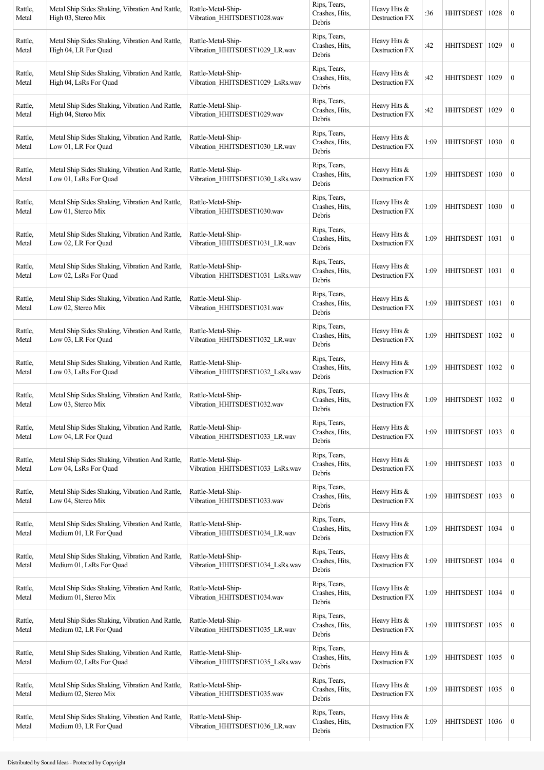| Rattle, Metal | Metal Ship Sides Shaking, Vibration And Rattle, High 03, Stereo Mix | Rattle-Metal-Ship-Vibration_HHITSDEST1028.wav | Rips, Tears, Crashes, Hits, Debris | Heavy Hits & Destruction FX | :36 | HHITSDEST | 1028 | 0 |
|---|---|---|---|---|---|---|---|---|
| Rattle, Metal | Metal Ship Sides Shaking, Vibration And Rattle, High 04, LR For Quad | Rattle-Metal-Ship-Vibration_HHITSDEST1029_LR.wav | Rips, Tears, Crashes, Hits, Debris | Heavy Hits & Destruction FX | :42 | HHITSDEST | 1029 | 0 |
| Rattle, Metal | Metal Ship Sides Shaking, Vibration And Rattle, High 04, LsRs For Quad | Rattle-Metal-Ship-Vibration_HHITSDEST1029_LsRs.wav | Rips, Tears, Crashes, Hits, Debris | Heavy Hits & Destruction FX | :42 | HHITSDEST | 1029 | 0 |
| Rattle, Metal | Metal Ship Sides Shaking, Vibration And Rattle, High 04, Stereo Mix | Rattle-Metal-Ship-Vibration_HHITSDEST1029.wav | Rips, Tears, Crashes, Hits, Debris | Heavy Hits & Destruction FX | :42 | HHITSDEST | 1029 | 0 |
| Rattle, Metal | Metal Ship Sides Shaking, Vibration And Rattle, Low 01, LR For Quad | Rattle-Metal-Ship-Vibration_HHITSDEST1030_LR.wav | Rips, Tears, Crashes, Hits, Debris | Heavy Hits & Destruction FX | 1:09 | HHITSDEST | 1030 | 0 |
| Rattle, Metal | Metal Ship Sides Shaking, Vibration And Rattle, Low 01, LsRs For Quad | Rattle-Metal-Ship-Vibration_HHITSDEST1030_LsRs.wav | Rips, Tears, Crashes, Hits, Debris | Heavy Hits & Destruction FX | 1:09 | HHITSDEST | 1030 | 0 |
| Rattle, Metal | Metal Ship Sides Shaking, Vibration And Rattle, Low 01, Stereo Mix | Rattle-Metal-Ship-Vibration_HHITSDEST1030.wav | Rips, Tears, Crashes, Hits, Debris | Heavy Hits & Destruction FX | 1:09 | HHITSDEST | 1030 | 0 |
| Rattle, Metal | Metal Ship Sides Shaking, Vibration And Rattle, Low 02, LR For Quad | Rattle-Metal-Ship-Vibration_HHITSDEST1031_LR.wav | Rips, Tears, Crashes, Hits, Debris | Heavy Hits & Destruction FX | 1:09 | HHITSDEST | 1031 | 0 |
| Rattle, Metal | Metal Ship Sides Shaking, Vibration And Rattle, Low 02, LsRs For Quad | Rattle-Metal-Ship-Vibration_HHITSDEST1031_LsRs.wav | Rips, Tears, Crashes, Hits, Debris | Heavy Hits & Destruction FX | 1:09 | HHITSDEST | 1031 | 0 |
| Rattle, Metal | Metal Ship Sides Shaking, Vibration And Rattle, Low 02, Stereo Mix | Rattle-Metal-Ship-Vibration_HHITSDEST1031.wav | Rips, Tears, Crashes, Hits, Debris | Heavy Hits & Destruction FX | 1:09 | HHITSDEST | 1031 | 0 |
| Rattle, Metal | Metal Ship Sides Shaking, Vibration And Rattle, Low 03, LR For Quad | Rattle-Metal-Ship-Vibration_HHITSDEST1032_LR.wav | Rips, Tears, Crashes, Hits, Debris | Heavy Hits & Destruction FX | 1:09 | HHITSDEST | 1032 | 0 |
| Rattle, Metal | Metal Ship Sides Shaking, Vibration And Rattle, Low 03, LsRs For Quad | Rattle-Metal-Ship-Vibration_HHITSDEST1032_LsRs.wav | Rips, Tears, Crashes, Hits, Debris | Heavy Hits & Destruction FX | 1:09 | HHITSDEST | 1032 | 0 |
| Rattle, Metal | Metal Ship Sides Shaking, Vibration And Rattle, Low 03, Stereo Mix | Rattle-Metal-Ship-Vibration_HHITSDEST1032.wav | Rips, Tears, Crashes, Hits, Debris | Heavy Hits & Destruction FX | 1:09 | HHITSDEST | 1032 | 0 |
| Rattle, Metal | Metal Ship Sides Shaking, Vibration And Rattle, Low 04, LR For Quad | Rattle-Metal-Ship-Vibration_HHITSDEST1033_LR.wav | Rips, Tears, Crashes, Hits, Debris | Heavy Hits & Destruction FX | 1:09 | HHITSDEST | 1033 | 0 |
| Rattle, Metal | Metal Ship Sides Shaking, Vibration And Rattle, Low 04, LsRs For Quad | Rattle-Metal-Ship-Vibration_HHITSDEST1033_LsRs.wav | Rips, Tears, Crashes, Hits, Debris | Heavy Hits & Destruction FX | 1:09 | HHITSDEST | 1033 | 0 |
| Rattle, Metal | Metal Ship Sides Shaking, Vibration And Rattle, Low 04, Stereo Mix | Rattle-Metal-Ship-Vibration_HHITSDEST1033.wav | Rips, Tears, Crashes, Hits, Debris | Heavy Hits & Destruction FX | 1:09 | HHITSDEST | 1033 | 0 |
| Rattle, Metal | Metal Ship Sides Shaking, Vibration And Rattle, Medium 01, LR For Quad | Rattle-Metal-Ship-Vibration_HHITSDEST1034_LR.wav | Rips, Tears, Crashes, Hits, Debris | Heavy Hits & Destruction FX | 1:09 | HHITSDEST | 1034 | 0 |
| Rattle, Metal | Metal Ship Sides Shaking, Vibration And Rattle, Medium 01, LsRs For Quad | Rattle-Metal-Ship-Vibration_HHITSDEST1034_LsRs.wav | Rips, Tears, Crashes, Hits, Debris | Heavy Hits & Destruction FX | 1:09 | HHITSDEST | 1034 | 0 |
| Rattle, Metal | Metal Ship Sides Shaking, Vibration And Rattle, Medium 01, Stereo Mix | Rattle-Metal-Ship-Vibration_HHITSDEST1034.wav | Rips, Tears, Crashes, Hits, Debris | Heavy Hits & Destruction FX | 1:09 | HHITSDEST | 1034 | 0 |
| Rattle, Metal | Metal Ship Sides Shaking, Vibration And Rattle, Medium 02, LR For Quad | Rattle-Metal-Ship-Vibration_HHITSDEST1035_LR.wav | Rips, Tears, Crashes, Hits, Debris | Heavy Hits & Destruction FX | 1:09 | HHITSDEST | 1035 | 0 |
| Rattle, Metal | Metal Ship Sides Shaking, Vibration And Rattle, Medium 02, LsRs For Quad | Rattle-Metal-Ship-Vibration_HHITSDEST1035_LsRs.wav | Rips, Tears, Crashes, Hits, Debris | Heavy Hits & Destruction FX | 1:09 | HHITSDEST | 1035 | 0 |
| Rattle, Metal | Metal Ship Sides Shaking, Vibration And Rattle, Medium 02, Stereo Mix | Rattle-Metal-Ship-Vibration_HHITSDEST1035.wav | Rips, Tears, Crashes, Hits, Debris | Heavy Hits & Destruction FX | 1:09 | HHITSDEST | 1035 | 0 |
| Rattle, Metal | Metal Ship Sides Shaking, Vibration And Rattle, Medium 03, LR For Quad | Rattle-Metal-Ship-Vibration_HHITSDEST1036_LR.wav | Rips, Tears, Crashes, Hits, Debris | Heavy Hits & Destruction FX | 1:09 | HHITSDEST | 1036 | 0 |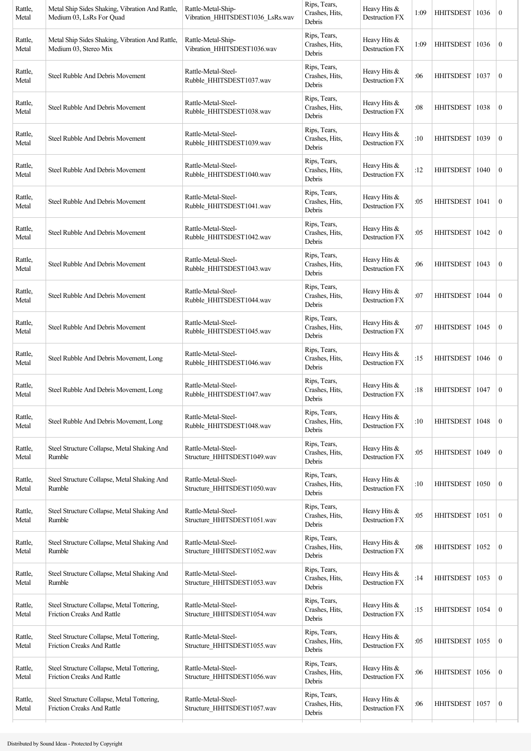| | | | | | | | | |
|---|---|---|---|---|---|---|---|---|
| Rattle, Metal | Metal Ship Sides Shaking, Vibration And Rattle, Medium 03, LsRs For Quad | Rattle-Metal-Ship-Vibration_HHITSDEST1036_LsRs.wav | Rips, Tears, Crashes, Hits, Debris | Heavy Hits & Destruction FX | 1:09 | HHITSDEST | 1036 | 0 |
| Rattle, Metal | Metal Ship Sides Shaking, Vibration And Rattle, Medium 03, Stereo Mix | Rattle-Metal-Ship-Vibration_HHITSDEST1036.wav | Rips, Tears, Crashes, Hits, Debris | Heavy Hits & Destruction FX | 1:09 | HHITSDEST | 1036 | 0 |
| Rattle, Metal | Steel Rubble And Debris Movement | Rattle-Metal-Steel-Rubble_HHITSDEST1037.wav | Rips, Tears, Crashes, Hits, Debris | Heavy Hits & Destruction FX | :06 | HHITSDEST | 1037 | 0 |
| Rattle, Metal | Steel Rubble And Debris Movement | Rattle-Metal-Steel-Rubble_HHITSDEST1038.wav | Rips, Tears, Crashes, Hits, Debris | Heavy Hits & Destruction FX | :08 | HHITSDEST | 1038 | 0 |
| Rattle, Metal | Steel Rubble And Debris Movement | Rattle-Metal-Steel-Rubble_HHITSDEST1039.wav | Rips, Tears, Crashes, Hits, Debris | Heavy Hits & Destruction FX | :10 | HHITSDEST | 1039 | 0 |
| Rattle, Metal | Steel Rubble And Debris Movement | Rattle-Metal-Steel-Rubble_HHITSDEST1040.wav | Rips, Tears, Crashes, Hits, Debris | Heavy Hits & Destruction FX | :12 | HHITSDEST | 1040 | 0 |
| Rattle, Metal | Steel Rubble And Debris Movement | Rattle-Metal-Steel-Rubble_HHITSDEST1041.wav | Rips, Tears, Crashes, Hits, Debris | Heavy Hits & Destruction FX | :05 | HHITSDEST | 1041 | 0 |
| Rattle, Metal | Steel Rubble And Debris Movement | Rattle-Metal-Steel-Rubble_HHITSDEST1042.wav | Rips, Tears, Crashes, Hits, Debris | Heavy Hits & Destruction FX | :05 | HHITSDEST | 1042 | 0 |
| Rattle, Metal | Steel Rubble And Debris Movement | Rattle-Metal-Steel-Rubble_HHITSDEST1043.wav | Rips, Tears, Crashes, Hits, Debris | Heavy Hits & Destruction FX | :06 | HHITSDEST | 1043 | 0 |
| Rattle, Metal | Steel Rubble And Debris Movement | Rattle-Metal-Steel-Rubble_HHITSDEST1044.wav | Rips, Tears, Crashes, Hits, Debris | Heavy Hits & Destruction FX | :07 | HHITSDEST | 1044 | 0 |
| Rattle, Metal | Steel Rubble And Debris Movement | Rattle-Metal-Steel-Rubble_HHITSDEST1045.wav | Rips, Tears, Crashes, Hits, Debris | Heavy Hits & Destruction FX | :07 | HHITSDEST | 1045 | 0 |
| Rattle, Metal | Steel Rubble And Debris Movement, Long | Rattle-Metal-Steel-Rubble_HHITSDEST1046.wav | Rips, Tears, Crashes, Hits, Debris | Heavy Hits & Destruction FX | :15 | HHITSDEST | 1046 | 0 |
| Rattle, Metal | Steel Rubble And Debris Movement, Long | Rattle-Metal-Steel-Rubble_HHITSDEST1047.wav | Rips, Tears, Crashes, Hits, Debris | Heavy Hits & Destruction FX | :18 | HHITSDEST | 1047 | 0 |
| Rattle, Metal | Steel Rubble And Debris Movement, Long | Rattle-Metal-Steel-Rubble_HHITSDEST1048.wav | Rips, Tears, Crashes, Hits, Debris | Heavy Hits & Destruction FX | :10 | HHITSDEST | 1048 | 0 |
| Rattle, Metal | Steel Structure Collapse, Metal Shaking And Rumble | Rattle-Metal-Steel-Structure_HHITSDEST1049.wav | Rips, Tears, Crashes, Hits, Debris | Heavy Hits & Destruction FX | :05 | HHITSDEST | 1049 | 0 |
| Rattle, Metal | Steel Structure Collapse, Metal Shaking And Rumble | Rattle-Metal-Steel-Structure_HHITSDEST1050.wav | Rips, Tears, Crashes, Hits, Debris | Heavy Hits & Destruction FX | :10 | HHITSDEST | 1050 | 0 |
| Rattle, Metal | Steel Structure Collapse, Metal Shaking And Rumble | Rattle-Metal-Steel-Structure_HHITSDEST1051.wav | Rips, Tears, Crashes, Hits, Debris | Heavy Hits & Destruction FX | :05 | HHITSDEST | 1051 | 0 |
| Rattle, Metal | Steel Structure Collapse, Metal Shaking And Rumble | Rattle-Metal-Steel-Structure_HHITSDEST1052.wav | Rips, Tears, Crashes, Hits, Debris | Heavy Hits & Destruction FX | :08 | HHITSDEST | 1052 | 0 |
| Rattle, Metal | Steel Structure Collapse, Metal Shaking And Rumble | Rattle-Metal-Steel-Structure_HHITSDEST1053.wav | Rips, Tears, Crashes, Hits, Debris | Heavy Hits & Destruction FX | :14 | HHITSDEST | 1053 | 0 |
| Rattle, Metal | Steel Structure Collapse, Metal Tottering, Friction Creaks And Rattle | Rattle-Metal-Steel-Structure_HHITSDEST1054.wav | Rips, Tears, Crashes, Hits, Debris | Heavy Hits & Destruction FX | :15 | HHITSDEST | 1054 | 0 |
| Rattle, Metal | Steel Structure Collapse, Metal Tottering, Friction Creaks And Rattle | Rattle-Metal-Steel-Structure_HHITSDEST1055.wav | Rips, Tears, Crashes, Hits, Debris | Heavy Hits & Destruction FX | :05 | HHITSDEST | 1055 | 0 |
| Rattle, Metal | Steel Structure Collapse, Metal Tottering, Friction Creaks And Rattle | Rattle-Metal-Steel-Structure_HHITSDEST1056.wav | Rips, Tears, Crashes, Hits, Debris | Heavy Hits & Destruction FX | :06 | HHITSDEST | 1056 | 0 |
| Rattle, Metal | Steel Structure Collapse, Metal Tottering, Friction Creaks And Rattle | Rattle-Metal-Steel-Structure_HHITSDEST1057.wav | Rips, Tears, Crashes, Hits, Debris | Heavy Hits & Destruction FX | :06 | HHITSDEST | 1057 | 0 |

Distributed by Sound Ideas - Protected by Copyright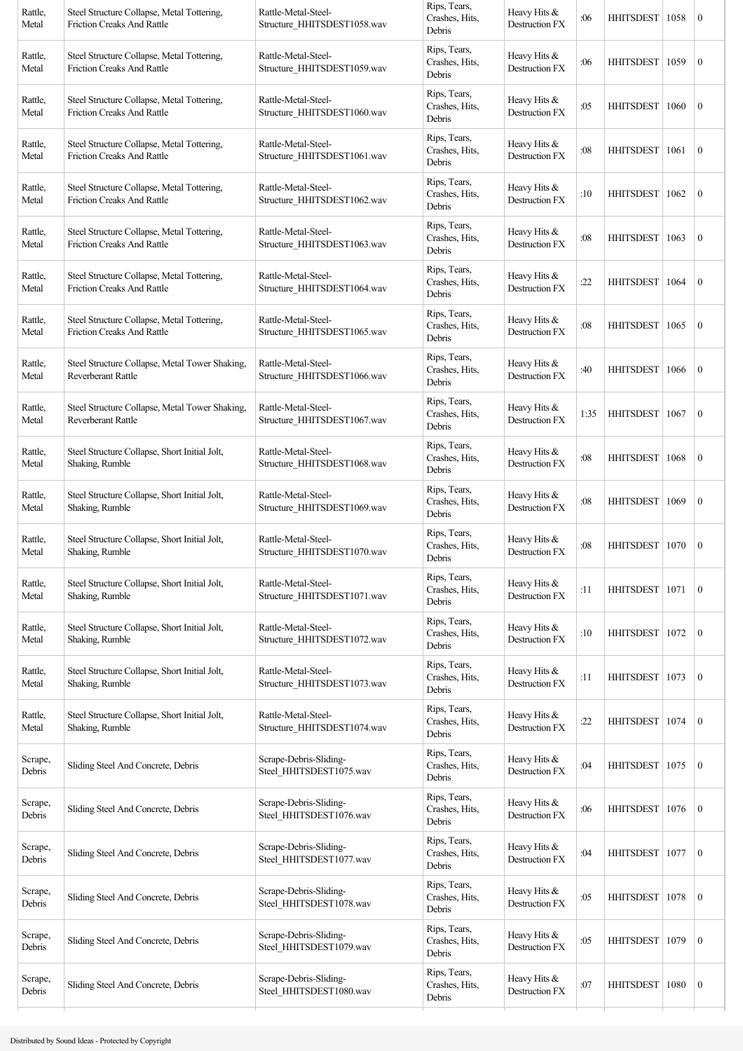| | | | | | | | | |
|---|---|---|---|---|---|---|---|---|
| Rattle, Metal | Steel Structure Collapse, Metal Tottering, Friction Creaks And Rattle | Rattle-Metal-Steel-Structure_HHITSDEST1058.wav | Rips, Tears, Crashes, Hits, Debris | Heavy Hits & Destruction FX | :06 | HHITSDEST | 1058 | 0 |
| Rattle, Metal | Steel Structure Collapse, Metal Tottering, Friction Creaks And Rattle | Rattle-Metal-Steel-Structure_HHITSDEST1059.wav | Rips, Tears, Crashes, Hits, Debris | Heavy Hits & Destruction FX | :06 | HHITSDEST | 1059 | 0 |
| Rattle, Metal | Steel Structure Collapse, Metal Tottering, Friction Creaks And Rattle | Rattle-Metal-Steel-Structure_HHITSDEST1060.wav | Rips, Tears, Crashes, Hits, Debris | Heavy Hits & Destruction FX | :05 | HHITSDEST | 1060 | 0 |
| Rattle, Metal | Steel Structure Collapse, Metal Tottering, Friction Creaks And Rattle | Rattle-Metal-Steel-Structure_HHITSDEST1061.wav | Rips, Tears, Crashes, Hits, Debris | Heavy Hits & Destruction FX | :08 | HHITSDEST | 1061 | 0 |
| Rattle, Metal | Steel Structure Collapse, Metal Tottering, Friction Creaks And Rattle | Rattle-Metal-Steel-Structure_HHITSDEST1062.wav | Rips, Tears, Crashes, Hits, Debris | Heavy Hits & Destruction FX | :10 | HHITSDEST | 1062 | 0 |
| Rattle, Metal | Steel Structure Collapse, Metal Tottering, Friction Creaks And Rattle | Rattle-Metal-Steel-Structure_HHITSDEST1063.wav | Rips, Tears, Crashes, Hits, Debris | Heavy Hits & Destruction FX | :08 | HHITSDEST | 1063 | 0 |
| Rattle, Metal | Steel Structure Collapse, Metal Tottering, Friction Creaks And Rattle | Rattle-Metal-Steel-Structure_HHITSDEST1064.wav | Rips, Tears, Crashes, Hits, Debris | Heavy Hits & Destruction FX | :22 | HHITSDEST | 1064 | 0 |
| Rattle, Metal | Steel Structure Collapse, Metal Tottering, Friction Creaks And Rattle | Rattle-Metal-Steel-Structure_HHITSDEST1065.wav | Rips, Tears, Crashes, Hits, Debris | Heavy Hits & Destruction FX | :08 | HHITSDEST | 1065 | 0 |
| Rattle, Metal | Steel Structure Collapse, Metal Tower Shaking, Reverberant Rattle | Rattle-Metal-Steel-Structure_HHITSDEST1066.wav | Rips, Tears, Crashes, Hits, Debris | Heavy Hits & Destruction FX | :40 | HHITSDEST | 1066 | 0 |
| Rattle, Metal | Steel Structure Collapse, Metal Tower Shaking, Reverberant Rattle | Rattle-Metal-Steel-Structure_HHITSDEST1067.wav | Rips, Tears, Crashes, Hits, Debris | Heavy Hits & Destruction FX | 1:35 | HHITSDEST | 1067 | 0 |
| Rattle, Metal | Steel Structure Collapse, Short Initial Jolt, Shaking, Rumble | Rattle-Metal-Steel-Structure_HHITSDEST1068.wav | Rips, Tears, Crashes, Hits, Debris | Heavy Hits & Destruction FX | :08 | HHITSDEST | 1068 | 0 |
| Rattle, Metal | Steel Structure Collapse, Short Initial Jolt, Shaking, Rumble | Rattle-Metal-Steel-Structure_HHITSDEST1069.wav | Rips, Tears, Crashes, Hits, Debris | Heavy Hits & Destruction FX | :08 | HHITSDEST | 1069 | 0 |
| Rattle, Metal | Steel Structure Collapse, Short Initial Jolt, Shaking, Rumble | Rattle-Metal-Steel-Structure_HHITSDEST1070.wav | Rips, Tears, Crashes, Hits, Debris | Heavy Hits & Destruction FX | :08 | HHITSDEST | 1070 | 0 |
| Rattle, Metal | Steel Structure Collapse, Short Initial Jolt, Shaking, Rumble | Rattle-Metal-Steel-Structure_HHITSDEST1071.wav | Rips, Tears, Crashes, Hits, Debris | Heavy Hits & Destruction FX | :11 | HHITSDEST | 1071 | 0 |
| Rattle, Metal | Steel Structure Collapse, Short Initial Jolt, Shaking, Rumble | Rattle-Metal-Steel-Structure_HHITSDEST1072.wav | Rips, Tears, Crashes, Hits, Debris | Heavy Hits & Destruction FX | :10 | HHITSDEST | 1072 | 0 |
| Rattle, Metal | Steel Structure Collapse, Short Initial Jolt, Shaking, Rumble | Rattle-Metal-Steel-Structure_HHITSDEST1073.wav | Rips, Tears, Crashes, Hits, Debris | Heavy Hits & Destruction FX | :11 | HHITSDEST | 1073 | 0 |
| Rattle, Metal | Steel Structure Collapse, Short Initial Jolt, Shaking, Rumble | Rattle-Metal-Steel-Structure_HHITSDEST1074.wav | Rips, Tears, Crashes, Hits, Debris | Heavy Hits & Destruction FX | :22 | HHITSDEST | 1074 | 0 |
| Scrape, Debris | Sliding Steel And Concrete, Debris | Scrape-Debris-Sliding-Steel_HHITSDEST1075.wav | Rips, Tears, Crashes, Hits, Debris | Heavy Hits & Destruction FX | :04 | HHITSDEST | 1075 | 0 |
| Scrape, Debris | Sliding Steel And Concrete, Debris | Scrape-Debris-Sliding-Steel_HHITSDEST1076.wav | Rips, Tears, Crashes, Hits, Debris | Heavy Hits & Destruction FX | :06 | HHITSDEST | 1076 | 0 |
| Scrape, Debris | Sliding Steel And Concrete, Debris | Scrape-Debris-Sliding-Steel_HHITSDEST1077.wav | Rips, Tears, Crashes, Hits, Debris | Heavy Hits & Destruction FX | :04 | HHITSDEST | 1077 | 0 |
| Scrape, Debris | Sliding Steel And Concrete, Debris | Scrape-Debris-Sliding-Steel_HHITSDEST1078.wav | Rips, Tears, Crashes, Hits, Debris | Heavy Hits & Destruction FX | :05 | HHITSDEST | 1078 | 0 |
| Scrape, Debris | Sliding Steel And Concrete, Debris | Scrape-Debris-Sliding-Steel_HHITSDEST1079.wav | Rips, Tears, Crashes, Hits, Debris | Heavy Hits & Destruction FX | :05 | HHITSDEST | 1079 | 0 |
| Scrape, Debris | Sliding Steel And Concrete, Debris | Scrape-Debris-Sliding-Steel_HHITSDEST1080.wav | Rips, Tears, Crashes, Hits, Debris | Heavy Hits & Destruction FX | :07 | HHITSDEST | 1080 | 0 |

Distributed by Sound Ideas - Protected by Copyright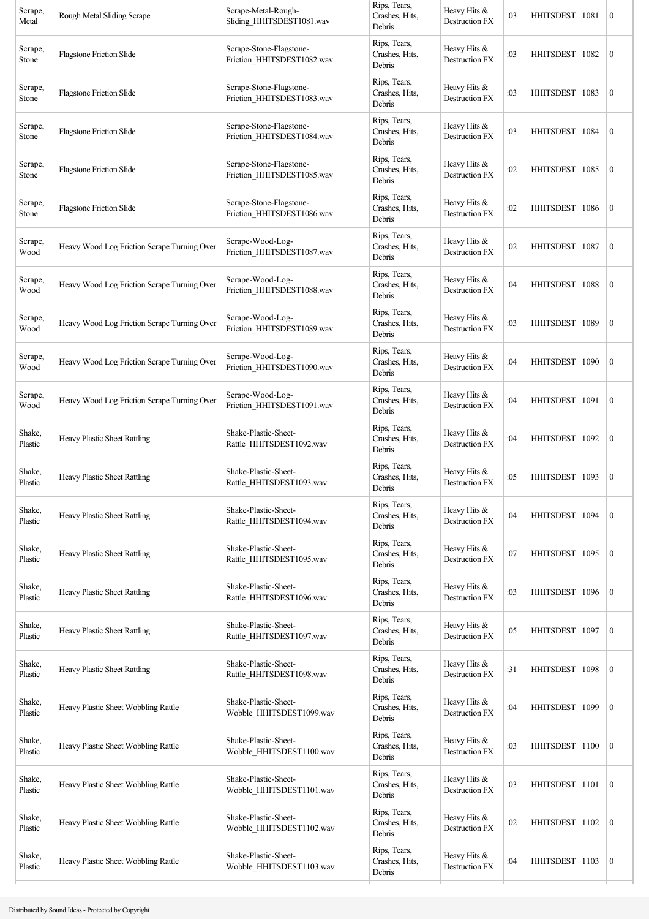| Scrape, Metal | Rough Metal Sliding Scrape | Scrape-Metal-Rough-Sliding_HHITSDEST1081.wav | Rips, Tears, Crashes, Hits, Debris | Heavy Hits & Destruction FX | :03 | HHITSDEST | 1081 | 0 |
|---|---|---|---|---|---|---|---|---|
| Scrape, Stone | Flagstone Friction Slide | Scrape-Stone-Flagstone-Friction_HHITSDEST1082.wav | Rips, Tears, Crashes, Hits, Debris | Heavy Hits & Destruction FX | :03 | HHITSDEST | 1082 | 0 |
| Scrape, Stone | Flagstone Friction Slide | Scrape-Stone-Flagstone-Friction_HHITSDEST1083.wav | Rips, Tears, Crashes, Hits, Debris | Heavy Hits & Destruction FX | :03 | HHITSDEST | 1083 | 0 |
| Scrape, Stone | Flagstone Friction Slide | Scrape-Stone-Flagstone-Friction_HHITSDEST1084.wav | Rips, Tears, Crashes, Hits, Debris | Heavy Hits & Destruction FX | :03 | HHITSDEST | 1084 | 0 |
| Scrape, Stone | Flagstone Friction Slide | Scrape-Stone-Flagstone-Friction_HHITSDEST1085.wav | Rips, Tears, Crashes, Hits, Debris | Heavy Hits & Destruction FX | :02 | HHITSDEST | 1085 | 0 |
| Scrape, Stone | Flagstone Friction Slide | Scrape-Stone-Flagstone-Friction_HHITSDEST1086.wav | Rips, Tears, Crashes, Hits, Debris | Heavy Hits & Destruction FX | :02 | HHITSDEST | 1086 | 0 |
| Scrape, Wood | Heavy Wood Log Friction Scrape Turning Over | Scrape-Wood-Log-Friction_HHITSDEST1087.wav | Rips, Tears, Crashes, Hits, Debris | Heavy Hits & Destruction FX | :02 | HHITSDEST | 1087 | 0 |
| Scrape, Wood | Heavy Wood Log Friction Scrape Turning Over | Scrape-Wood-Log-Friction_HHITSDEST1088.wav | Rips, Tears, Crashes, Hits, Debris | Heavy Hits & Destruction FX | :04 | HHITSDEST | 1088 | 0 |
| Scrape, Wood | Heavy Wood Log Friction Scrape Turning Over | Scrape-Wood-Log-Friction_HHITSDEST1089.wav | Rips, Tears, Crashes, Hits, Debris | Heavy Hits & Destruction FX | :03 | HHITSDEST | 1089 | 0 |
| Scrape, Wood | Heavy Wood Log Friction Scrape Turning Over | Scrape-Wood-Log-Friction_HHITSDEST1090.wav | Rips, Tears, Crashes, Hits, Debris | Heavy Hits & Destruction FX | :04 | HHITSDEST | 1090 | 0 |
| Scrape, Wood | Heavy Wood Log Friction Scrape Turning Over | Scrape-Wood-Log-Friction_HHITSDEST1091.wav | Rips, Tears, Crashes, Hits, Debris | Heavy Hits & Destruction FX | :04 | HHITSDEST | 1091 | 0 |
| Shake, Plastic | Heavy Plastic Sheet Rattling | Shake-Plastic-Sheet-Rattle_HHITSDEST1092.wav | Rips, Tears, Crashes, Hits, Debris | Heavy Hits & Destruction FX | :04 | HHITSDEST | 1092 | 0 |
| Shake, Plastic | Heavy Plastic Sheet Rattling | Shake-Plastic-Sheet-Rattle_HHITSDEST1093.wav | Rips, Tears, Crashes, Hits, Debris | Heavy Hits & Destruction FX | :05 | HHITSDEST | 1093 | 0 |
| Shake, Plastic | Heavy Plastic Sheet Rattling | Shake-Plastic-Sheet-Rattle_HHITSDEST1094.wav | Rips, Tears, Crashes, Hits, Debris | Heavy Hits & Destruction FX | :04 | HHITSDEST | 1094 | 0 |
| Shake, Plastic | Heavy Plastic Sheet Rattling | Shake-Plastic-Sheet-Rattle_HHITSDEST1095.wav | Rips, Tears, Crashes, Hits, Debris | Heavy Hits & Destruction FX | :07 | HHITSDEST | 1095 | 0 |
| Shake, Plastic | Heavy Plastic Sheet Rattling | Shake-Plastic-Sheet-Rattle_HHITSDEST1096.wav | Rips, Tears, Crashes, Hits, Debris | Heavy Hits & Destruction FX | :03 | HHITSDEST | 1096 | 0 |
| Shake, Plastic | Heavy Plastic Sheet Rattling | Shake-Plastic-Sheet-Rattle_HHITSDEST1097.wav | Rips, Tears, Crashes, Hits, Debris | Heavy Hits & Destruction FX | :05 | HHITSDEST | 1097 | 0 |
| Shake, Plastic | Heavy Plastic Sheet Rattling | Shake-Plastic-Sheet-Rattle_HHITSDEST1098.wav | Rips, Tears, Crashes, Hits, Debris | Heavy Hits & Destruction FX | :31 | HHITSDEST | 1098 | 0 |
| Shake, Plastic | Heavy Plastic Sheet Wobbling Rattle | Shake-Plastic-Sheet-Wobble_HHITSDEST1099.wav | Rips, Tears, Crashes, Hits, Debris | Heavy Hits & Destruction FX | :04 | HHITSDEST | 1099 | 0 |
| Shake, Plastic | Heavy Plastic Sheet Wobbling Rattle | Shake-Plastic-Sheet-Wobble_HHITSDEST1100.wav | Rips, Tears, Crashes, Hits, Debris | Heavy Hits & Destruction FX | :03 | HHITSDEST | 1100 | 0 |
| Shake, Plastic | Heavy Plastic Sheet Wobbling Rattle | Shake-Plastic-Sheet-Wobble_HHITSDEST1101.wav | Rips, Tears, Crashes, Hits, Debris | Heavy Hits & Destruction FX | :03 | HHITSDEST | 1101 | 0 |
| Shake, Plastic | Heavy Plastic Sheet Wobbling Rattle | Shake-Plastic-Sheet-Wobble_HHITSDEST1102.wav | Rips, Tears, Crashes, Hits, Debris | Heavy Hits & Destruction FX | :02 | HHITSDEST | 1102 | 0 |
| Shake, Plastic | Heavy Plastic Sheet Wobbling Rattle | Shake-Plastic-Sheet-Wobble_HHITSDEST1103.wav | Rips, Tears, Crashes, Hits, Debris | Heavy Hits & Destruction FX | :04 | HHITSDEST | 1103 | 0 |

Distributed by Sound Ideas - Protected by Copyright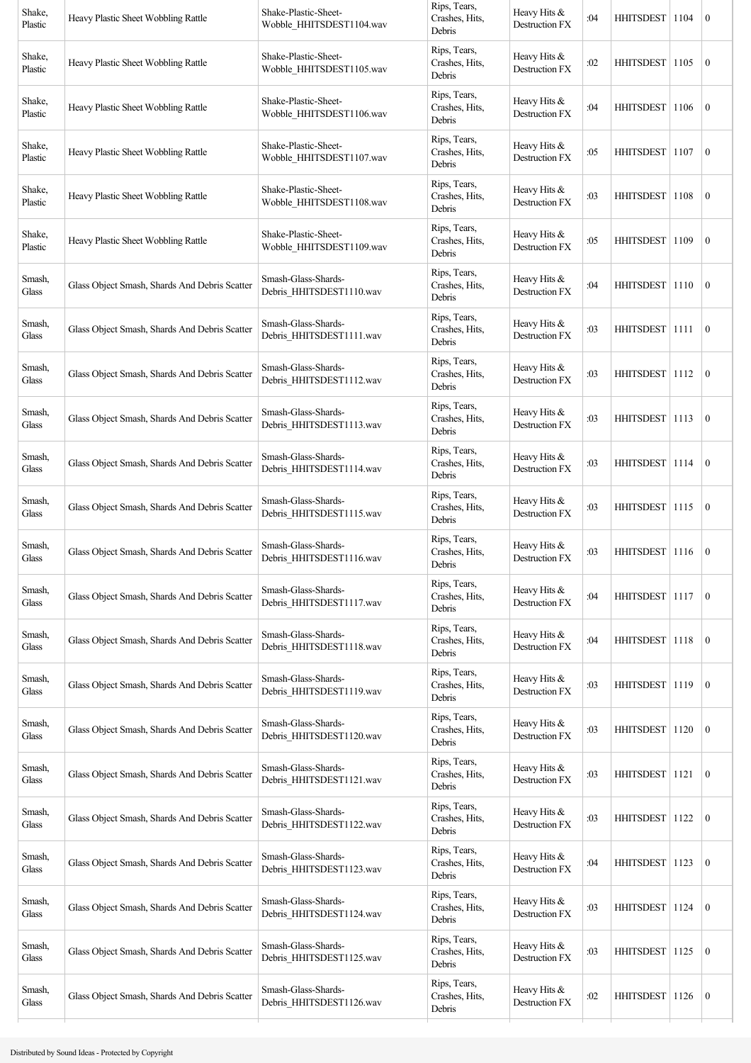| | | | | | | | | |
|---|---|---|---|---|---|---|---|---|
| Shake, Plastic | Heavy Plastic Sheet Wobbling Rattle | Shake-Plastic-Sheet-Wobble_HHITSDEST1104.wav | Rips, Tears, Crashes, Hits, Debris | Heavy Hits & Destruction FX | :04 | HHITSDEST | 1104 | 0 |
| Shake, Plastic | Heavy Plastic Sheet Wobbling Rattle | Shake-Plastic-Sheet-Wobble_HHITSDEST1105.wav | Rips, Tears, Crashes, Hits, Debris | Heavy Hits & Destruction FX | :02 | HHITSDEST | 1105 | 0 |
| Shake, Plastic | Heavy Plastic Sheet Wobbling Rattle | Shake-Plastic-Sheet-Wobble_HHITSDEST1106.wav | Rips, Tears, Crashes, Hits, Debris | Heavy Hits & Destruction FX | :04 | HHITSDEST | 1106 | 0 |
| Shake, Plastic | Heavy Plastic Sheet Wobbling Rattle | Shake-Plastic-Sheet-Wobble_HHITSDEST1107.wav | Rips, Tears, Crashes, Hits, Debris | Heavy Hits & Destruction FX | :05 | HHITSDEST | 1107 | 0 |
| Shake, Plastic | Heavy Plastic Sheet Wobbling Rattle | Shake-Plastic-Sheet-Wobble_HHITSDEST1108.wav | Rips, Tears, Crashes, Hits, Debris | Heavy Hits & Destruction FX | :03 | HHITSDEST | 1108 | 0 |
| Shake, Plastic | Heavy Plastic Sheet Wobbling Rattle | Shake-Plastic-Sheet-Wobble_HHITSDEST1109.wav | Rips, Tears, Crashes, Hits, Debris | Heavy Hits & Destruction FX | :05 | HHITSDEST | 1109 | 0 |
| Smash, Glass | Glass Object Smash, Shards And Debris Scatter | Smash-Glass-Shards-Debris_HHITSDEST1110.wav | Rips, Tears, Crashes, Hits, Debris | Heavy Hits & Destruction FX | :04 | HHITSDEST | 1110 | 0 |
| Smash, Glass | Glass Object Smash, Shards And Debris Scatter | Smash-Glass-Shards-Debris_HHITSDEST1111.wav | Rips, Tears, Crashes, Hits, Debris | Heavy Hits & Destruction FX | :03 | HHITSDEST | 1111 | 0 |
| Smash, Glass | Glass Object Smash, Shards And Debris Scatter | Smash-Glass-Shards-Debris_HHITSDEST1112.wav | Rips, Tears, Crashes, Hits, Debris | Heavy Hits & Destruction FX | :03 | HHITSDEST | 1112 | 0 |
| Smash, Glass | Glass Object Smash, Shards And Debris Scatter | Smash-Glass-Shards-Debris_HHITSDEST1113.wav | Rips, Tears, Crashes, Hits, Debris | Heavy Hits & Destruction FX | :03 | HHITSDEST | 1113 | 0 |
| Smash, Glass | Glass Object Smash, Shards And Debris Scatter | Smash-Glass-Shards-Debris_HHITSDEST1114.wav | Rips, Tears, Crashes, Hits, Debris | Heavy Hits & Destruction FX | :03 | HHITSDEST | 1114 | 0 |
| Smash, Glass | Glass Object Smash, Shards And Debris Scatter | Smash-Glass-Shards-Debris_HHITSDEST1115.wav | Rips, Tears, Crashes, Hits, Debris | Heavy Hits & Destruction FX | :03 | HHITSDEST | 1115 | 0 |
| Smash, Glass | Glass Object Smash, Shards And Debris Scatter | Smash-Glass-Shards-Debris_HHITSDEST1116.wav | Rips, Tears, Crashes, Hits, Debris | Heavy Hits & Destruction FX | :03 | HHITSDEST | 1116 | 0 |
| Smash, Glass | Glass Object Smash, Shards And Debris Scatter | Smash-Glass-Shards-Debris_HHITSDEST1117.wav | Rips, Tears, Crashes, Hits, Debris | Heavy Hits & Destruction FX | :04 | HHITSDEST | 1117 | 0 |
| Smash, Glass | Glass Object Smash, Shards And Debris Scatter | Smash-Glass-Shards-Debris_HHITSDEST1118.wav | Rips, Tears, Crashes, Hits, Debris | Heavy Hits & Destruction FX | :04 | HHITSDEST | 1118 | 0 |
| Smash, Glass | Glass Object Smash, Shards And Debris Scatter | Smash-Glass-Shards-Debris_HHITSDEST1119.wav | Rips, Tears, Crashes, Hits, Debris | Heavy Hits & Destruction FX | :03 | HHITSDEST | 1119 | 0 |
| Smash, Glass | Glass Object Smash, Shards And Debris Scatter | Smash-Glass-Shards-Debris_HHITSDEST1120.wav | Rips, Tears, Crashes, Hits, Debris | Heavy Hits & Destruction FX | :03 | HHITSDEST | 1120 | 0 |
| Smash, Glass | Glass Object Smash, Shards And Debris Scatter | Smash-Glass-Shards-Debris_HHITSDEST1121.wav | Rips, Tears, Crashes, Hits, Debris | Heavy Hits & Destruction FX | :03 | HHITSDEST | 1121 | 0 |
| Smash, Glass | Glass Object Smash, Shards And Debris Scatter | Smash-Glass-Shards-Debris_HHITSDEST1122.wav | Rips, Tears, Crashes, Hits, Debris | Heavy Hits & Destruction FX | :03 | HHITSDEST | 1122 | 0 |
| Smash, Glass | Glass Object Smash, Shards And Debris Scatter | Smash-Glass-Shards-Debris_HHITSDEST1123.wav | Rips, Tears, Crashes, Hits, Debris | Heavy Hits & Destruction FX | :04 | HHITSDEST | 1123 | 0 |
| Smash, Glass | Glass Object Smash, Shards And Debris Scatter | Smash-Glass-Shards-Debris_HHITSDEST1124.wav | Rips, Tears, Crashes, Hits, Debris | Heavy Hits & Destruction FX | :03 | HHITSDEST | 1124 | 0 |
| Smash, Glass | Glass Object Smash, Shards And Debris Scatter | Smash-Glass-Shards-Debris_HHITSDEST1125.wav | Rips, Tears, Crashes, Hits, Debris | Heavy Hits & Destruction FX | :03 | HHITSDEST | 1125 | 0 |
| Smash, Glass | Glass Object Smash, Shards And Debris Scatter | Smash-Glass-Shards-Debris_HHITSDEST1126.wav | Rips, Tears, Crashes, Hits, Debris | Heavy Hits & Destruction FX | :02 | HHITSDEST | 1126 | 0 |

Distributed by Sound Ideas - Protected by Copyright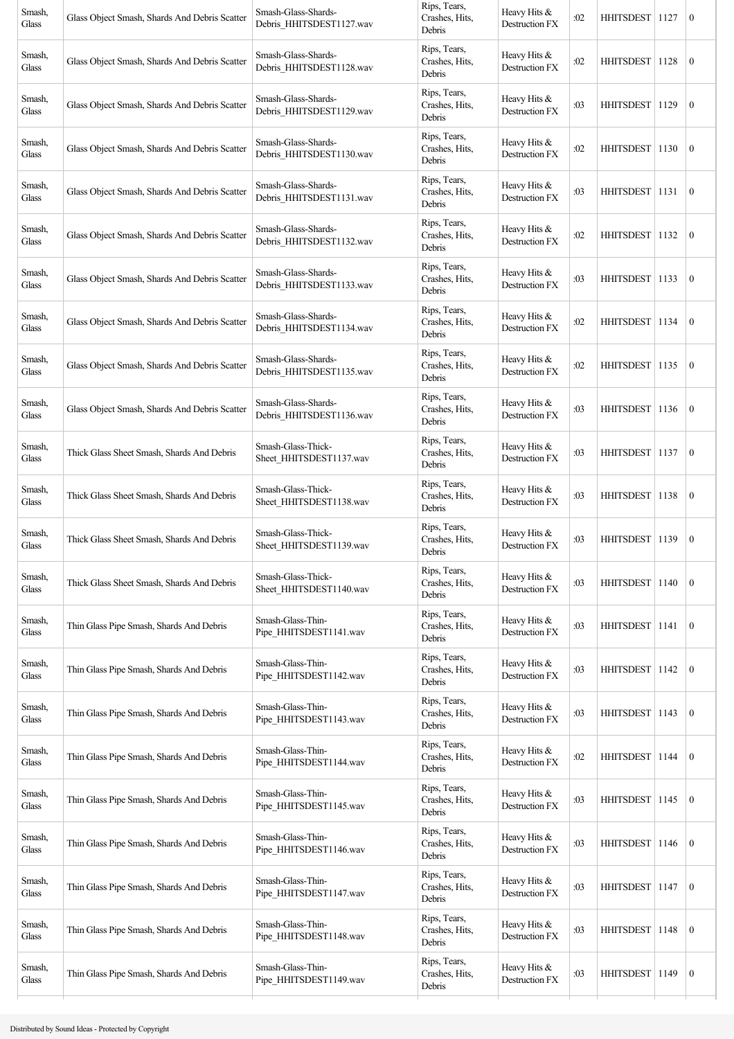| Smash, Glass | Glass Object Smash, Shards And Debris Scatter | Smash-Glass-Shards-Debris_HHITSDEST1127.wav | Rips, Tears, Crashes, Hits, Debris | Heavy Hits & Destruction FX | :02 | HHITSDEST | 1127 | 0 |
|---|---|---|---|---|---|---|---|---|
| Smash, Glass | Glass Object Smash, Shards And Debris Scatter | Smash-Glass-Shards-Debris_HHITSDEST1128.wav | Rips, Tears, Crashes, Hits, Debris | Heavy Hits & Destruction FX | :02 | HHITSDEST | 1128 | 0 |
| Smash, Glass | Glass Object Smash, Shards And Debris Scatter | Smash-Glass-Shards-Debris_HHITSDEST1129.wav | Rips, Tears, Crashes, Hits, Debris | Heavy Hits & Destruction FX | :03 | HHITSDEST | 1129 | 0 |
| Smash, Glass | Glass Object Smash, Shards And Debris Scatter | Smash-Glass-Shards-Debris_HHITSDEST1130.wav | Rips, Tears, Crashes, Hits, Debris | Heavy Hits & Destruction FX | :02 | HHITSDEST | 1130 | 0 |
| Smash, Glass | Glass Object Smash, Shards And Debris Scatter | Smash-Glass-Shards-Debris_HHITSDEST1131.wav | Rips, Tears, Crashes, Hits, Debris | Heavy Hits & Destruction FX | :03 | HHITSDEST | 1131 | 0 |
| Smash, Glass | Glass Object Smash, Shards And Debris Scatter | Smash-Glass-Shards-Debris_HHITSDEST1132.wav | Rips, Tears, Crashes, Hits, Debris | Heavy Hits & Destruction FX | :02 | HHITSDEST | 1132 | 0 |
| Smash, Glass | Glass Object Smash, Shards And Debris Scatter | Smash-Glass-Shards-Debris_HHITSDEST1133.wav | Rips, Tears, Crashes, Hits, Debris | Heavy Hits & Destruction FX | :03 | HHITSDEST | 1133 | 0 |
| Smash, Glass | Glass Object Smash, Shards And Debris Scatter | Smash-Glass-Shards-Debris_HHITSDEST1134.wav | Rips, Tears, Crashes, Hits, Debris | Heavy Hits & Destruction FX | :02 | HHITSDEST | 1134 | 0 |
| Smash, Glass | Glass Object Smash, Shards And Debris Scatter | Smash-Glass-Shards-Debris_HHITSDEST1135.wav | Rips, Tears, Crashes, Hits, Debris | Heavy Hits & Destruction FX | :02 | HHITSDEST | 1135 | 0 |
| Smash, Glass | Glass Object Smash, Shards And Debris Scatter | Smash-Glass-Shards-Debris_HHITSDEST1136.wav | Rips, Tears, Crashes, Hits, Debris | Heavy Hits & Destruction FX | :03 | HHITSDEST | 1136 | 0 |
| Smash, Glass | Thick Glass Sheet Smash, Shards And Debris | Smash-Glass-Thick-Sheet_HHITSDEST1137.wav | Rips, Tears, Crashes, Hits, Debris | Heavy Hits & Destruction FX | :03 | HHITSDEST | 1137 | 0 |
| Smash, Glass | Thick Glass Sheet Smash, Shards And Debris | Smash-Glass-Thick-Sheet_HHITSDEST1138.wav | Rips, Tears, Crashes, Hits, Debris | Heavy Hits & Destruction FX | :03 | HHITSDEST | 1138 | 0 |
| Smash, Glass | Thick Glass Sheet Smash, Shards And Debris | Smash-Glass-Thick-Sheet_HHITSDEST1139.wav | Rips, Tears, Crashes, Hits, Debris | Heavy Hits & Destruction FX | :03 | HHITSDEST | 1139 | 0 |
| Smash, Glass | Thick Glass Sheet Smash, Shards And Debris | Smash-Glass-Thick-Sheet_HHITSDEST1140.wav | Rips, Tears, Crashes, Hits, Debris | Heavy Hits & Destruction FX | :03 | HHITSDEST | 1140 | 0 |
| Smash, Glass | Thin Glass Pipe Smash, Shards And Debris | Smash-Glass-Thin-Pipe_HHITSDEST1141.wav | Rips, Tears, Crashes, Hits, Debris | Heavy Hits & Destruction FX | :03 | HHITSDEST | 1141 | 0 |
| Smash, Glass | Thin Glass Pipe Smash, Shards And Debris | Smash-Glass-Thin-Pipe_HHITSDEST1142.wav | Rips, Tears, Crashes, Hits, Debris | Heavy Hits & Destruction FX | :03 | HHITSDEST | 1142 | 0 |
| Smash, Glass | Thin Glass Pipe Smash, Shards And Debris | Smash-Glass-Thin-Pipe_HHITSDEST1143.wav | Rips, Tears, Crashes, Hits, Debris | Heavy Hits & Destruction FX | :03 | HHITSDEST | 1143 | 0 |
| Smash, Glass | Thin Glass Pipe Smash, Shards And Debris | Smash-Glass-Thin-Pipe_HHITSDEST1144.wav | Rips, Tears, Crashes, Hits, Debris | Heavy Hits & Destruction FX | :02 | HHITSDEST | 1144 | 0 |
| Smash, Glass | Thin Glass Pipe Smash, Shards And Debris | Smash-Glass-Thin-Pipe_HHITSDEST1145.wav | Rips, Tears, Crashes, Hits, Debris | Heavy Hits & Destruction FX | :03 | HHITSDEST | 1145 | 0 |
| Smash, Glass | Thin Glass Pipe Smash, Shards And Debris | Smash-Glass-Thin-Pipe_HHITSDEST1146.wav | Rips, Tears, Crashes, Hits, Debris | Heavy Hits & Destruction FX | :03 | HHITSDEST | 1146 | 0 |
| Smash, Glass | Thin Glass Pipe Smash, Shards And Debris | Smash-Glass-Thin-Pipe_HHITSDEST1147.wav | Rips, Tears, Crashes, Hits, Debris | Heavy Hits & Destruction FX | :03 | HHITSDEST | 1147 | 0 |
| Smash, Glass | Thin Glass Pipe Smash, Shards And Debris | Smash-Glass-Thin-Pipe_HHITSDEST1148.wav | Rips, Tears, Crashes, Hits, Debris | Heavy Hits & Destruction FX | :03 | HHITSDEST | 1148 | 0 |
| Smash, Glass | Thin Glass Pipe Smash, Shards And Debris | Smash-Glass-Thin-Pipe_HHITSDEST1149.wav | Rips, Tears, Crashes, Hits, Debris | Heavy Hits & Destruction FX | :03 | HHITSDEST | 1149 | 0 |

Distributed by Sound Ideas - Protected by Copyright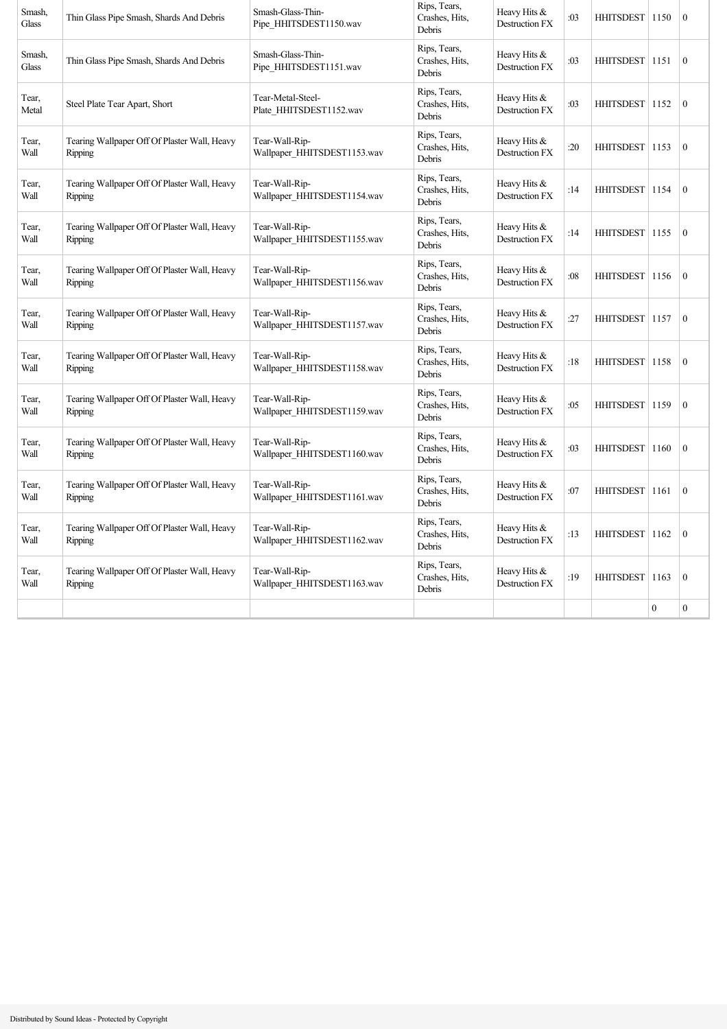| | | | | | | | | |
|---|---|---|---|---|---|---|---|---|
| Smash, Glass | Thin Glass Pipe Smash, Shards And Debris | Smash-Glass-Thin-Pipe_HHITSDEST1150.wav | Rips, Tears, Crashes, Hits, Debris | Heavy Hits & Destruction FX | :03 | HHITSDEST | 1150 | 0 |
| Smash, Glass | Thin Glass Pipe Smash, Shards And Debris | Smash-Glass-Thin-Pipe_HHITSDEST1151.wav | Rips, Tears, Crashes, Hits, Debris | Heavy Hits & Destruction FX | :03 | HHITSDEST | 1151 | 0 |
| Tear, Metal | Steel Plate Tear Apart, Short | Tear-Metal-Steel-Plate_HHITSDEST1152.wav | Rips, Tears, Crashes, Hits, Debris | Heavy Hits & Destruction FX | :03 | HHITSDEST | 1152 | 0 |
| Tear, Wall | Tearing Wallpaper Off Of Plaster Wall, Heavy Ripping | Tear-Wall-Rip-Wallpaper_HHITSDEST1153.wav | Rips, Tears, Crashes, Hits, Debris | Heavy Hits & Destruction FX | :20 | HHITSDEST | 1153 | 0 |
| Tear, Wall | Tearing Wallpaper Off Of Plaster Wall, Heavy Ripping | Tear-Wall-Rip-Wallpaper_HHITSDEST1154.wav | Rips, Tears, Crashes, Hits, Debris | Heavy Hits & Destruction FX | :14 | HHITSDEST | 1154 | 0 |
| Tear, Wall | Tearing Wallpaper Off Of Plaster Wall, Heavy Ripping | Tear-Wall-Rip-Wallpaper_HHITSDEST1155.wav | Rips, Tears, Crashes, Hits, Debris | Heavy Hits & Destruction FX | :14 | HHITSDEST | 1155 | 0 |
| Tear, Wall | Tearing Wallpaper Off Of Plaster Wall, Heavy Ripping | Tear-Wall-Rip-Wallpaper_HHITSDEST1156.wav | Rips, Tears, Crashes, Hits, Debris | Heavy Hits & Destruction FX | :08 | HHITSDEST | 1156 | 0 |
| Tear, Wall | Tearing Wallpaper Off Of Plaster Wall, Heavy Ripping | Tear-Wall-Rip-Wallpaper_HHITSDEST1157.wav | Rips, Tears, Crashes, Hits, Debris | Heavy Hits & Destruction FX | :27 | HHITSDEST | 1157 | 0 |
| Tear, Wall | Tearing Wallpaper Off Of Plaster Wall, Heavy Ripping | Tear-Wall-Rip-Wallpaper_HHITSDEST1158.wav | Rips, Tears, Crashes, Hits, Debris | Heavy Hits & Destruction FX | :18 | HHITSDEST | 1158 | 0 |
| Tear, Wall | Tearing Wallpaper Off Of Plaster Wall, Heavy Ripping | Tear-Wall-Rip-Wallpaper_HHITSDEST1159.wav | Rips, Tears, Crashes, Hits, Debris | Heavy Hits & Destruction FX | :05 | HHITSDEST | 1159 | 0 |
| Tear, Wall | Tearing Wallpaper Off Of Plaster Wall, Heavy Ripping | Tear-Wall-Rip-Wallpaper_HHITSDEST1160.wav | Rips, Tears, Crashes, Hits, Debris | Heavy Hits & Destruction FX | :03 | HHITSDEST | 1160 | 0 |
| Tear, Wall | Tearing Wallpaper Off Of Plaster Wall, Heavy Ripping | Tear-Wall-Rip-Wallpaper_HHITSDEST1161.wav | Rips, Tears, Crashes, Hits, Debris | Heavy Hits & Destruction FX | :07 | HHITSDEST | 1161 | 0 |
| Tear, Wall | Tearing Wallpaper Off Of Plaster Wall, Heavy Ripping | Tear-Wall-Rip-Wallpaper_HHITSDEST1162.wav | Rips, Tears, Crashes, Hits, Debris | Heavy Hits & Destruction FX | :13 | HHITSDEST | 1162 | 0 |
| Tear, Wall | Tearing Wallpaper Off Of Plaster Wall, Heavy Ripping | Tear-Wall-Rip-Wallpaper_HHITSDEST1163.wav | Rips, Tears, Crashes, Hits, Debris | Heavy Hits & Destruction FX | :19 | HHITSDEST | 1163 | 0 |
| | | | | | | | 0 | 0 |

Distributed by Sound Ideas - Protected by Copyright